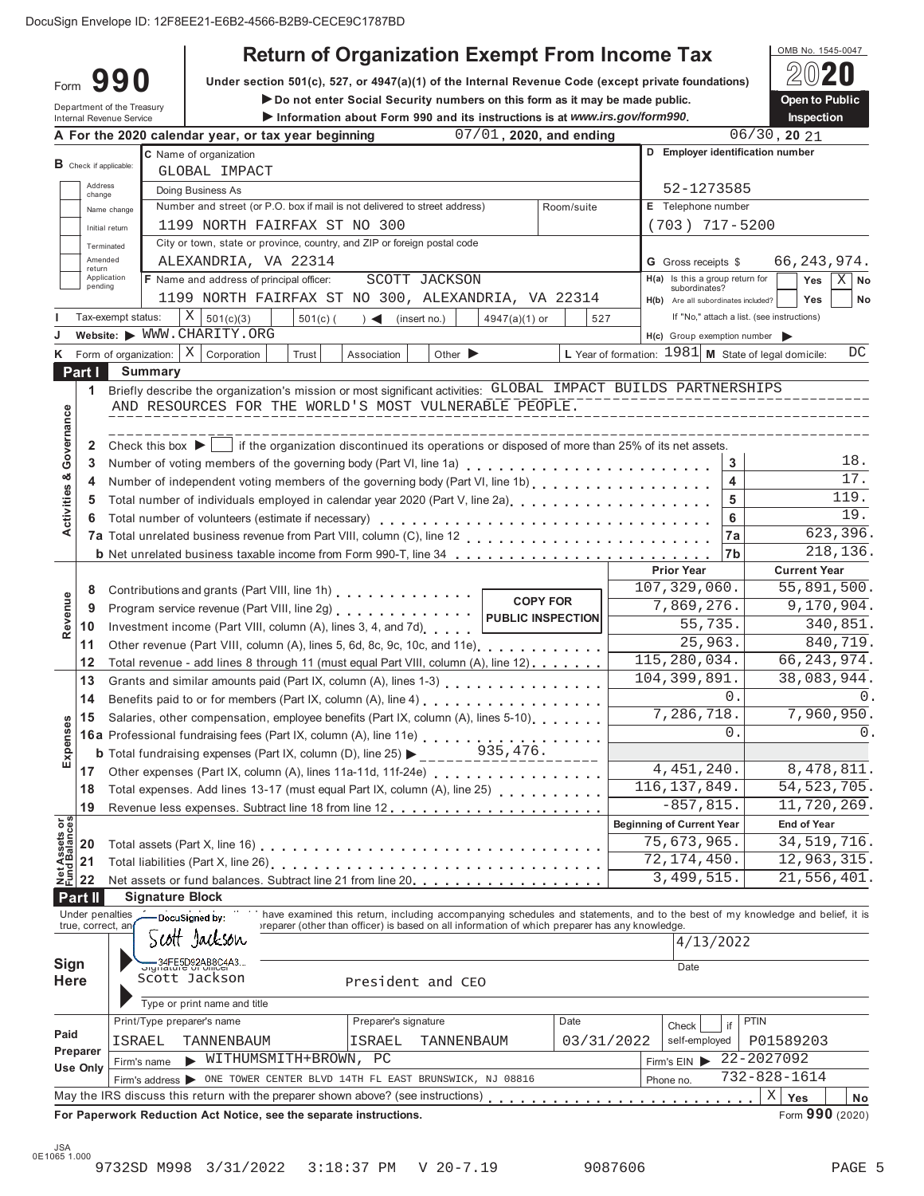DocuSign Envelope ID: 12F8EE21-E6B2-4566-B2B9-CECE9C1787BD

# Form 990 — Return of Organization Exempt From Income Tax

OMB No. 1545-0047

**2020**

**Open to Public Inspection**

Under section 501(c), 527, or 4947(a)(1) of the Internal Revenue Code (except private foundations)

▶ Do not enter Social Security numbers on this form as it may be made public.

▶ Information about Form 990 and its instructions is at *www.irs.gov/form990*.

Department of the Treasury
Internal Revenue Service

**A** For the 2020 calendar year, or tax year beginning 07/01, 2020, and ending 06/30, 20 21

**B** Check if applicable: Address change / Name change / Initial return / Terminated / Amended return / Application pending

**C** Name of organization: GLOBAL IMPACT

Doing Business As

Number and street (or P.O. box if mail is not delivered to street address): 1199 NORTH FAIRFAX ST NO 300 — Room/suite

City or town, state or province, country, and ZIP or foreign postal code: ALEXANDRIA, VA 22314

**D** Employer identification number: 52-1273585

**E** Telephone number: (703) 717-5200

**G** Gross receipts $ 66,243,974.

**F** Name and address of principal officer: SCOTT JACKSON
1199 NORTH FAIRFAX ST NO 300, ALEXANDRIA, VA 22314

**H(a)** Is this a group return for subordinates? Yes [ ] No [X]

**H(b)** Are all subordinates included? Yes [ ] No [ ]
If "No," attach a list. (see instructions)

**I** Tax-exempt status: [X] 501(c)(3) [ ] 501(c) ( ) ◀ (insert no.) [ ] 4947(a)(1) or [ ] 527

**J** Website: ▶ WWW.CHARITY.ORG

**H(c)** Group exemption number ▶

**K** Form of organization: [X] Corporation [ ] Trust [ ] Association [ ] Other ▶

**L** Year of formation: 1981 **M** State of legal domicile: DC

## Part I Summary

### Activities & Governance

1. Briefly describe the organization's mission or most significant activities: GLOBAL IMPACT BUILDS PARTNERSHIPS AND RESOURCES FOR THE WORLD'S MOST VULNERABLE PEOPLE.

2. Check this box ▶ [ ] if the organization discontinued its operations or disposed of more than 25% of its net assets.

| | | | |
|---|---|---|---|
| 3 | Number of voting members of the governing body (Part VI, line 1a) | 3 | 18. |
| 4 | Number of independent voting members of the governing body (Part VI, line 1b) | 4 | 17. |
| 5 | Total number of individuals employed in calendar year 2020 (Part V, line 2a) | 5 | 119. |
| 6 | Total number of volunteers (estimate if necessary) | 6 | 19. |
| 7a | Total unrelated business revenue from Part VIII, column (C), line 12 | 7a | 623,396. |
| b | Net unrelated business taxable income from Form 990-T, line 34 | 7b | 218,136. |

### Revenue, Expenses, Net Assets

| | | Prior Year | Current Year |
|---|---|---|---|
| 8 | Contributions and grants (Part VIII, line 1h) | 107,329,060. | 55,891,500. |
| 9 | Program service revenue (Part VIII, line 2g) | 7,869,276. | 9,170,904. |
| 10 | Investment income (Part VIII, column (A), lines 3, 4, and 7d) | 55,735. | 340,851. |
| 11 | Other revenue (Part VIII, column (A), lines 5, 6d, 8c, 9c, 10c, and 11e) | 25,963. | 840,719. |
| 12 | Total revenue - add lines 8 through 11 (must equal Part VIII, column (A), line 12) | 115,280,034. | 66,243,974. |
| 13 | Grants and similar amounts paid (Part IX, column (A), lines 1-3) | 104,399,891. | 38,083,944. |
| 14 | Benefits paid to or for members (Part IX, column (A), line 4) | 0. | 0. |
| 15 | Salaries, other compensation, employee benefits (Part IX, column (A), lines 5-10) | 7,286,718. | 7,960,950. |
| 16a | Professional fundraising fees (Part IX, column (A), line 11e) | 0. | 0. |
| b | Total fundraising expenses (Part IX, column (D), line 25) ▶ 935,476. | | |
| 17 | Other expenses (Part IX, column (A), lines 11a-11d, 11f-24e) | 4,451,240. | 8,478,811. |
| 18 | Total expenses. Add lines 13-17 (must equal Part IX, column (A), line 25) | 116,137,849. | 54,523,705. |
| 19 | Revenue less expenses. Subtract line 18 from line 12 | -857,815. | 11,720,269. |

| | | Beginning of Current Year | End of Year |
|---|---|---|---|
| 20 | Total assets (Part X, line 16) | 75,673,965. | 34,519,716. |
| 21 | Total liabilities (Part X, line 26) | 72,174,450. | 12,963,315. |
| 22 | Net assets or fund balances. Subtract line 21 from line 20 | 3,499,515. | 21,556,401. |

COPY FOR PUBLIC INSPECTION

## Part II Signature Block

Under penalties of perjury, I declare that I have examined this return, including accompanying schedules and statements, and to the best of my knowledge and belief, it is true, correct, and complete. Declaration of preparer (other than officer) is based on all information of which preparer has any knowledge.

**Sign Here**

DocuSigned by: Scott Jackson (34FE5D82AB8C4A3...)
Signature of officer — Date: 4/13/2022

Scott Jackson — President and CEO
Type or print name and title

**Paid Preparer Use Only**

| Print/Type preparer's name | Preparer's signature | Date | Check if self-employed | PTIN |
|---|---|---|---|---|
| ISRAEL TANNENBAUM | ISRAEL TANNENBAUM | 03/31/2022 | | P01589203 |

Firm's name ▶ WITHUMSMITH+BROWN, PC — Firm's EIN ▶ 22-2027092

Firm's address ▶ ONE TOWER CENTER BLVD 14TH FL EAST BRUNSWICK, NJ 08816 — Phone no. 732-828-1614

May the IRS discuss this return with the preparer shown above? (see instructions) [X] Yes [ ] No

**For Paperwork Reduction Act Notice, see the separate instructions.** Form **990** (2020)

JSA 0E1065 1.000

9732SD M998 3/31/2022 3:18:37 PM V 20-7.19 9087606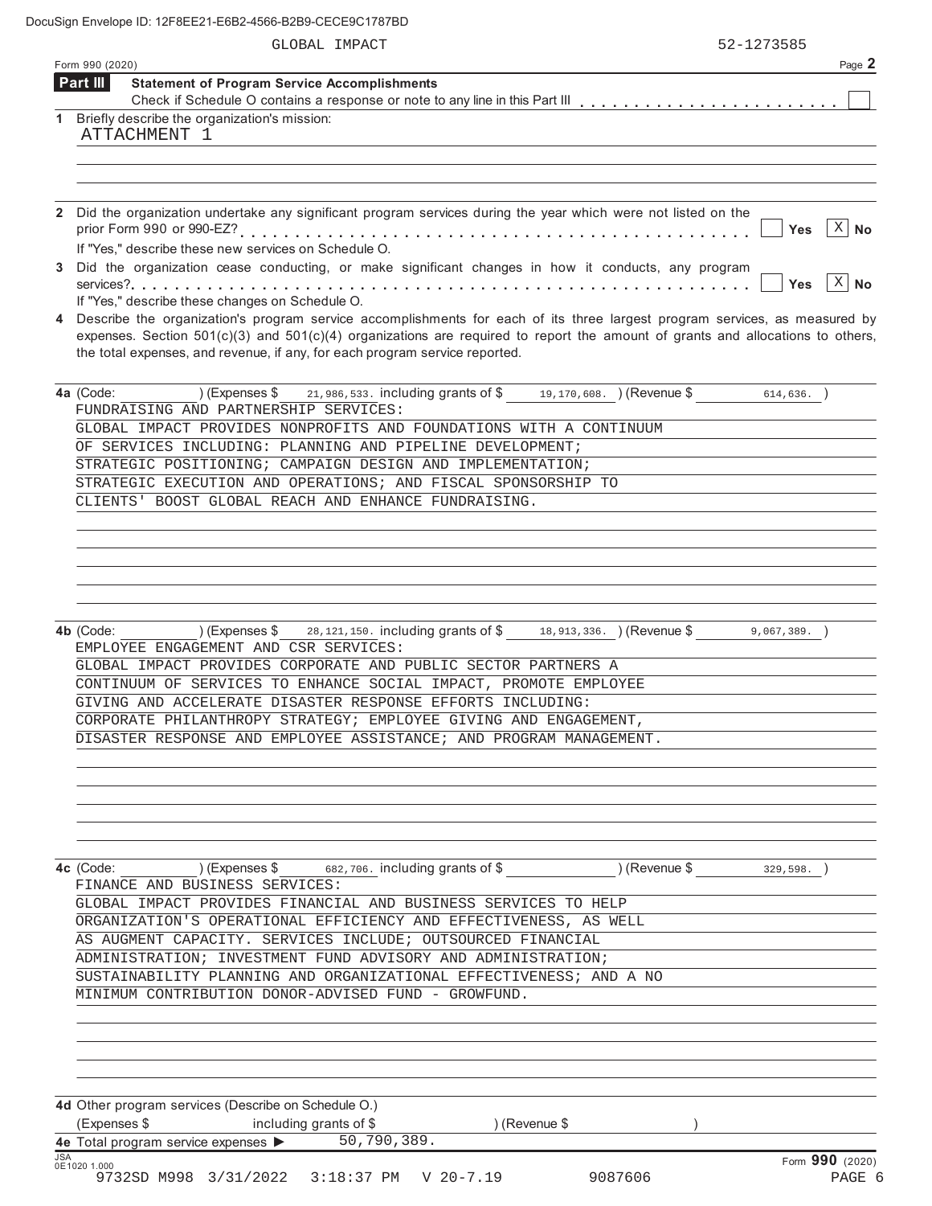GLOBAL IMPACT 52-1273585

Form 990 (2020) Page 2

**Part III** **Statement of Program Service Accomplishments**

Check if Schedule O contains a response or note to any line in this Part III . . . . . . . . . . . . . . . . . . . . . . . . [ ]

**1** Briefly describe the organization's mission:

ATTACHMENT 1

**2** Did the organization undertake any significant program services during the year which were not listed on the prior Form 990 or 990-EZ? . . . . . . . . . . . . . . . . . . . . . . . . . . . . . . . . . . . . . . . . [ ] Yes [X] No

If "Yes," describe these new services on Schedule O.

**3** Did the organization cease conducting, or make significant changes in how it conducts, any program services? . . . . . . . . . . . . . . . . . . . . . . . . . . . . . . . . . . . . . . . . . . . . . . . . . . . . . . [ ] Yes [X] No

If "Yes," describe these changes on Schedule O.

**4** Describe the organization's program service accomplishments for each of its three largest program services, as measured by expenses. Section 501(c)(3) and 501(c)(4) organizations are required to report the amount of grants and allocations to others, the total expenses, and revenue, if any, for each program service reported.

**4a** (Code: ) (Expenses $ 21,986,533. including grants of $ 19,170,608. ) (Revenue $ 614,636. )

FUNDRAISING AND PARTNERSHIP SERVICES:
GLOBAL IMPACT PROVIDES NONPROFITS AND FOUNDATIONS WITH A CONTINUUM OF SERVICES INCLUDING: PLANNING AND PIPELINE DEVELOPMENT; STRATEGIC POSITIONING; CAMPAIGN DESIGN AND IMPLEMENTATION; STRATEGIC EXECUTION AND OPERATIONS; AND FISCAL SPONSORSHIP TO CLIENTS' BOOST GLOBAL REACH AND ENHANCE FUNDRAISING.

**4b** (Code: ) (Expenses $ 28,121,150. including grants of $ 18,913,336. ) (Revenue $ 9,067,389. )

EMPLOYEE ENGAGEMENT AND CSR SERVICES:
GLOBAL IMPACT PROVIDES CORPORATE AND PUBLIC SECTOR PARTNERS A CONTINUUM OF SERVICES TO ENHANCE SOCIAL IMPACT, PROMOTE EMPLOYEE GIVING AND ACCELERATE DISASTER RESPONSE EFFORTS INCLUDING: CORPORATE PHILANTHROPY STRATEGY; EMPLOYEE GIVING AND ENGAGEMENT, DISASTER RESPONSE AND EMPLOYEE ASSISTANCE; AND PROGRAM MANAGEMENT.

**4c** (Code: ) (Expenses $ 682,706. including grants of $ ) (Revenue $ 329,598. )

FINANCE AND BUSINESS SERVICES:
GLOBAL IMPACT PROVIDES FINANCIAL AND BUSINESS SERVICES TO HELP ORGANIZATION'S OPERATIONAL EFFICIENCY AND EFFECTIVENESS, AS WELL AS AUGMENT CAPACITY. SERVICES INCLUDE; OUTSOURCED FINANCIAL ADMINISTRATION; INVESTMENT FUND ADVISORY AND ADMINISTRATION; SUSTAINABILITY PLANNING AND ORGANIZATIONAL EFFECTIVENESS; AND A NO MINIMUM CONTRIBUTION DONOR-ADVISED FUND - GROWFUND.

**4d** Other program services (Describe on Schedule O.)

(Expenses $ including grants of $ ) (Revenue $ )

**4e** Total program service expenses ▶ 50,790,389.

Form **990** (2020)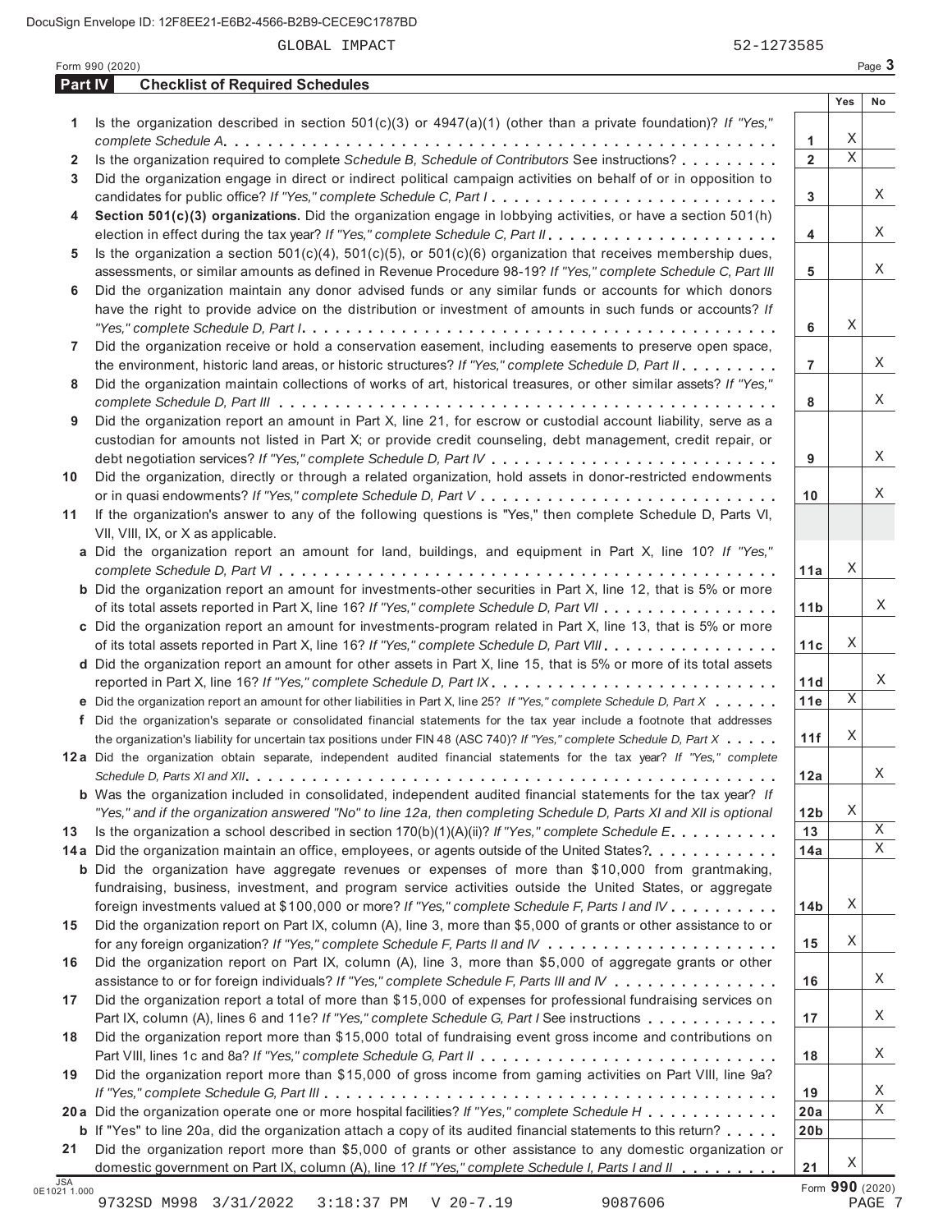DocuSign Envelope ID: 12F8EE21-E6B2-4566-B2B9-CECE9C1787BD

GLOBAL IMPACT 52-1273585

Form 990 (2020) Page 3

## Part IV Checklist of Required Schedules

| | | | Yes | No |
|---|---|---|---|---|
| 1 | Is the organization described in section 501(c)(3) or 4947(a)(1) (other than a private foundation)? *If "Yes," complete Schedule A* | 1 | X | |
| 2 | Is the organization required to complete *Schedule B, Schedule of Contributors* See instructions? | 2 | X | |
| 3 | Did the organization engage in direct or indirect political campaign activities on behalf of or in opposition to candidates for public office? *If "Yes," complete Schedule C, Part I* | 3 | | X |
| 4 | **Section 501(c)(3) organizations.** Did the organization engage in lobbying activities, or have a section 501(h) election in effect during the tax year? *If "Yes," complete Schedule C, Part II* | 4 | | X |
| 5 | Is the organization a section 501(c)(4), 501(c)(5), or 501(c)(6) organization that receives membership dues, assessments, or similar amounts as defined in Revenue Procedure 98-19? *If "Yes," complete Schedule C, Part III* | 5 | | X |
| 6 | Did the organization maintain any donor advised funds or any similar funds or accounts for which donors have the right to provide advice on the distribution or investment of amounts in such funds or accounts? *If "Yes," complete Schedule D, Part I* | 6 | X | |
| 7 | Did the organization receive or hold a conservation easement, including easements to preserve open space, the environment, historic land areas, or historic structures? *If "Yes," complete Schedule D, Part II* | 7 | | X |
| 8 | Did the organization maintain collections of works of art, historical treasures, or other similar assets? *If "Yes," complete Schedule D, Part III* | 8 | | X |
| 9 | Did the organization report an amount in Part X, line 21, for escrow or custodial account liability, serve as a custodian for amounts not listed in Part X; or provide credit counseling, debt management, credit repair, or debt negotiation services? *If "Yes," complete Schedule D, Part IV* | 9 | | X |
| 10 | Did the organization, directly or through a related organization, hold assets in donor-restricted endowments or in quasi endowments? *If "Yes," complete Schedule D, Part V* | 10 | | X |
| 11 | If the organization's answer to any of the following questions is "Yes," then complete Schedule D, Parts VI, VII, VIII, IX, or X as applicable. | | | |
| a | Did the organization report an amount for land, buildings, and equipment in Part X, line 10? *If "Yes," complete Schedule D, Part VI* | 11a | X | |
| b | Did the organization report an amount for investments-other securities in Part X, line 12, that is 5% or more of its total assets reported in Part X, line 16? *If "Yes," complete Schedule D, Part VII* | 11b | | X |
| c | Did the organization report an amount for investments-program related in Part X, line 13, that is 5% or more of its total assets reported in Part X, line 16? *If "Yes," complete Schedule D, Part VIII* | 11c | X | |
| d | Did the organization report an amount for other assets in Part X, line 15, that is 5% or more of its total assets reported in Part X, line 16? *If "Yes," complete Schedule D, Part IX* | 11d | | X |
| e | Did the organization report an amount for other liabilities in Part X, line 25? *If "Yes," complete Schedule D, Part X* | 11e | X | |
| f | Did the organization's separate or consolidated financial statements for the tax year include a footnote that addresses the organization's liability for uncertain tax positions under FIN 48 (ASC 740)? *If "Yes," complete Schedule D, Part X* | 11f | X | |
| 12a | Did the organization obtain separate, independent audited financial statements for the tax year? *If "Yes," complete Schedule D, Parts XI and XII* | 12a | | X |
| b | Was the organization included in consolidated, independent audited financial statements for the tax year? *If "Yes," and if the organization answered "No" to line 12a, then completing Schedule D, Parts XI and XII is optional* | 12b | X | |
| 13 | Is the organization a school described in section 170(b)(1)(A)(ii)? *If "Yes," complete Schedule E* | 13 | | X |
| 14a | Did the organization maintain an office, employees, or agents outside of the United States? | 14a | | X |
| b | Did the organization have aggregate revenues or expenses of more than $10,000 from grantmaking, fundraising, business, investment, and program service activities outside the United States, or aggregate foreign investments valued at $100,000 or more? *If "Yes," complete Schedule F, Parts I and IV* | 14b | X | |
| 15 | Did the organization report on Part IX, column (A), line 3, more than $5,000 of grants or other assistance to or for any foreign organization? *If "Yes," complete Schedule F, Parts II and IV* | 15 | X | |
| 16 | Did the organization report on Part IX, column (A), line 3, more than $5,000 of aggregate grants or other assistance to or for foreign individuals? *If "Yes," complete Schedule F, Parts III and IV* | 16 | | X |
| 17 | Did the organization report a total of more than $15,000 of expenses for professional fundraising services on Part IX, column (A), lines 6 and 11e? *If "Yes," complete Schedule G, Part I* See instructions | 17 | | X |
| 18 | Did the organization report more than $15,000 total of fundraising event gross income and contributions on Part VIII, lines 1c and 8a? *If "Yes," complete Schedule G, Part II* | 18 | | X |
| 19 | Did the organization report more than $15,000 of gross income from gaming activities on Part VIII, line 9a? *If "Yes," complete Schedule G, Part III* | 19 | | X |
| 20a | Did the organization operate one or more hospital facilities? *If "Yes," complete Schedule H* | 20a | | X |
| b | If "Yes" to line 20a, did the organization attach a copy of its audited financial statements to this return? | 20b | | |
| 21 | Did the organization report more than $5,000 of grants or other assistance to any domestic organization or domestic government on Part IX, column (A), line 1? *If "Yes," complete Schedule I, Parts I and II* | 21 | X | |

JSA 0E1021 1.000

Form **990** (2020)

9732SD M998 3/31/2022 3:18:37 PM V 20-7.19 9087606 PAGE 7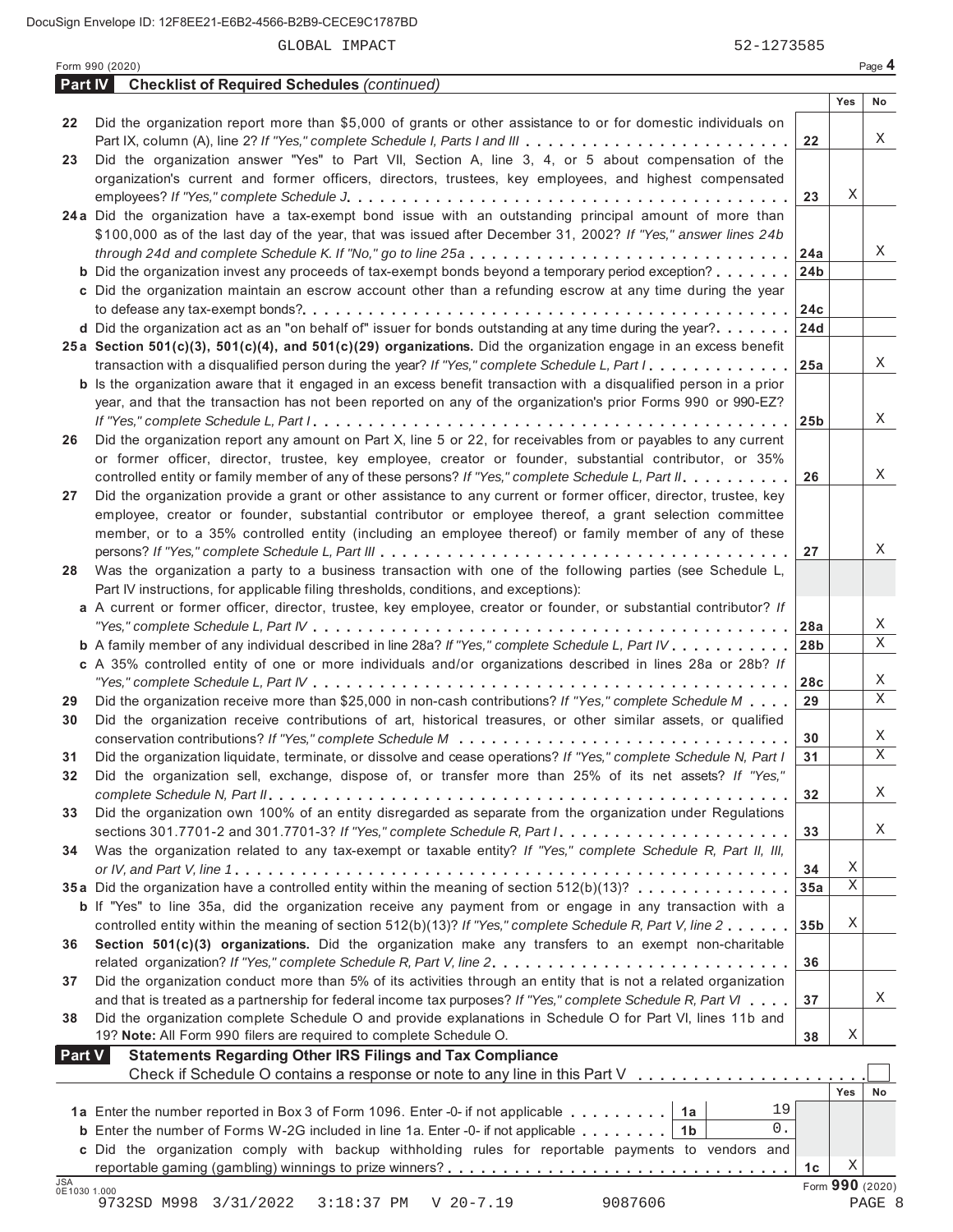GLOBAL IMPACT 52-1273585

Form 990 (2020)

## Part IV Checklist of Required Schedules *(continued)*

| | | | Yes | No |
|---|---|---|---|---|
| 22 | Did the organization report more than $5,000 of grants or other assistance to or for domestic individuals on Part IX, column (A), line 2? *If "Yes," complete Schedule I, Parts I and III* | 22 | | X |
| 23 | Did the organization answer "Yes" to Part VII, Section A, line 3, 4, or 5 about compensation of the organization's current and former officers, directors, trustees, key employees, and highest compensated employees? *If "Yes," complete Schedule J* | 23 | X | |
| 24a | Did the organization have a tax-exempt bond issue with an outstanding principal amount of more than $100,000 as of the last day of the year, that was issued after December 31, 2002? *If "Yes," answer lines 24b through 24d and complete Schedule K. If "No," go to line 25a* | 24a | | X |
| b | Did the organization invest any proceeds of tax-exempt bonds beyond a temporary period exception? | 24b | | |
| c | Did the organization maintain an escrow account other than a refunding escrow at any time during the year to defease any tax-exempt bonds? | 24c | | |
| d | Did the organization act as an "on behalf of" issuer for bonds outstanding at any time during the year? | 24d | | |
| 25a | **Section 501(c)(3), 501(c)(4), and 501(c)(29) organizations.** Did the organization engage in an excess benefit transaction with a disqualified person during the year? *If "Yes," complete Schedule L, Part I* | 25a | | X |
| b | Is the organization aware that it engaged in an excess benefit transaction with a disqualified person in a prior year, and that the transaction has not been reported on any of the organization's prior Forms 990 or 990-EZ? *If "Yes," complete Schedule L, Part I* | 25b | | X |
| 26 | Did the organization report any amount on Part X, line 5 or 22, for receivables from or payables to any current or former officer, director, trustee, key employee, creator or founder, substantial contributor, or 35% controlled entity or family member of any of these persons? *If "Yes," complete Schedule L, Part II* | 26 | | X |
| 27 | Did the organization provide a grant or other assistance to any current or former officer, director, trustee, key employee, creator or founder, substantial contributor or employee thereof, a grant selection committee member, or to a 35% controlled entity (including an employee thereof) or family member of any of these persons? *If "Yes," complete Schedule L, Part III* | 27 | | X |
| 28 | Was the organization a party to a business transaction with one of the following parties (see Schedule L, Part IV instructions, for applicable filing thresholds, conditions, and exceptions): | | | |
| a | A current or former officer, director, trustee, key employee, creator or founder, or substantial contributor? *If "Yes," complete Schedule L, Part IV* | 28a | | X |
| b | A family member of any individual described in line 28a? *If "Yes," complete Schedule L, Part IV* | 28b | | X |
| c | A 35% controlled entity of one or more individuals and/or organizations described in lines 28a or 28b? *If "Yes," complete Schedule L, Part IV* | 28c | | X |
| 29 | Did the organization receive more than $25,000 in non-cash contributions? *If "Yes," complete Schedule M* | 29 | | X |
| 30 | Did the organization receive contributions of art, historical treasures, or other similar assets, or qualified conservation contributions? *If "Yes," complete Schedule M* | 30 | | X |
| 31 | Did the organization liquidate, terminate, or dissolve and cease operations? *If "Yes," complete Schedule N, Part I* | 31 | | X |
| 32 | Did the organization sell, exchange, dispose of, or transfer more than 25% of its net assets? *If "Yes," complete Schedule N, Part II* | 32 | | X |
| 33 | Did the organization own 100% of an entity disregarded as separate from the organization under Regulations sections 301.7701-2 and 301.7701-3? *If "Yes," complete Schedule R, Part I* | 33 | | X |
| 34 | Was the organization related to any tax-exempt or taxable entity? *If "Yes," complete Schedule R, Part II, III, or IV, and Part V, line 1* | 34 | X | |
| 35a | Did the organization have a controlled entity within the meaning of section 512(b)(13)? | 35a | X | |
| b | If "Yes" to line 35a, did the organization receive any payment from or engage in any transaction with a controlled entity within the meaning of section 512(b)(13)? *If "Yes," complete Schedule R, Part V, line 2* | 35b | X | |
| 36 | **Section 501(c)(3) organizations.** Did the organization make any transfers to an exempt non-charitable related organization? *If "Yes," complete Schedule R, Part V, line 2* | 36 | | |
| 37 | Did the organization conduct more than 5% of its activities through an entity that is not a related organization and that is treated as a partnership for federal income tax purposes? *If "Yes," complete Schedule R, Part VI* | 37 | | X |
| 38 | Did the organization complete Schedule O and provide explanations in Schedule O for Part VI, lines 11b and 19? **Note:** All Form 990 filers are required to complete Schedule O. | 38 | X | |

## Part V Statements Regarding Other IRS Filings and Tax Compliance

Check if Schedule O contains a response or note to any line in this Part V ☐

| | | | | | Yes | No |
|---|---|---|---|---|---|---|
| 1a | Enter the number reported in Box 3 of Form 1096. Enter -0- if not applicable | 1a | 19 | | | |
| b | Enter the number of Forms W-2G included in line 1a. Enter -0- if not applicable | 1b | 0. | | | |
| c | Did the organization comply with backup withholding rules for reportable payments to vendors and reportable gaming (gambling) winnings to prize winners? | | | 1c | X | |

Form **990** (2020)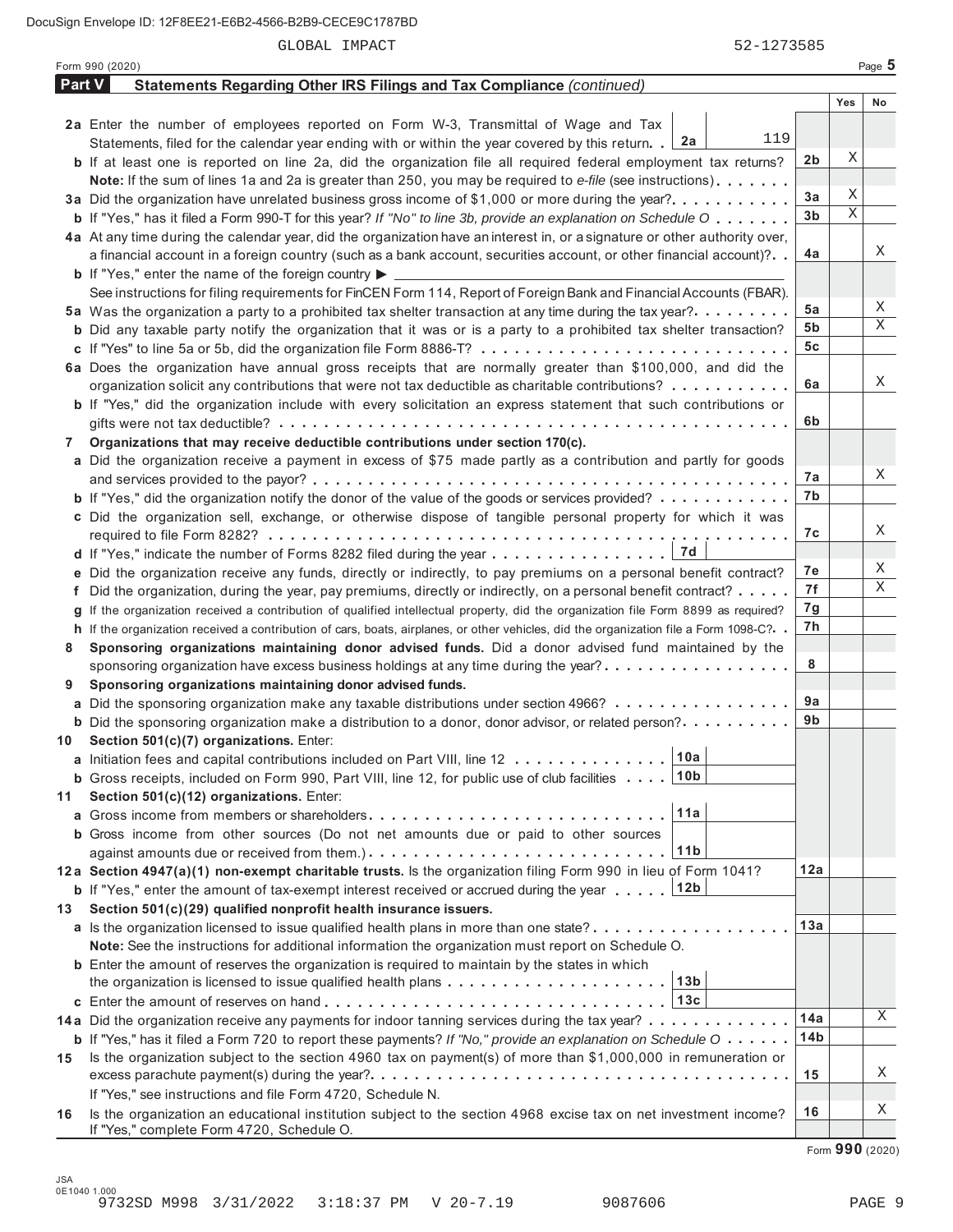GLOBAL IMPACT 52-1273585

Form 990 (2020) Page **5**

## Part V Statements Regarding Other IRS Filings and Tax Compliance *(continued)*

| | | | Yes | No |
|---|---|---|---|---|
| **2a** | Enter the number of employees reported on Form W-3, Transmittal of Wage and Tax Statements, filed for the calendar year ending with or within the year covered by this return. **2a** 119 | | | |
| **b** | If at least one is reported on line 2a, did the organization file all required federal employment tax returns? | **2b** | X | |
| | **Note:** If the sum of lines 1a and 2a is greater than 250, you may be required to *e-file* (see instructions) | | | |
| **3a** | Did the organization have unrelated business gross income of $1,000 or more during the year? | **3a** | X | |
| **b** | If "Yes," has it filed a Form 990-T for this year? *If "No" to line 3b, provide an explanation on Schedule O* | **3b** | X | |
| **4a** | At any time during the calendar year, did the organization have an interest in, or a signature or other authority over, a financial account in a foreign country (such as a bank account, securities account, or other financial account)? | **4a** | | X |
| **b** | If "Yes," enter the name of the foreign country ▶ | | | |
| | See instructions for filing requirements for FinCEN Form 114, Report of Foreign Bank and Financial Accounts (FBAR). | | | |
| **5a** | Was the organization a party to a prohibited tax shelter transaction at any time during the tax year? | **5a** | | X |
| **b** | Did any taxable party notify the organization that it was or is a party to a prohibited tax shelter transaction? | **5b** | | X |
| **c** | If "Yes" to line 5a or 5b, did the organization file Form 8886-T? | **5c** | | |
| **6a** | Does the organization have annual gross receipts that are normally greater than $100,000, and did the organization solicit any contributions that were not tax deductible as charitable contributions? | **6a** | | X |
| **b** | If "Yes," did the organization include with every solicitation an express statement that such contributions or gifts were not tax deductible? | **6b** | | |
| **7** | **Organizations that may receive deductible contributions under section 170(c).** | | | |
| **a** | Did the organization receive a payment in excess of $75 made partly as a contribution and partly for goods and services provided to the payor? | **7a** | | X |
| **b** | If "Yes," did the organization notify the donor of the value of the goods or services provided? | **7b** | | |
| **c** | Did the organization sell, exchange, or otherwise dispose of tangible personal property for which it was required to file Form 8282? | **7c** | | X |
| **d** | If "Yes," indicate the number of Forms 8282 filed during the year **7d** | | | |
| **e** | Did the organization receive any funds, directly or indirectly, to pay premiums on a personal benefit contract? | **7e** | | X |
| **f** | Did the organization, during the year, pay premiums, directly or indirectly, on a personal benefit contract? | **7f** | | X |
| **g** | If the organization received a contribution of qualified intellectual property, did the organization file Form 8899 as required? | **7g** | | |
| **h** | If the organization received a contribution of cars, boats, airplanes, or other vehicles, did the organization file a Form 1098-C? | **7h** | | |
| **8** | **Sponsoring organizations maintaining donor advised funds.** Did a donor advised fund maintained by the sponsoring organization have excess business holdings at any time during the year? | **8** | | |
| **9** | **Sponsoring organizations maintaining donor advised funds.** | | | |
| **a** | Did the sponsoring organization make any taxable distributions under section 4966? | **9a** | | |
| **b** | Did the sponsoring organization make a distribution to a donor, donor advisor, or related person? | **9b** | | |
| **10** | **Section 501(c)(7) organizations.** Enter: | | | |
| **a** | Initiation fees and capital contributions included on Part VIII, line 12 **10a** | | | |
| **b** | Gross receipts, included on Form 990, Part VIII, line 12, for public use of club facilities **10b** | | | |
| **11** | **Section 501(c)(12) organizations.** Enter: | | | |
| **a** | Gross income from members or shareholders **11a** | | | |
| **b** | Gross income from other sources (Do not net amounts due or paid to other sources against amounts due or received from them.) **11b** | | | |
| **12a** | **Section 4947(a)(1) non-exempt charitable trusts.** Is the organization filing Form 990 in lieu of Form 1041? | **12a** | | |
| **b** | If "Yes," enter the amount of tax-exempt interest received or accrued during the year **12b** | | | |
| **13** | **Section 501(c)(29) qualified nonprofit health insurance issuers.** | | | |
| **a** | Is the organization licensed to issue qualified health plans in more than one state? | **13a** | | |
| | **Note:** See the instructions for additional information the organization must report on Schedule O. | | | |
| **b** | Enter the amount of reserves the organization is required to maintain by the states in which the organization is licensed to issue qualified health plans **13b** | | | |
| **c** | Enter the amount of reserves on hand **13c** | | | |
| **14a** | Did the organization receive any payments for indoor tanning services during the tax year? | **14a** | | X |
| **b** | If "Yes," has it filed a Form 720 to report these payments? *If "No," provide an explanation on Schedule O* | **14b** | | |
| **15** | Is the organization subject to the section 4960 tax on payment(s) of more than $1,000,000 in remuneration or excess parachute payment(s) during the year? | **15** | | X |
| | If "Yes," see instructions and file Form 4720, Schedule N. | | | |
| **16** | Is the organization an educational institution subject to the section 4968 excise tax on net investment income? If "Yes," complete Form 4720, Schedule O. | **16** | | X |

Form **990** (2020)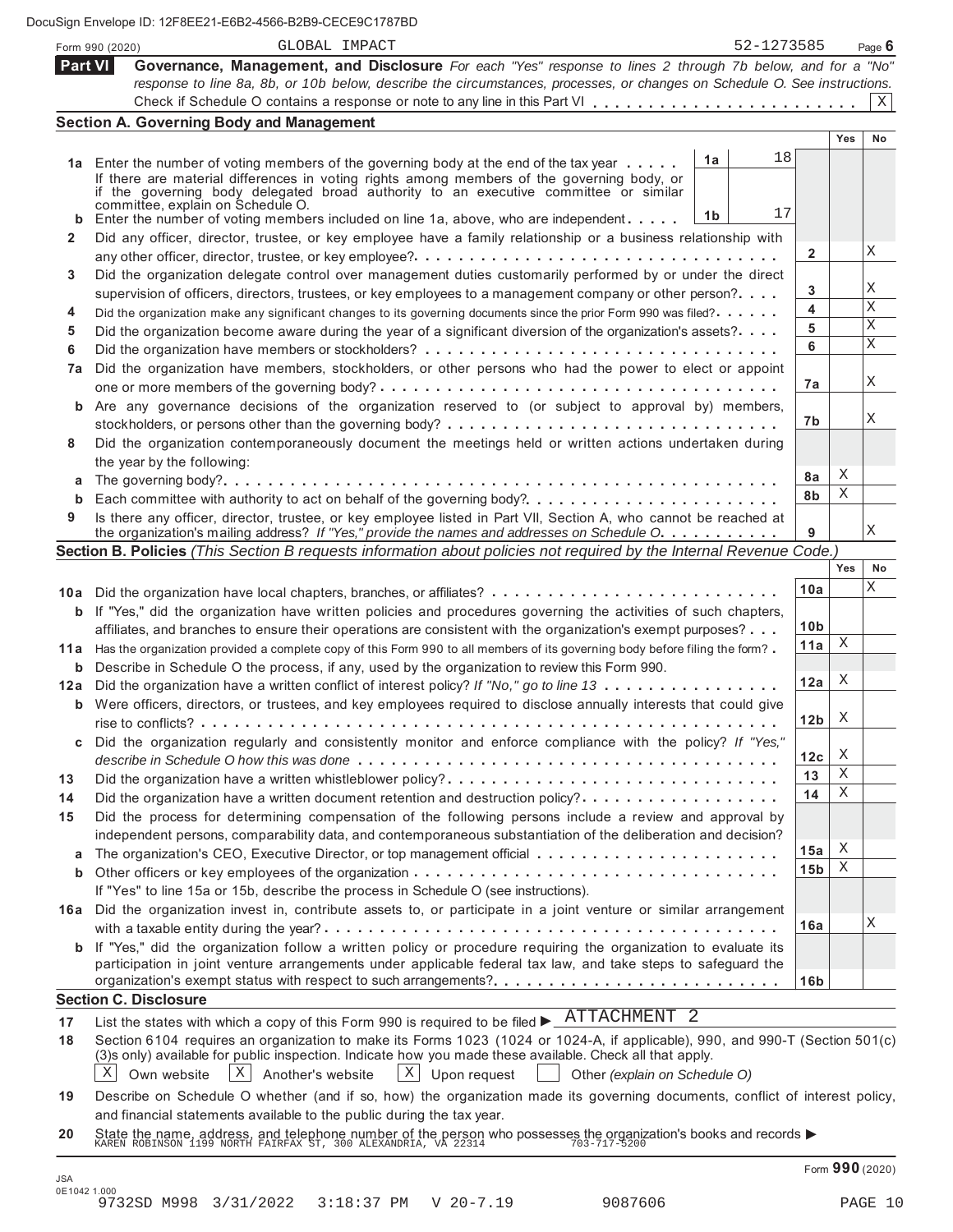Form 990 (2020) GLOBAL IMPACT 52-1273585

**Part VI** **Governance, Management, and Disclosure** *For each "Yes" response to lines 2 through 7b below, and for a "No" response to line 8a, 8b, or 10b below, describe the circumstances, processes, or changes on Schedule O. See instructions.*

Check if Schedule O contains a response or note to any line in this Part VI . . . . . . . . . . . . . . . . . . . . . . . . X

## Section A. Governing Body and Management

| | | | | Yes | No |
|---|---|---|---|---|---|
| 1a | Enter the number of voting members of the governing body at the end of the tax year . . . . . | 1a 18 | | | |
| | If there are material differences in voting rights among members of the governing body, or if the governing body delegated broad authority to an executive committee or similar committee, explain on Schedule O. | | | | |
| b | Enter the number of voting members included on line 1a, above, who are independent . . . . . | 1b 17 | | | |
| 2 | Did any officer, director, trustee, or key employee have a family relationship or a business relationship with any other officer, director, trustee, or key employee? . . . | | 2 | | X |
| 3 | Did the organization delegate control over management duties customarily performed by or under the direct supervision of officers, directors, trustees, or key employees to a management company or other person? . . . | | 3 | | X |
| 4 | Did the organization make any significant changes to its governing documents since the prior Form 990 was filed? . . . . . | | 4 | | X |
| 5 | Did the organization become aware during the year of a significant diversion of the organization's assets? . . . | | 5 | | X |
| 6 | Did the organization have members or stockholders? . . . | | 6 | | X |
| 7a | Did the organization have members, stockholders, or other persons who had the power to elect or appoint one or more members of the governing body? . . . | | 7a | | X |
| b | Are any governance decisions of the organization reserved to (or subject to approval by) members, stockholders, or persons other than the governing body? . . . | | 7b | | X |
| 8 | Did the organization contemporaneously document the meetings held or written actions undertaken during the year by the following: | | | | |
| a | The governing body? . . . | | 8a | X | |
| b | Each committee with authority to act on behalf of the governing body? . . . | | 8b | X | |
| 9 | Is there any officer, director, trustee, or key employee listed in Part VII, Section A, who cannot be reached at the organization's mailing address? *If "Yes," provide the names and addresses on Schedule O.* . . . | | 9 | | X |

## Section B. Policies *(This Section B requests information about policies not required by the Internal Revenue Code.)*

| | | | Yes | No |
|---|---|---|---|---|
| 10a | Did the organization have local chapters, branches, or affiliates? . . . | 10a | | X |
| b | If "Yes," did the organization have written policies and procedures governing the activities of such chapters, affiliates, and branches to ensure their operations are consistent with the organization's exempt purposes? . . . | 10b | | |
| 11a | Has the organization provided a complete copy of this Form 990 to all members of its governing body before filing the form? . | 11a | X | |
| b | Describe in Schedule O the process, if any, used by the organization to review this Form 990. | | | |
| 12a | Did the organization have a written conflict of interest policy? *If "No," go to line 13* . . . | 12a | X | |
| b | Were officers, directors, or trustees, and key employees required to disclose annually interests that could give rise to conflicts? . . . | 12b | X | |
| c | Did the organization regularly and consistently monitor and enforce compliance with the policy? *If "Yes," describe in Schedule O how this was done* . . . | 12c | X | |
| 13 | Did the organization have a written whistleblower policy? . . . | 13 | X | |
| 14 | Did the organization have a written document retention and destruction policy? . . . | 14 | X | |
| 15 | Did the process for determining compensation of the following persons include a review and approval by independent persons, comparability data, and contemporaneous substantiation of the deliberation and decision? | | | |
| a | The organization's CEO, Executive Director, or top management official . . . | 15a | X | |
| b | Other officers or key employees of the organization . . . | 15b | X | |
| | If "Yes" to line 15a or 15b, describe the process in Schedule O (see instructions). | | | |
| 16a | Did the organization invest in, contribute assets to, or participate in a joint venture or similar arrangement with a taxable entity during the year? . . . | 16a | | X |
| b | If "Yes," did the organization follow a written policy or procedure requiring the organization to evaluate its participation in joint venture arrangements under applicable federal tax law, and take steps to safeguard the organization's exempt status with respect to such arrangements? . . . | 16b | | |

## Section C. Disclosure

**17** List the states with which a copy of this Form 990 is required to be filed ▶ ATTACHMENT 2

**18** Section 6104 requires an organization to make its Forms 1023 (1024 or 1024-A, if applicable), 990, and 990-T (Section 501(c)(3)s only) available for public inspection. Indicate how you made these available. Check all that apply.

[X] Own website [X] Another's website [X] Upon request [ ] Other *(explain on Schedule O)*

**19** Describe on Schedule O whether (and if so, how) the organization made its governing documents, conflict of interest policy, and financial statements available to the public during the tax year.

**20** State the name, address, and telephone number of the person who possesses the organization's books and records ▶ KAREN ROBINSON 1199 NORTH FAIRFAX ST, 300 ALEXANDRIA, VA 22314 703-717-5200

Form **990** (2020)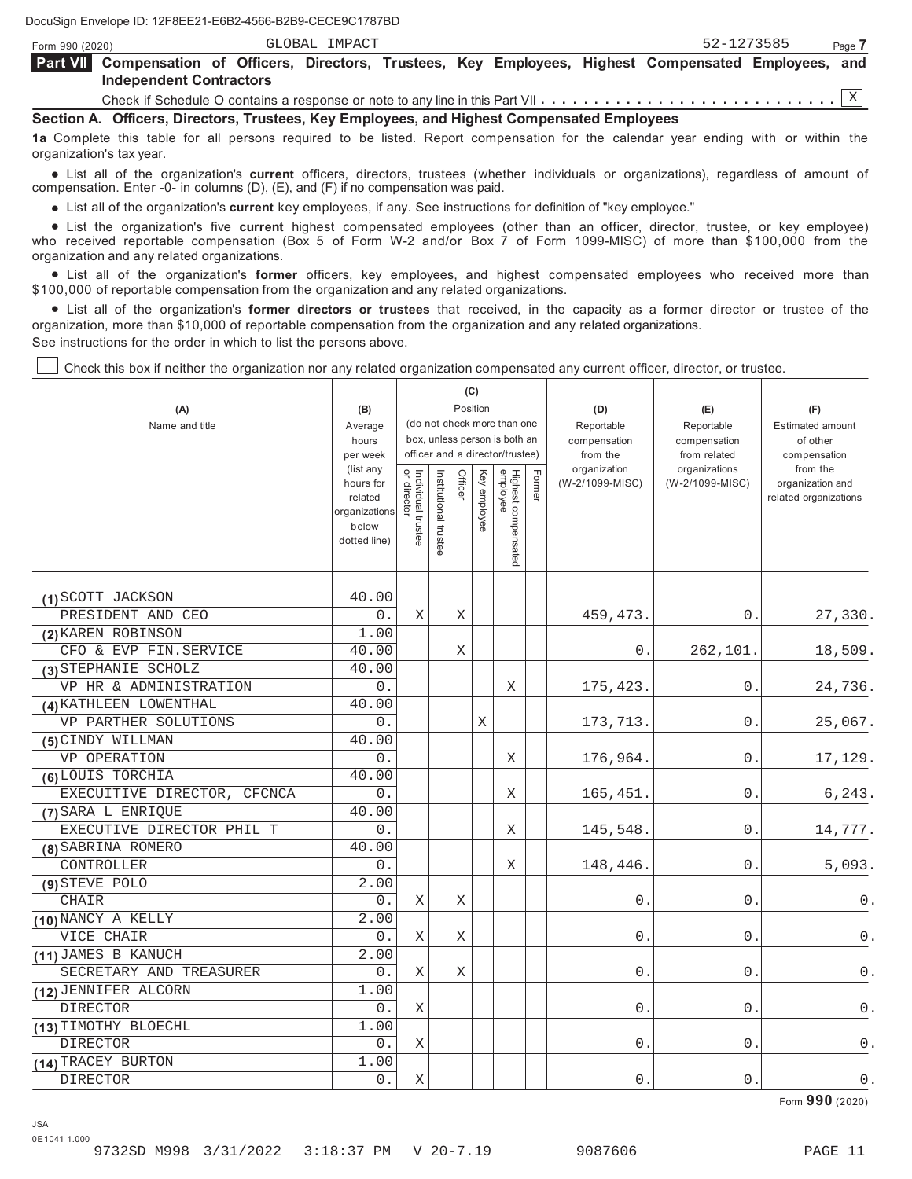DocuSign Envelope ID: 12F8EE21-E6B2-4566-B2B9-CECE9C1787BD

Form 990 (2020) GLOBAL IMPACT 52-1273585 Page 7

## Part VII Compensation of Officers, Directors, Trustees, Key Employees, Highest Compensated Employees, and Independent Contractors

Check if Schedule O contains a response or note to any line in this Part VII . . . . . . . . . . . . . . . . . . . . . . . . . . . . [X]

### Section A. Officers, Directors, Trustees, Key Employees, and Highest Compensated Employees

**1a** Complete this table for all persons required to be listed. Report compensation for the calendar year ending with or within the organization's tax year.

- List all of the organization's **current** officers, directors, trustees (whether individuals or organizations), regardless of amount of compensation. Enter -0- in columns (D), (E), and (F) if no compensation was paid.
- List all of the organization's **current** key employees, if any. See instructions for definition of "key employee."
- List the organization's five **current** highest compensated employees (other than an officer, director, trustee, or key employee) who received reportable compensation (Box 5 of Form W-2 and/or Box 7 of Form 1099-MISC) of more than $100,000 from the organization and any related organizations.
- List all of the organization's **former** officers, key employees, and highest compensated employees who received more than $100,000 of reportable compensation from the organization and any related organizations.
- List all of the organization's **former directors or trustees** that received, in the capacity as a former director or trustee of the organization, more than $10,000 of reportable compensation from the organization and any related organizations.

See instructions for the order in which to list the persons above.

[ ] Check this box if neither the organization nor any related organization compensated any current officer, director, or trustee.

| (A) Name and title | (B) Average hours per week (list any hours for related organizations below dotted line) | (C) Position (do not check more than one box, unless person is both an officer and a director/trustee) | | | | | | (D) Reportable compensation from the organization (W-2/1099-MISC) | (E) Reportable compensation from related organizations (W-2/1099-MISC) | (F) Estimated amount of other compensation from the organization and related organizations |
|---|---|---|---|---|---|---|---|---|---|---|
| | | Individual trustee or director | Institutional trustee | Officer | Key employee | Highest compensated employee | Former | | | |
| (1) SCOTT JACKSON<br>PRESIDENT AND CEO | 40.00<br>0. | X | | X | | | | 459,473. | 0. | 27,330. |
| (2) KAREN ROBINSON<br>CFO & EVP FIN.SERVICE | 1.00<br>40.00 | | | X | | | | 0. | 262,101. | 18,509. |
| (3) STEPHANIE SCHOLZ<br>VP HR & ADMINISTRATION | 40.00<br>0. | | | | | X | | 175,423. | 0. | 24,736. |
| (4) KATHLEEN LOWENTHAL<br>VP PARTHER SOLUTIONS | 40.00<br>0. | | | | X | | | 173,713. | 0. | 25,067. |
| (5) CINDY WILLMAN<br>VP OPERATION | 40.00<br>0. | | | | | X | | 176,964. | 0. | 17,129. |
| (6) LOUIS TORCHIA<br>EXECUITIVE DIRECTOR, CFCNCA | 40.00<br>0. | | | | | X | | 165,451. | 0. | 6,243. |
| (7) SARA L ENRIQUE<br>EXECUTIVE DIRECTOR PHIL T | 40.00<br>0. | | | | | X | | 145,548. | 0. | 14,777. |
| (8) SABRINA ROMERO<br>CONTROLLER | 40.00<br>0. | | | | | X | | 148,446. | 0. | 5,093. |
| (9) STEVE POLO<br>CHAIR | 2.00<br>0. | X | | X | | | | 0. | 0. | 0. |
| (10) NANCY A KELLY<br>VICE CHAIR | 2.00<br>0. | X | | X | | | | 0. | 0. | 0. |
| (11) JAMES B KANUCH<br>SECRETARY AND TREASURER | 2.00<br>0. | X | | X | | | | 0. | 0. | 0. |
| (12) JENNIFER ALCORN<br>DIRECTOR | 1.00<br>0. | X | | | | | | 0. | 0. | 0. |
| (13) TIMOTHY BLOECHL<br>DIRECTOR | 1.00<br>0. | X | | | | | | 0. | 0. | 0. |
| (14) TRACEY BURTON<br>DIRECTOR | 1.00<br>0. | X | | | | | | 0. | 0. | 0. |

Form 990 (2020)

JSA
0E1041 1.000
9732SD M998 3/31/2022 3:18:37 PM V 20-7.19 9087606 PAGE 11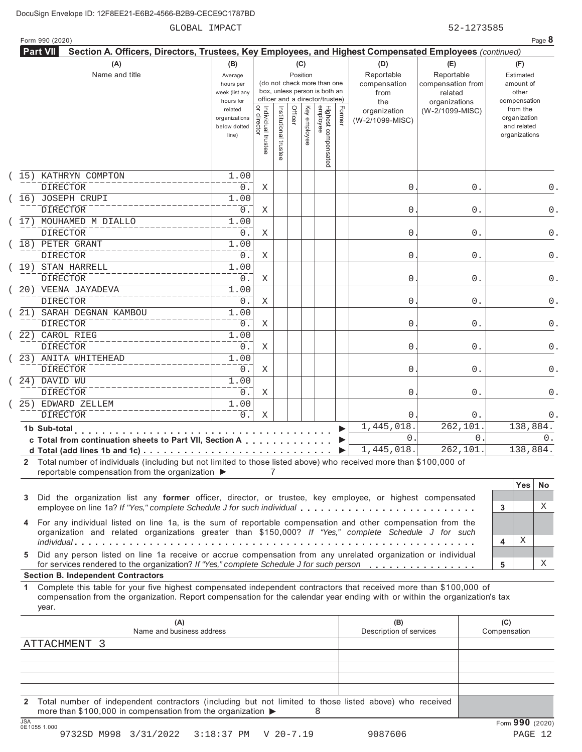DocuSign Envelope ID: 12F8EE21-E6B2-4566-B2B9-CECE9C1787BD

GLOBAL IMPACT 52-1273585

Form 990 (2020)

**Part VII Section A. Officers, Directors, Trustees, Key Employees, and Highest Compensated Employees** *(continued)*

| (A) Name and title | (B) Average hours per week (list any hours for related organizations below dotted line) | (C) Position: Individual trustee or director | Institutional trustee | Officer | Key employee | Highest compensated employee | Former | (D) Reportable compensation from the organization (W-2/1099-MISC) | (E) Reportable compensation from related organizations (W-2/1099-MISC) | (F) Estimated amount of other compensation from the organization and related organizations |
|---|---|---|---|---|---|---|---|---|---|---|
| (15) KATHRYN COMPTON<br>DIRECTOR | 1.00<br>0. | X | | | | | | 0. | 0. | 0. |
| (16) JOSEPH CRUPI<br>DIRECTOR | 1.00<br>0. | X | | | | | | 0. | 0. | 0. |
| (17) MOUHAMED M DIALLO<br>DIRECTOR | 1.00<br>0. | X | | | | | | 0. | 0. | 0. |
| (18) PETER GRANT<br>DIRECTOR | 1.00<br>0. | X | | | | | | 0. | 0. | 0. |
| (19) STAN HARRELL<br>DIRECTOR | 1.00<br>0. | X | | | | | | 0. | 0. | 0. |
| (20) VEENA JAYADEVA<br>DIRECTOR | 1.00<br>0. | X | | | | | | 0. | 0. | 0. |
| (21) SARAH DEGNAN KAMBOU<br>DIRECTOR | 1.00<br>0. | X | | | | | | 0. | 0. | 0. |
| (22) CAROL RIEG<br>DIRECTOR | 1.00<br>0. | X | | | | | | 0. | 0. | 0. |
| (23) ANITA WHITEHEAD<br>DIRECTOR | 1.00<br>0. | X | | | | | | 0. | 0. | 0. |
| (24) DAVID WU<br>DIRECTOR | 1.00<br>0. | X | | | | | | 0. | 0. | 0. |
| (25) EDWARD ZELLEM<br>DIRECTOR | 1.00<br>0. | X | | | | | | 0. | 0. | 0. |
| **1b Sub-total** | | | | | | | | 1,445,018. | 262,101. | 138,884. |
| **c Total from continuation sheets to Part VII, Section A** | | | | | | | | 0. | 0. | 0. |
| **d Total (add lines 1b and 1c)** | | | | | | | | 1,445,018. | 262,101. | 138,884. |

**2** Total number of individuals (including but not limited to those listed above) who received more than $100,000 of reportable compensation from the organization ▶ 7

| | | Yes | No |
|---|---|---|---|
| **3** Did the organization list any **former** officer, director, or trustee, key employee, or highest compensated employee on line 1a? *If "Yes," complete Schedule J for such individual* | 3 | | X |
| **4** For any individual listed on line 1a, is the sum of reportable compensation and other compensation from the organization and related organizations greater than $150,000? *If "Yes," complete Schedule J for such individual* | 4 | X | |
| **5** Did any person listed on line 1a receive or accrue compensation from any unrelated organization or individual for services rendered to the organization? *If "Yes," complete Schedule J for such person* | 5 | | X |

**Section B. Independent Contractors**

**1** Complete this table for your five highest compensated independent contractors that received more than $100,000 of compensation from the organization. Report compensation for the calendar year ending with or within the organization's tax year.

| (A) Name and business address | (B) Description of services | (C) Compensation |
|---|---|---|
| ATTACHMENT 3 | | |
| | | |
| | | |
| | | |
| | | |

**2** Total number of independent contractors (including but not limited to those listed above) who received more than $100,000 in compensation from the organization ▶ 8

JSA 0E1055 1.000

9732SD M998 3/31/2022 3:18:37 PM V 20-7.19 9087606

Form 990 (2020)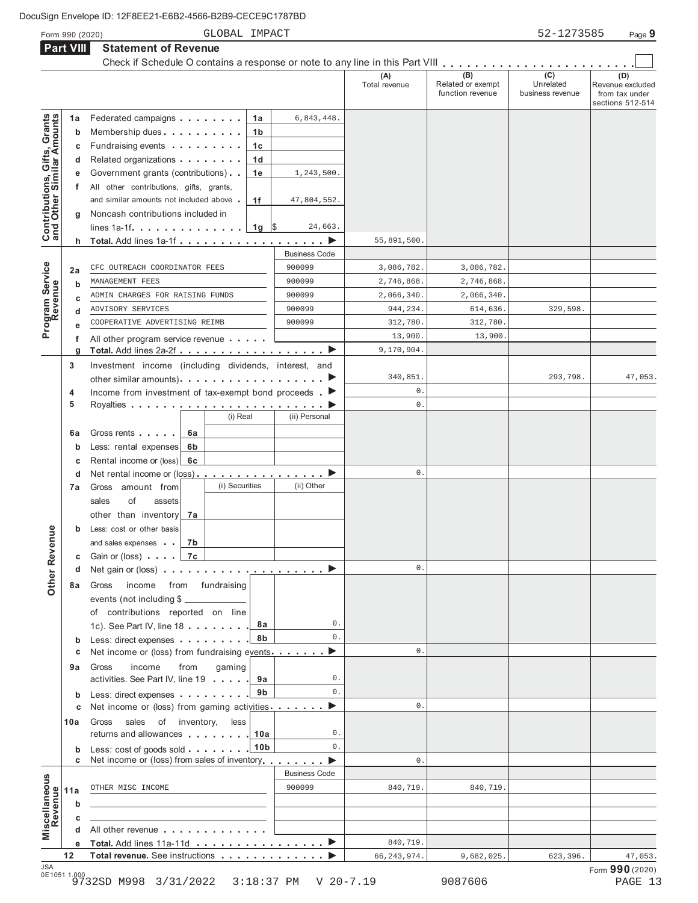DocuSign Envelope ID: 12F8EE21-E6B2-4566-B2B9-CECE9C1787BD

Form 990 (2020) GLOBAL IMPACT 52-1273585

## Part VIII Statement of Revenue

Check if Schedule O contains a response or note to any line in this Part VIII . . . . . . . . . . . . . . . . . . . . . . . . . ☐

| | | | | | (A) Total revenue | (B) Related or exempt function revenue | (C) Unrelated business revenue | (D) Revenue excluded from tax under sections 512-514 |
|---|---|---|---|---|---|---|---|---|
| **Contributions, Gifts, Grants and Other Similar Amounts** | 1a | Federated campaigns | 1a | 6,843,448. | | | | |
| | b | Membership dues | 1b | | | | | |
| | c | Fundraising events | 1c | | | | | |
| | d | Related organizations | 1d | | | | | |
| | e | Government grants (contributions) | 1e | 1,243,500. | | | | |
| | f | All other contributions, gifts, grants, and similar amounts not included above | 1f | 47,804,552. | | | | |
| | g | Noncash contributions included in lines 1a-1f | 1g | $ 24,663. | | | | |
| | h | **Total.** Add lines 1a-1f | | ▶ | 55,891,500. | | | |
| | | | | Business Code | | | | |
| **Program Service Revenue** | 2a | CFC OUTREACH COORDINATOR FEES | | 900099 | 3,086,782. | 3,086,782. | | |
| | b | MANAGEMENT FEES | | 900099 | 2,746,868. | 2,746,868. | | |
| | c | ADMIN CHARGES FOR RAISING FUNDS | | 900099 | 2,066,340. | 2,066,340. | | |
| | d | ADVISORY SERVICES | | 900099 | 944,234. | 614,636. | 329,598. | |
| | e | COOPERATIVE ADVERTISING REIMB | | 900099 | 312,780. | 312,780. | | |
| | f | All other program service revenue | | | 13,900. | 13,900. | | |
| | g | **Total.** Add lines 2a-2f | | ▶ | 9,170,904. | | | |
| **Other Revenue** | 3 | Investment income (including dividends, interest, and other similar amounts) | | ▶ | 340,851. | | 293,798. | 47,053. |
| | 4 | Income from investment of tax-exempt bond proceeds | | ▶ | 0. | | | |
| | 5 | Royalties | | ▶ | 0. | | | |
| | | | (i) Real | (ii) Personal | | | | |
| | 6a | Gross rents | 6a | | | | | |
| | b | Less: rental expenses | 6b | | | | | |
| | c | Rental income or (loss) | 6c | | | | | |
| | d | Net rental income or (loss) | | ▶ | 0. | | | |
| | | | (i) Securities | (ii) Other | | | | |
| | 7a | Gross amount from sales of assets other than inventory | 7a | | | | | |
| | b | Less: cost or other basis and sales expenses | 7b | | | | | |
| | c | Gain or (loss) | 7c | | | | | |
| | d | Net gain or (loss) | | ▶ | 0. | | | |
| | 8a | Gross income from fundraising events (not including $ ____ of contributions reported on line 1c). See Part IV, line 18 | 8a | 0. | | | | |
| | b | Less: direct expenses | 8b | 0. | | | | |
| | c | Net income or (loss) from fundraising events | | ▶ | 0. | | | |
| | 9a | Gross income from gaming activities. See Part IV, line 19 | 9a | 0. | | | | |
| | b | Less: direct expenses | 9b | 0. | | | | |
| | c | Net income or (loss) from gaming activities | | ▶ | 0. | | | |
| | 10a | Gross sales of inventory, less returns and allowances | 10a | 0. | | | | |
| | b | Less: cost of goods sold | 10b | 0. | | | | |
| | c | Net income or (loss) from sales of inventory | | ▶ | 0. | | | |
| | | | | Business Code | | | | |
| **Miscellaneous Revenue** | 11a | OTHER MISC INCOME | | 900099 | 840,719. | 840,719. | | |
| | b | | | | | | | |
| | c | | | | | | | |
| | d | All other revenue | | | | | | |
| | e | **Total.** Add lines 11a-11d | | ▶ | 840,719. | | | |
| | 12 | **Total revenue.** See instructions | | ▶ | 66,243,974. | 9,682,025. | 623,396. | 47,053. |

JSA 0E1051 1.000

Form **990** (2020)

9732SD M998 3/31/2022 3:18:37 PM V 20-7.19 9087606 PAGE 13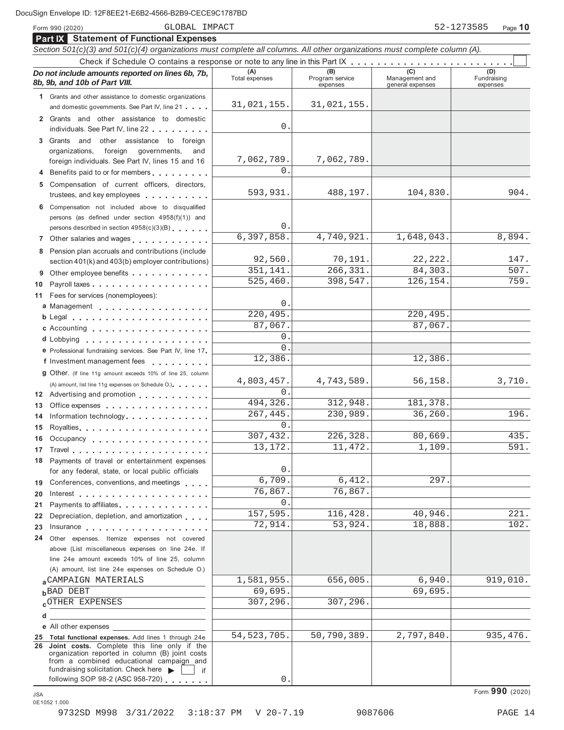DocuSign Envelope ID: 12F8EE21-E6B2-4566-B2B9-CECE9C1787BD

Form 990 (2020) GLOBAL IMPACT 52-1273585

## Part IX Statement of Functional Expenses

*Section 501(c)(3) and 501(c)(4) organizations must complete all columns. All other organizations must complete column (A).*

Check if Schedule O contains a response or note to any line in this Part IX

| *Do not include amounts reported on lines 6b, 7b, 8b, 9b, and 10b of Part VIII.* | (A) Total expenses | (B) Program service expenses | (C) Management and general expenses | (D) Fundraising expenses |
|---|---|---|---|---|
| 1 Grants and other assistance to domestic organizations and domestic governments. See Part IV, line 21 | 31,021,155. | 31,021,155. | | |
| 2 Grants and other assistance to domestic individuals. See Part IV, line 22 | 0. | | | |
| 3 Grants and other assistance to foreign organizations, foreign governments, and foreign individuals. See Part IV, lines 15 and 16 | 7,062,789. | 7,062,789. | | |
| 4 Benefits paid to or for members | 0. | | | |
| 5 Compensation of current officers, directors, trustees, and key employees | 593,931. | 488,197. | 104,830. | 904. |
| 6 Compensation not included above to disqualified persons (as defined under section 4958(f)(1)) and persons described in section 4958(c)(3)(B) | 0. | | | |
| 7 Other salaries and wages | 6,397,858. | 4,740,921. | 1,648,043. | 8,894. |
| 8 Pension plan accruals and contributions (include section 401(k) and 403(b) employer contributions) | 92,560. | 70,191. | 22,222. | 147. |
| 9 Other employee benefits | 351,141. | 266,331. | 84,303. | 507. |
| 10 Payroll taxes | 525,460. | 398,547. | 126,154. | 759. |
| 11 Fees for services (nonemployees): | | | | |
| a Management | 0. | | | |
| b Legal | 220,495. | | 220,495. | |
| c Accounting | 87,067. | | 87,067. | |
| d Lobbying | 0. | | | |
| e Professional fundraising services. See Part IV, line 17 | 0. | | | |
| f Investment management fees | 12,386. | | 12,386. | |
| g Other. (If line 11g amount exceeds 10% of line 25, column (A) amount, list line 11g expenses on Schedule O.) | 4,803,457. | 4,743,589. | 56,158. | 3,710. |
| 12 Advertising and promotion | 0. | | | |
| 13 Office expenses | 494,326. | 312,948. | 181,378. | |
| 14 Information technology | 267,445. | 230,989. | 36,260. | 196. |
| 15 Royalties | 0. | | | |
| 16 Occupancy | 307,432. | 226,328. | 80,669. | 435. |
| 17 Travel | 13,172. | 11,472. | 1,109. | 591. |
| 18 Payments of travel or entertainment expenses for any federal, state, or local public officials | 0. | | | |
| 19 Conferences, conventions, and meetings | 6,709. | 6,412. | 297. | |
| 20 Interest | 76,867. | 76,867. | | |
| 21 Payments to affiliates | 0. | | | |
| 22 Depreciation, depletion, and amortization | 157,595. | 116,428. | 40,946. | 221. |
| 23 Insurance | 72,914. | 53,924. | 18,888. | 102. |
| 24 Other expenses. Itemize expenses not covered above (List miscellaneous expenses on line 24e. If line 24e amount exceeds 10% of line 25, column (A) amount, list line 24e expenses on Schedule O.) | | | | |
| a CAMPAIGN MATERIALS | 1,581,955. | 656,005. | 6,940. | 919,010. |
| b BAD DEBT | 69,695. | | 69,695. | |
| c OTHER EXPENSES | 307,296. | 307,296. | | |
| d | | | | |
| e All other expenses | | | | |
| 25 **Total functional expenses.** Add lines 1 through 24e | 54,523,705. | 50,790,389. | 2,797,840. | 935,476. |
| 26 **Joint costs.** Complete this line only if the organization reported in column (B) joint costs from a combined educational campaign and fundraising solicitation. Check here ▶ ☐ if following SOP 98-2 (ASC 958-720) | 0. | | | |

Form **990** (2020)

JSA 0E1052 1.000

9732SD M998 3/31/2022 3:18:37 PM V 20-7.19 9087606 PAGE 14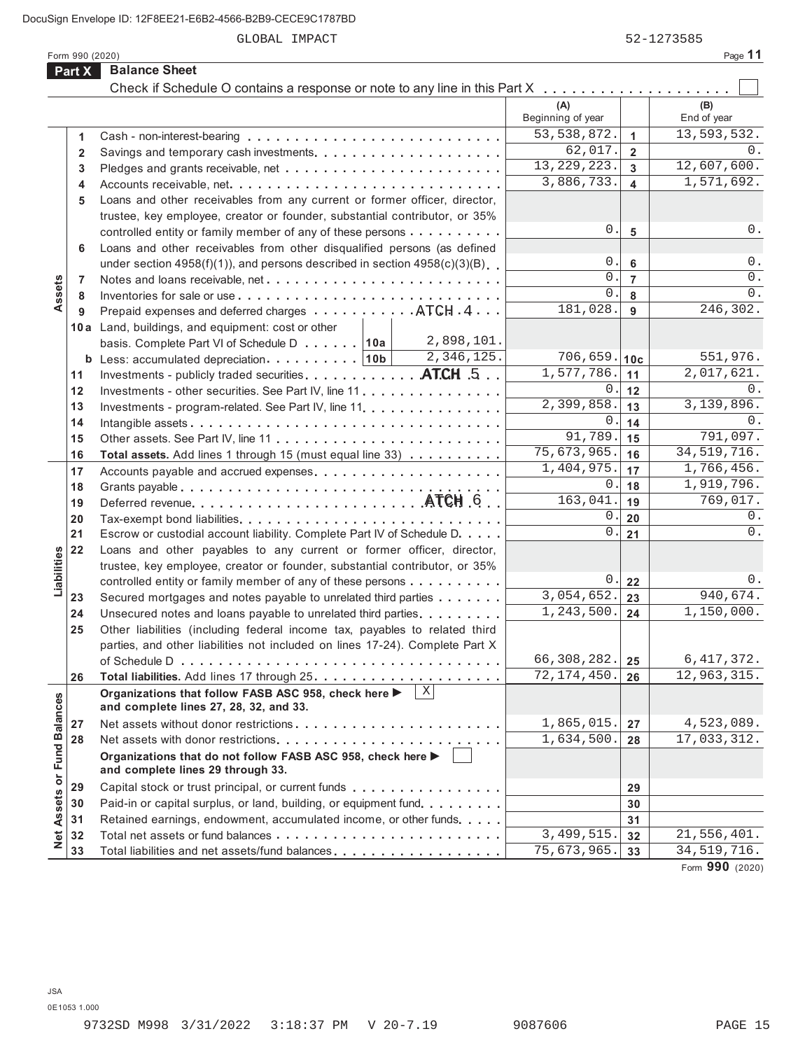GLOBAL IMPACT 52-1273585

Form 990 (2020)

## Part X Balance Sheet

Check if Schedule O contains a response or note to any line in this Part X . . . . . . . . . . . . . . . . . . . .

| | | | | (A) Beginning of year | | (B) End of year |
|---|---|---|---|---|---|---|
| Assets | 1 | Cash - non-interest-bearing | | 53,538,872. | 1 | 13,593,532. |
| | 2 | Savings and temporary cash investments | | 62,017. | 2 | 0. |
| | 3 | Pledges and grants receivable, net | | 13,229,223. | 3 | 12,607,600. |
| | 4 | Accounts receivable, net | | 3,886,733. | 4 | 1,571,692. |
| | 5 | Loans and other receivables from any current or former officer, director, trustee, key employee, creator or founder, substantial contributor, or 35% controlled entity or family member of any of these persons | | 0. | 5 | 0. |
| | 6 | Loans and other receivables from other disqualified persons (as defined under section 4958(f)(1)), and persons described in section 4958(c)(3)(B) | | 0. | 6 | 0. |
| | 7 | Notes and loans receivable, net | | 0. | 7 | 0. |
| | 8 | Inventories for sale or use | | 0. | 8 | 0. |
| | 9 | Prepaid expenses and deferred charges ATCH 4 | | 181,028. | 9 | 246,302. |
| | 10a | Land, buildings, and equipment: cost or other basis. Complete Part VI of Schedule D | 10a 2,898,101. | | | |
| | b | Less: accumulated depreciation | 10b 2,346,125. | 706,659. | 10c | 551,976. |
| | 11 | Investments - publicly traded securities ATCH 5 | | 1,577,786. | 11 | 2,017,621. |
| | 12 | Investments - other securities. See Part IV, line 11 | | 0. | 12 | 0. |
| | 13 | Investments - program-related. See Part IV, line 11 | | 2,399,858. | 13 | 3,139,896. |
| | 14 | Intangible assets | | 0. | 14 | 0. |
| | 15 | Other assets. See Part IV, line 11 | | 91,789. | 15 | 791,097. |
| | 16 | **Total assets.** Add lines 1 through 15 (must equal line 33) | | 75,673,965. | 16 | 34,519,716. |
| Liabilities | 17 | Accounts payable and accrued expenses | | 1,404,975. | 17 | 1,766,456. |
| | 18 | Grants payable | | 0. | 18 | 1,919,796. |
| | 19 | Deferred revenue ATCH 6 | | 163,041. | 19 | 769,017. |
| | 20 | Tax-exempt bond liabilities | | 0. | 20 | 0. |
| | 21 | Escrow or custodial account liability. Complete Part IV of Schedule D | | 0. | 21 | 0. |
| | 22 | Loans and other payables to any current or former officer, director, trustee, key employee, creator or founder, substantial contributor, or 35% controlled entity or family member of any of these persons | | 0. | 22 | 0. |
| | 23 | Secured mortgages and notes payable to unrelated third parties | | 3,054,652. | 23 | 940,674. |
| | 24 | Unsecured notes and loans payable to unrelated third parties | | 1,243,500. | 24 | 1,150,000. |
| | 25 | Other liabilities (including federal income tax, payables to related third parties, and other liabilities not included on lines 17-24). Complete Part X of Schedule D | | 66,308,282. | 25 | 6,417,372. |
| | 26 | **Total liabilities.** Add lines 17 through 25 | | 72,174,450. | 26 | 12,963,315. |
| Net Assets or Fund Balances | | **Organizations that follow FASB ASC 958, check here ▶** X **and complete lines 27, 28, 32, and 33.** | | | | |
| | 27 | Net assets without donor restrictions | | 1,865,015. | 27 | 4,523,089. |
| | 28 | Net assets with donor restrictions | | 1,634,500. | 28 | 17,033,312. |
| | | **Organizations that do not follow FASB ASC 958, check here ▶** ☐ **and complete lines 29 through 33.** | | | | |
| | 29 | Capital stock or trust principal, or current funds | | | 29 | |
| | 30 | Paid-in or capital surplus, or land, building, or equipment fund | | | 30 | |
| | 31 | Retained earnings, endowment, accumulated income, or other funds | | | 31 | |
| | 32 | Total net assets or fund balances | | 3,499,515. | 32 | 21,556,401. |
| | 33 | Total liabilities and net assets/fund balances | | 75,673,965. | 33 | 34,519,716. |

Form **990** (2020)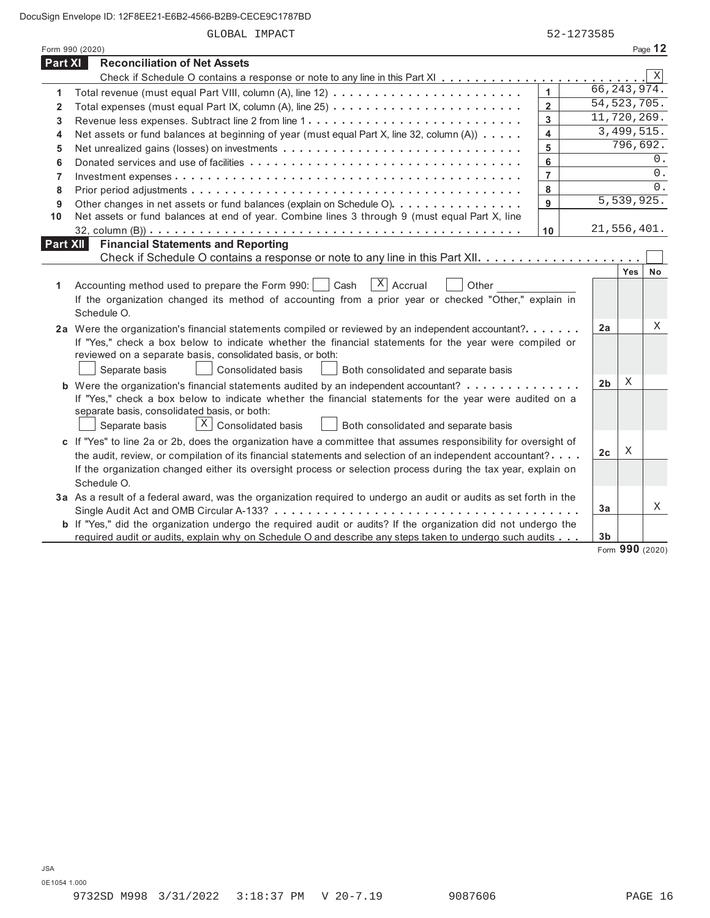GLOBAL IMPACT 52-1273585

Form 990 (2020)

## Part XI Reconciliation of Net Assets

Check if Schedule O contains a response or note to any line in this Part XI . . . . . . . . . . . . . . . . . . . . . . . . . [X]

| | | | |
|---|---|---|---|
| 1 | Total revenue (must equal Part VIII, column (A), line 12) | 1 | 66,243,974. |
| 2 | Total expenses (must equal Part IX, column (A), line 25) | 2 | 54,523,705. |
| 3 | Revenue less expenses. Subtract line 2 from line 1 | 3 | 11,720,269. |
| 4 | Net assets or fund balances at beginning of year (must equal Part X, line 32, column (A)) | 4 | 3,499,515. |
| 5 | Net unrealized gains (losses) on investments | 5 | 796,692. |
| 6 | Donated services and use of facilities | 6 | 0. |
| 7 | Investment expenses | 7 | 0. |
| 8 | Prior period adjustments | 8 | 0. |
| 9 | Other changes in net assets or fund balances (explain on Schedule O) | 9 | 5,539,925. |
| 10 | Net assets or fund balances at end of year. Combine lines 3 through 9 (must equal Part X, line 32, column (B)) | 10 | 21,556,401. |

## Part XII Financial Statements and Reporting

Check if Schedule O contains a response or note to any line in this Part XII . . . . . . . . . . . . . . . . . . . . [ ]

| | | | Yes | No |
|---|---|---|---|---|
| 1 | Accounting method used to prepare the Form 990: [ ] Cash [X] Accrual [ ] Other ______<br>If the organization changed its method of accounting from a prior year or checked "Other," explain in Schedule O. | | | |
| 2a | Were the organization's financial statements compiled or reviewed by an independent accountant?<br>If "Yes," check a box below to indicate whether the financial statements for the year were compiled or reviewed on a separate basis, consolidated basis, or both:<br>[ ] Separate basis [ ] Consolidated basis [ ] Both consolidated and separate basis | 2a | | X |
| b | Were the organization's financial statements audited by an independent accountant?<br>If "Yes," check a box below to indicate whether the financial statements for the year were audited on a separate basis, consolidated basis, or both:<br>[ ] Separate basis [X] Consolidated basis [ ] Both consolidated and separate basis | 2b | X | |
| c | If "Yes" to line 2a or 2b, does the organization have a committee that assumes responsibility for oversight of the audit, review, or compilation of its financial statements and selection of an independent accountant?<br>If the organization changed either its oversight process or selection process during the tax year, explain on Schedule O. | 2c | X | |
| 3a | As a result of a federal award, was the organization required to undergo an audit or audits as set forth in the Single Audit Act and OMB Circular A-133? | 3a | | X |
| b | If "Yes," did the organization undergo the required audit or audits? If the organization did not undergo the required audit or audits, explain why on Schedule O and describe any steps taken to undergo such audits | 3b | | |

Form **990** (2020)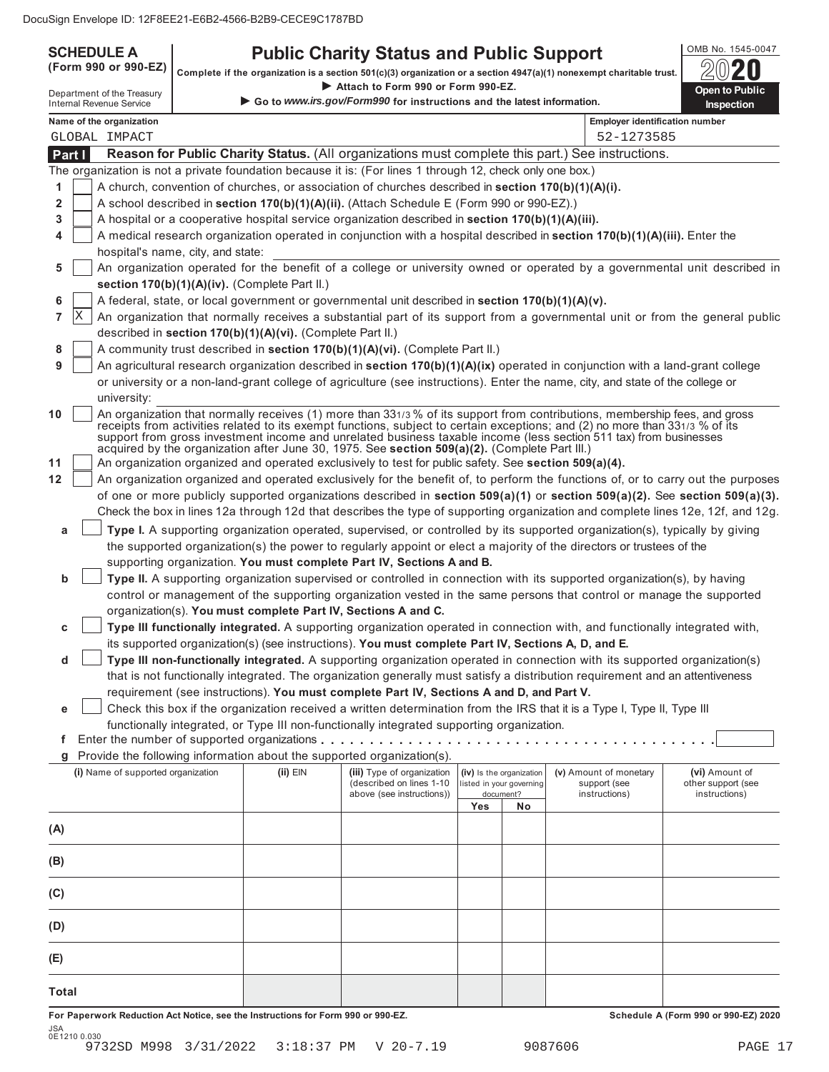DocuSign Envelope ID: 12F8EE21-E6B2-4566-B2B9-CECE9C1787BD

**SCHEDULE A** (Form 990 or 990-EZ)

Department of the Treasury
Internal Revenue Service

# Public Charity Status and Public Support

**Complete if the organization is a section 501(c)(3) organization or a section 4947(a)(1) nonexempt charitable trust.**

▶ **Attach to Form 990 or Form 990-EZ.**

▶ **Go to www.irs.gov/Form990 for instructions and the latest information.**

OMB No. 1545-0047

**2020**

**Open to Public Inspection**

**Name of the organization:** GLOBAL IMPACT

**Employer identification number:** 52-1273585

## Part I Reason for Public Charity Status. (All organizations must complete this part.) See instructions.

The organization is not a private foundation because it is: (For lines 1 through 12, check only one box.)

1. [ ] A church, convention of churches, or association of churches described in **section 170(b)(1)(A)(i).**
2. [ ] A school described in **section 170(b)(1)(A)(ii).** (Attach Schedule E (Form 990 or 990-EZ).)
3. [ ] A hospital or a cooperative hospital service organization described in **section 170(b)(1)(A)(iii).**
4. [ ] A medical research organization operated in conjunction with a hospital described in **section 170(b)(1)(A)(iii).** Enter the hospital's name, city, and state:
5. [ ] An organization operated for the benefit of a college or university owned or operated by a governmental unit described in **section 170(b)(1)(A)(iv).** (Complete Part II.)
6. [ ] A federal, state, or local government or governmental unit described in **section 170(b)(1)(A)(v).**
7. [X] An organization that normally receives a substantial part of its support from a governmental unit or from the general public described in **section 170(b)(1)(A)(vi).** (Complete Part II.)
8. [ ] A community trust described in **section 170(b)(1)(A)(vi).** (Complete Part II.)
9. [ ] An agricultural research organization described in **section 170(b)(1)(A)(ix)** operated in conjunction with a land-grant college or university or a non-land-grant college of agriculture (see instructions). Enter the name, city, and state of the college or university:
10. [ ] An organization that normally receives (1) more than 33 1/3 % of its support from contributions, membership fees, and gross receipts from activities related to its exempt functions, subject to certain exceptions; and (2) no more than 33 1/3 % of its support from gross investment income and unrelated business taxable income (less section 511 tax) from businesses acquired by the organization after June 30, 1975. See **section 509(a)(2).** (Complete Part III.)
11. [ ] An organization organized and operated exclusively to test for public safety. See **section 509(a)(4).**
12. [ ] An organization organized and operated exclusively for the benefit of, to perform the functions of, or to carry out the purposes of one or more publicly supported organizations described in **section 509(a)(1)** or **section 509(a)(2).** See **section 509(a)(3).** Check the box in lines 12a through 12d that describes the type of supporting organization and complete lines 12e, 12f, and 12g.
   - **a** [ ] **Type I.** A supporting organization operated, supervised, or controlled by its supported organization(s), typically by giving the supported organization(s) the power to regularly appoint or elect a majority of the directors or trustees of the supporting organization. **You must complete Part IV, Sections A and B.**
   - **b** [ ] **Type II.** A supporting organization supervised or controlled in connection with its supported organization(s), by having control or management of the supporting organization vested in the same persons that control or manage the supported organization(s). **You must complete Part IV, Sections A and C.**
   - **c** [ ] **Type III functionally integrated.** A supporting organization operated in connection with, and functionally integrated with, its supported organization(s) (see instructions). **You must complete Part IV, Sections A, D, and E.**
   - **d** [ ] **Type III non-functionally integrated.** A supporting organization operated in connection with its supported organization(s) that is not functionally integrated. The organization generally must satisfy a distribution requirement and an attentiveness requirement (see instructions). **You must complete Part IV, Sections A and D, and Part V.**
   - **e** [ ] Check this box if the organization received a written determination from the IRS that it is a Type I, Type II, Type III functionally integrated, or Type III non-functionally integrated supporting organization.
   - **f** Enter the number of supported organizations
   - **g** Provide the following information about the supported organization(s).

| (i) Name of supported organization | (ii) EIN | (iii) Type of organization (described on lines 1-10 above (see instructions)) | (iv) Is the organization listed in your governing document? Yes | No | (v) Amount of monetary support (see instructions) | (vi) Amount of other support (see instructions) |
|---|---|---|---|---|---|---|
| (A) | | | | | | |
| (B) | | | | | | |
| (C) | | | | | | |
| (D) | | | | | | |
| (E) | | | | | | |
| Total | | | | | | |

**For Paperwork Reduction Act Notice, see the Instructions for Form 990 or 990-EZ.** **Schedule A (Form 990 or 990-EZ) 2020**

JSA
0E1210 0.030
9732SD M998 3/31/2022 3:18:37 PM V 20-7.19 9087606 PAGE 17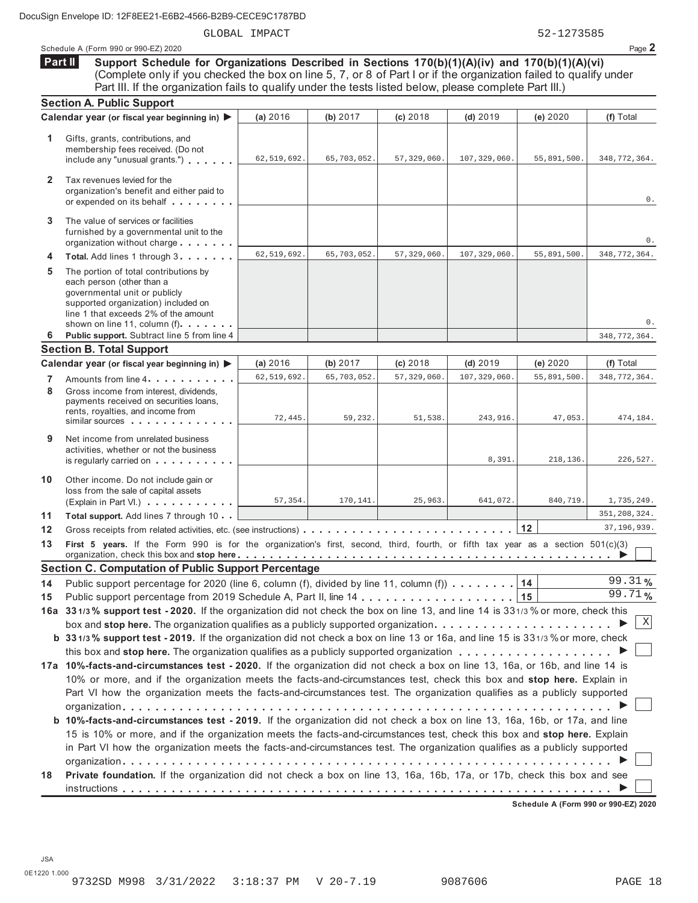GLOBAL IMPACT 52-1273585

Schedule A (Form 990 or 990-EZ) 2020

## Part II Support Schedule for Organizations Described in Sections 170(b)(1)(A)(iv) and 170(b)(1)(A)(vi)

(Complete only if you checked the box on line 5, 7, or 8 of Part I or if the organization failed to qualify under Part III. If the organization fails to qualify under the tests listed below, please complete Part III.)

### Section A. Public Support

| Calendar year (or fiscal year beginning in) ▶ | (a) 2016 | (b) 2017 | (c) 2018 | (d) 2019 | (e) 2020 | (f) Total |
|---|---|---|---|---|---|---|
| 1 Gifts, grants, contributions, and membership fees received. (Do not include any "unusual grants.") | 62,519,692. | 65,703,052. | 57,329,060. | 107,329,060. | 55,891,500. | 348,772,364. |
| 2 Tax revenues levied for the organization's benefit and either paid to or expended on its behalf | | | | | | 0. |
| 3 The value of services or facilities furnished by a governmental unit to the organization without charge | | | | | | 0. |
| 4 Total. Add lines 1 through 3 | 62,519,692. | 65,703,052. | 57,329,060. | 107,329,060. | 55,891,500. | 348,772,364. |
| 5 The portion of total contributions by each person (other than a governmental unit or publicly supported organization) included on line 1 that exceeds 2% of the amount shown on line 11, column (f) | | | | | | 0. |
| 6 Public support. Subtract line 5 from line 4 | | | | | | 348,772,364. |

### Section B. Total Support

| Calendar year (or fiscal year beginning in) ▶ | (a) 2016 | (b) 2017 | (c) 2018 | (d) 2019 | (e) 2020 | (f) Total |
|---|---|---|---|---|---|---|
| 7 Amounts from line 4 | 62,519,692. | 65,703,052. | 57,329,060. | 107,329,060. | 55,891,500. | 348,772,364. |
| 8 Gross income from interest, dividends, payments received on securities loans, rents, royalties, and income from similar sources | 72,445. | 59,232. | 51,538. | 243,916. | 47,053. | 474,184. |
| 9 Net income from unrelated business activities, whether or not the business is regularly carried on | | | | 8,391. | 218,136. | 226,527. |
| 10 Other income. Do not include gain or loss from the sale of capital assets (Explain in Part VI.) | 57,354. | 170,141. | 25,963. | 641,072. | 840,719. | 1,735,249. |
| 11 Total support. Add lines 7 through 10 | | | | | | 351,208,324. |
| 12 Gross receipts from related activities, etc. (see instructions) | | | | | 12 | 37,196,939. |

**13 First 5 years.** If the Form 990 is for the organization's first, second, third, fourth, or fifth tax year as a section 501(c)(3) organization, check this box and **stop here** ▶ ☐

### Section C. Computation of Public Support Percentage

| | | | |
|---|---|---|---|
| 14 | Public support percentage for 2020 (line 6, column (f), divided by line 11, column (f)) | 14 | 99.31 % |
| 15 | Public support percentage from 2019 Schedule A, Part II, line 14 | 15 | 99.71 % |

**16a 33 1/3 % support test - 2020.** If the organization did not check the box on line 13, and line 14 is 33 1/3 % or more, check this box and **stop here.** The organization qualifies as a publicly supported organization ▶ ☒

**b 33 1/3 % support test - 2019.** If the organization did not check a box on line 13 or 16a, and line 15 is 33 1/3 % or more, check this box and **stop here.** The organization qualifies as a publicly supported organization ▶ ☐

**17a 10%-facts-and-circumstances test - 2020.** If the organization did not check a box on line 13, 16a, or 16b, and line 14 is 10% or more, and if the organization meets the facts-and-circumstances test, check this box and **stop here.** Explain in Part VI how the organization meets the facts-and-circumstances test. The organization qualifies as a publicly supported organization ▶ ☐

**b 10%-facts-and-circumstances test - 2019.** If the organization did not check a box on line 13, 16a, 16b, or 17a, and line 15 is 10% or more, and if the organization meets the facts-and-circumstances test, check this box and **stop here.** Explain in Part VI how the organization meets the facts-and-circumstances test. The organization qualifies as a publicly supported organization ▶ ☐

**18 Private foundation.** If the organization did not check a box on line 13, 16a, 16b, 17a, or 17b, check this box and see instructions ▶ ☐

Schedule A (Form 990 or 990-EZ) 2020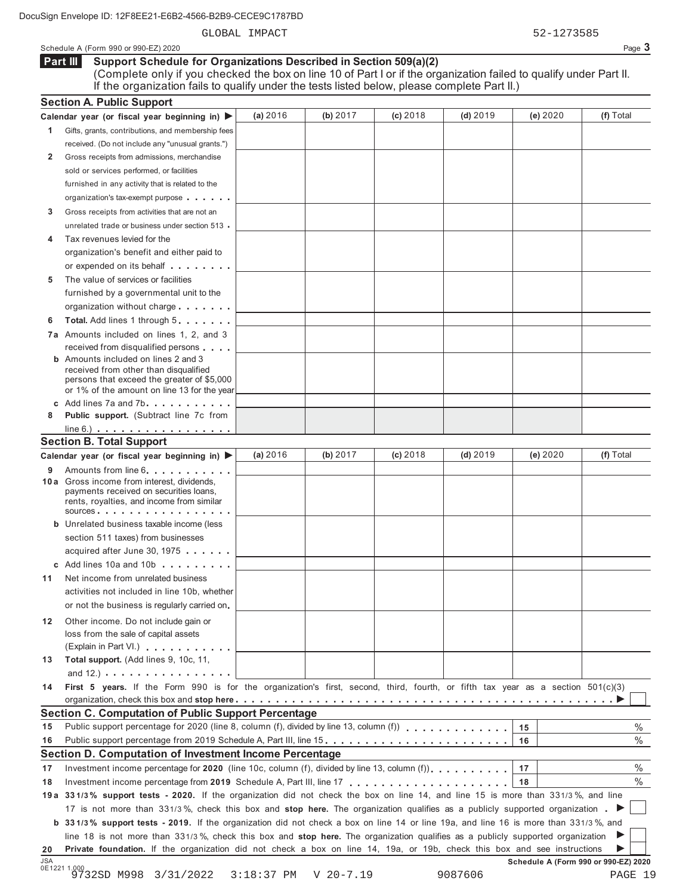GLOBAL IMPACT 52-1273585

Schedule A (Form 990 or 990-EZ) 2020

## Part III Support Schedule for Organizations Described in Section 509(a)(2)

(Complete only if you checked the box on line 10 of Part I or if the organization failed to qualify under Part II. If the organization fails to qualify under the tests listed below, please complete Part II.)

### Section A. Public Support

| Calendar year (or fiscal year beginning in) ▶ | (a) 2016 | (b) 2017 | (c) 2018 | (d) 2019 | (e) 2020 | (f) Total |
|---|---|---|---|---|---|---|
| 1 Gifts, grants, contributions, and membership fees received. (Do not include any "unusual grants.") | | | | | | |
| 2 Gross receipts from admissions, merchandise sold or services performed, or facilities furnished in any activity that is related to the organization's tax-exempt purpose | | | | | | |
| 3 Gross receipts from activities that are not an unrelated trade or business under section 513 | | | | | | |
| 4 Tax revenues levied for the organization's benefit and either paid to or expended on its behalf | | | | | | |
| 5 The value of services or facilities furnished by a governmental unit to the organization without charge | | | | | | |
| 6 Total. Add lines 1 through 5 | | | | | | |
| 7a Amounts included on lines 1, 2, and 3 received from disqualified persons | | | | | | |
| b Amounts included on lines 2 and 3 received from other than disqualified persons that exceed the greater of $5,000 or 1% of the amount on line 13 for the year | | | | | | |
| c Add lines 7a and 7b | | | | | | |
| 8 Public support. (Subtract line 7c from line 6.) | | | | | | |

### Section B. Total Support

| Calendar year (or fiscal year beginning in) ▶ | (a) 2016 | (b) 2017 | (c) 2018 | (d) 2019 | (e) 2020 | (f) Total |
|---|---|---|---|---|---|---|
| 9 Amounts from line 6 | | | | | | |
| 10a Gross income from interest, dividends, payments received on securities loans, rents, royalties, and income from similar sources | | | | | | |
| b Unrelated business taxable income (less section 511 taxes) from businesses acquired after June 30, 1975 | | | | | | |
| c Add lines 10a and 10b | | | | | | |
| 11 Net income from unrelated business activities not included in line 10b, whether or not the business is regularly carried on | | | | | | |
| 12 Other income. Do not include gain or loss from the sale of capital assets (Explain in Part VI.) | | | | | | |
| 13 Total support. (Add lines 9, 10c, 11, and 12.) | | | | | | |

**14 First 5 years.** If the Form 990 is for the organization's first, second, third, fourth, or fifth tax year as a section 501(c)(3) organization, check this box and **stop here** ▶ ☐

### Section C. Computation of Public Support Percentage

| | | | |
|---|---|---|---|
| 15 | Public support percentage for 2020 (line 8, column (f), divided by line 13, column (f)) | 15 | % |
| 16 | Public support percentage from 2019 Schedule A, Part III, line 15 | 16 | % |

### Section D. Computation of Investment Income Percentage

| | | | |
|---|---|---|---|
| 17 | Investment income percentage for **2020** (line 10c, column (f), divided by line 13, column (f)) | 17 | % |
| 18 | Investment income percentage from **2019** Schedule A, Part III, line 17 | 18 | % |

**19a 33 1/3% support tests - 2020.** If the organization did not check the box on line 14, and line 15 is more than 33 1/3%, and line 17 is not more than 33 1/3%, check this box and **stop here.** The organization qualifies as a publicly supported organization ▶ ☐

**b 33 1/3% support tests - 2019.** If the organization did not check a box on line 14 or line 19a, and line 16 is more than 33 1/3%, and line 18 is not more than 33 1/3%, check this box and **stop here.** The organization qualifies as a publicly supported organization ▶ ☐

**20 Private foundation.** If the organization did not check a box on line 14, 19a, or 19b, check this box and see instructions ▶ ☐

Schedule A (Form 990 or 990-EZ) 2020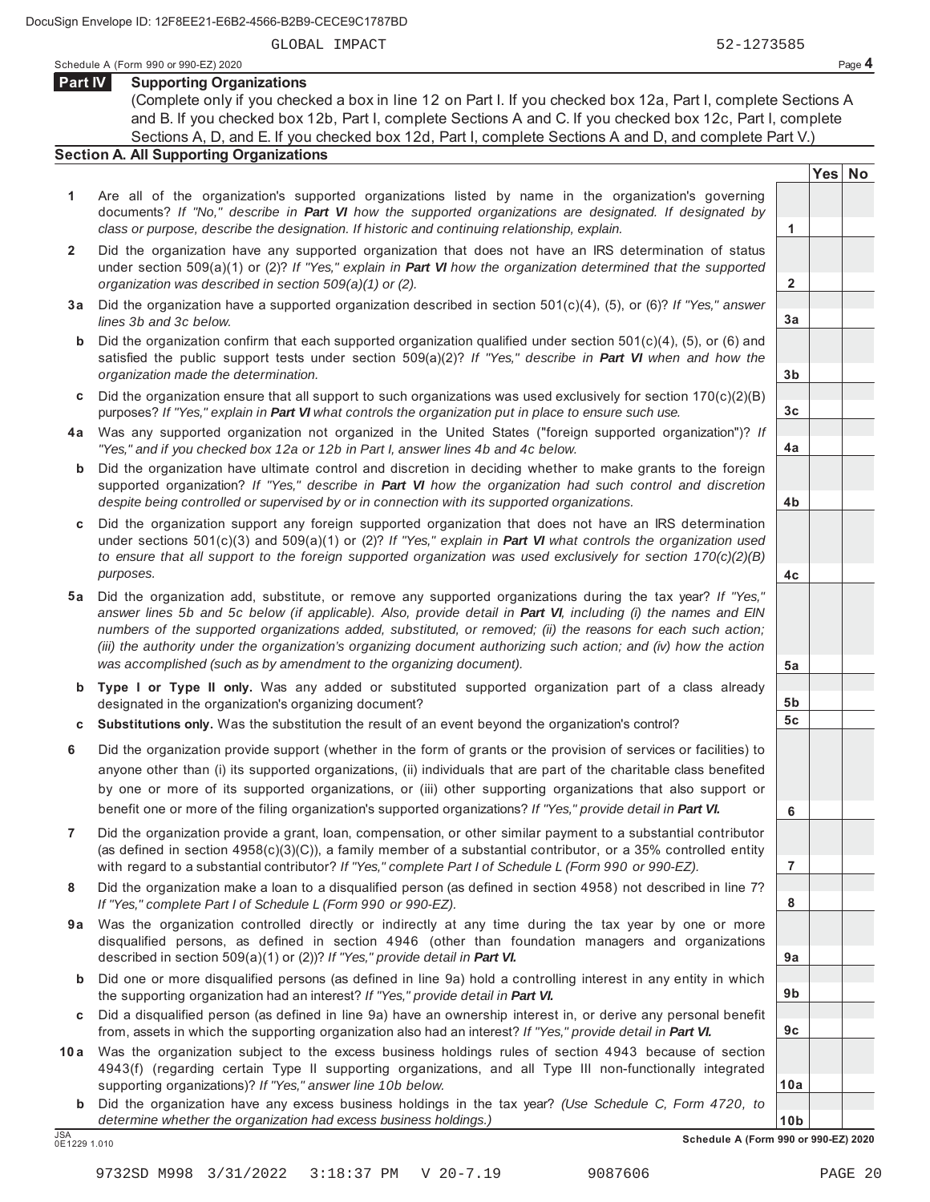GLOBAL IMPACT 52-1273585

Schedule A (Form 990 or 990-EZ) 2020

## Part IV Supporting Organizations

(Complete only if you checked a box in line 12 on Part I. If you checked box 12a, Part I, complete Sections A and B. If you checked box 12b, Part I, complete Sections A and C. If you checked box 12c, Part I, complete Sections A, D, and E. If you checked box 12d, Part I, complete Sections A and D, and complete Part V.)

### Section A. All Supporting Organizations

| | | | Yes | No |
|---|---|---|---|---|
| **1** | Are all of the organization's supported organizations listed by name in the organization's governing documents? *If "No," describe in **Part VI** how the supported organizations are designated. If designated by class or purpose, describe the designation. If historic and continuing relationship, explain.* | 1 | | |
| **2** | Did the organization have any supported organization that does not have an IRS determination of status under section 509(a)(1) or (2)? *If "Yes," explain in **Part VI** how the organization determined that the supported organization was described in section 509(a)(1) or (2).* | 2 | | |
| **3a** | Did the organization have a supported organization described in section 501(c)(4), (5), or (6)? *If "Yes," answer lines 3b and 3c below.* | 3a | | |
| **b** | Did the organization confirm that each supported organization qualified under section 501(c)(4), (5), or (6) and satisfied the public support tests under section 509(a)(2)? *If "Yes," describe in **Part VI** when and how the organization made the determination.* | 3b | | |
| **c** | Did the organization ensure that all support to such organizations was used exclusively for section 170(c)(2)(B) purposes? *If "Yes," explain in **Part VI** what controls the organization put in place to ensure such use.* | 3c | | |
| **4a** | Was any supported organization not organized in the United States ("foreign supported organization")? *If "Yes," and if you checked box 12a or 12b in Part I, answer lines 4b and 4c below.* | 4a | | |
| **b** | Did the organization have ultimate control and discretion in deciding whether to make grants to the foreign supported organization? *If "Yes," describe in **Part VI** how the organization had such control and discretion despite being controlled or supervised by or in connection with its supported organizations.* | 4b | | |
| **c** | Did the organization support any foreign supported organization that does not have an IRS determination under sections 501(c)(3) and 509(a)(1) or (2)? *If "Yes," explain in **Part VI** what controls the organization used to ensure that all support to the foreign supported organization was used exclusively for section 170(c)(2)(B) purposes.* | 4c | | |
| **5a** | Did the organization add, substitute, or remove any supported organizations during the tax year? *If "Yes," answer lines 5b and 5c below (if applicable). Also, provide detail in **Part VI**, including (i) the names and EIN numbers of the supported organizations added, substituted, or removed; (ii) the reasons for each such action; (iii) the authority under the organization's organizing document authorizing such action; and (iv) how the action was accomplished (such as by amendment to the organizing document).* | 5a | | |
| **b** | **Type I or Type II only.** Was any added or substituted supported organization part of a class already designated in the organization's organizing document? | 5b | | |
| **c** | **Substitutions only.** Was the substitution the result of an event beyond the organization's control? | 5c | | |
| **6** | Did the organization provide support (whether in the form of grants or the provision of services or facilities) to anyone other than (i) its supported organizations, (ii) individuals that are part of the charitable class benefited by one or more of its supported organizations, or (iii) other supporting organizations that also support or benefit one or more of the filing organization's supported organizations? *If "Yes," provide detail in **Part VI.*** | 6 | | |
| **7** | Did the organization provide a grant, loan, compensation, or other similar payment to a substantial contributor (as defined in section 4958(c)(3)(C)), a family member of a substantial contributor, or a 35% controlled entity with regard to a substantial contributor? *If "Yes," complete Part I of Schedule L (Form 990 or 990-EZ).* | 7 | | |
| **8** | Did the organization make a loan to a disqualified person (as defined in section 4958) not described in line 7? *If "Yes," complete Part I of Schedule L (Form 990 or 990-EZ).* | 8 | | |
| **9a** | Was the organization controlled directly or indirectly at any time during the tax year by one or more disqualified persons, as defined in section 4946 (other than foundation managers and organizations described in section 509(a)(1) or (2))? *If "Yes," provide detail in **Part VI.*** | 9a | | |
| **b** | Did one or more disqualified persons (as defined in line 9a) hold a controlling interest in any entity in which the supporting organization had an interest? *If "Yes," provide detail in **Part VI.*** | 9b | | |
| **c** | Did a disqualified person (as defined in line 9a) have an ownership interest in, or derive any personal benefit from, assets in which the supporting organization also had an interest? *If "Yes," provide detail in **Part VI.*** | 9c | | |
| **10a** | Was the organization subject to the excess business holdings rules of section 4943 because of section 4943(f) (regarding certain Type II supporting organizations, and all Type III non-functionally integrated supporting organizations)? *If "Yes," answer line 10b below.* | 10a | | |
| **b** | Did the organization have any excess business holdings in the tax year? *(Use Schedule C, Form 4720, to determine whether the organization had excess business holdings.)* | 10b | | |

Schedule A (Form 990 or 990-EZ) 2020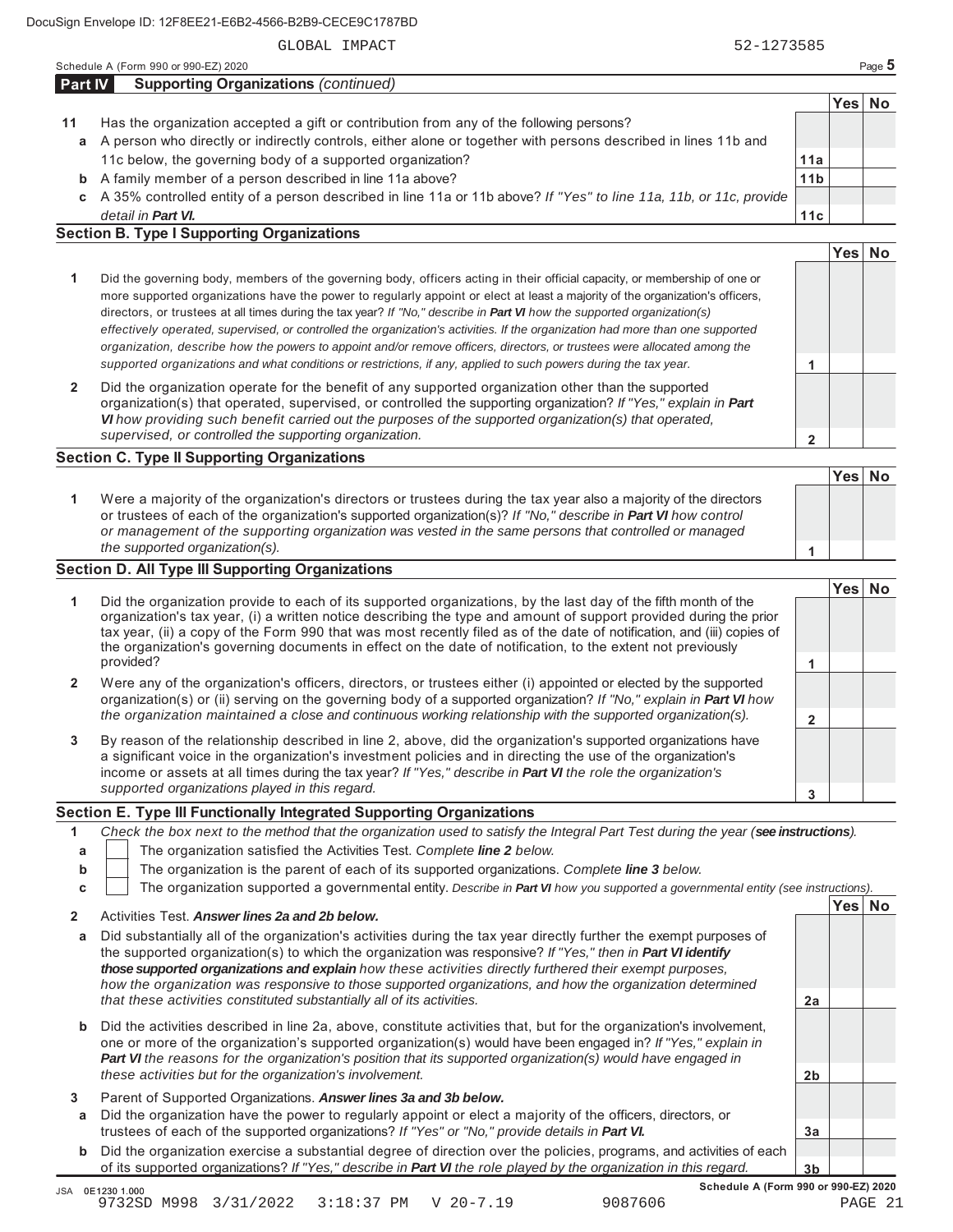GLOBAL IMPACT 52-1273585

Schedule A (Form 990 or 990-EZ) 2020

## Part IV Supporting Organizations *(continued)*

| | | | Yes | No |
|---|---|---|---|---|
| **11** | Has the organization accepted a gift or contribution from any of the following persons? | | | |
| **a** | A person who directly or indirectly controls, either alone or together with persons described in lines 11b and 11c below, the governing body of a supported organization? | **11a** | | |
| **b** | A family member of a person described in line 11a above? | **11b** | | |
| **c** | A 35% controlled entity of a person described in line 11a or 11b above? *If "Yes" to line 11a, 11b, or 11c, provide detail in **Part VI.*** | **11c** | | |

### Section B. Type I Supporting Organizations

| | | | Yes | No |
|---|---|---|---|---|
| **1** | Did the governing body, members of the governing body, officers acting in their official capacity, or membership of one or more supported organizations have the power to regularly appoint or elect at least a majority of the organization's officers, directors, or trustees at all times during the tax year? *If "No," describe in **Part VI** how the supported organization(s) effectively operated, supervised, or controlled the organization's activities. If the organization had more than one supported organization, describe how the powers to appoint and/or remove officers, directors, or trustees were allocated among the supported organizations and what conditions or restrictions, if any, applied to such powers during the tax year.* | **1** | | |
| **2** | Did the organization operate for the benefit of any supported organization other than the supported organization(s) that operated, supervised, or controlled the supporting organization? *If "Yes," explain in **Part VI** how providing such benefit carried out the purposes of the supported organization(s) that operated, supervised, or controlled the supporting organization.* | **2** | | |

### Section C. Type II Supporting Organizations

| | | | Yes | No |
|---|---|---|---|---|
| **1** | Were a majority of the organization's directors or trustees during the tax year also a majority of the directors or trustees of each of the organization's supported organization(s)? *If "No," describe in **Part VI** how control or management of the supporting organization was vested in the same persons that controlled or managed the supported organization(s).* | **1** | | |

### Section D. All Type III Supporting Organizations

| | | | Yes | No |
|---|---|---|---|---|
| **1** | Did the organization provide to each of its supported organizations, by the last day of the fifth month of the organization's tax year, (i) a written notice describing the type and amount of support provided during the prior tax year, (ii) a copy of the Form 990 that was most recently filed as of the date of notification, and (iii) copies of the organization's governing documents in effect on the date of notification, to the extent not previously provided? | **1** | | |
| **2** | Were any of the organization's officers, directors, or trustees either (i) appointed or elected by the supported organization(s) or (ii) serving on the governing body of a supported organization? *If "No," explain in **Part VI** how the organization maintained a close and continuous working relationship with the supported organization(s).* | **2** | | |
| **3** | By reason of the relationship described in line 2, above, did the organization's supported organizations have a significant voice in the organization's investment policies and in directing the use of the organization's income or assets at all times during the tax year? *If "Yes," describe in **Part VI** the role the organization's supported organizations played in this regard.* | **3** | | |

### Section E. Type III Functionally Integrated Supporting Organizations

**1** *Check the box next to the method that the organization used to satisfy the Integral Part Test during the year (**see instructions**).*

- **a** ☐ The organization satisfied the Activities Test. *Complete **line 2** below.*
- **b** ☐ The organization is the parent of each of its supported organizations. *Complete **line 3** below.*
- **c** ☐ The organization supported a governmental entity. *Describe in **Part VI** how you supported a governmental entity (see instructions).*

| | | | Yes | No |
|---|---|---|---|---|
| **2** | Activities Test. ***Answer lines 2a and 2b below.*** | | | |
| **a** | Did substantially all of the organization's activities during the tax year directly further the exempt purposes of the supported organization(s) to which the organization was responsive? *If "Yes," then in **Part VI identify those supported organizations and explain** how these activities directly furthered their exempt purposes, how the organization was responsive to those supported organizations, and how the organization determined that these activities constituted substantially all of its activities.* | **2a** | | |
| **b** | Did the activities described in line 2a, above, constitute activities that, but for the organization's involvement, one or more of the organization's supported organization(s) would have been engaged in? *If "Yes," explain in **Part VI** the reasons for the organization's position that its supported organization(s) would have engaged in these activities but for the organization's involvement.* | **2b** | | |
| **3** | Parent of Supported Organizations. ***Answer lines 3a and 3b below.*** | | | |
| **a** | Did the organization have the power to regularly appoint or elect a majority of the officers, directors, or trustees of each of the supported organizations? *If "Yes" or "No," provide details in **Part VI.*** | **3a** | | |
| **b** | Did the organization exercise a substantial degree of direction over the policies, programs, and activities of each of its supported organizations? *If "Yes," describe in **Part VI** the role played by the organization in this regard.* | **3b** | | |

**Schedule A (Form 990 or 990-EZ) 2020**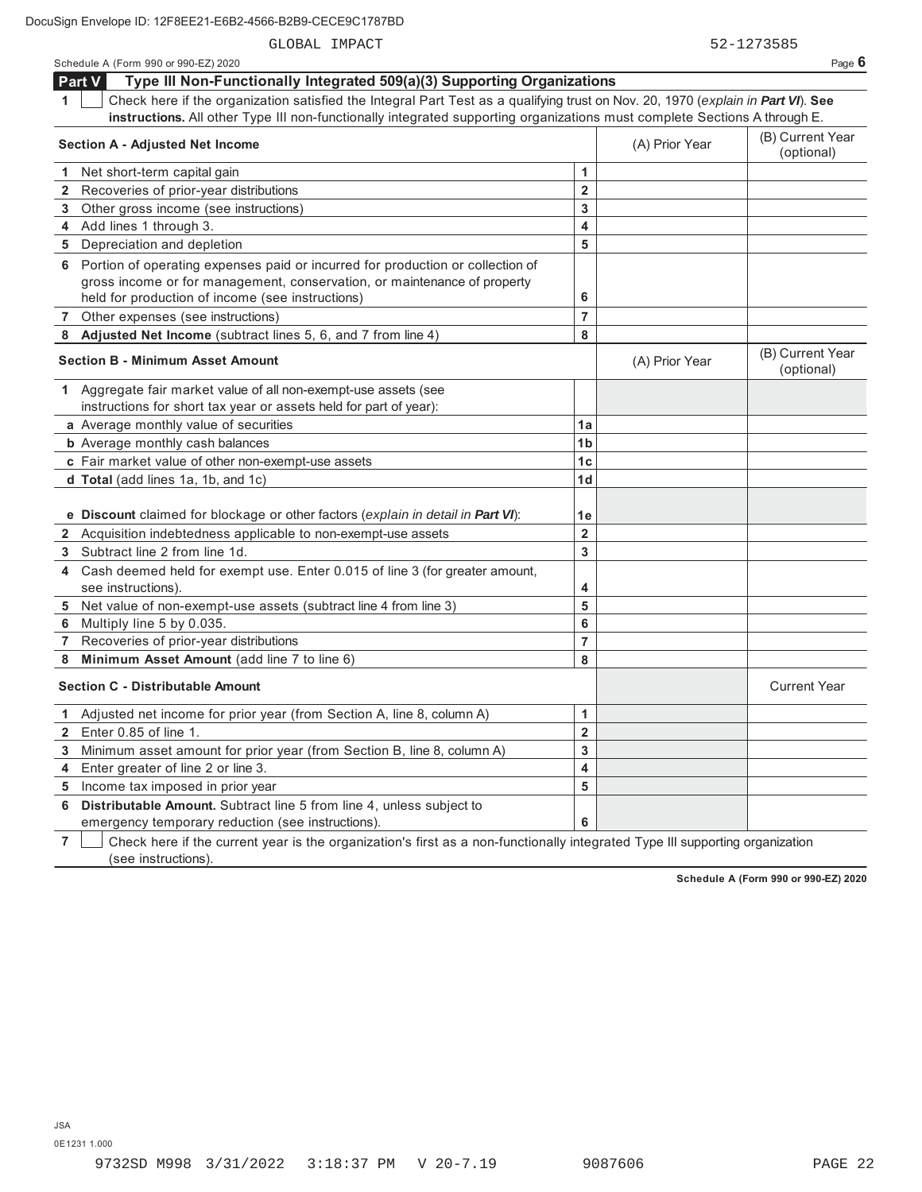DocuSign Envelope ID: 12F8EE21-E6B2-4566-B2B9-CECE9C1787BD

GLOBAL IMPACT 52-1273585

Schedule A (Form 990 or 990-EZ) 2020 Page **6**

## Part V Type III Non-Functionally Integrated 509(a)(3) Supporting Organizations

**1** ☐ Check here if the organization satisfied the Integral Part Test as a qualifying trust on Nov. 20, 1970 (*explain in **Part VI***). **See instructions.** All other Type III non-functionally integrated supporting organizations must complete Sections A through E.

| **Section A - Adjusted Net Income** | | (A) Prior Year | (B) Current Year (optional) |
|---|---|---|---|
| 1 Net short-term capital gain | 1 | | |
| 2 Recoveries of prior-year distributions | 2 | | |
| 3 Other gross income (see instructions) | 3 | | |
| 4 Add lines 1 through 3. | 4 | | |
| 5 Depreciation and depletion | 5 | | |
| 6 Portion of operating expenses paid or incurred for production or collection of gross income or for management, conservation, or maintenance of property held for production of income (see instructions) | 6 | | |
| 7 Other expenses (see instructions) | 7 | | |
| 8 **Adjusted Net Income** (subtract lines 5, 6, and 7 from line 4) | 8 | | |

| **Section B - Minimum Asset Amount** | | (A) Prior Year | (B) Current Year (optional) |
|---|---|---|---|
| 1 Aggregate fair market value of all non-exempt-use assets (see instructions for short tax year or assets held for part of year): | | | |
| **a** Average monthly value of securities | 1a | | |
| **b** Average monthly cash balances | 1b | | |
| **c** Fair market value of other non-exempt-use assets | 1c | | |
| **d Total** (add lines 1a, 1b, and 1c) | 1d | | |
| **e Discount** claimed for blockage or other factors (*explain in detail in **Part VI***): | 1e | | |
| 2 Acquisition indebtedness applicable to non-exempt-use assets | 2 | | |
| 3 Subtract line 2 from line 1d. | 3 | | |
| 4 Cash deemed held for exempt use. Enter 0.015 of line 3 (for greater amount, see instructions). | 4 | | |
| 5 Net value of non-exempt-use assets (subtract line 4 from line 3) | 5 | | |
| 6 Multiply line 5 by 0.035. | 6 | | |
| 7 Recoveries of prior-year distributions | 7 | | |
| 8 **Minimum Asset Amount** (add line 7 to line 6) | 8 | | |

| **Section C - Distributable Amount** | | | Current Year |
|---|---|---|---|
| 1 Adjusted net income for prior year (from Section A, line 8, column A) | 1 | | |
| 2 Enter 0.85 of line 1. | 2 | | |
| 3 Minimum asset amount for prior year (from Section B, line 8, column A) | 3 | | |
| 4 Enter greater of line 2 or line 3. | 4 | | |
| 5 Income tax imposed in prior year | 5 | | |
| 6 **Distributable Amount.** Subtract line 5 from line 4, unless subject to emergency temporary reduction (see instructions). | 6 | | |

**7** ☐ Check here if the current year is the organization's first as a non-functionally integrated Type III supporting organization (see instructions).

**Schedule A (Form 990 or 990-EZ) 2020**

JSA
0E1231 1.000

9732SD M998 3/31/2022 3:18:37 PM V 20-7.19 9087606 PAGE 22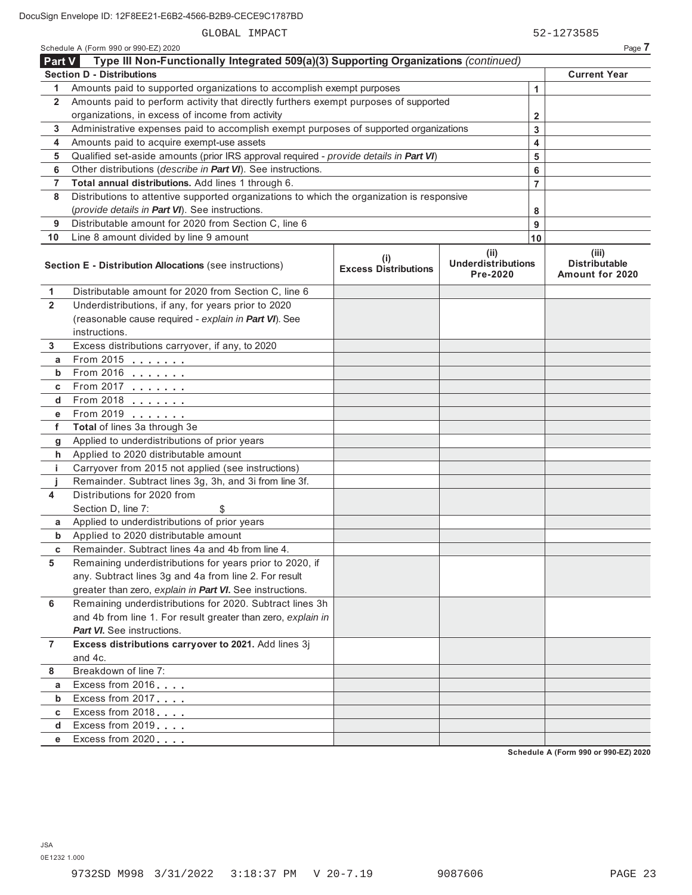DocuSign Envelope ID: 12F8EE21-E6B2-4566-B2B9-CECE9C1787BD

GLOBAL IMPACT 52-1273585

Schedule A (Form 990 or 990-EZ) 2020 Page 7

## Part V Type III Non-Functionally Integrated 509(a)(3) Supporting Organizations *(continued)*

| Section D - Distributions | | | Current Year |
|---|---|---|---|
| 1 | Amounts paid to supported organizations to accomplish exempt purposes | 1 | |
| 2 | Amounts paid to perform activity that directly furthers exempt purposes of supported organizations, in excess of income from activity | 2 | |
| 3 | Administrative expenses paid to accomplish exempt purposes of supported organizations | 3 | |
| 4 | Amounts paid to acquire exempt-use assets | 4 | |
| 5 | Qualified set-aside amounts (prior IRS approval required - *provide details in **Part VI***) | 5 | |
| 6 | Other distributions (*describe in **Part VI***). See instructions. | 6 | |
| 7 | **Total annual distributions.** Add lines 1 through 6. | 7 | |
| 8 | Distributions to attentive supported organizations to which the organization is responsive (*provide details in **Part VI***). See instructions. | 8 | |
| 9 | Distributable amount for 2020 from Section C, line 6 | 9 | |
| 10 | Line 8 amount divided by line 9 amount | 10 | |

| | Section E - Distribution Allocations (see instructions) | (i) Excess Distributions | (ii) Underdistributions Pre-2020 | (iii) Distributable Amount for 2020 |
|---|---|---|---|---|
| 1 | Distributable amount for 2020 from Section C, line 6 | | | |
| 2 | Underdistributions, if any, for years prior to 2020 (reasonable cause required - *explain in **Part VI***). See instructions. | | | |
| 3 | Excess distributions carryover, if any, to 2020 | | | |
| a | From 2015 | | | |
| b | From 2016 | | | |
| c | From 2017 | | | |
| d | From 2018 | | | |
| e | From 2019 | | | |
| f | **Total** of lines 3a through 3e | | | |
| g | Applied to underdistributions of prior years | | | |
| h | Applied to 2020 distributable amount | | | |
| i | Carryover from 2015 not applied (see instructions) | | | |
| j | Remainder. Subtract lines 3g, 3h, and 3i from line 3f. | | | |
| 4 | Distributions for 2020 from Section D, line 7: $ | | | |
| a | Applied to underdistributions of prior years | | | |
| b | Applied to 2020 distributable amount | | | |
| c | Remainder. Subtract lines 4a and 4b from line 4. | | | |
| 5 | Remaining underdistributions for years prior to 2020, if any. Subtract lines 3g and 4a from line 2. For result greater than zero, *explain in **Part VI***. See instructions. | | | |
| 6 | Remaining underdistributions for 2020. Subtract lines 3h and 4b from line 1. For result greater than zero, *explain in **Part VI***. See instructions. | | | |
| 7 | **Excess distributions carryover to 2021.** Add lines 3j and 4c. | | | |
| 8 | Breakdown of line 7: | | | |
| a | Excess from 2016 | | | |
| b | Excess from 2017 | | | |
| c | Excess from 2018 | | | |
| d | Excess from 2019 | | | |
| e | Excess from 2020 | | | |

Schedule A (Form 990 or 990-EZ) 2020

JSA
0E1232 1.000

9732SD M998 3/31/2022 3:18:37 PM V 20-7.19 9087606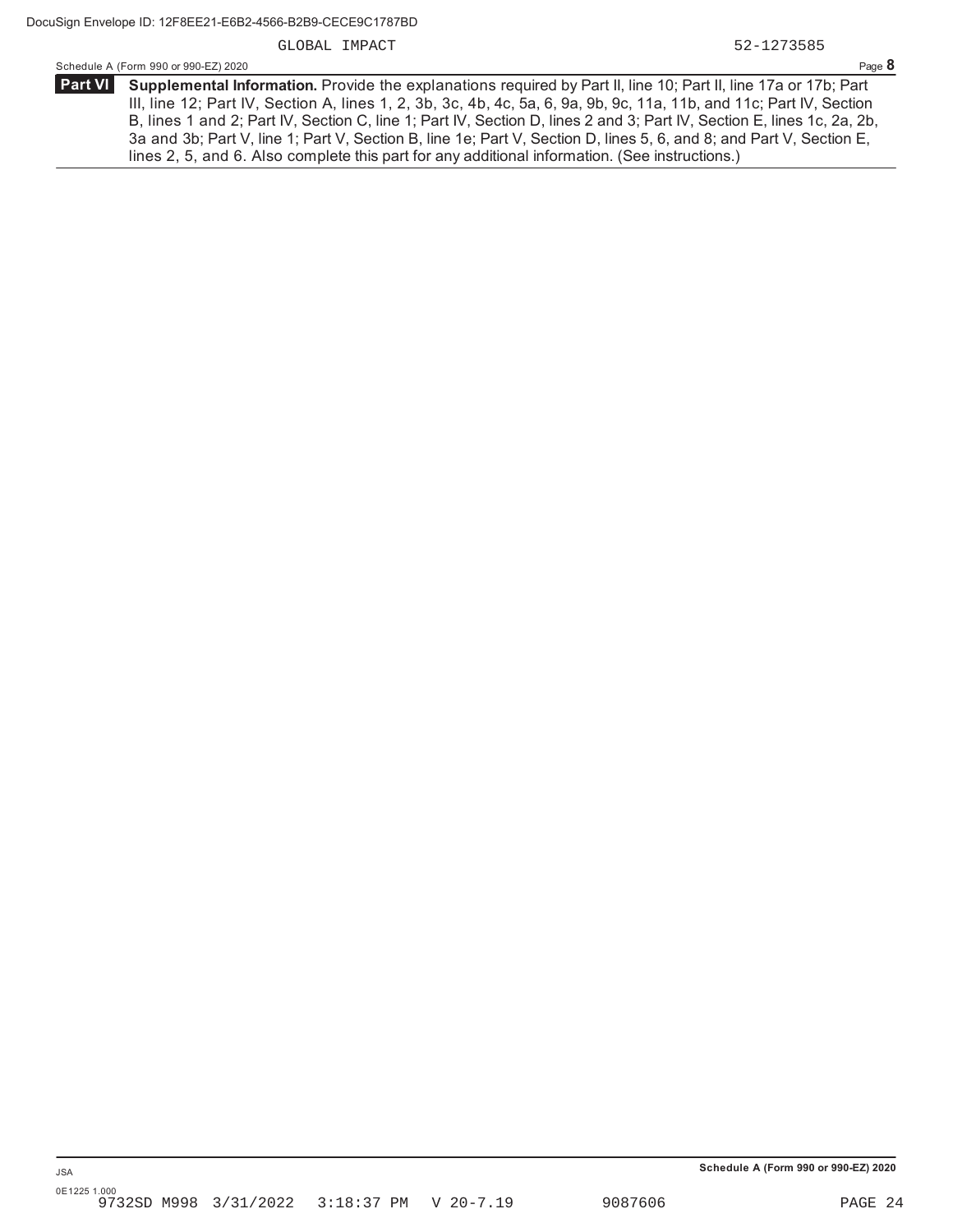GLOBAL IMPACT 52-1273585

**Part VI** **Supplemental Information.** Provide the explanations required by Part II, line 10; Part II, line 17a or 17b; Part III, line 12; Part IV, Section A, lines 1, 2, 3b, 3c, 4b, 4c, 5a, 6, 9a, 9b, 9c, 11a, 11b, and 11c; Part IV, Section B, lines 1 and 2; Part IV, Section C, line 1; Part IV, Section D, lines 2 and 3; Part IV, Section E, lines 1c, 2a, 2b, 3a and 3b; Part V, line 1; Part V, Section B, line 1e; Part V, Section D, lines 5, 6, and 8; and Part V, Section E, lines 2, 5, and 6. Also complete this part for any additional information. (See instructions.)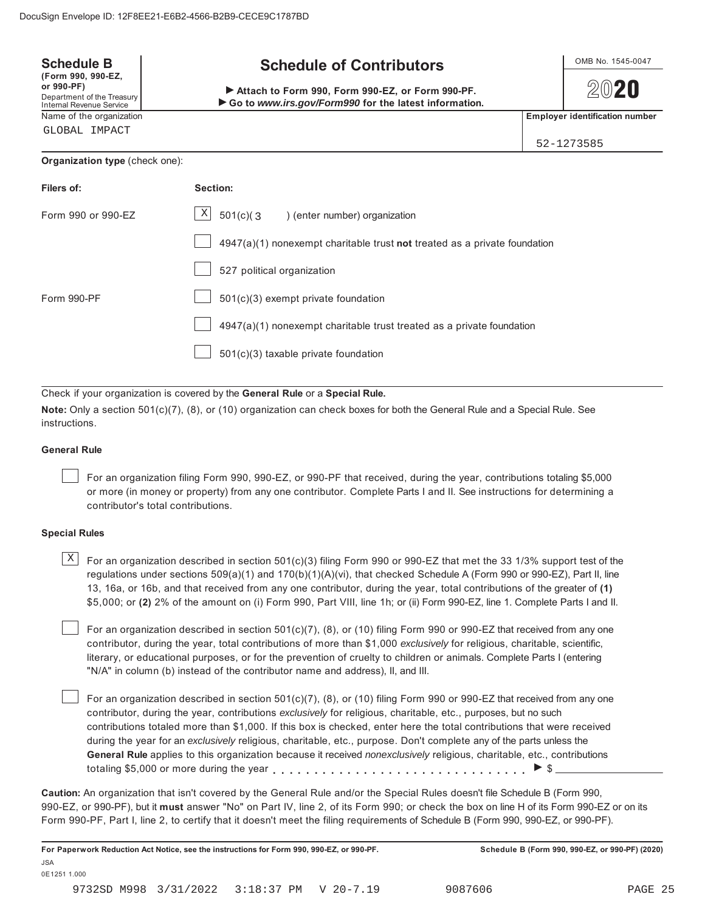DocuSign Envelope ID: 12F8EE21-E6B2-4566-B2B9-CECE9C1787BD

**Schedule B**
**(Form 990, 990-EZ, or 990-PF)**
Department of the Treasury
Internal Revenue Service

# Schedule of Contributors

▶ **Attach to Form 990, Form 990-EZ, or Form 990-PF.**
▶ **Go to *www.irs.gov/Form990* for the latest information.**

OMB No. 1545-0047

**2020**

| Name of the organization | Employer identification number |
|---|---|
| GLOBAL IMPACT | 52-1273585 |

**Organization type** (check one):

| Filers of: | Section: |
|---|---|
| Form 990 or 990-EZ | [X] 501(c)( 3 ) (enter number) organization |
| | [ ] 4947(a)(1) nonexempt charitable trust **not** treated as a private foundation |
| | [ ] 527 political organization |
| Form 990-PF | [ ] 501(c)(3) exempt private foundation |
| | [ ] 4947(a)(1) nonexempt charitable trust treated as a private foundation |
| | [ ] 501(c)(3) taxable private foundation |

Check if your organization is covered by the **General Rule** or a **Special Rule.**

**Note:** Only a section 501(c)(7), (8), or (10) organization can check boxes for both the General Rule and a Special Rule. See instructions.

**General Rule**

[ ] For an organization filing Form 990, 990-EZ, or 990-PF that received, during the year, contributions totaling $5,000 or more (in money or property) from any one contributor. Complete Parts I and II. See instructions for determining a contributor's total contributions.

**Special Rules**

[X] For an organization described in section 501(c)(3) filing Form 990 or 990-EZ that met the 33 1/3% support test of the regulations under sections 509(a)(1) and 170(b)(1)(A)(vi), that checked Schedule A (Form 990 or 990-EZ), Part II, line 13, 16a, or 16b, and that received from any one contributor, during the year, total contributions of the greater of **(1)** $5,000; or **(2)** 2% of the amount on (i) Form 990, Part VIII, line 1h; or (ii) Form 990-EZ, line 1. Complete Parts I and II.

[ ] For an organization described in section 501(c)(7), (8), or (10) filing Form 990 or 990-EZ that received from any one contributor, during the year, total contributions of more than $1,000 *exclusively* for religious, charitable, scientific, literary, or educational purposes, or for the prevention of cruelty to children or animals. Complete Parts I (entering "N/A" in column (b) instead of the contributor name and address), II, and III.

[ ] For an organization described in section 501(c)(7), (8), or (10) filing Form 990 or 990-EZ that received from any one contributor, during the year, contributions *exclusively* for religious, charitable, etc., purposes, but no such contributions totaled more than $1,000. If this box is checked, enter here the total contributions that were received during the year for an *exclusively* religious, charitable, etc., purpose. Don't complete any of the parts unless the **General Rule** applies to this organization because it received *nonexclusively* religious, charitable, etc., contributions totaling $5,000 or more during the year . . . . . . . . . . . . . . . . . . . . . . . . . . . . . . ▶ $ ____________

**Caution:** An organization that isn't covered by the General Rule and/or the Special Rules doesn't file Schedule B (Form 990, 990-EZ, or 990-PF), but it **must** answer "No" on Part IV, line 2, of its Form 990; or check the box on line H of its Form 990-EZ or on its Form 990-PF, Part I, line 2, to certify that it doesn't meet the filing requirements of Schedule B (Form 990, 990-EZ, or 990-PF).

**For Paperwork Reduction Act Notice, see the instructions for Form 990, 990-EZ, or 990-PF.** **Schedule B (Form 990, 990-EZ, or 990-PF) (2020)**

JSA
0E1251 1.000

9732SD M998 3/31/2022 3:18:37 PM V 20-7.19 9087606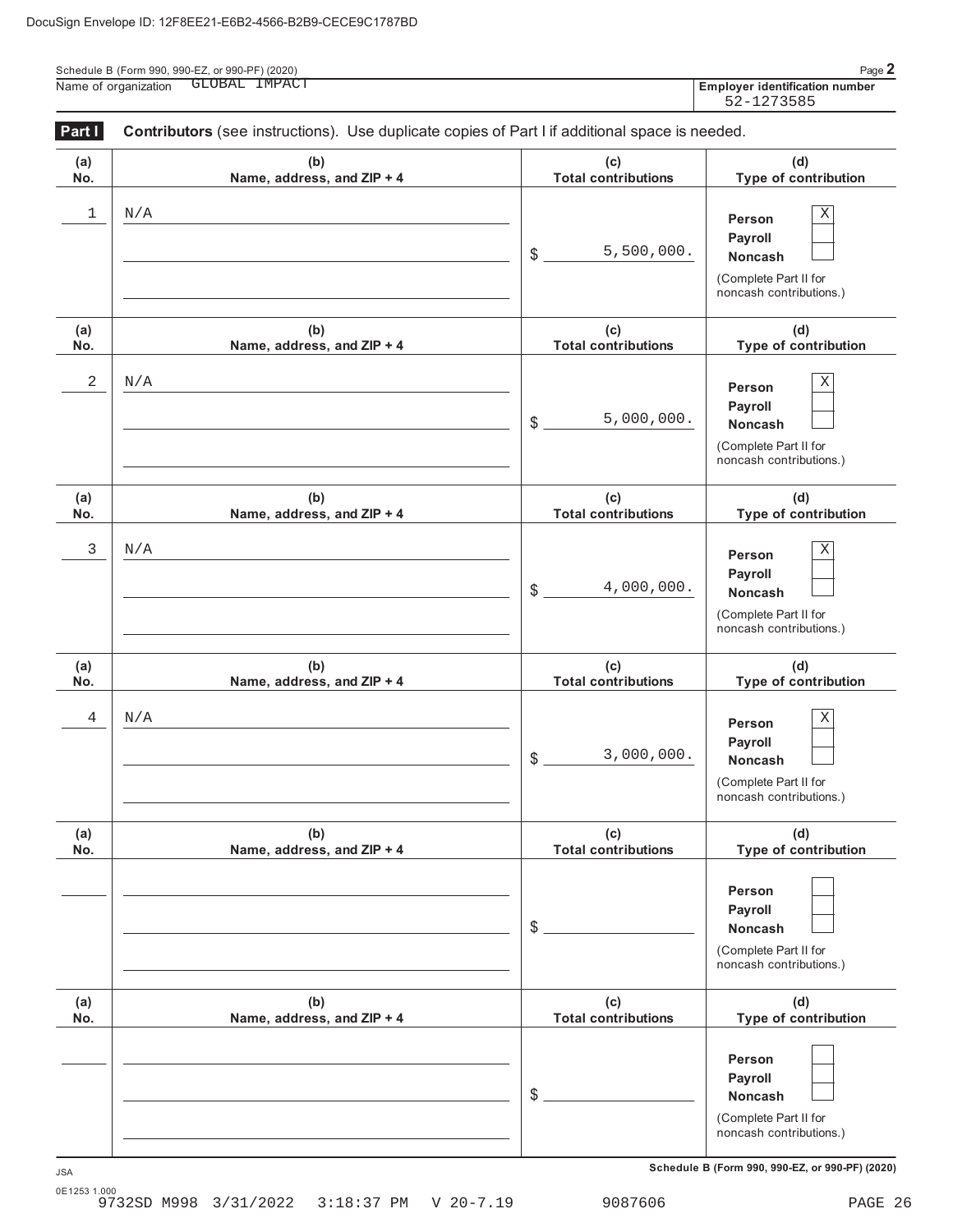Schedule B (Form 990, 990-EZ, or 990-PF) (2020)

Name of organization GLOBAL IMPACT

Employer identification number 52-1273585

**Part I** **Contributors** (see instructions). Use duplicate copies of Part I if additional space is needed.

| (a) No. | (b) Name, address, and ZIP + 4 | (c) Total contributions | (d) Type of contribution |
|---|---|---|---|
| 1 | N/A | $ 5,500,000. | Person [X] Payroll [ ] Noncash [ ] (Complete Part II for noncash contributions.) |
| 2 | N/A | $ 5,000,000. | Person [X] Payroll [ ] Noncash [ ] (Complete Part II for noncash contributions.) |
| 3 | N/A | $ 4,000,000. | Person [X] Payroll [ ] Noncash [ ] (Complete Part II for noncash contributions.) |
| 4 | N/A | $ 3,000,000. | Person [X] Payroll [ ] Noncash [ ] (Complete Part II for noncash contributions.) |
| | | $ | Person [ ] Payroll [ ] Noncash [ ] (Complete Part II for noncash contributions.) |
| | | $ | Person [ ] Payroll [ ] Noncash [ ] (Complete Part II for noncash contributions.) |

JSA

0E1253 1.000

Schedule B (Form 990, 990-EZ, or 990-PF) (2020)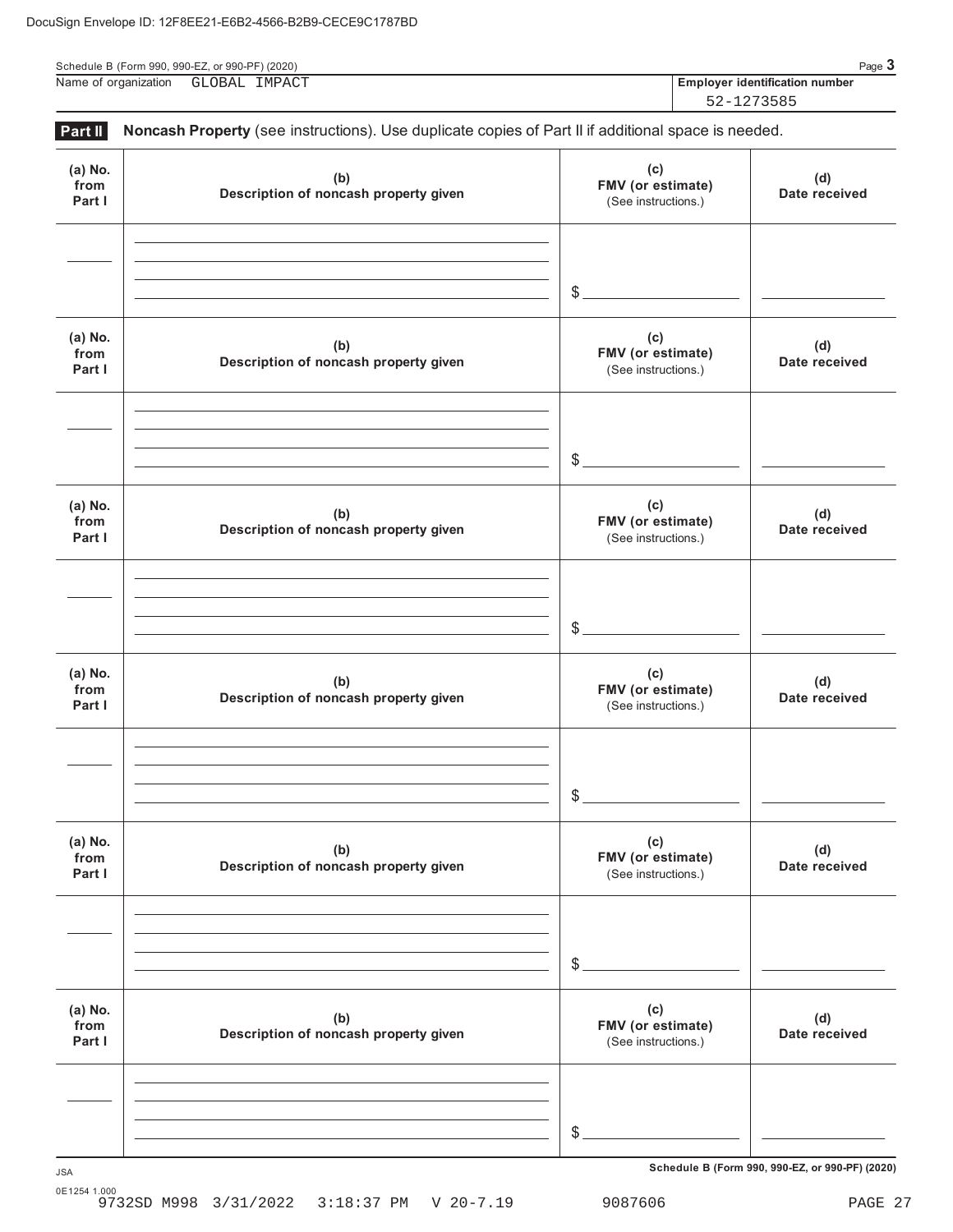DocuSign Envelope ID: 12F8EE21-E6B2-4566-B2B9-CECE9C1787BD

Schedule B (Form 990, 990-EZ, or 990-PF) (2020) Page **3**

Name of organization GLOBAL IMPACT

**Employer identification number** 52-1273585

**Part II** **Noncash Property** (see instructions). Use duplicate copies of Part II if additional space is needed.

| (a) No. from Part I | (b) Description of noncash property given | (c) FMV (or estimate) (See instructions.) | (d) Date received |
|---|---|---|---|
| | | $ | |

| (a) No. from Part I | (b) Description of noncash property given | (c) FMV (or estimate) (See instructions.) | (d) Date received |
|---|---|---|---|
| | | $ | |

| (a) No. from Part I | (b) Description of noncash property given | (c) FMV (or estimate) (See instructions.) | (d) Date received |
|---|---|---|---|
| | | $ | |

| (a) No. from Part I | (b) Description of noncash property given | (c) FMV (or estimate) (See instructions.) | (d) Date received |
|---|---|---|---|
| | | $ | |

| (a) No. from Part I | (b) Description of noncash property given | (c) FMV (or estimate) (See instructions.) | (d) Date received |
|---|---|---|---|
| | | $ | |

| (a) No. from Part I | (b) Description of noncash property given | (c) FMV (or estimate) (See instructions.) | (d) Date received |
|---|---|---|---|
| | | $ | |

JSA

**Schedule B (Form 990, 990-EZ, or 990-PF) (2020)**

0E1254 1.000

9732SD M998 3/31/2022 3:18:37 PM V 20-7.19 9087606 PAGE 27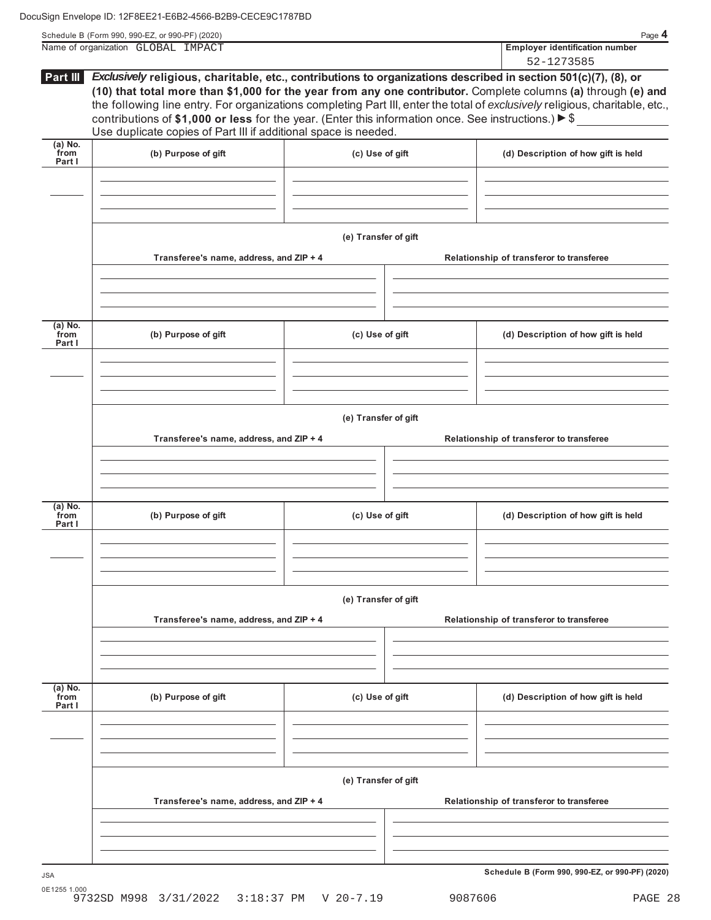DocuSign Envelope ID: 12F8EE21-E6B2-4566-B2B9-CECE9C1787BD

Schedule B (Form 990, 990-EZ, or 990-PF) (2020)

Name of organization GLOBAL IMPACT

**Employer identification number**
52-1273585

**Part III** ***Exclusively* religious, charitable, etc., contributions to organizations described in section 501(c)(7), (8), or (10) that total more than $1,000 for the year from any one contributor.** Complete columns **(a)** through **(e) and** the following line entry. For organizations completing Part III, enter the total of *exclusively* religious, charitable, etc., contributions of **$1,000 or less** for the year. (Enter this information once. See instructions.) ► $

Use duplicate copies of Part III if additional space is needed.

| (a) No. from Part I | (b) Purpose of gift | (c) Use of gift | (d) Description of how gift is held |
|---|---|---|---|
| | | | |

**(e) Transfer of gift**

| Transferee's name, address, and ZIP + 4 | Relationship of transferor to transferee |
|---|---|
| | |

| (a) No. from Part I | (b) Purpose of gift | (c) Use of gift | (d) Description of how gift is held |
|---|---|---|---|
| | | | |

**(e) Transfer of gift**

| Transferee's name, address, and ZIP + 4 | Relationship of transferor to transferee |
|---|---|
| | |

| (a) No. from Part I | (b) Purpose of gift | (c) Use of gift | (d) Description of how gift is held |
|---|---|---|---|
| | | | |

**(e) Transfer of gift**

| Transferee's name, address, and ZIP + 4 | Relationship of transferor to transferee |
|---|---|
| | |

| (a) No. from Part I | (b) Purpose of gift | (c) Use of gift | (d) Description of how gift is held |
|---|---|---|---|
| | | | |

**(e) Transfer of gift**

| Transferee's name, address, and ZIP + 4 | Relationship of transferor to transferee |
|---|---|
| | |

JSA
0E1255 1.000

**Schedule B (Form 990, 990-EZ, or 990-PF) (2020)**

9732SD M998 3/31/2022 3:18:37 PM V 20-7.19 9087606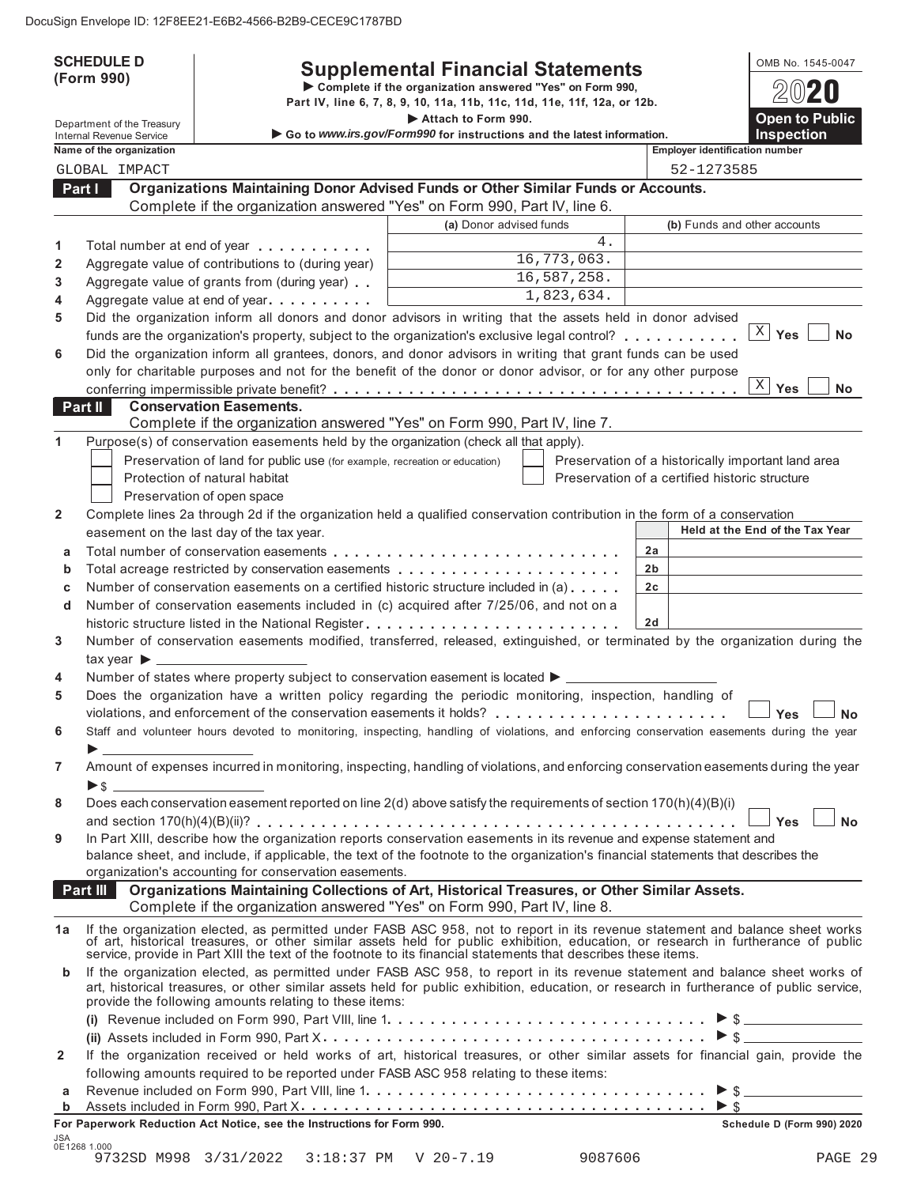DocuSign Envelope ID: 12F8EE21-E6B2-4566-B2B9-CECE9C1787BD

**SCHEDULE D (Form 990)**

Department of the Treasury
Internal Revenue Service

# Supplemental Financial Statements

▶ Complete if the organization answered "Yes" on Form 990, Part IV, line 6, 7, 8, 9, 10, 11a, 11b, 11c, 11d, 11e, 11f, 12a, or 12b.

▶ Attach to Form 990.

▶ Go to *www.irs.gov/Form990* for instructions and the latest information.

OMB No. 1545-0047

**2020**

**Open to Public Inspection**

Name of the organization: GLOBAL IMPACT

Employer identification number: 52-1273585

## Part I Organizations Maintaining Donor Advised Funds or Other Similar Funds or Accounts.

Complete if the organization answered "Yes" on Form 990, Part IV, line 6.

| | | (a) Donor advised funds | (b) Funds and other accounts |
|---|---|---|---|
| 1 | Total number at end of year | 4. | |
| 2 | Aggregate value of contributions to (during year) | 16,773,063. | |
| 3 | Aggregate value of grants from (during year) | 16,587,258. | |
| 4 | Aggregate value at end of year | 1,823,634. | |

5 Did the organization inform all donors and donor advisors in writing that the assets held in donor advised funds are the organization's property, subject to the organization's exclusive legal control? [X] Yes [ ] No

6 Did the organization inform all grantees, donors, and donor advisors in writing that grant funds can be used only for charitable purposes and not for the benefit of the donor or donor advisor, or for any other purpose conferring impermissible private benefit? [X] Yes [ ] No

## Part II Conservation Easements.

Complete if the organization answered "Yes" on Form 990, Part IV, line 7.

1 Purpose(s) of conservation easements held by the organization (check all that apply).

- [ ] Preservation of land for public use (for example, recreation or education)
- [ ] Protection of natural habitat
- [ ] Preservation of open space
- [ ] Preservation of a historically important land area
- [ ] Preservation of a certified historic structure

2 Complete lines 2a through 2d if the organization held a qualified conservation contribution in the form of a conservation easement on the last day of the tax year.

| | | | Held at the End of the Tax Year |
|---|---|---|---|
| a | Total number of conservation easements | 2a | |
| b | Total acreage restricted by conservation easements | 2b | |
| c | Number of conservation easements on a certified historic structure included in (a) | 2c | |
| d | Number of conservation easements included in (c) acquired after 7/25/06, and not on a historic structure listed in the National Register | 2d | |

3 Number of conservation easements modified, transferred, released, extinguished, or terminated by the organization during the tax year ▶

4 Number of states where property subject to conservation easement is located ▶

5 Does the organization have a written policy regarding the periodic monitoring, inspection, handling of violations, and enforcement of the conservation easements it holds? [ ] Yes [ ] No

6 Staff and volunteer hours devoted to monitoring, inspecting, handling of violations, and enforcing conservation easements during the year ▶

7 Amount of expenses incurred in monitoring, inspecting, handling of violations, and enforcing conservation easements during the year ▶ $

8 Does each conservation easement reported on line 2(d) above satisfy the requirements of section 170(h)(4)(B)(i) and section 170(h)(4)(B)(ii)? [ ] Yes [ ] No

9 In Part XIII, describe how the organization reports conservation easements in its revenue and expense statement and balance sheet, and include, if applicable, the text of the footnote to the organization's financial statements that describes the organization's accounting for conservation easements.

## Part III Organizations Maintaining Collections of Art, Historical Treasures, or Other Similar Assets.

Complete if the organization answered "Yes" on Form 990, Part IV, line 8.

1a If the organization elected, as permitted under FASB ASC 958, not to report in its revenue statement and balance sheet works of art, historical treasures, or other similar assets held for public exhibition, education, or research in furtherance of public service, provide in Part XIII the text of the footnote to its financial statements that describes these items.

b If the organization elected, as permitted under FASB ASC 958, to report in its revenue statement and balance sheet works of art, historical treasures, or other similar assets held for public exhibition, education, or research in furtherance of public service, provide the following amounts relating to these items:

(i) Revenue included on Form 990, Part VIII, line 1 ▶ $

(ii) Assets included in Form 990, Part X ▶ $

2 If the organization received or held works of art, historical treasures, or other similar assets for financial gain, provide the following amounts required to be reported under FASB ASC 958 relating to these items:

a Revenue included on Form 990, Part VIII, line 1 ▶ $

b Assets included in Form 990, Part X ▶ $

**For Paperwork Reduction Act Notice, see the Instructions for Form 990.** **Schedule D (Form 990) 2020**

JSA
0E1268 1.000
9732SD M998 3/31/2022 3:18:37 PM V 20-7.19 9087606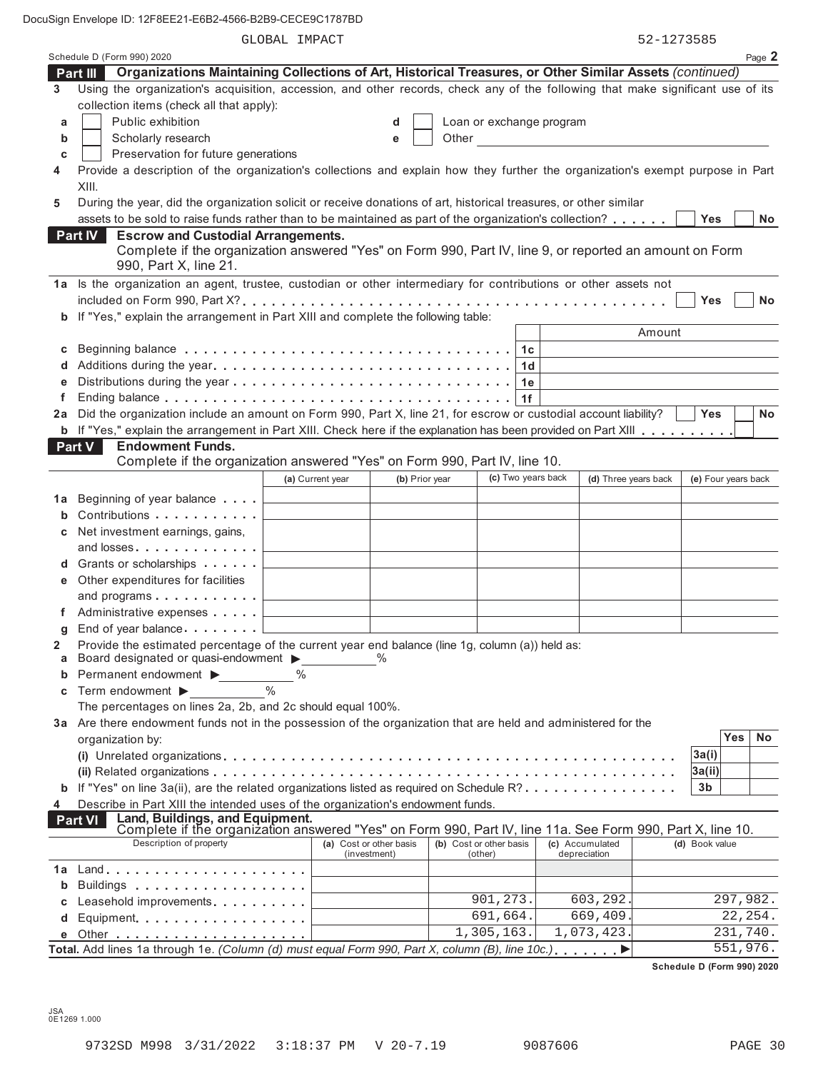GLOBAL IMPACT 52-1273585

Schedule D (Form 990) 2020 Page **2**

**Part III Organizations Maintaining Collections of Art, Historical Treasures, or Other Similar Assets** *(continued)*

**3** Using the organization's acquisition, accession, and other records, check any of the following that make significant use of its collection items (check all that apply):

**a** ☐ Public exhibition
**b** ☐ Scholarly research
**c** ☐ Preservation for future generations
**d** ☐ Loan or exchange program
**e** ☐ Other

**4** Provide a description of the organization's collections and explain how they further the organization's exempt purpose in Part XIII.

**5** During the year, did the organization solicit or receive donations of art, historical treasures, or other similar assets to be sold to raise funds rather than to be maintained as part of the organization's collection? ☐ Yes ☐ No

**Part IV Escrow and Custodial Arrangements.**
Complete if the organization answered "Yes" on Form 990, Part IV, line 9, or reported an amount on Form 990, Part X, line 21.

**1a** Is the organization an agent, trustee, custodian or other intermediary for contributions or other assets not included on Form 990, Part X? ☐ Yes ☐ No

**b** If "Yes," explain the arrangement in Part XIII and complete the following table:

| | | Amount |
|---|---|---|
| **c** Beginning balance | 1c | |
| **d** Additions during the year | 1d | |
| **e** Distributions during the year | 1e | |
| **f** Ending balance | 1f | |

**2a** Did the organization include an amount on Form 990, Part X, line 21, for escrow or custodial account liability? ☐ Yes ☐ No

**b** If "Yes," explain the arrangement in Part XIII. Check here if the explanation has been provided on Part XIII ☐

**Part V Endowment Funds.**
Complete if the organization answered "Yes" on Form 990, Part IV, line 10.

| | (a) Current year | (b) Prior year | (c) Two years back | (d) Three years back | (e) Four years back |
|---|---|---|---|---|---|
| **1a** Beginning of year balance | | | | | |
| **b** Contributions | | | | | |
| **c** Net investment earnings, gains, and losses | | | | | |
| **d** Grants or scholarships | | | | | |
| **e** Other expenditures for facilities and programs | | | | | |
| **f** Administrative expenses | | | | | |
| **g** End of year balance | | | | | |

**2** Provide the estimated percentage of the current year end balance (line 1g, column (a)) held as:

**a** Board designated or quasi-endowment ▶ ____ %
**b** Permanent endowment ▶ ____ %
**c** Term endowment ▶ ____ %

The percentages on lines 2a, 2b, and 2c should equal 100%.

**3a** Are there endowment funds not in the possession of the organization that are held and administered for the organization by:

| | | Yes | No |
|---|---|---|---|
| **(i)** Unrelated organizations | 3a(i) | | |
| **(ii)** Related organizations | 3a(ii) | | |
| **b** If "Yes" on line 3a(ii), are the related organizations listed as required on Schedule R? | 3b | | |

**4** Describe in Part XIII the intended uses of the organization's endowment funds.

**Part VI Land, Buildings, and Equipment.**
Complete if the organization answered "Yes" on Form 990, Part IV, line 11a. See Form 990, Part X, line 10.

| Description of property | (a) Cost or other basis (investment) | (b) Cost or other basis (other) | (c) Accumulated depreciation | (d) Book value |
|---|---|---|---|---|
| **1a** Land | | | | |
| **b** Buildings | | | | |
| **c** Leasehold improvements | | 901,273. | 603,292. | 297,982. |
| **d** Equipment | | 691,664. | 669,409. | 22,254. |
| **e** Other | | 1,305,163. | 1,073,423. | 231,740. |
| **Total.** Add lines 1a through 1e. *(Column (d) must equal Form 990, Part X, column (B), line 10c.)* ▶ | | | | 551,976. |

Schedule D (Form 990) 2020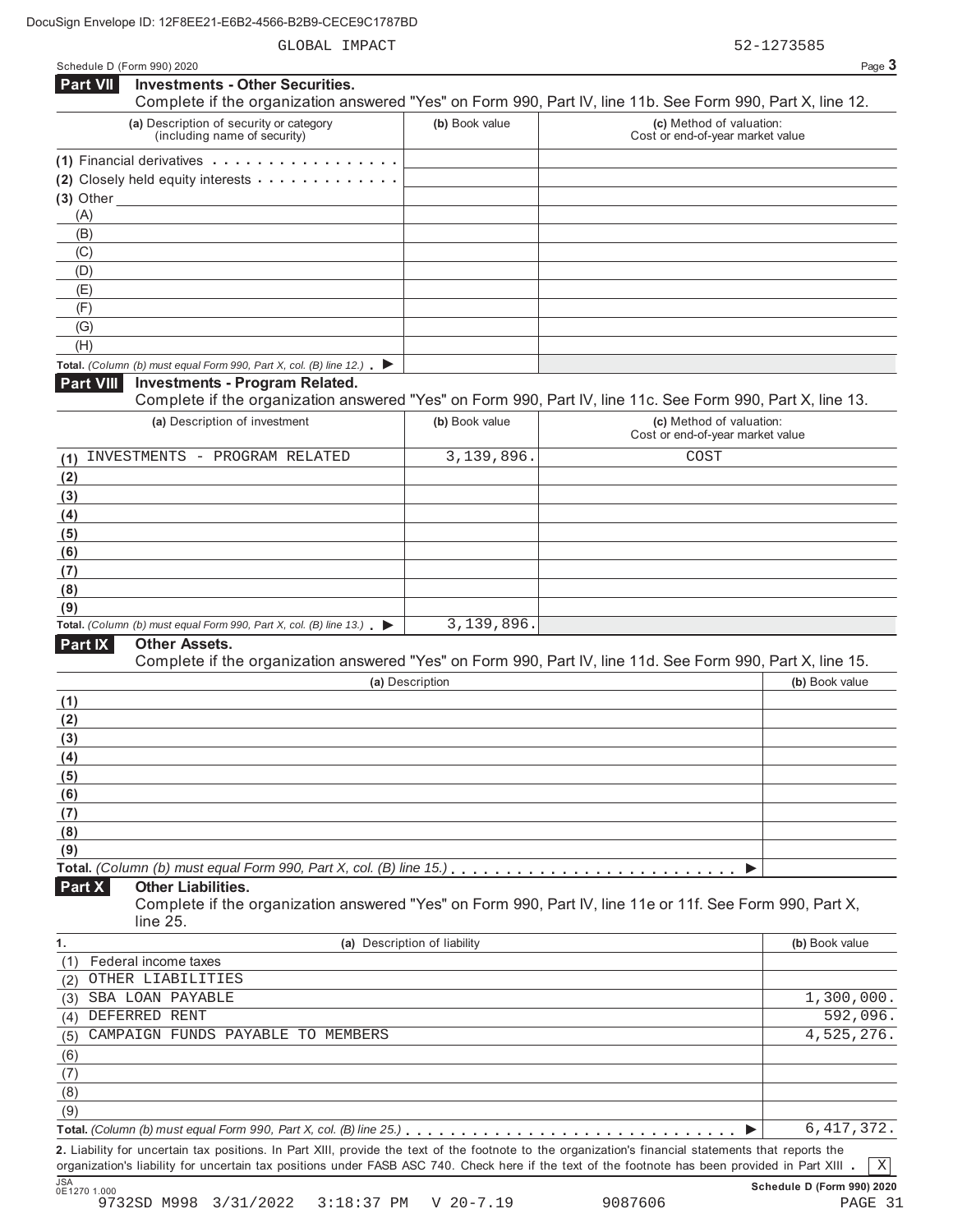DocuSign Envelope ID: 12F8EE21-E6B2-4566-B2B9-CECE9C1787BD

GLOBAL IMPACT 52-1273585

## Part VII Investments - Other Securities.

Complete if the organization answered "Yes" on Form 990, Part IV, line 11b. See Form 990, Part X, line 12.

| (a) Description of security or category (including name of security) | (b) Book value | (c) Method of valuation: Cost or end-of-year market value |
|---|---|---|
| (1) Financial derivatives | | |
| (2) Closely held equity interests | | |
| (3) Other | | |
| (A) | | |
| (B) | | |
| (C) | | |
| (D) | | |
| (E) | | |
| (F) | | |
| (G) | | |
| (H) | | |
| **Total.** *(Column (b) must equal Form 990, Part X, col. (B) line 12.)* ▶ | | |

## Part VIII Investments - Program Related.

Complete if the organization answered "Yes" on Form 990, Part IV, line 11c. See Form 990, Part X, line 13.

| (a) Description of investment | (b) Book value | (c) Method of valuation: Cost or end-of-year market value |
|---|---|---|
| (1) INVESTMENTS - PROGRAM RELATED | 3,139,896. | COST |
| (2) | | |
| (3) | | |
| (4) | | |
| (5) | | |
| (6) | | |
| (7) | | |
| (8) | | |
| (9) | | |
| **Total.** *(Column (b) must equal Form 990, Part X, col. (B) line 13.)* ▶ | 3,139,896. | |

## Part IX Other Assets.

Complete if the organization answered "Yes" on Form 990, Part IV, line 11d. See Form 990, Part X, line 15.

| (a) Description | (b) Book value |
|---|---|
| (1) | |
| (2) | |
| (3) | |
| (4) | |
| (5) | |
| (6) | |
| (7) | |
| (8) | |
| (9) | |
| **Total.** *(Column (b) must equal Form 990, Part X, col. (B) line 15.)* ▶ | |

## Part X Other Liabilities.

Complete if the organization answered "Yes" on Form 990, Part IV, line 11e or 11f. See Form 990, Part X, line 25.

| 1. (a) Description of liability | (b) Book value |
|---|---|
| (1) Federal income taxes | |
| (2) OTHER LIABILITIES | |
| (3) SBA LOAN PAYABLE | 1,300,000. |
| (4) DEFERRED RENT | 592,096. |
| (5) CAMPAIGN FUNDS PAYABLE TO MEMBERS | 4,525,276. |
| (6) | |
| (7) | |
| (8) | |
| (9) | |
| **Total.** *(Column (b) must equal Form 990, Part X, col. (B) line 25.)* ▶ | 6,417,372. |

**2.** Liability for uncertain tax positions. In Part XIII, provide the text of the footnote to the organization's financial statements that reports the organization's liability for uncertain tax positions under FASB ASC 740. Check here if the text of the footnote has been provided in Part XIII . [X]

JSA 0E1270 1.000

**Schedule D (Form 990) 2020**

9732SD M998 3/31/2022 3:18:37 PM V 20-7.19 9087606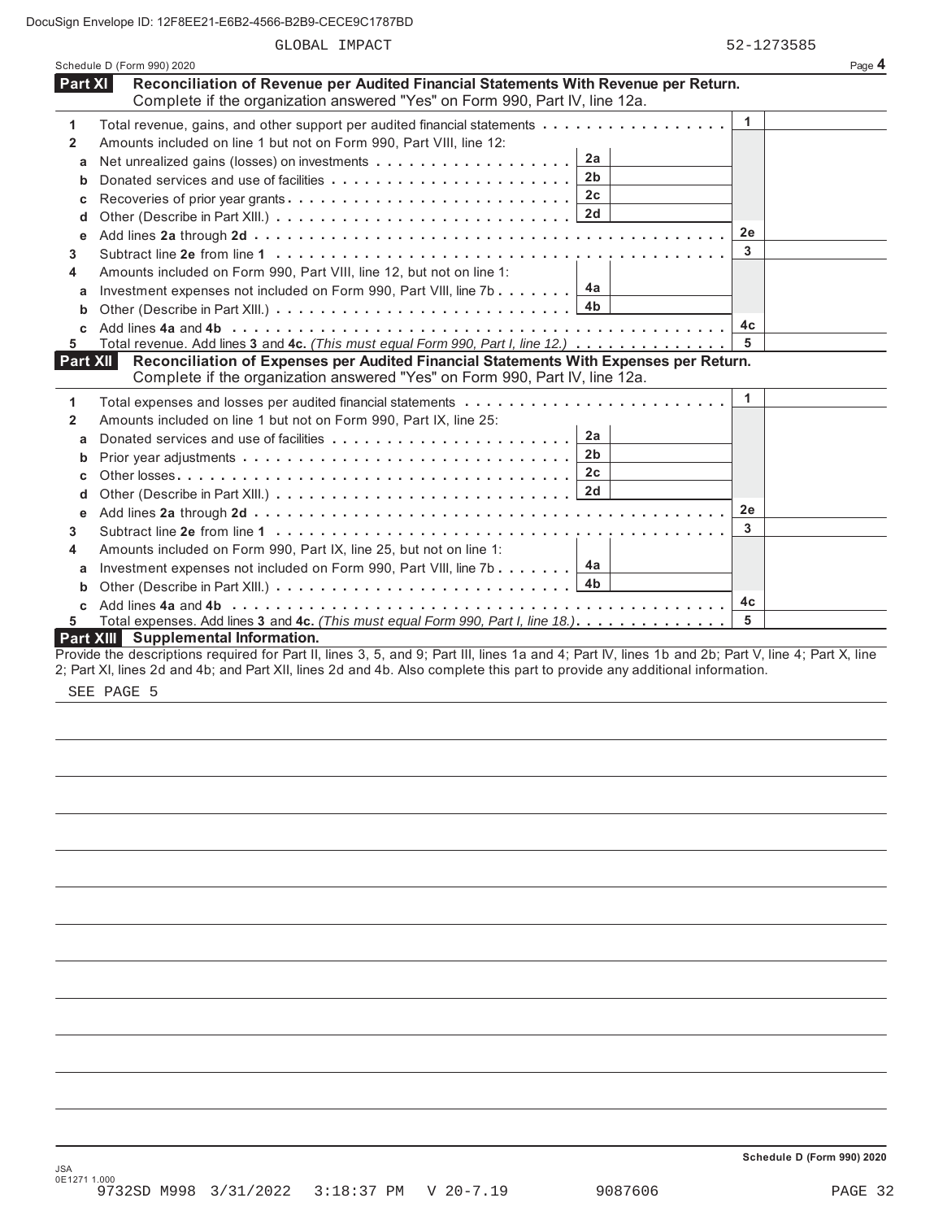GLOBAL IMPACT 52-1273585

Schedule D (Form 990) 2020

**Part XI** **Reconciliation of Revenue per Audited Financial Statements With Revenue per Return.** Complete if the organization answered "Yes" on Form 990, Part IV, line 12a.

| | | | | | |
|---|---|---|---|---|---|
| 1 | Total revenue, gains, and other support per audited financial statements | | | 1 | |
| 2 | Amounts included on line 1 but not on Form 990, Part VIII, line 12: | | | | |
| a | Net unrealized gains (losses) on investments | 2a | | | |
| b | Donated services and use of facilities | 2b | | | |
| c | Recoveries of prior year grants | 2c | | | |
| d | Other (Describe in Part XIII.) | 2d | | | |
| e | Add lines **2a** through **2d** | | | 2e | |
| 3 | Subtract line **2e** from line **1** | | | 3 | |
| 4 | Amounts included on Form 990, Part VIII, line 12, but not on line 1: | | | | |
| a | Investment expenses not included on Form 990, Part VIII, line 7b | 4a | | | |
| b | Other (Describe in Part XIII.) | 4b | | | |
| c | Add lines **4a** and **4b** | | | 4c | |
| 5 | Total revenue. Add lines **3** and **4c.** *(This must equal Form 990, Part I, line 12.)* | | | 5 | |

**Part XII** **Reconciliation of Expenses per Audited Financial Statements With Expenses per Return.** Complete if the organization answered "Yes" on Form 990, Part IV, line 12a.

| | | | | | |
|---|---|---|---|---|---|
| 1 | Total expenses and losses per audited financial statements | | | 1 | |
| 2 | Amounts included on line 1 but not on Form 990, Part IX, line 25: | | | | |
| a | Donated services and use of facilities | 2a | | | |
| b | Prior year adjustments | 2b | | | |
| c | Other losses | 2c | | | |
| d | Other (Describe in Part XIII.) | 2d | | | |
| e | Add lines **2a** through **2d** | | | 2e | |
| 3 | Subtract line **2e** from line **1** | | | 3 | |
| 4 | Amounts included on Form 990, Part IX, line 25, but not on line 1: | | | | |
| a | Investment expenses not included on Form 990, Part VIII, line 7b | 4a | | | |
| b | Other (Describe in Part XIII.) | 4b | | | |
| c | Add lines **4a** and **4b** | | | 4c | |
| 5 | Total expenses. Add lines **3** and **4c.** *(This must equal Form 990, Part I, line 18.)* | | | 5 | |

**Part XIII** **Supplemental Information.**

Provide the descriptions required for Part II, lines 3, 5, and 9; Part III, lines 1a and 4; Part IV, lines 1b and 2b; Part V, line 4; Part X, line 2; Part XI, lines 2d and 4b; and Part XII, lines 2d and 4b. Also complete this part to provide any additional information.

SEE PAGE 5

**Schedule D (Form 990) 2020**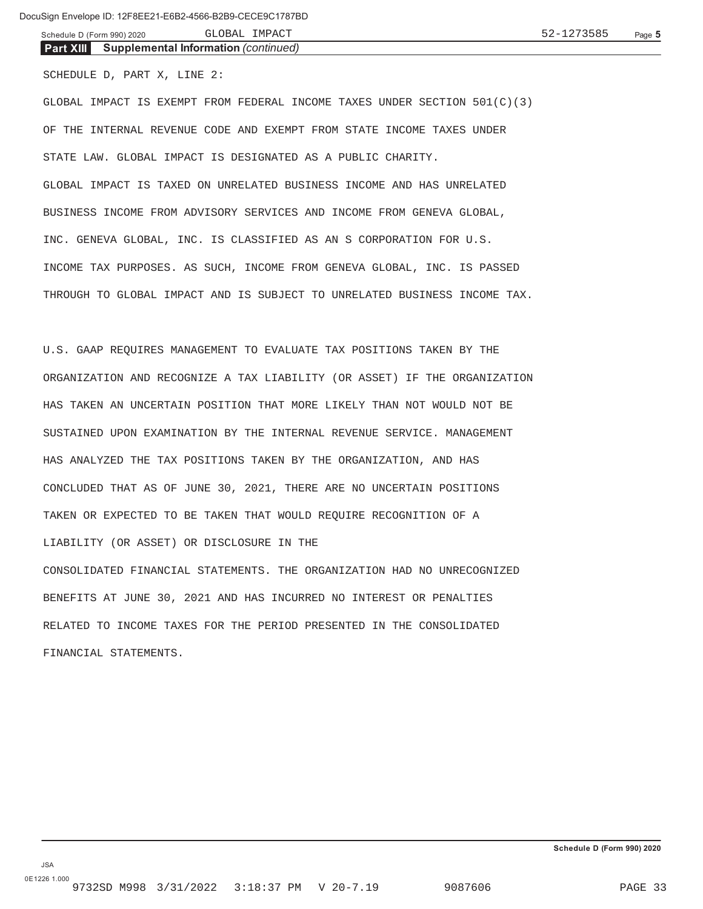**Part XIII** **Supplemental Information** *(continued)*

SCHEDULE D, PART X, LINE 2:

GLOBAL IMPACT IS EXEMPT FROM FEDERAL INCOME TAXES UNDER SECTION 501(C)(3) OF THE INTERNAL REVENUE CODE AND EXEMPT FROM STATE INCOME TAXES UNDER STATE LAW. GLOBAL IMPACT IS DESIGNATED AS A PUBLIC CHARITY.

GLOBAL IMPACT IS TAXED ON UNRELATED BUSINESS INCOME AND HAS UNRELATED BUSINESS INCOME FROM ADVISORY SERVICES AND INCOME FROM GENEVA GLOBAL, INC. GENEVA GLOBAL, INC. IS CLASSIFIED AS AN S CORPORATION FOR U.S. INCOME TAX PURPOSES. AS SUCH, INCOME FROM GENEVA GLOBAL, INC. IS PASSED THROUGH TO GLOBAL IMPACT AND IS SUBJECT TO UNRELATED BUSINESS INCOME TAX.

U.S. GAAP REQUIRES MANAGEMENT TO EVALUATE TAX POSITIONS TAKEN BY THE ORGANIZATION AND RECOGNIZE A TAX LIABILITY (OR ASSET) IF THE ORGANIZATION HAS TAKEN AN UNCERTAIN POSITION THAT MORE LIKELY THAN NOT WOULD NOT BE SUSTAINED UPON EXAMINATION BY THE INTERNAL REVENUE SERVICE. MANAGEMENT HAS ANALYZED THE TAX POSITIONS TAKEN BY THE ORGANIZATION, AND HAS CONCLUDED THAT AS OF JUNE 30, 2021, THERE ARE NO UNCERTAIN POSITIONS TAKEN OR EXPECTED TO BE TAKEN THAT WOULD REQUIRE RECOGNITION OF A LIABILITY (OR ASSET) OR DISCLOSURE IN THE CONSOLIDATED FINANCIAL STATEMENTS. THE ORGANIZATION HAD NO UNRECOGNIZED BENEFITS AT JUNE 30, 2021 AND HAS INCURRED NO INTEREST OR PENALTIES RELATED TO INCOME TAXES FOR THE PERIOD PRESENTED IN THE CONSOLIDATED FINANCIAL STATEMENTS.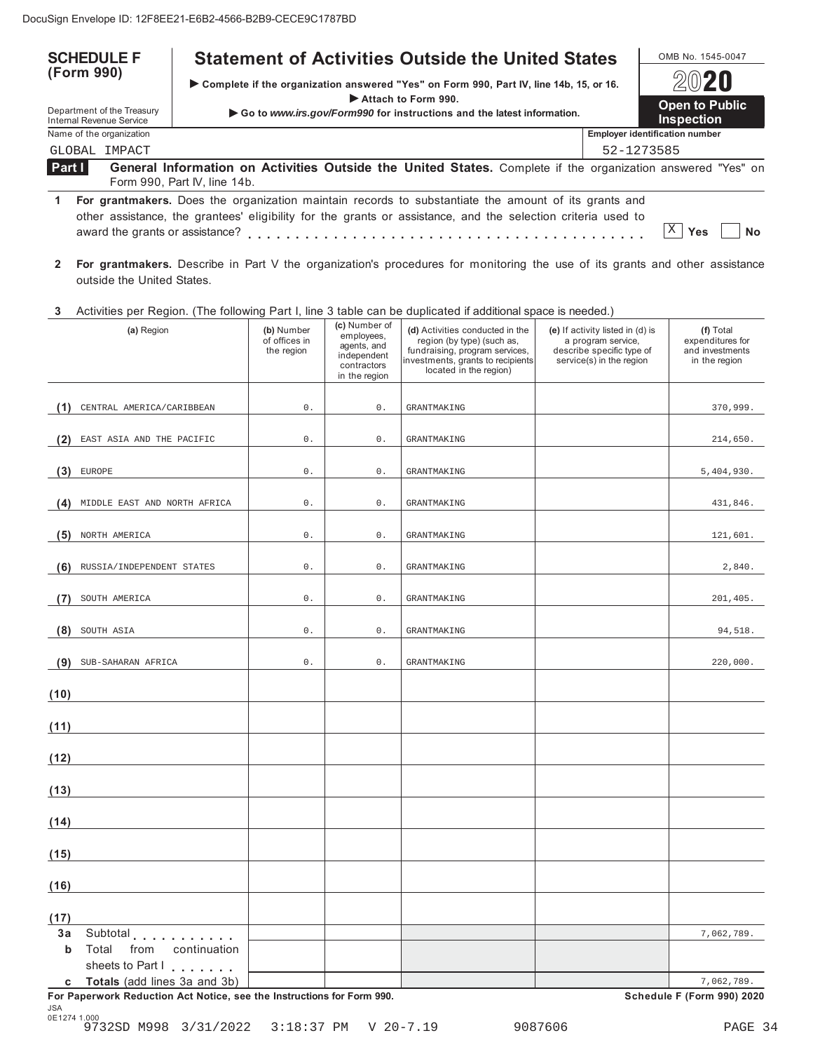DocuSign Envelope ID: 12F8EE21-E6B2-4566-B2B9-CECE9C1787BD

**SCHEDULE F (Form 990)**

Department of the Treasury
Internal Revenue Service

# Statement of Activities Outside the United States

▶ Complete if the organization answered "Yes" on Form 990, Part IV, line 14b, 15, or 16.
▶ Attach to Form 990.
▶ Go to *www.irs.gov/Form990* for instructions and the latest information.

OMB No. 1545-0047

**2020**

**Open to Public Inspection**

Name of the organization: GLOBAL IMPACT

Employer identification number: 52-1273585

**Part I** **General Information on Activities Outside the United States.** Complete if the organization answered "Yes" on Form 990, Part IV, line 14b.

**1** **For grantmakers.** Does the organization maintain records to substantiate the amount of its grants and other assistance, the grantees' eligibility for the grants or assistance, and the selection criteria used to award the grants or assistance? . . . . . . . . . . . . . . . . . . . . . . . . . . . . . . . . . . . . . . . [X] **Yes** [ ] **No**

**2** **For grantmakers.** Describe in Part V the organization's procedures for monitoring the use of its grants and other assistance outside the United States.

**3** Activities per Region. (The following Part I, line 3 table can be duplicated if additional space is needed.)

| | (a) Region | (b) Number of offices in the region | (c) Number of employees, agents, and independent contractors in the region | (d) Activities conducted in the region (by type) (such as, fundraising, program services, investments, grants to recipients located in the region) | (e) If activity listed in (d) is a program service, describe specific type of service(s) in the region | (f) Total expenditures for and investments in the region |
|---|---|---|---|---|---|---|
| (1) | CENTRAL AMERICA/CARIBBEAN | 0. | 0. | GRANTMAKING | | 370,999. |
| (2) | EAST ASIA AND THE PACIFIC | 0. | 0. | GRANTMAKING | | 214,650. |
| (3) | EUROPE | 0. | 0. | GRANTMAKING | | 5,404,930. |
| (4) | MIDDLE EAST AND NORTH AFRICA | 0. | 0. | GRANTMAKING | | 431,846. |
| (5) | NORTH AMERICA | 0. | 0. | GRANTMAKING | | 121,601. |
| (6) | RUSSIA/INDEPENDENT STATES | 0. | 0. | GRANTMAKING | | 2,840. |
| (7) | SOUTH AMERICA | 0. | 0. | GRANTMAKING | | 201,405. |
| (8) | SOUTH ASIA | 0. | 0. | GRANTMAKING | | 94,518. |
| (9) | SUB-SAHARAN AFRICA | 0. | 0. | GRANTMAKING | | 220,000. |
| (10) | | | | | | |
| (11) | | | | | | |
| (12) | | | | | | |
| (13) | | | | | | |
| (14) | | | | | | |
| (15) | | | | | | |
| (16) | | | | | | |
| (17) | | | | | | |
| **3a** | Subtotal . . . . . . . . . . | | | | | 7,062,789. |
| **b** | Total from continuation sheets to Part I . . . . . . . | | | | | |
| **c** | **Totals** (add lines 3a and 3b) | | | | | 7,062,789. |

**For Paperwork Reduction Act Notice, see the Instructions for Form 990.** **Schedule F (Form 990) 2020**

JSA
0E1274 1.000
9732SD M998 3/31/2022 3:18:37 PM V 20-7.19 9087606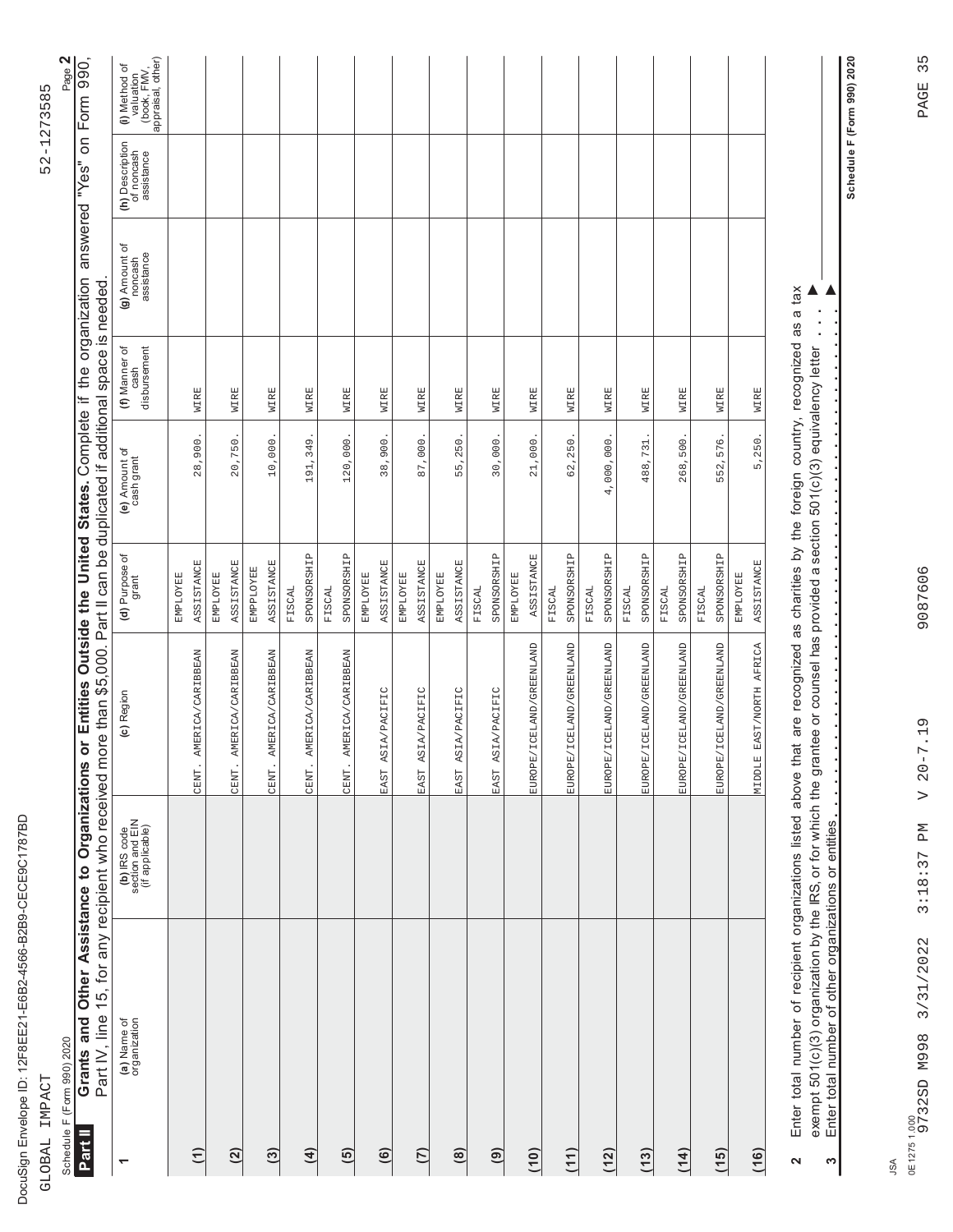GLOBAL IMPACT 52-1273585

Schedule F (Form 990) 2020 Page **2**

**Part II** **Grants and Other Assistance to Organizations or Entities Outside the United States.** Complete if the organization answered "Yes" on Form 990, Part IV, line 15, for any recipient who received more than $5,000. Part II can be duplicated if additional space is needed.

| 1 | (a) Name of organization | (b) IRS code section and EIN (if applicable) | (c) Region | (d) Purpose of grant | (e) Amount of cash grant | (f) Manner of cash disbursement | (g) Amount of noncash assistance | (h) Description of noncash assistance | (i) Method of valuation (book, FMV, appraisal, other) |
|---|---|---|---|---|---|---|---|---|---|
| (1) | | | CENT. AMERICA/CARIBBEAN | EMPLOYEE ASSISTANCE | 28,900. | WIRE | | | |
| (2) | | | CENT. AMERICA/CARIBBEAN | EMPLOYEE ASSISTANCE | 20,750. | WIRE | | | |
| (3) | | | CENT. AMERICA/CARIBBEAN | EMPPLOYEE ASSISTANCE | 10,000. | WIRE | | | |
| (4) | | | CENT. AMERICA/CARIBBEAN | FISCAL SPONSORSHIP | 191,349. | WIRE | | | |
| (5) | | | CENT. AMERICA/CARIBBEAN | FISCAL SPONSORSHIP | 120,000. | WIRE | | | |
| (6) | | | EAST ASIA/PACIFIC | EMPLOYEE ASSISTANCE | 38,900. | WIRE | | | |
| (7) | | | EAST ASIA/PACIFIC | EMPLOYEE ASSISTANCE | 87,000. | WIRE | | | |
| (8) | | | EAST ASIA/PACIFIC | EMPLOYEE ASSISTANCE | 55,250. | WIRE | | | |
| (9) | | | EAST ASIA/PACIFIC | FISCAL SPONSORSHIP | 30,000. | WIRE | | | |
| (10) | | | EUROPE/ICELAND/GREENLAND | EMPLOYEE ASSISTANCE | 21,000. | WIRE | | | |
| (11) | | | EUROPE/ICELAND/GREENLAND | FISCAL SPONSORSHIP | 62,250. | WIRE | | | |
| (12) | | | EUROPE/ICELAND/GREENLAND | FISCAL SPONSORSHIP | 4,000,000. | WIRE | | | |
| (13) | | | EUROPE/ICELAND/GREENLAND | FISCAL SPONSORSHIP | 488,731. | WIRE | | | |
| (14) | | | EUROPE/ICELAND/GREENLAND | FISCAL SPONSORSHIP | 268,500. | WIRE | | | |
| (15) | | | EUROPE/ICELAND/GREENLAND | FISCAL SPONSORSHIP | 552,576. | WIRE | | | |
| (16) | | | MIDDLE EAST/NORTH AFRICA | EMPLOYEE ASSISTANCE | 5,250. | WIRE | | | |

**2** Enter total number of recipient organizations listed above that are recognized as charities by the foreign country, recognized as a tax exempt 501(c)(3) organization by the IRS, or for which the grantee or counsel has provided a section 501(c)(3) equivalency letter . . . ▶

**3** Enter total number of other organizations or entities . . . ▶

Schedule F (Form 990) 2020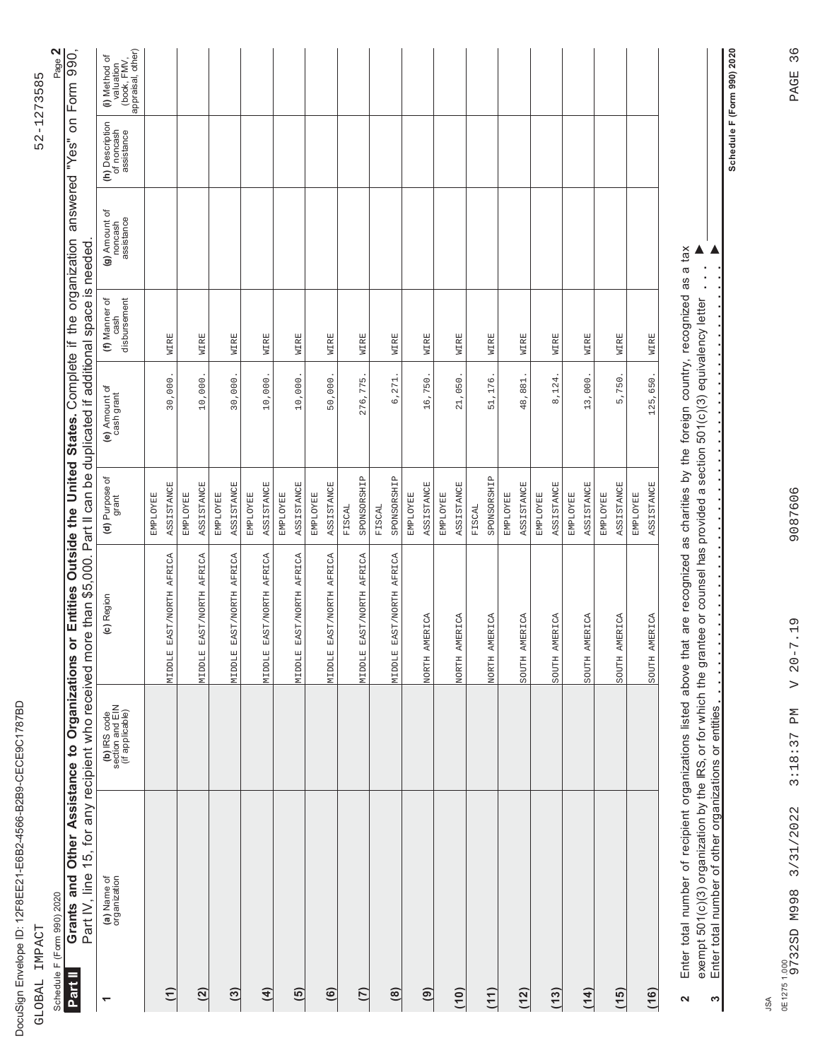## Part II Grants and Other Assistance to Organizations or Entities Outside the United States.

Complete if the organization answered "Yes" on Form 990, Part IV, line 15, for any recipient who received more than $5,000. Part II can be duplicated if additional space is needed.

| 1 | (a) Name of organization | (b) IRS code section and EIN (if applicable) | (c) Region | (d) Purpose of grant | (e) Amount of cash grant | (f) Manner of cash disbursement | (g) Amount of noncash assistance | (h) Description of noncash assistance | (i) Method of valuation (book, FMV, appraisal, other) |
|---|---|---|---|---|---|---|---|---|---|
| (1) | | | MIDDLE EAST/NORTH AFRICA | EMPLOYEE ASSISTANCE | 30,000. | WIRE | | | |
| (2) | | | MIDDLE EAST/NORTH AFRICA | EMPLOYEE ASSISTANCE | 10,000. | WIRE | | | |
| (3) | | | MIDDLE EAST/NORTH AFRICA | EMPLOYEE ASSISTANCE | 30,000. | WIRE | | | |
| (4) | | | MIDDLE EAST/NORTH AFRICA | EMPLOYEE ASSISTANCE | 10,000. | WIRE | | | |
| (5) | | | MIDDLE EAST/NORTH AFRICA | EMPLOYEE ASSISTANCE | 10,000. | WIRE | | | |
| (6) | | | MIDDLE EAST/NORTH AFRICA | EMPLOYEE ASSISTANCE | 50,000. | WIRE | | | |
| (7) | | | MIDDLE EAST/NORTH AFRICA | FISCAL SPONSORSHIP | 276,775. | WIRE | | | |
| (8) | | | MIDDLE EAST/NORTH AFRICA | FISCAL SPONSORSHIP | 6,271. | WIRE | | | |
| (9) | | | NORTH AMERICA | EMPLOYEE ASSISTANCE | 16,750. | WIRE | | | |
| (10) | | | NORTH AMERICA | EMPLOYEE ASSISTANCE | 21,050. | WIRE | | | |
| (11) | | | NORTH AMERICA | FISCAL SPONSORSHIP | 51,176. | WIRE | | | |
| (12) | | | SOUTH AMERICA | EMPLOYEE ASSISTANCE | 48,881. | WIRE | | | |
| (13) | | | SOUTH AMERICA | EMPLOYEE ASSISTANCE | 8,124. | WIRE | | | |
| (14) | | | SOUTH AMERICA | EMPLOYEE ASSISTANCE | 13,000. | WIRE | | | |
| (15) | | | SOUTH AMERICA | EMPLOYEE ASSISTANCE | 5,750. | WIRE | | | |
| (16) | | | SOUTH AMERICA | EMPLOYEE ASSISTANCE | 125,650. | WIRE | | | |

2 Enter total number of recipient organizations listed above that are recognized as charities by the foreign country, recognized as a tax exempt 501(c)(3) organization by the IRS, or for which the grantee or counsel has provided a section 501(c)(3) equivalency letter . . . ▶

3 Enter total number of other organizations or entities . . . ▶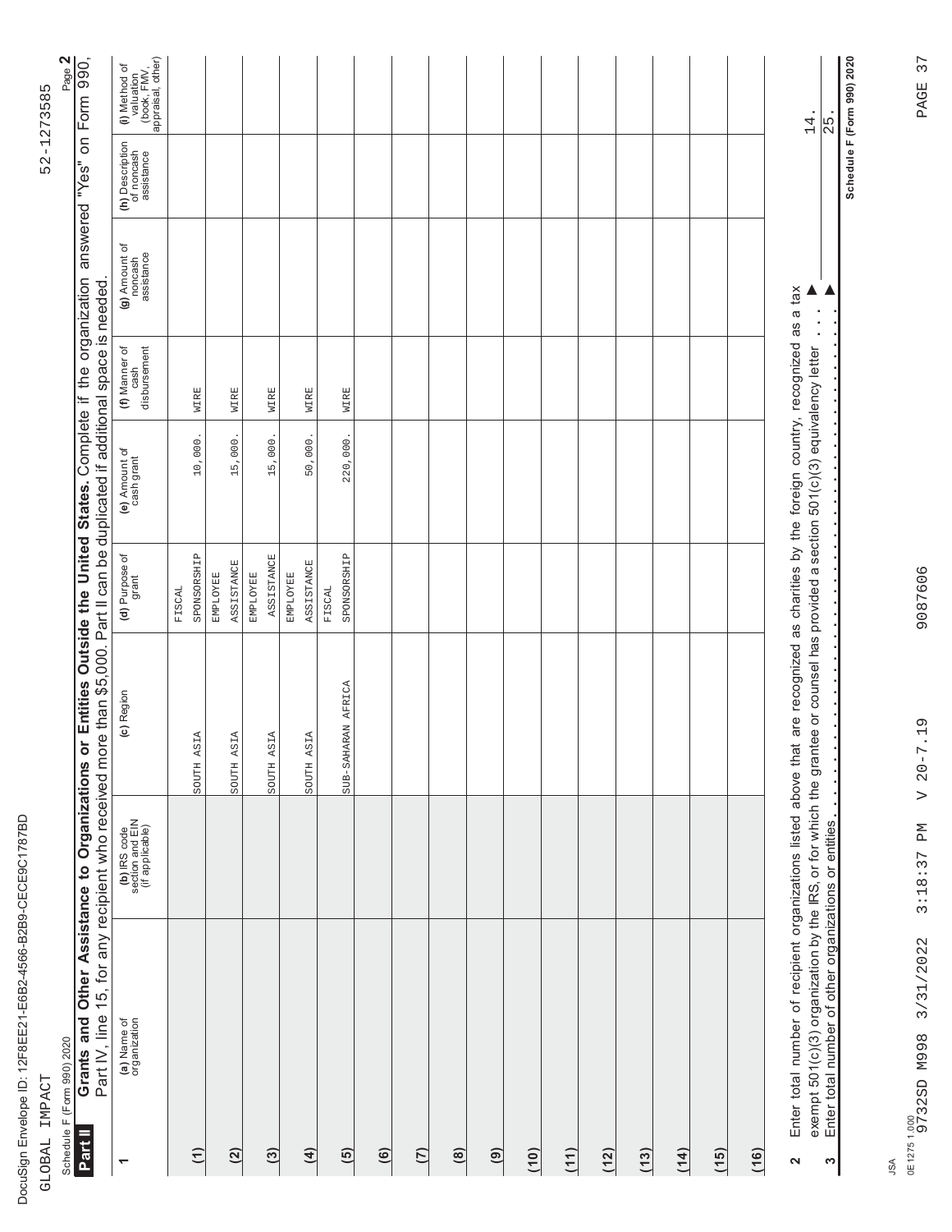GLOBAL IMPACT

52-1273585

Schedule F (Form 990) 2020 Page **2**

**Part II** **Grants and Other Assistance to Organizations or Entities Outside the United States.** Complete if the organization answered "Yes" on Form 990, Part IV, line 15, for any recipient who received more than $5,000. Part II can be duplicated if additional space is needed.

| 1 | (a) Name of organization | (b) IRS code section and EIN (if applicable) | (c) Region | (d) Purpose of grant | (e) Amount of cash grant | (f) Manner of cash disbursement | (g) Amount of noncash assistance | (h) Description of noncash assistance | (i) Method of valuation (book, FMV, appraisal, other) |
|---|---|---|---|---|---|---|---|---|---|
| (1) | | | SOUTH ASIA | FISCAL SPONSORSHIP | 10,000. | WIRE | | | |
| (2) | | | SOUTH ASIA | EMPLOYEE ASSISTANCE | 15,000. | WIRE | | | |
| (3) | | | SOUTH ASIA | EMPLOYEE ASSISTANCE | 15,000. | WIRE | | | |
| (4) | | | SOUTH ASIA | EMPLOYEE ASSISTANCE | 50,000. | WIRE | | | |
| (5) | | | SUB-SAHARAN AFRICA | FISCAL SPONSORSHIP | 220,000. | WIRE | | | |
| (6) | | | | | | | | | |
| (7) | | | | | | | | | |
| (8) | | | | | | | | | |
| (9) | | | | | | | | | |
| (10) | | | | | | | | | |
| (11) | | | | | | | | | |
| (12) | | | | | | | | | |
| (13) | | | | | | | | | |
| (14) | | | | | | | | | |
| (15) | | | | | | | | | |
| (16) | | | | | | | | | |

**2** Enter total number of recipient organizations listed above that are recognized as charities by the foreign country, recognized as a tax exempt 501(c)(3) organization by the IRS, or for which the grantee or counsel has provided a section 501(c)(3) equivalency letter . . . ▶ 14.

**3** Enter total number of other organizations or entities . . . ▶ 25.

**Schedule F (Form 990) 2020**

JSA 0E1275 1.000
9732SD M998 3/31/2022 3:18:37 PM V 20-7.19 9087606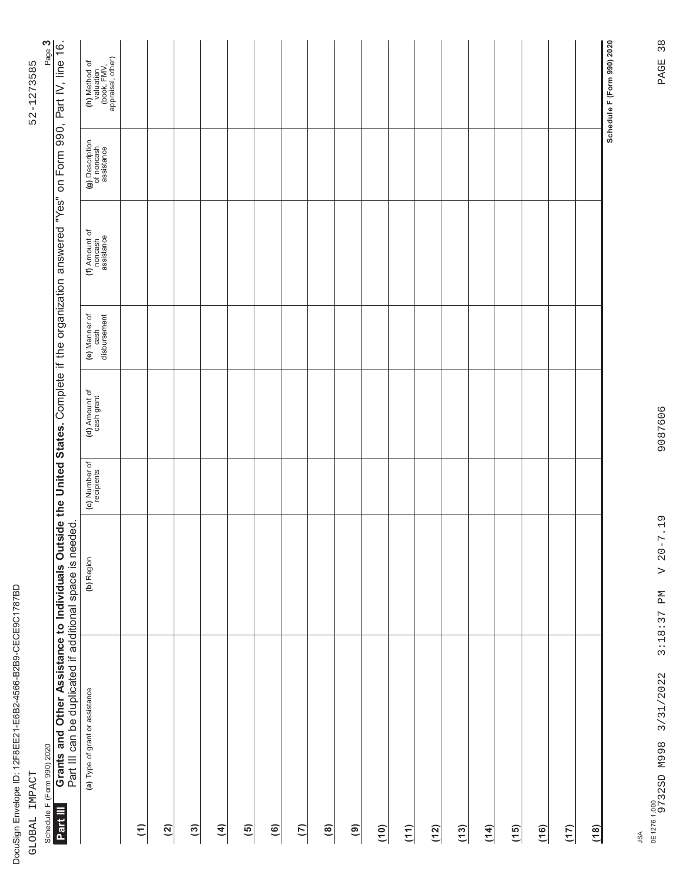DocuSign Envelope ID: 12F8EE21-E6B2-4566-B2B9-CECE9C1787BD

GLOBAL IMPACT 52-1273585

Schedule F (Form 990) 2020

## Part III Grants and Other Assistance to Individuals Outside the United States. Complete if the organization answered "Yes" on Form 990, Part IV, line 16.

Part III can be duplicated if additional space is needed.

| | (a) Type of grant or assistance | (b) Region | (c) Number of recipients | (d) Amount of cash grant | (e) Manner of cash disbursement | (f) Amount of noncash assistance | (g) Description of noncash assistance | (h) Method of valuation (book, FMV, appraisal, other) |
|---|---|---|---|---|---|---|---|---|
| (1) | | | | | | | | |
| (2) | | | | | | | | |
| (3) | | | | | | | | |
| (4) | | | | | | | | |
| (5) | | | | | | | | |
| (6) | | | | | | | | |
| (7) | | | | | | | | |
| (8) | | | | | | | | |
| (9) | | | | | | | | |
| (10) | | | | | | | | |
| (11) | | | | | | | | |
| (12) | | | | | | | | |
| (13) | | | | | | | | |
| (14) | | | | | | | | |
| (15) | | | | | | | | |
| (16) | | | | | | | | |
| (17) | | | | | | | | |
| (18) | | | | | | | | |

Schedule F (Form 990) 2020

JSA
0E1276 1.000
9732SD M998 3/31/2022 3:18:37 PM V 20-7.19 9087606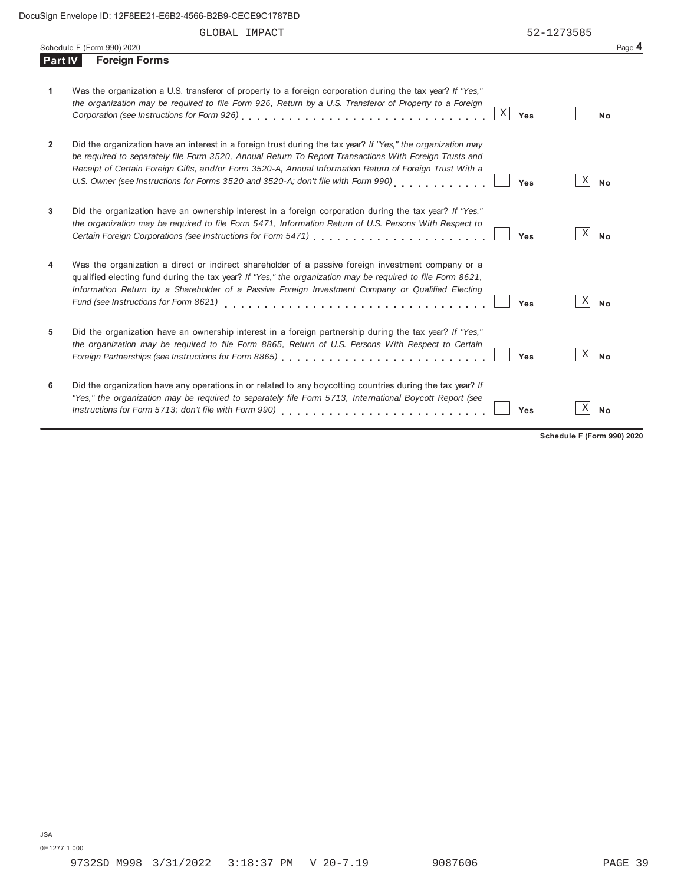GLOBAL IMPACT 52-1273585

Schedule F (Form 990) 2020 Page **4**

## Part IV Foreign Forms

1 Was the organization a U.S. transferor of property to a foreign corporation during the tax year? *If "Yes," the organization may be required to file Form 926, Return by a U.S. Transferor of Property to a Foreign Corporation (see Instructions for Form 926)* . . . . . . . . . . . . . . . . . . . . . . . . . . . . . . [X] **Yes** [ ] **No**

2 Did the organization have an interest in a foreign trust during the tax year? *If "Yes," the organization may be required to separately file Form 3520, Annual Return To Report Transactions With Foreign Trusts and Receipt of Certain Foreign Gifts, and/or Form 3520-A, Annual Information Return of Foreign Trust With a U.S. Owner (see Instructions for Forms 3520 and 3520-A; don't file with Form 990)* . . . . . . . . . . . [ ] **Yes** [X] **No**

3 Did the organization have an ownership interest in a foreign corporation during the tax year? *If "Yes," the organization may be required to file Form 5471, Information Return of U.S. Persons With Respect to Certain Foreign Corporations (see Instructions for Form 5471)* . . . . . . . . . . . . . . . . . . . . . . [ ] **Yes** [X] **No**

4 Was the organization a direct or indirect shareholder of a passive foreign investment company or a qualified electing fund during the tax year? *If "Yes," the organization may be required to file Form 8621, Information Return by a Shareholder of a Passive Foreign Investment Company or Qualified Electing Fund (see Instructions for Form 8621)* . . . . . . . . . . . . . . . . . . . . . . . . . . . . . . . . [ ] **Yes** [X] **No**

5 Did the organization have an ownership interest in a foreign partnership during the tax year? *If "Yes," the organization may be required to file Form 8865, Return of U.S. Persons With Respect to Certain Foreign Partnerships (see Instructions for Form 8865)* . . . . . . . . . . . . . . . . . . . . . . . . . [ ] **Yes** [X] **No**

6 Did the organization have any operations in or related to any boycotting countries during the tax year? *If "Yes," the organization may be required to separately file Form 5713, International Boycott Report (see Instructions for Form 5713; don't file with Form 990)* . . . . . . . . . . . . . . . . . . . . . . . . . [ ] **Yes** [X] **No**

**Schedule F (Form 990) 2020**

JSA
0E1277 1.000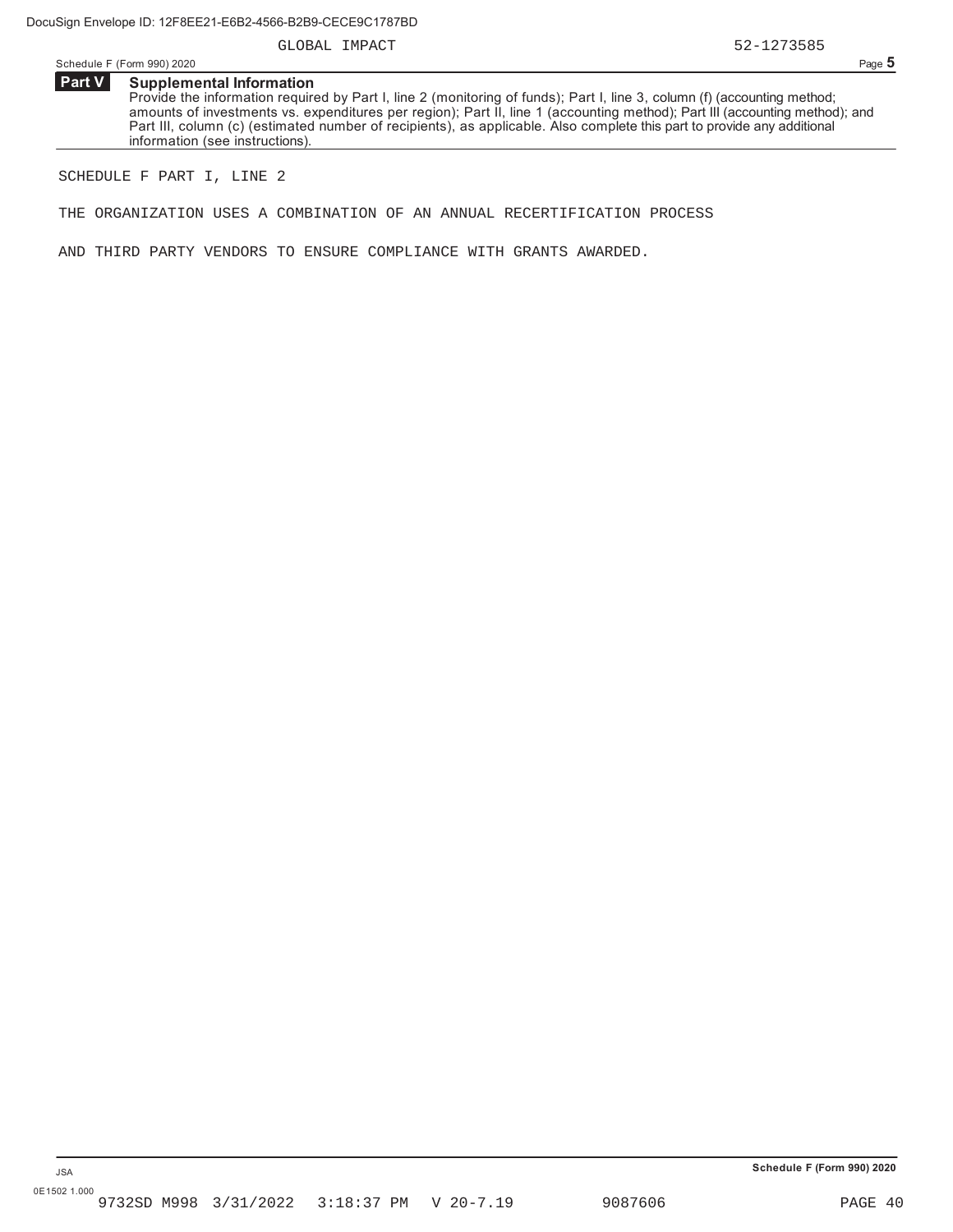GLOBAL IMPACT 52-1273585

## Part V Supplemental Information

Provide the information required by Part I, line 2 (monitoring of funds); Part I, line 3, column (f) (accounting method; amounts of investments vs. expenditures per region); Part II, line 1 (accounting method); Part III (accounting method); and Part III, column (c) (estimated number of recipients), as applicable. Also complete this part to provide any additional information (see instructions).

SCHEDULE F PART I, LINE 2

THE ORGANIZATION USES A COMBINATION OF AN ANNUAL RECERTIFICATION PROCESS

AND THIRD PARTY VENDORS TO ENSURE COMPLIANCE WITH GRANTS AWARDED.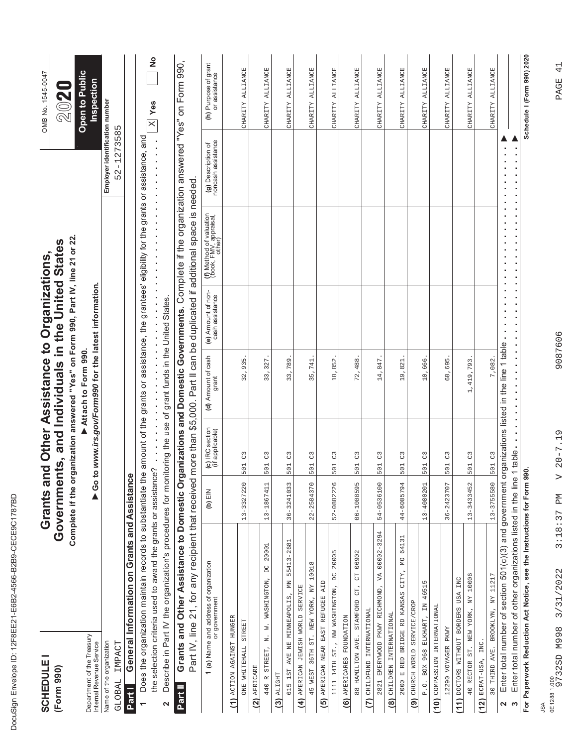DocuSign Envelope ID: 12F8EE21-E6B2-4566-B2B9-CECE9C1787BD

**SCHEDULE I (Form 990)**

Department of the Treasury Internal Revenue Service

# Grants and Other Assistance to Organizations, Governments, and Individuals in the United States

**Complete if the organization answered "Yes" on Form 990, Part IV, line 21 or 22.**

**▶ Attach to Form 990.**

**▶ Go to www.irs.gov/Form990 for the latest information.**

OMB No. 1545-0047

**2020**

**Open to Public Inspection**

Name of the organization: GLOBAL IMPACT

Employer identification number: 52-1273585

**Part I — General Information on Grants and Assistance**

1 Does the organization maintain records to substantiate the amount of the grants or assistance, the grantees' eligibility for the grants or assistance, and the selection criteria used to award the grants or assistance? . . . . . . . . [X] Yes [ ] No

2 Describe in Part IV the organization's procedures for monitoring the use of grant funds in the United States.

**Part II — Grants and Other Assistance to Domestic Organizations and Domestic Governments.** Complete if the organization answered "Yes" on Form 990, Part IV, line 21, for any recipient that received more than $5,000. Part II can be duplicated if additional space is needed.

| 1 (a) Name and address of organization or government | (b) EIN | (c) IRC section (if applicable) | (d) Amount of cash grant | (e) Amount of non-cash assistance | (f) Method of valuation (book, FMV, appraisal, other) | (g) Description of noncash assistance | (h) Purpose of grant or assistance |
|---|---|---|---|---|---|---|---|
| (1) ACTION AGAINST HUNGER<br>ONE WHITEHALL STREET | 13-3327220 | 501 C3 | 32,935. | | | | CHARITY ALLIANCE |
| (2) AFRICARE<br>440 R STREET, N. W. WASHINGTON, DC 20001 | 13-1867411 | 501 C3 | 33,327. | | | | CHARITY ALLIANCE |
| (3) ALIGHT<br>615 1ST AVE NE MINNEAPOLIS, MN 55413-2681 | 36-3241033 | 501 C3 | 33,789. | | | | CHARITY ALLIANCE |
| (4) AMERICAN JEWISH WORLD SERVICE<br>45 WEST 36TH ST. NEW YORK, NY 10018 | 22-2584370 | 501 C3 | 35,741. | | | | CHARITY ALLIANCE |
| (5) AMERICAN NEAR EAST REFUGEE AID<br>1111 14TH ST., NW WASHINGTON, DC 20005 | 52-0882226 | 501 C3 | 18,852. | | | | CHARITY ALLIANCE |
| (6) AMERICARES FOUNDATION<br>88 HAMILTON AVE. STAMFORD CT, CT 06902 | 06-1008595 | 501 C3 | 72,488. | | | | CHARITY ALLIANCE |
| (7) CHILDFUND INTERNATIONAL<br>2821 EMERYWOOD PKWY RICHMOND, VA 00002-3294 | 54-0536100 | 501 C3 | 14,847. | | | | CHARITY ALLIANCE |
| (8) CHILDREN INTERNATIONAL<br>2000 E RED BRIDGE RD KANSAS CITY, MO 64131 | 44-6005794 | 501 C3 | 19,821. | | | | CHARITY ALLIANCE |
| (9) CHURCH WORLD SERVICE/CROP<br>P.O. BOX 968 ELKHART, IN 46515 | 13-4080201 | 501 C3 | 10,666. | | | | CHARITY ALLIANCE |
| (10) COMPASSION INTERNATIONAL<br>12290 VOYAGER PKWY | 36-2423707 | 501 C3 | 68,695. | | | | CHARITY ALLIANCE |
| (11) DOCTORS WITHOUT BORDERS USA INC<br>40 RECTOR ST. NEW YORK, NY 10006 | 13-3433452 | 501 C3 | 1,419,793. | | | | CHARITY ALLIANCE |
| (12) ECPAT-USA, INC.<br>30 THIRD AVE. BROOKLYN, NY 11217 | 13-3755580 | 501 C3 | 7,082. | | | | CHARITY ALLIANCE |

2 Enter total number of section 501(c)(3) and government organizations listed in the line 1 table . . . . . . . . ▶

3 Enter total number of other organizations listed in the line 1 table . . . . . . . . ▶

**For Paperwork Reduction Act Notice, see the Instructions for Form 990.**

**Schedule I (Form 990) 2020**

JSA
0E1288 1.000
9732SD M998 3/31/2022 3:18:37 PM V 20-7.19 9087606 PAGE 41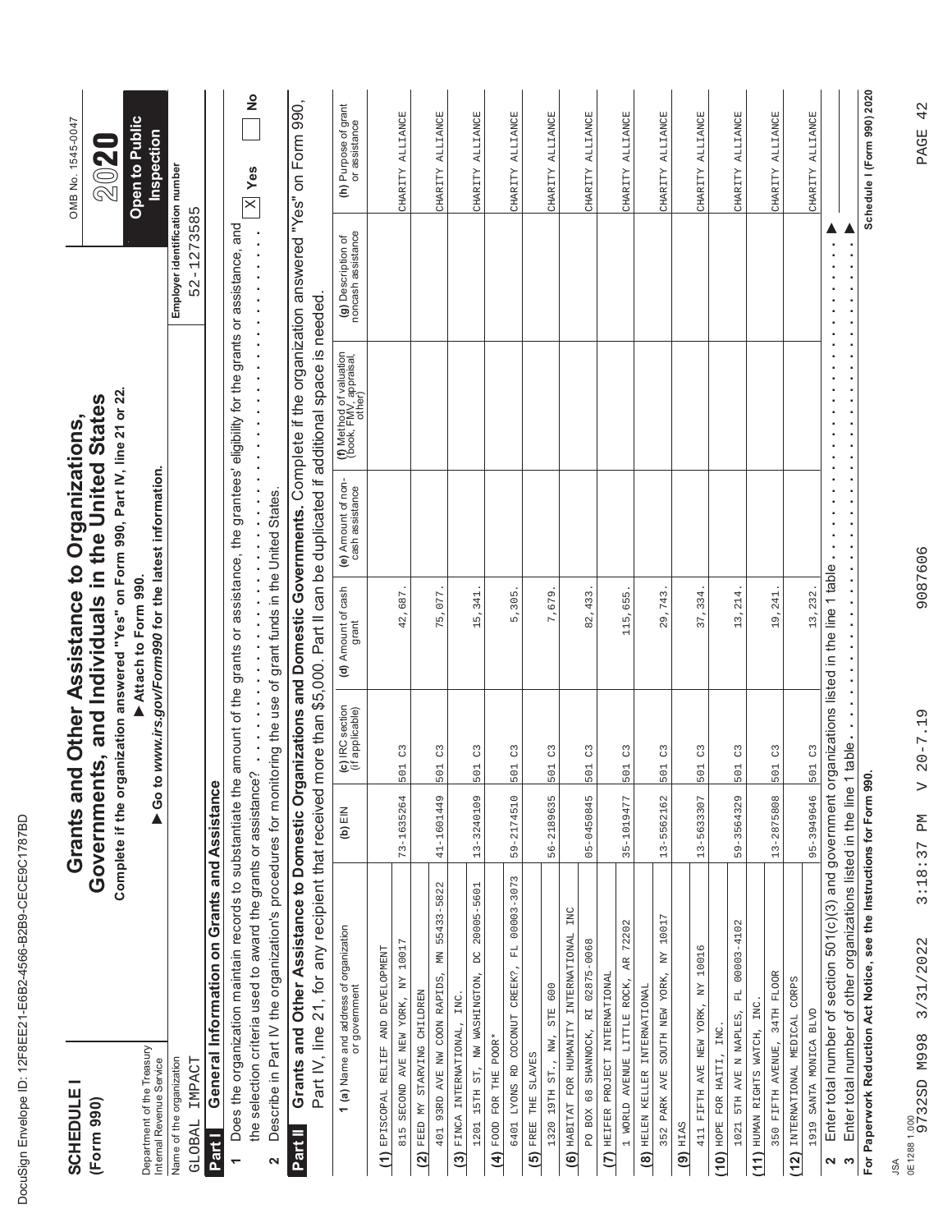# SCHEDULE I (Form 990)

## Grants and Other Assistance to Organizations, Governments, and Individuals in the United States

**Complete if the organization answered "Yes" on Form 990, Part IV, line 21 or 22.**

▶ Attach to Form 990.

▶ Go to *www.irs.gov/Form990* for the latest information.

OMB No. 1545-0047

2020

**Open to Public Inspection**

Department of the Treasury
Internal Revenue Service

Name of the organization: GLOBAL IMPACT

Employer identification number: 52-1273585

**Part I — General Information on Grants and Assistance**

1 Does the organization maintain records to substantiate the amount of the grants or assistance, the grantees' eligibility for the grants or assistance, and the selection criteria used to award the grants or assistance? . . . . . . [X] Yes [ ] No

2 Describe in Part IV the organization's procedures for monitoring the use of grant funds in the United States.

**Part II — Grants and Other Assistance to Domestic Organizations and Domestic Governments.** Complete if the organization answered "Yes" on Form 990, Part IV, line 21, for any recipient that received more than $5,000. Part II can be duplicated if additional space is needed.

| 1 (a) Name and address of organization or government | (b) EIN | (c) IRC section (if applicable) | (d) Amount of cash grant | (e) Amount of non-cash assistance | (f) Method of valuation (book, FMV, appraisal, other) | (g) Description of noncash assistance | (h) Purpose of grant or assistance |
|---|---|---|---|---|---|---|---|
| (1) EPISCOPAL RELIEF AND DEVELOPMENT<br>815 SECOND AVE NEW YORK, NY 10017 | 73-1635264 | 501 C3 | 42,687. | | | | CHARITY ALLIANCE |
| (2) FEED MY STARVING CHILDREN<br>401 93RD AVE NW COON RAPIDS, MN 55433-5822 | 41-1601449 | 501 C3 | 75,077. | | | | CHARITY ALLIANCE |
| (3) FINCA INTERNATIONAL, INC.<br>1201 15TH ST, NW WASHINGTON, DC 20005-5601 | 13-3240109 | 501 C3 | 15,341. | | | | CHARITY ALLIANCE |
| (4) FOOD FOR THE POOR*<br>6401 LYONS RD COCONUT CREEK?, FL 00003-3073 | 59-2174510 | 501 C3 | 5,305. | | | | CHARITY ALLIANCE |
| (5) FREE THE SLAVES<br>1320 19TH ST., NW, STE 600 | 56-2189635 | 501 C3 | 7,679. | | | | CHARITY ALLIANCE |
| (6) HABITAT FOR HUMANITY INTERNATIONAL INC<br>PO BOX 68 SHANNOCK, RI 02875-0068 | 05-0450845 | 501 C3 | 82,433. | | | | CHARITY ALLIANCE |
| (7) HEIFER PROJECT INTERNATIONAL<br>1 WORLD AVENUE LITTLE ROCK, AR 72202 | 35-1019477 | 501 C3 | 115,655. | | | | CHARITY ALLIANCE |
| (8) HELEN KELLER INTERNATIONAL<br>352 PARK AVE SOUTH NEW YORK, NY 10017 | 13-5562162 | 501 C3 | 29,743. | | | | CHARITY ALLIANCE |
| (9) HIAS<br>411 FIFTH AVE NEW YORK, NY 10016 | 13-5633307 | 501 C3 | 37,334. | | | | CHARITY ALLIANCE |
| (10) HOPE FOR HAITI, INC.<br>1021 5TH AVE N NAPLES, FL 00003-4102 | 59-3564329 | 501 C3 | 13,214. | | | | CHARITY ALLIANCE |
| (11) HUMAN RIGHTS WATCH, INC.<br>350 FIFTH AVENUE, 34TH FLOOR | 13-2875808 | 501 C3 | 19,241. | | | | CHARITY ALLIANCE |
| (12) INTERNATIONAL MEDICAL CORPS<br>1919 SANTA MONICA BLVD | 95-3949646 | 501 C3 | 13,232. | | | | CHARITY ALLIANCE |

2 Enter total number of section 501(c)(3) and government organizations listed in the line 1 table . . . . . ▶

3 Enter total number of other organizations listed in the line 1 table . . . . . ▶

**For Paperwork Reduction Act Notice, see the Instructions for Form 990.** **Schedule I (Form 990) 2020**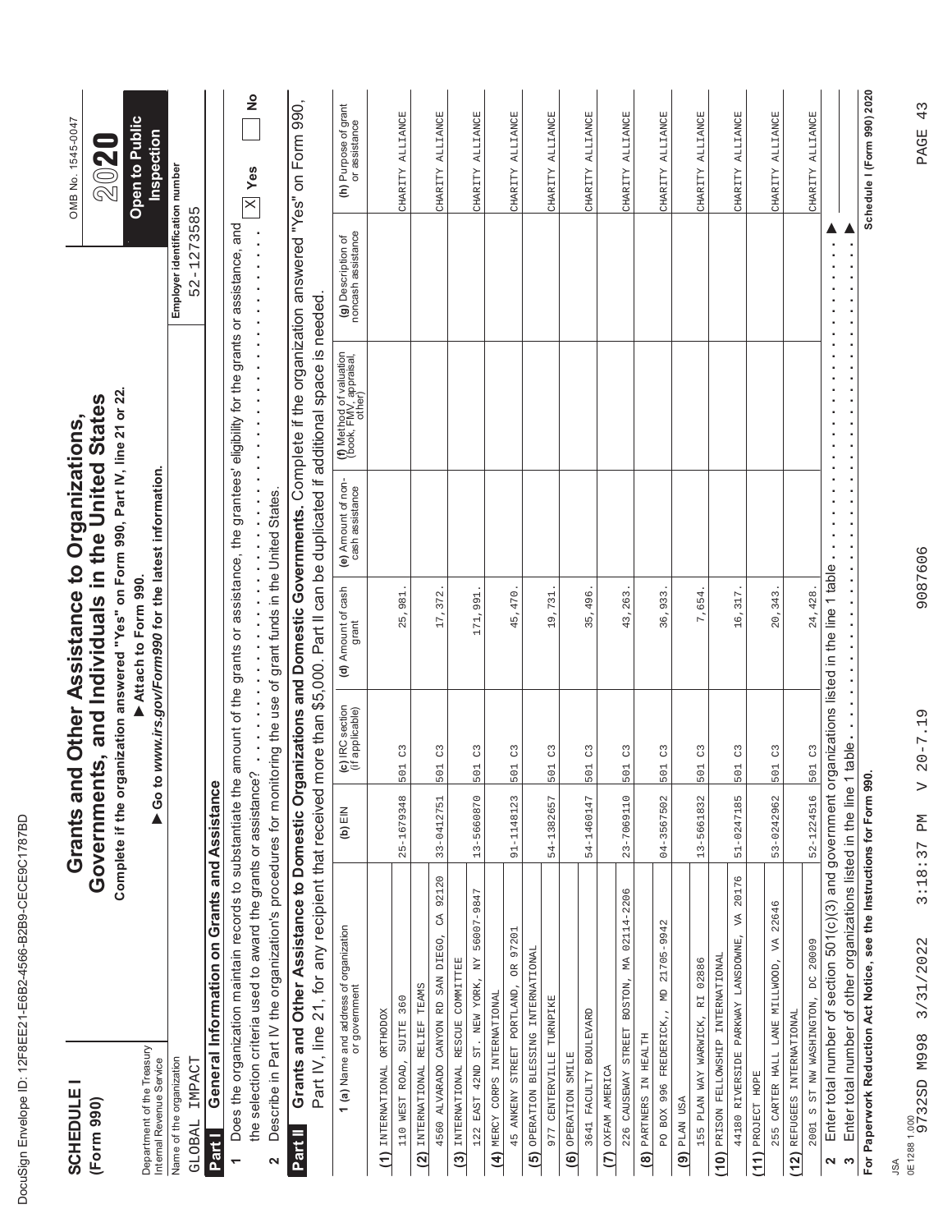DocuSign Envelope ID: 12F8EE21-E6B2-4566-B2B9-CECE9C1787BD

**SCHEDULE I**
**(Form 990)**

Department of the Treasury
Internal Revenue Service

# Grants and Other Assistance to Organizations, Governments, and Individuals in the United States

**Complete if the organization answered "Yes" on Form 990, Part IV, line 21 or 22.**
**▶ Attach to Form 990.**
**▶ Go to www.irs.gov/Form990 for the latest information.**

OMB No. 1545-0047

**2020**

**Open to Public Inspection**

Name of the organization: GLOBAL IMPACT

Employer identification number: 52-1273585

## Part I General Information on Grants and Assistance

1 Does the organization maintain records to substantiate the amount of the grants or assistance, the grantees' eligibility for the grants or assistance, and the selection criteria used to award the grants or assistance? . . . . . . . . . . . . . . . . . . [X] Yes [ ] No

2 Describe in Part IV the organization's procedures for monitoring the use of grant funds in the United States.

## Part II Grants and Other Assistance to Domestic Organizations and Domestic Governments.

Complete if the organization answered "Yes" on Form 990, Part IV, line 21, for any recipient that received more than $5,000. Part II can be duplicated if additional space is needed.

| 1 (a) Name and address of organization or government | (b) EIN | (c) IRC section (if applicable) | (d) Amount of cash grant | (e) Amount of non-cash assistance | (f) Method of valuation (book, FMV, appraisal, other) | (g) Description of noncash assistance | (h) Purpose of grant or assistance |
|---|---|---|---|---|---|---|---|
| (1) INTERNATIONAL ORTHODOX 110 WEST ROAD, SUITE 360 | 25-1679348 | 501 C3 | 25,981. | | | | CHARITY ALLIANCE |
| (2) INTERNATIONAL RELIEF TEAMS 4560 ALVARADO CANYON RD SAN DIEGO, CA 92120 | 33-0412751 | 501 C3 | 17,372. | | | | CHARITY ALLIANCE |
| (3) INTERNATIONAL RESCUE COMMITTEE 122 EAST 42ND ST. NEW YORK, NY 56007-9847 | 13-5660870 | 501 C3 | 171,991. | | | | CHARITY ALLIANCE |
| (4) MERCY CORPS INTERNATIONAL 45 ANKENY STREET PORTLAND, OR 97201 | 91-1148123 | 501 C3 | 45,470. | | | | CHARITY ALLIANCE |
| (5) OPERATION BLESSING INTERNATIONAL 977 CENTERVILLE TURNPIKE | 54-1382657 | 501 C3 | 19,731. | | | | CHARITY ALLIANCE |
| (6) OPERATION SMILE 3641 FACULTY BOULEVARD | 54-1460147 | 501 C3 | 35,496. | | | | CHARITY ALLIANCE |
| (7) OXFAM AMERICA 226 CAUSEWAY STREET BOSTON, MA 02114-2206 | 23-7069110 | 501 C3 | 43,263. | | | | CHARITY ALLIANCE |
| (8) PARTNERS IN HEALTH PO BOX 996 FREDERICK,, MD 21705-9942 | 04-3567502 | 501 C3 | 36,933. | | | | CHARITY ALLIANCE |
| (9) PLAN USA 155 PLAN WAY WARWICK, RI 02886 | 13-5661832 | 501 C3 | 7,654. | | | | CHARITY ALLIANCE |
| (10) PRISON FELLOWSHIP INTERNATIONAL 44180 RIVERSIDE PARKWAY LANSDOWNE, VA 20176 | 51-0247185 | 501 C3 | 16,317. | | | | CHARITY ALLIANCE |
| (11) PROJECT HOPE 255 CARTER HALL LANE MILLWOOD, VA 22646 | 53-0242962 | 501 C3 | 20,343. | | | | CHARITY ALLIANCE |
| (12) REFUGEES INTERNATIONAL 2001 S ST NW WASHINGTON, DC 20009 | 52-1224516 | 501 C3 | 24,428. | | | | CHARITY ALLIANCE |

2 Enter total number of section 501(c)(3) and government organizations listed in the line 1 table . . . . . . . . . . ▶

3 Enter total number of other organizations listed in the line 1 table . . . . . . . . . . ▶

**For Paperwork Reduction Act Notice, see the Instructions for Form 990.**

**Schedule I (Form 990) 2020**

JSA
0E1288 1.000
9732SD M998 3/31/2022 3:18:37 PM V 20-7.19 9087606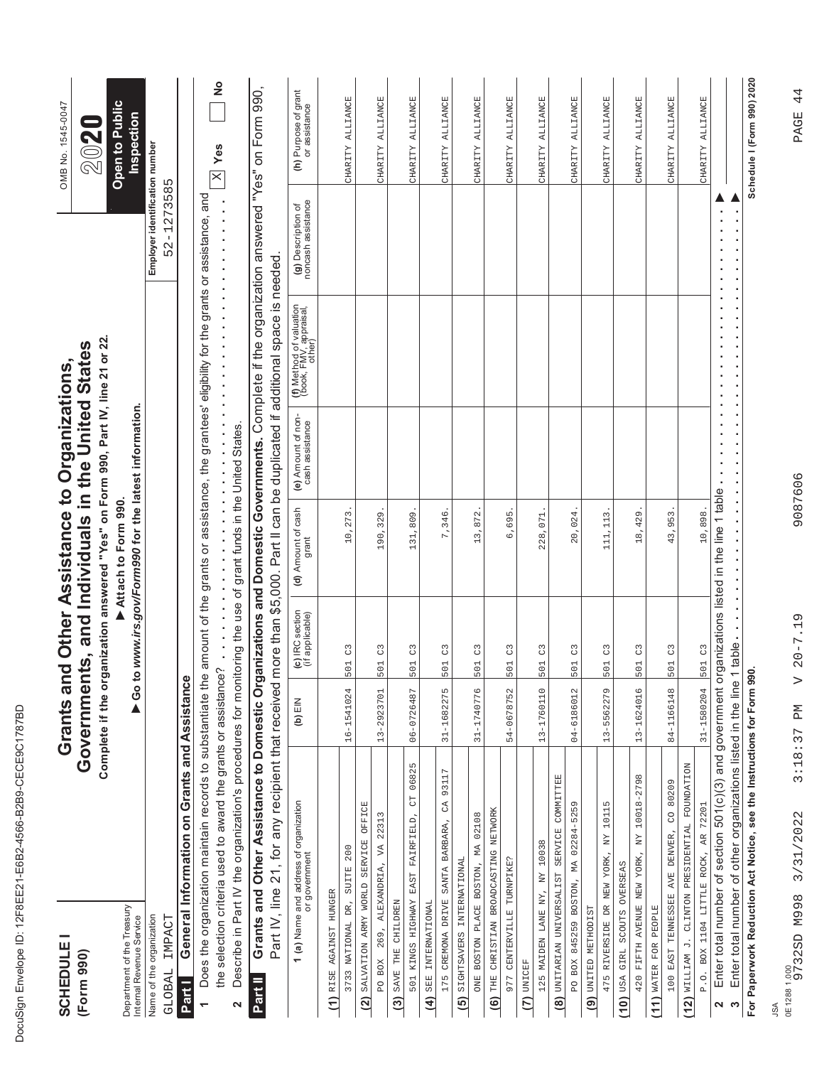DocuSign Envelope ID: 12F8EE21-E6B2-4566-B2B9-CECE9C1787BD

**SCHEDULE I**
**(Form 990)**

Department of the Treasury
Internal Revenue Service

# Grants and Other Assistance to Organizations, Governments, and Individuals in the United States

**Complete if the organization answered "Yes" on Form 990, Part IV, line 21 or 22.**
**▶ Attach to Form 990.**
**▶ Go to www.irs.gov/Form990 for the latest information.**

OMB No. 1545-0047
**2020**
**Open to Public Inspection**

Name of the organization: GLOBAL IMPACT
Employer identification number: 52-1273585

## Part I General Information on Grants and Assistance

1 Does the organization maintain records to substantiate the amount of the grants or assistance, the grantees' eligibility for the grants or assistance, and the selection criteria used to award the grants or assistance? [X] Yes [ ] No

2 Describe in Part IV the organization's procedures for monitoring the use of grant funds in the United States.

## Part II Grants and Other Assistance to Domestic Organizations and Domestic Governments.

Complete if the organization answered "Yes" on Form 990, Part IV, line 21, for any recipient that received more than $5,000. Part II can be duplicated if additional space is needed.

| 1 (a) Name and address of organization or government | (b) EIN | (c) IRC section (if applicable) | (d) Amount of cash grant | (e) Amount of non-cash assistance | (f) Method of valuation (book, FMV, appraisal, other) | (g) Description of noncash assistance | (h) Purpose of grant or assistance |
|---|---|---|---|---|---|---|---|
| (1) RISE AGAINST HUNGER 3733 NATIONAL DR, SUITE 200 | 16-1541024 | 501 C3 | 10,273. | | | | CHARITY ALLIANCE |
| (2) SALVATION ARMY WORLD SERVICE OFFICE PO BOX 269, ALEXANDRIA, VA 22313 | 13-2923701 | 501 C3 | 190,329. | | | | CHARITY ALLIANCE |
| (3) SAVE THE CHILDREN 501 KINGS HIGHWAY EAST FAIRFIELD, CT 06825 | 06-0726487 | 501 C3 | 131,809. | | | | CHARITY ALLIANCE |
| (4) SEE INTERNATIONAL 175 CREMONA DRIVE SANTA BARBARA, CA 93117 | 31-1682275 | 501 C3 | 7,346. | | | | CHARITY ALLIANCE |
| (5) SIGHTSAVERS INTERNATIONAL ONE BOSTON PLACE BOSTON, MA 02108 | 31-1740776 | 501 C3 | 13,872. | | | | CHARITY ALLIANCE |
| (6) THE CHRISTIAN BROADCASTING NETWORK 977 CENTERVILLE TURNPIKE? | 54-0678752 | 501 C3 | 6,695. | | | | CHARITY ALLIANCE |
| (7) UNICEF 125 MAIDEN LANE NY, NY 10038 | 13-1760110 | 501 C3 | 228,071. | | | | CHARITY ALLIANCE |
| (8) UNITARIAN UNIVERSALIST SERVICE COMMITTEE PO BOX 845259 BOSTON, MA 02284-5259 | 04-6186012 | 501 C3 | 20,024. | | | | CHARITY ALLIANCE |
| (9) UNITED METHODIST 475 RIVERSIDE DR NEW YORK, NY 10115 | 13-5562279 | 501 C3 | 111,113. | | | | CHARITY ALLIANCE |
| (10) USA GIRL SCOUTS OVERSEAS 420 FIFTH AVENUE NEW YORK, NY 10018-2798 | 13-1624016 | 501 C3 | 18,429. | | | | CHARITY ALLIANCE |
| (11) WATER FOR PEOPLE 100 EAST TENNESSEE AVE DENVER, CO 80209 | 84-1166148 | 501 C3 | 43,953. | | | | CHARITY ALLIANCE |
| (12) WILLIAM J. CLINTON PRESIDENTIAL FOUNDATION P.O. BOX 1104 LITTLE ROCK, AR 72201 | 31-1580204 | 501 C3 | 10,898. | | | | CHARITY ALLIANCE |

2 Enter total number of section 501(c)(3) and government organizations listed in the line 1 table . . . ▶

3 Enter total number of other organizations listed in the line 1 table . . . ▶

**For Paperwork Reduction Act Notice, see the Instructions for Form 990.** **Schedule I (Form 990) 2020**

JSA
0E1288 1.000
9732SD M998 3/31/2022 3:18:37 PM V 20-7.19 9087606 PAGE 44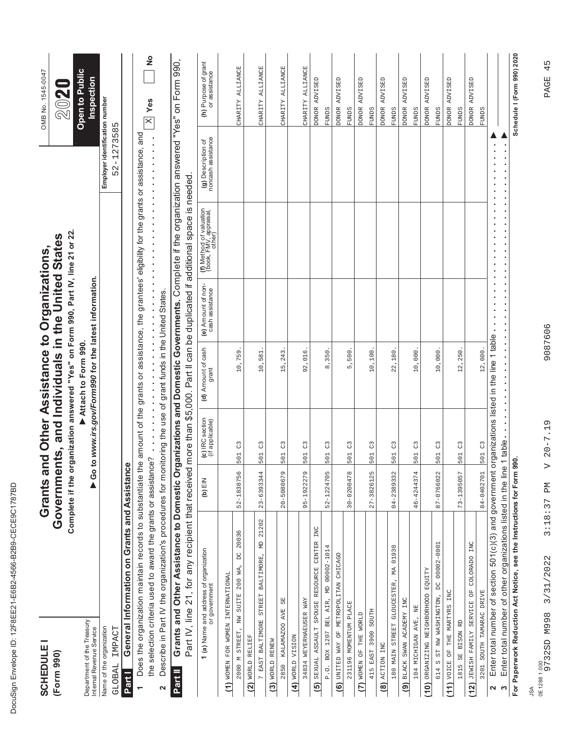DocuSign Envelope ID: 12F8EE21-E6B2-4566-B2B9-CECE9C1787BD

**SCHEDULE I**
**(Form 990)**

Department of the Treasury
Internal Revenue Service

# Grants and Other Assistance to Organizations, Governments, and Individuals in the United States

**Complete if the organization answered "Yes" on Form 990, Part IV, line 21 or 22.**
**▶ Attach to Form 990.**
**▶ Go to *www.irs.gov/Form990* for the latest information.**

OMB No. 1545-0047
**2020**
**Open to Public Inspection**

Name of the organization: GLOBAL IMPACT
Employer identification number: 52-1273585

## Part I General Information on Grants and Assistance

1 Does the organization maintain records to substantiate the amount of the grants or assistance, the grantees' eligibility for the grants or assistance, and the selection criteria used to award the grants or assistance? . . . . . . . . . . [X] Yes [ ] No

2 Describe in Part IV the organization's procedures for monitoring the use of grant funds in the United States.

## Part II Grants and Other Assistance to Domestic Organizations and Domestic Governments.

Complete if the organization answered "Yes" on Form 990, Part IV, line 21, for any recipient that received more than $5,000. Part II can be duplicated if additional space is needed.

| 1 (a) Name and address of organization or government | (b) EIN | (c) IRC section (if applicable) | (d) Amount of cash grant | (e) Amount of non-cash assistance | (f) Method of valuation (book, FMV, appraisal, other) | (g) Description of noncash assistance | (h) Purpose of grant or assistance |
|---|---|---|---|---|---|---|---|
| (1) WOMEN FOR WOMEN INTERNATIONAL 2000 M STREET, NW SUITE 200 WA, DC 20036 | 52-1838756 | 501 C3 | 10,759. | | | | CHARITY ALLIANCE |
| (2) WORLD RELIEF 7 EAST BALTIMORE STREET BALTIMORE, MD 21202 | 23-6393344 | 501 C3 | 10,581. | | | | CHARITY ALLIANCE |
| (3) WORLD RENEW 2850 KALAMAZOO AVE SE | 20-5080679 | 501 C3 | 15,243. | | | | CHARITY ALLIANCE |
| (4) WORLD VISION 34834 WEYERHAEUSER WAY | 95-1922279 | 501 C3 | 92,016. | | | | CHARITY ALLIANCE |
| (5) SEXUAL ASSAULT SPOUSE RESOURCE CENTER INC P.O. BOX 1207 BEL AIR, MD 00002-1014 | 52-1224705 | 501 C3 | 8,350. | | | | DONOR ADVISED FUNDS |
| (6) UNITED WAY OF METROPOLITAN CHICAGO 231196 MOMENTUM PLACE | 30-0200478 | 501 C3 | 5,500. | | | | DONOR ADVISED FUNDS |
| (7) WOMEN OF THE WORLD 415 EAST 3900 SOUTH | 27-3826125 | 501 C3 | 10,100. | | | | DONOR ADVISED FUNDS |
| (8) ACTION INC 180 MAIN STREET GLOUCESTER, MA 01930 | 04-2389332 | 501 C3 | 22,180. | | | | DONOR ADVISED FUNDS |
| (9) BLACK SWAN ACADEMY INC 104 MICHIGAN AVE, NE | 46-4244374 | 501 C3 | 10,000. | | | | DONOR ADVISED FUNDS |
| (10) ORGANIZING NEIGHBORHOOD EQUITY 614 S ST NW WASHINGTON, DC 00002-0001 | 87-0766022 | 501 C3 | 10,000. | | | | DONOR ADVISED FUNDS |
| (11) VOICE OF THE MARTYRS INC 1815 SE BISON RD | 73-1395057 | 501 C3 | 12,250. | | | | DONOR ADVISED FUNDS |
| (12) JEWISH FAMILY SERVICE OF COLORADO INC 3201 SOUTH TAMARAC DRIVE | 84-0402701 | 501 C3 | 12,600. | | | | DONOR ADVISED FUNDS |

2 Enter total number of section 501(c)(3) and government organizations listed in the line 1 table . . . . . . . ▶

3 Enter total number of other organizations listed in the line 1 table . . . . . . . ▶

**For Paperwork Reduction Act Notice, see the Instructions for Form 990.** **Schedule I (Form 990) 2020**

JSA
0E1288 1.000
9732SD M998 3/31/2022 3:18:37 PM V 20-7.19 9087606 PAGE 45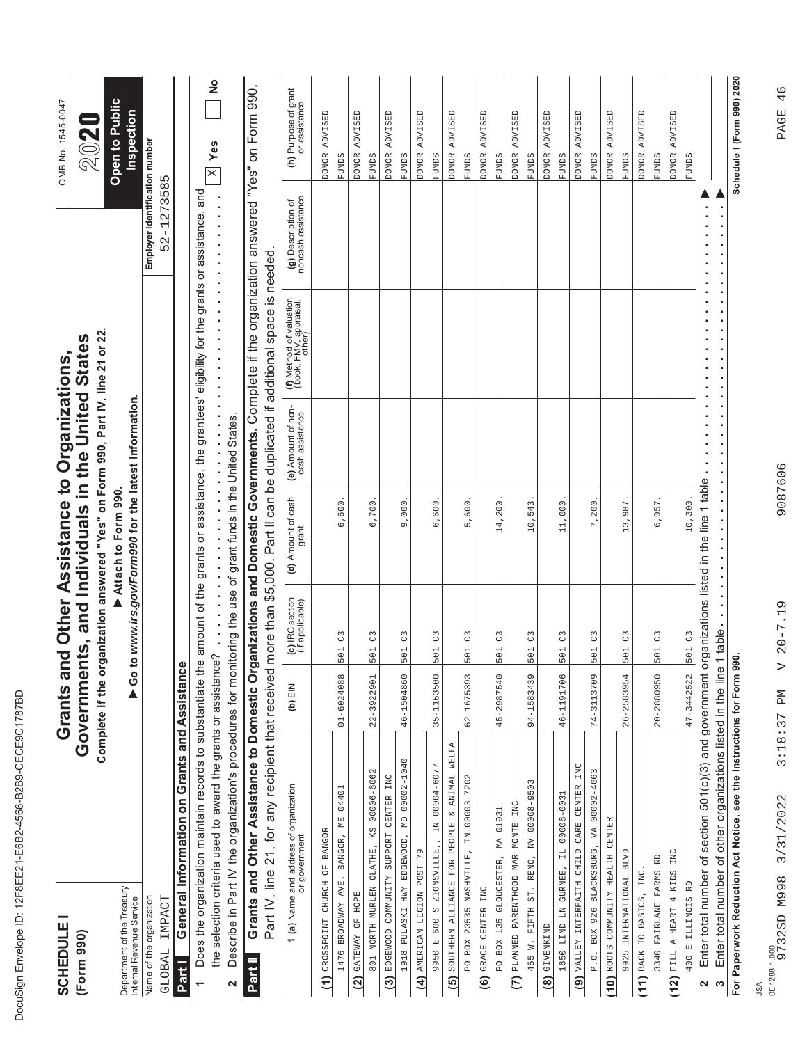DocuSign Envelope ID: 12F8EE21-E6B2-4566-B2B9-CECE9C1787BD

**SCHEDULE I**
**(Form 990)**

Department of the Treasury
Internal Revenue Service

# Grants and Other Assistance to Organizations, Governments, and Individuals in the United States

**Complete if the organization answered "Yes" on Form 990, Part IV, line 21 or 22.**

**▶ Attach to Form 990.**

**▶ Go to *www.irs.gov/Form990* for the latest information.**

OMB No. 1545-0047

**2020**

**Open to Public Inspection**

Name of the organization: GLOBAL IMPACT

Employer identification number: 52-1273585

## Part I General Information on Grants and Assistance

1 Does the organization maintain records to substantiate the amount of the grants or assistance, the grantees' eligibility for the grants or assistance, and the selection criteria used to award the grants or assistance? . . . . . . . . . . . . . . . . . . . . . . . . . [X] Yes [ ] No

2 Describe in Part IV the organization's procedures for monitoring the use of grant funds in the United States.

## Part II Grants and Other Assistance to Domestic Organizations and Domestic Governments.

Complete if the organization answered "Yes" on Form 990, Part IV, line 21, for any recipient that received more than $5,000. Part II can be duplicated if additional space is needed.

| 1 (a) Name and address of organization or government | (b) EIN | (c) IRC section (if applicable) | (d) Amount of cash grant | (e) Amount of non-cash assistance | (f) Method of valuation (book, FMV, appraisal, other) | (g) Description of noncash assistance | (h) Purpose of grant or assistance |
|---|---|---|---|---|---|---|---|
| (1) CROSSPOINT CHURCH OF BANGOR 1476 BROADWAY AVE. BANGOR, ME 04401 | 01-6024088 | 501 C3 | 6,600. | | | | DONOR ADVISED FUNDS |
| (2) GATEWAY OF HOPE 801 NORTH MURLEN OLATHE, KS 00006-6062 | 22-3922901 | 501 C3 | 6,700. | | | | DONOR ADVISED FUNDS |
| (3) EDGEWOOD COMMUNITY SUPPORT CENTER INC 1918 PULASKI HWY EDGEWOOD, MD 00002-1040 | 46-1504860 | 501 C3 | 9,000. | | | | DONOR ADVISED FUNDS |
| (4) AMERICAN LEGION POST 79 9950 E 600 S ZIONSVILLE,, IN 00004-6077 | 35-1163500 | 501 C3 | 6,600. | | | | DONOR ADVISED FUNDS |
| (5) SOUTHERN ALLIANCE FOR PEOPLE & ANIMAL WELFA PO BOX 23535 NASHVILLE, TN 00003-7202 | 62-1675393 | 501 C3 | 5,600. | | | | DONOR ADVISED FUNDS |
| (6) GRACE CENTER INC PO BOX 135 GLOUCESTER, MA 01931 | 45-2987540 | 501 C3 | 14,200. | | | | DONOR ADVISED FUNDS |
| (7) PLANNED PARENTHOOD MAR MONTE INC 455 W. FIFTH ST. RENO, NV 00008-9503 | 94-1583439 | 501 C3 | 10,543. | | | | DONOR ADVISED FUNDS |
| (8) GIVENKIND 1650 LIND LN GURNEE, IL 00006-0031 | 46-1191706 | 501 C3 | 11,000. | | | | DONOR ADVISED FUNDS |
| (9) VALLEY INTERFAITH CHILD CARE CENTER INC P.O. BOX 926 BLACKSBURG, VA 00002-4063 | 74-3113709 | 501 C3 | 7,200. | | | | DONOR ADVISED FUNDS |
| (10) ROOTS COMMUNITY HEALTH CENTER 9925 INTERNATIONAL BLVD | 26-2583954 | 501 C3 | 13,987. | | | | DONOR ADVISED FUNDS |
| (11) BACK TO BASICS, INC. 3340 FAIRLANE FARMS RD | 20-2880950 | 501 C3 | 6,057. | | | | DONOR ADVISED FUNDS |
| (12) FILL A HEART 4 KIDS INC 400 E ILLINOIS RD | 47-3442522 | 501 C3 | 10,300. | | | | DONOR ADVISED FUNDS |

2 Enter total number of section 501(c)(3) and government organizations listed in the line 1 table . . . . . . . . . . ▶

3 Enter total number of other organizations listed in the line 1 table . . . . . . . . . . ▶

**For Paperwork Reduction Act Notice, see the Instructions for Form 990.** **Schedule I (Form 990) 2020**

JSA
0E1288 1.000
9732SD M998 3/31/2022 3:18:37 PM V 20-7.19 9087606 PAGE 46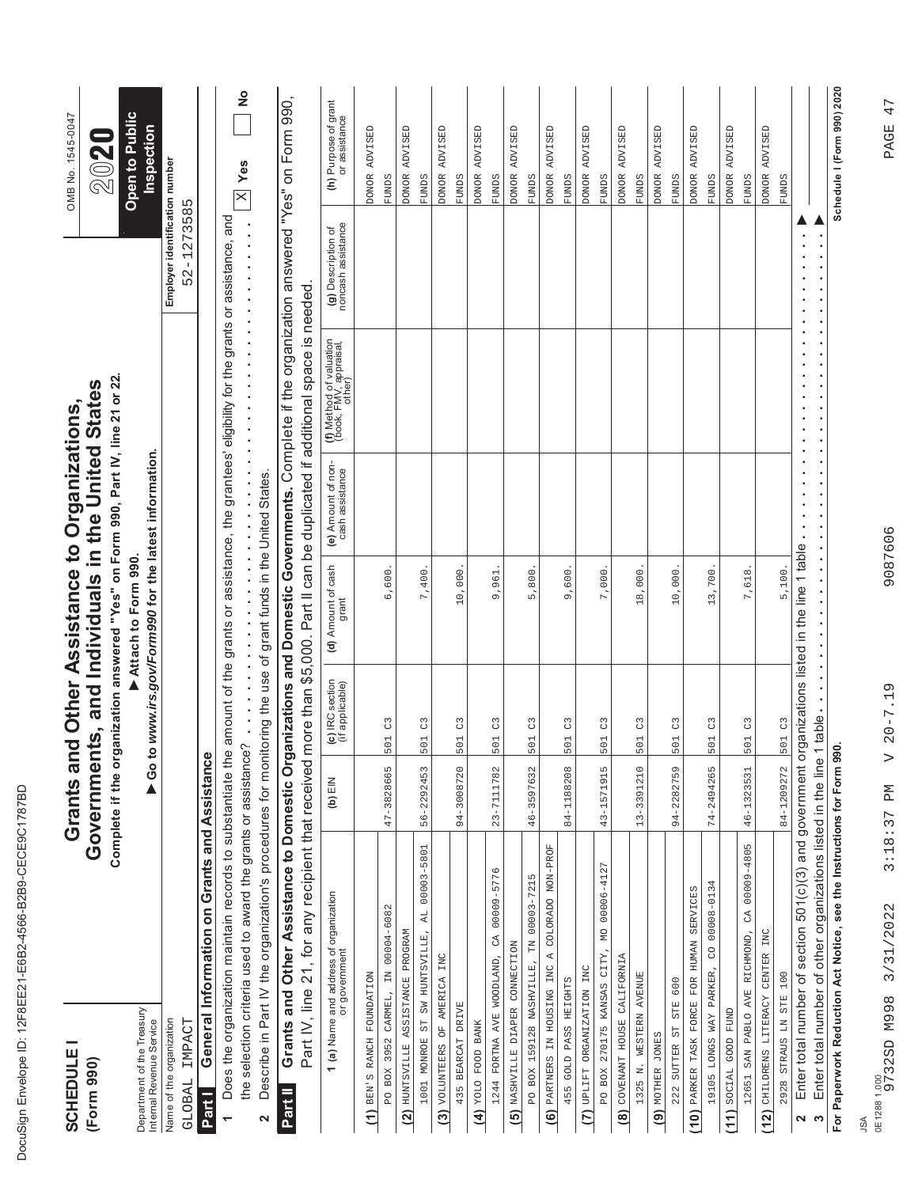DocuSign Envelope ID: 12F8EE21-E6B2-4566-B2B9-CECE9C1787BD

**SCHEDULE I**
**(Form 990)**

Department of the Treasury
Internal Revenue Service

# Grants and Other Assistance to Organizations, Governments, and Individuals in the United States

**Complete if the organization answered "Yes" on Form 990, Part IV, line 21 or 22.**
**▶ Attach to Form 990.**
**▶ Go to www.irs.gov/Form990 for the latest information.**

OMB No. 1545-0047
**2020**
**Open to Public Inspection**

Name of the organization: GLOBAL IMPACT
Employer identification number: 52-1273585

## Part I General Information on Grants and Assistance

1 Does the organization maintain records to substantiate the amount of the grants or assistance, the grantees' eligibility for the grants or assistance, and the selection criteria used to award the grants or assistance? . . . . . . . . . . . . . . . . . . . . . . . . . . [X] Yes [ ] No

2 Describe in Part IV the organization's procedures for monitoring the use of grant funds in the United States.

## Part II Grants and Other Assistance to Domestic Organizations and Domestic Governments.

Complete if the organization answered "Yes" on Form 990, Part IV, line 21, for any recipient that received more than $5,000. Part II can be duplicated if additional space is needed.

| 1 (a) Name and address of organization or government | (b) EIN | (c) IRC section (if applicable) | (d) Amount of cash grant | (e) Amount of non-cash assistance | (f) Method of valuation (book, FMV, appraisal, other) | (g) Description of noncash assistance | (h) Purpose of grant or assistance |
|---|---|---|---|---|---|---|---|
| (1) BEN'S RANCH FOUNDATION<br>PO BOX 3952 CARMEL, IN 00004-6082 | 47-3828665 | 501 C3 | 6,600. | | | | DONOR ADVISED FUNDS |
| (2) HUNTSVILLE ASSISTANCE PROGRAM<br>1001 MONROE ST SW HUNTSVILLE, AL 00003-5801 | 56-2292453 | 501 C3 | 7,400. | | | | DONOR ADVISED FUNDS |
| (3) VOLUNTEERS OF AMERICA INC<br>435 BEARCAT DRIVE | 94-3008720 | 501 C3 | 10,000. | | | | DONOR ADVISED FUNDS |
| (4) YOLO FOOD BANK<br>1244 FORTNA AVE WOODLAND, CA 00009-5776 | 23-7111782 | 501 C3 | 9,961. | | | | DONOR ADVISED FUNDS |
| (5) NASHVILLE DIAPER CONNECTION<br>PO BOX 159128 NASHVILLE, TN 00003-7215 | 46-3597632 | 501 C3 | 5,800. | | | | DONOR ADVISED FUNDS |
| (6) PARTNERS IN HOUSING INC A COLORADO NON-PROF<br>455 GOLD PASS HEIGHTS | 84-1188208 | 501 C3 | 9,600. | | | | DONOR ADVISED FUNDS |
| (7) UPLIFT ORGANIZATION INC<br>PO BOX 270175 KANSAS CITY, MO 00006-4127 | 43-1571915 | 501 C3 | 7,000. | | | | DONOR ADVISED FUNDS |
| (8) COVENANT HOUSE CALIFORNIA<br>1325 N. WESTERN AVENUE | 13-3391210 | 501 C3 | 18,000. | | | | DONOR ADVISED FUNDS |
| (9) MOTHER JONES<br>222 SUTTER ST STE 600 | 94-2282759 | 501 C3 | 10,000. | | | | DONOR ADVISED FUNDS |
| (10) PARKER TASK FORCE FOR HUMAN SERVICES<br>19105 LONGS WAY PARKER, CO 00008-0134 | 74-2494265 | 501 C3 | 13,700. | | | | DONOR ADVISED FUNDS |
| (11) SOCIAL GOOD FUND<br>12651 SAN PABLO AVE RICHMOND, CA 00009-4805 | 46-1323531 | 501 C3 | 7,618. | | | | DONOR ADVISED FUNDS |
| (12) CHILDRENS LITERACY CENTER INC<br>2928 STRAUS LN STE 100 | 84-1209272 | 501 C3 | 5,100. | | | | DONOR ADVISED FUNDS |

2 Enter total number of section 501(c)(3) and government organizations listed in the line 1 table . . . . . . . . . . . . ▶

3 Enter total number of other organizations listed in the line 1 table . . . . . . . . . . . . ▶

**For Paperwork Reduction Act Notice, see the Instructions for Form 990.** **Schedule I (Form 990) 2020**

JSA
0E1288 1.000
9732SD M998 3/31/2022 3:18:37 PM V 20-7.19 9087606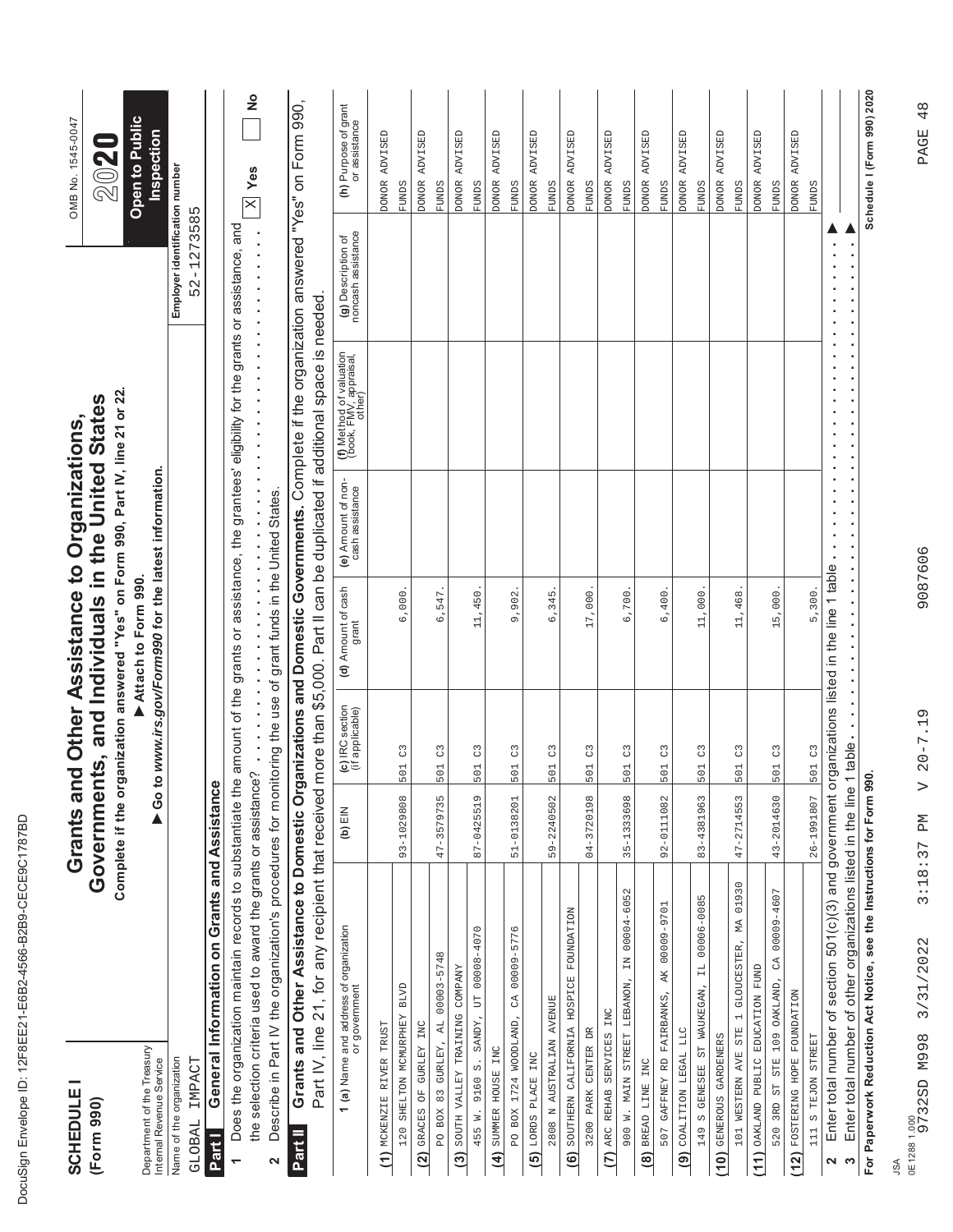DocuSign Envelope ID: 12F8EE21-E6B2-4566-B2B9-CECE9C1787BD

**SCHEDULE I**
**(Form 990)**

Department of the Treasury
Internal Revenue Service

# Grants and Other Assistance to Organizations, Governments, and Individuals in the United States

**Complete if the organization answered "Yes" on Form 990, Part IV, line 21 or 22.**

**▶ Attach to Form 990.**

**▶ Go to *www.irs.gov/Form990* for the latest information.**

OMB No. 1545-0047

**2020**

**Open to Public Inspection**

Name of the organization: GLOBAL IMPACT

Employer identification number: 52-1273585

## Part I General Information on Grants and Assistance

1 Does the organization maintain records to substantiate the amount of the grants or assistance, the grantees' eligibility for the grants or assistance, and the selection criteria used to award the grants or assistance? . . . . . . . . . . . . . . . . . . . . . . . . . . . . . . . . . . . . X Yes ☐ No

2 Describe in Part IV the organization's procedures for monitoring the use of grant funds in the United States.

## Part II Grants and Other Assistance to Domestic Organizations and Domestic Governments.

Complete if the organization answered "Yes" on Form 990, Part IV, line 21, for any recipient that received more than $5,000. Part II can be duplicated if additional space is needed.

| 1 (a) Name and address of organization or government | (b) EIN | (c) IRC section (if applicable) | (d) Amount of cash grant | (e) Amount of non-cash assistance | (f) Method of valuation (book, FMV, appraisal, other) | (g) Description of noncash assistance | (h) Purpose of grant or assistance |
|---|---|---|---|---|---|---|---|
| (1) MCKENZIE RIVER TRUST<br>120 SHELTON MCMURPHEY BLVD | 93-1029808 | 501 C3 | 6,000. | | | | DONOR ADVISED FUNDS |
| (2) GRACES OF GURLEY INC<br>PO BOX 83 GURLEY, AL 00003-5748 | 47-3579735 | 501 C3 | 6,547. | | | | DONOR ADVISED FUNDS |
| (3) SOUTH VALLEY TRAINING COMPANY<br>455 W. 9160 S. SANDY, UT 00008-4070 | 87-0425519 | 501 C3 | 11,450. | | | | DONOR ADVISED FUNDS |
| (4) SUMMER HOUSE INC<br>PO BOX 1724 WOODLAND, CA 00009-5776 | 51-0138201 | 501 C3 | 9,902. | | | | DONOR ADVISED FUNDS |
| (5) LORDS PLACE INC<br>2808 N AUSTRALIAN AVENUE | 59-2240502 | 501 C3 | 6,345. | | | | DONOR ADVISED FUNDS |
| (6) SOUTHERN CALIFORNIA HOSPICE FOUNDATION<br>3200 PARK CENTER DR | 04-3720198 | 501 C3 | 17,000. | | | | DONOR ADVISED FUNDS |
| (7) ARC REHAB SERVICES INC<br>900 W. MAIN STREET LEBANON, IN 00004-6052 | 35-1333698 | 501 C3 | 6,700. | | | | DONOR ADVISED FUNDS |
| (8) BREAD LINE INC<br>507 GAFFNEY RD FAIRBANKS, AK 00009-9701 | 92-0111082 | 501 C3 | 6,400. | | | | DONOR ADVISED FUNDS |
| (9) COALITION LEGAL LLC<br>149 S GENESEE ST WAUKEGAN, IL 00006-0085 | 83-4381963 | 501 C3 | 11,000. | | | | DONOR ADVISED FUNDS |
| (10) GENEROUS GARDENERS<br>101 WESTERN AVE STE 1 GLOUCESTER, MA 01930 | 47-2714553 | 501 C3 | 11,468. | | | | DONOR ADVISED FUNDS |
| (11) OAKLAND PUBLIC EDUCATION FUND<br>520 3RD ST STE 109 OAKLAND, CA 00009-4607 | 43-2014630 | 501 C3 | 15,000. | | | | DONOR ADVISED FUNDS |
| (12) FOSTERING HOPE FOUNDATION<br>111 S TEJON STREET | 26-1991807 | 501 C3 | 5,300. | | | | DONOR ADVISED FUNDS |

2 Enter total number of section 501(c)(3) and government organizations listed in the line 1 table . . . . . . . . . . ▶

3 Enter total number of other organizations listed in the line 1 table . . . . . . . . . . ▶

**For Paperwork Reduction Act Notice, see the Instructions for Form 990.** **Schedule I (Form 990) 2020**

JSA
0E1288 1.000
9732SD M998 3/31/2022 3:18:37 PM V 20-7.19 9087606 PAGE 48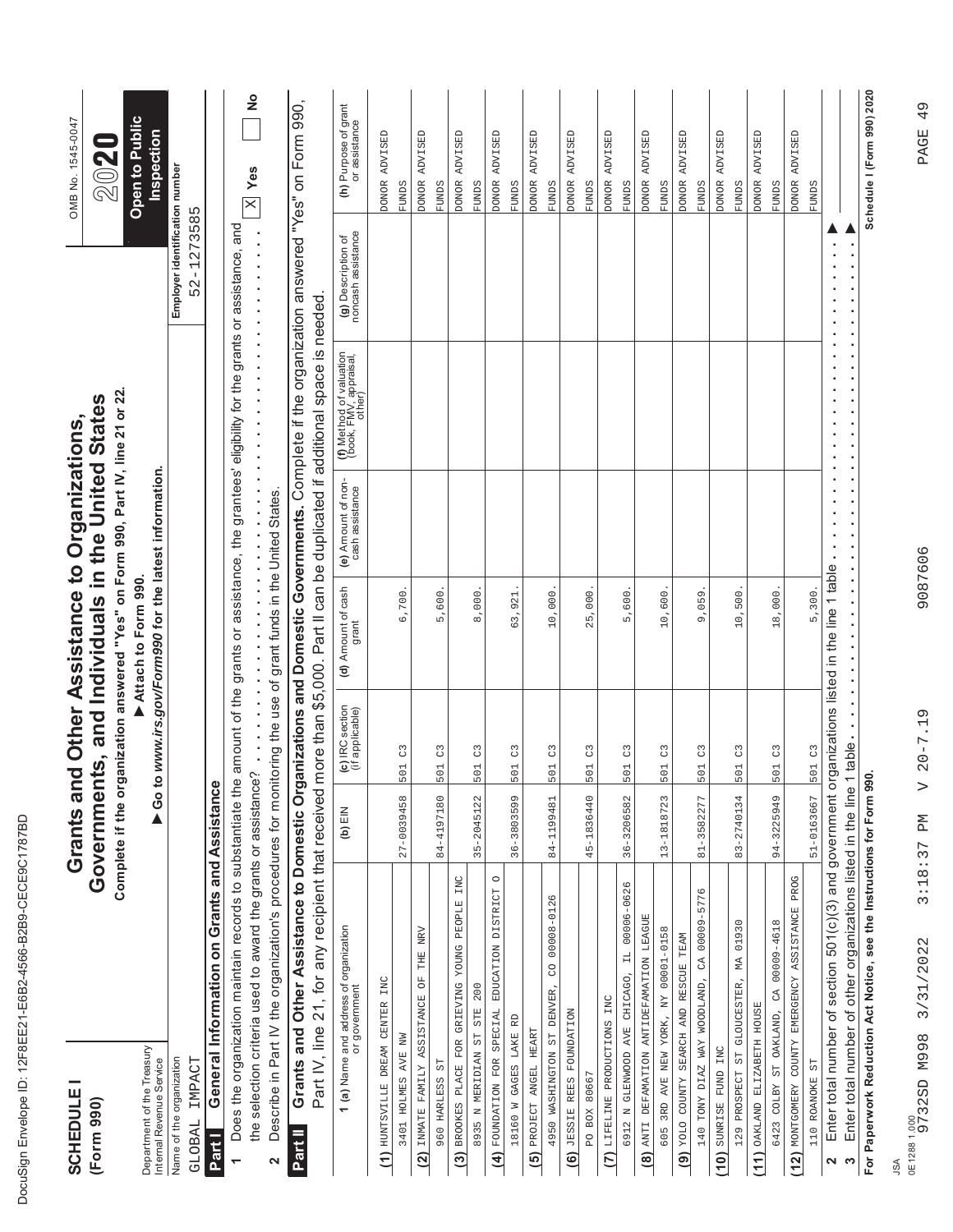# SCHEDULE I (Form 990)

## Grants and Other Assistance to Organizations, Governments, and Individuals in the United States

**Complete if the organization answered "Yes" on Form 990, Part IV, line 21 or 22.**

**▶ Attach to Form 990.**

**▶ Go to *www.irs.gov/Form990* for the latest information.**

OMB No. 1545-0047

2020

**Open to Public Inspection**

Department of the Treasury
Internal Revenue Service

Name of the organization: GLOBAL IMPACT

Employer identification number: 52-1273585

### Part I General Information on Grants and Assistance

1 Does the organization maintain records to substantiate the amount of the grants or assistance, the grantees' eligibility for the grants or assistance, and the selection criteria used to award the grants or assistance? . . . . . . . . . . . . . . . . . . . . . . . . . . . . . . . . . . . . . . . . [X] Yes [ ] No

2 Describe in Part IV the organization's procedures for monitoring the use of grant funds in the United States.

### Part II Grants and Other Assistance to Domestic Organizations and Domestic Governments.

Complete if the organization answered "Yes" on Form 990, Part IV, line 21, for any recipient that received more than $5,000. Part II can be duplicated if additional space is needed.

| 1 (a) Name and address of organization or government | (b) EIN | (c) IRC section (if applicable) | (d) Amount of cash grant | (e) Amount of non-cash assistance | (f) Method of valuation (book, FMV, appraisal, other) | (g) Description of noncash assistance | (h) Purpose of grant or assistance |
|---|---|---|---|---|---|---|---|
| (1) HUNTSVILLE DREAM CENTER INC 3401 HOLMES AVE NW | 27-0039458 | 501 C3 | 6,700. | | | | DONOR ADVISED FUNDS |
| (2) INMATE FAMILY ASSISTANCE OF THE NRV 960 HARLESS ST | 84-4197180 | 501 C3 | 5,600. | | | | DONOR ADVISED FUNDS |
| (3) BROOKES PLACE FOR GRIEVING YOUNG PEOPLE INC 8935 N MERIDIAN ST STE 200 | 35-2045122 | 501 C3 | 8,000. | | | | DONOR ADVISED FUNDS |
| (4) FOUNDATION FOR SPECIAL EDUCATION DISTRICT O 18160 W GAGES LAKE RD | 36-3803599 | 501 C3 | 63,921. | | | | DONOR ADVISED FUNDS |
| (5) PROJECT ANGEL HEART 4950 WASHINGTON ST DENVER, CO 00008-0126 | 84-1199481 | 501 C3 | 10,000. | | | | DONOR ADVISED FUNDS |
| (6) JESSIE REES FOUNDATION PO BOX 80667 | 45-1836440 | 501 C3 | 25,000. | | | | DONOR ADVISED FUNDS |
| (7) LIFELINE PRODUCTIONS INC 6912 N GLENWOOD AVE CHICAGO, IL 00006-0626 | 36-3206582 | 501 C3 | 5,600. | | | | DONOR ADVISED FUNDS |
| (8) ANTI DEFAMATION ANTIDEFAMATION LEAGUE 605 3RD AVE NEW YORK, NY 00001-0158 | 13-1818723 | 501 C3 | 10,600. | | | | DONOR ADVISED FUNDS |
| (9) YOLO COUNTY SEARCH AND RESCUE TEAM 140 TONY DIAZ WAY WOODLAND, CA 00009-5776 | 81-3582277 | 501 C3 | 9,059. | | | | DONOR ADVISED FUNDS |
| (10) SUNRISE FUND INC 129 PROSPECT ST GLOUCESTER, MA 01930 | 83-2740134 | 501 C3 | 10,500. | | | | DONOR ADVISED FUNDS |
| (11) OAKLAND ELIZABETH HOUSE 6423 COLBY ST OAKLAND, CA 00009-4618 | 94-3225949 | 501 C3 | 18,000. | | | | DONOR ADVISED FUNDS |
| (12) MONTGOMERY COUNTY EMERGENCY ASSISTANCE PROG 110 ROANOKE ST | 51-0163667 | 501 C3 | 5,300. | | | | DONOR ADVISED FUNDS |

2 Enter total number of section 501(c)(3) and government organizations listed in the line 1 table . . . . . . . . . . . . ▶

3 Enter total number of other organizations listed in the line 1 table . . . . . . . . . . . . ▶

**For Paperwork Reduction Act Notice, see the Instructions for Form 990.** **Schedule I (Form 990) 2020**

JSA
0E1288 1.000
9732SD M998 3/31/2022 3:18:37 PM V 20-7.19 9087606 PAGE 49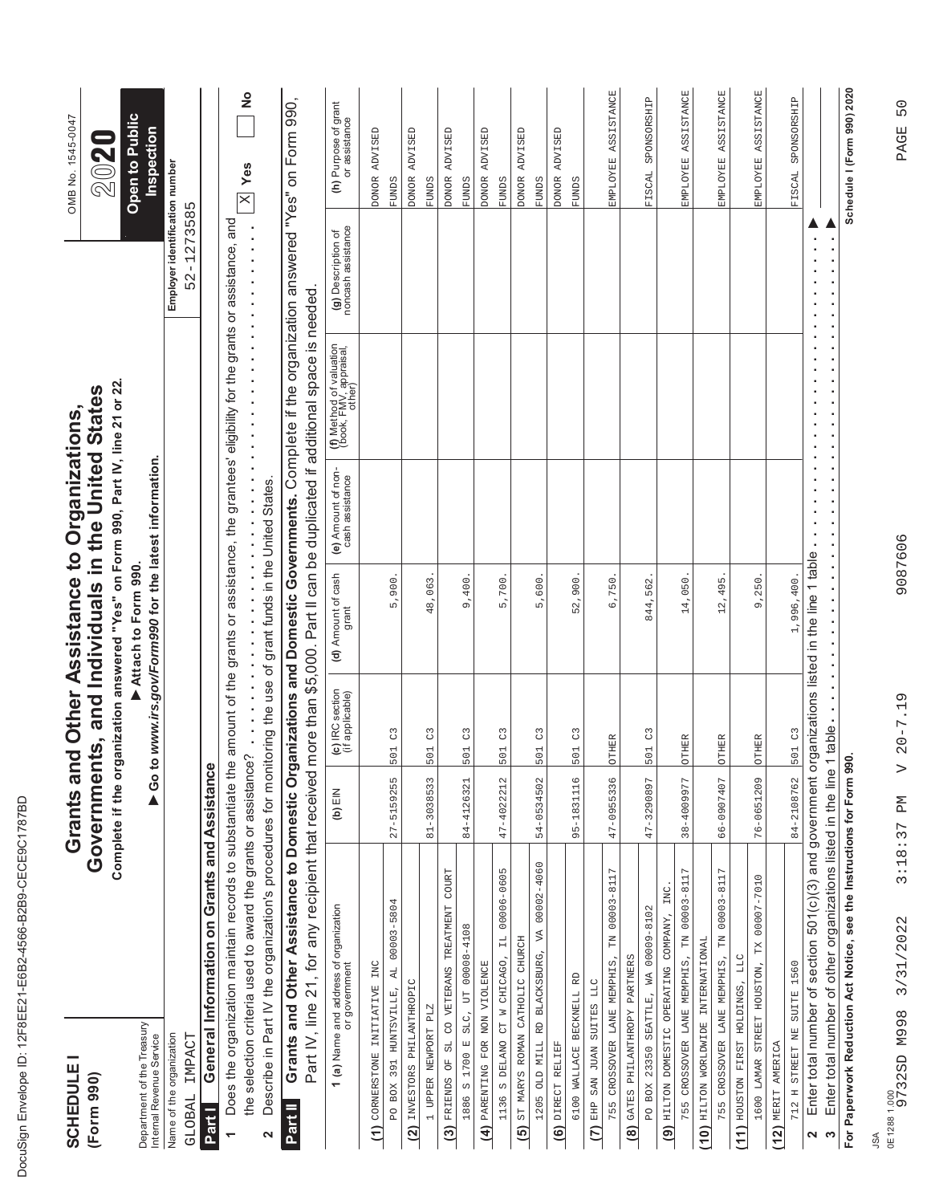DocuSign Envelope ID: 12F8EE21-E6B2-4566-B2B9-CECE9C1787BD

**SCHEDULE I**
**(Form 990)**

Department of the Treasury
Internal Revenue Service

# Grants and Other Assistance to Organizations, Governments, and Individuals in the United States

**Complete if the organization answered "Yes" on Form 990, Part IV, line 21 or 22.**

**▶ Attach to Form 990.**

**▶ Go to *www.irs.gov/Form990* for the latest information.**

OMB No. 1545-0047

**2020**

**Open to Public Inspection**

Name of the organization: GLOBAL IMPACT

Employer identification number: 52-1273585

## Part I General Information on Grants and Assistance

1 Does the organization maintain records to substantiate the amount of the grants or assistance, the grantees' eligibility for the grants or assistance, and the selection criteria used to award the grants or assistance? . . . . . . . . . . . . . . . . . . . . . . . . . . . . . . X Yes ☐ No

2 Describe in Part IV the organization's procedures for monitoring the use of grant funds in the United States.

## Part II Grants and Other Assistance to Domestic Organizations and Domestic Governments.

Complete if the organization answered "Yes" on Form 990, Part IV, line 21, for any recipient that received more than $5,000. Part II can be duplicated if additional space is needed.

| 1 (a) Name and address of organization or government | (b) EIN | (c) IRC section (if applicable) | (d) Amount of cash grant | (e) Amount of non-cash assistance | (f) Method of valuation (book, FMV, appraisal, other) | (g) Description of noncash assistance | (h) Purpose of grant or assistance |
|---|---|---|---|---|---|---|---|
| (1) CORNERSTONE INITIATIVE INC<br>PO BOX 391 HUNTSVILLE, AL 00003-5804 | 27-5159255 | 501 C3 | 5,900. | | | | DONOR ADVISED FUNDS |
| (2) INVESTORS PHILANTHROPIC<br>1 UPPER NEWPORT PLZ | 81-3038533 | 501 C3 | 48,063. | | | | DONOR ADVISED FUNDS |
| (3) FRIENDS OF SL CO VETERANS TREATMENT COURT<br>1886 S 1700 E SLC, UT 00008-4108 | 84-4126321 | 501 C3 | 9,400. | | | | DONOR ADVISED FUNDS |
| (4) PARENTING FOR NON VIOLENCE<br>1136 S DELANO CT W CHICAGO, IL 00006-0605 | 47-4022212 | 501 C3 | 5,700. | | | | DONOR ADVISED FUNDS |
| (5) ST MARYS ROMAN CATHOLIC CHURCH<br>1205 OLD MILL RD BLACKSBURG, VA 00002-4060 | 54-0534502 | 501 C3 | 5,600. | | | | DONOR ADVISED FUNDS |
| (6) DIRECT RELIEF<br>6100 WALLACE BECKNELL RD | 95-1831116 | 501 C3 | 52,900. | | | | DONOR ADVISED FUNDS |
| (7) EHP SAN JUAN SUITES LLC<br>755 CROSSOVER LANE MEMPHIS, TN 00003-8117 | 47-0955336 | OTHER | 6,750. | | | | EMPLOYEE ASSISTANCE |
| (8) GATES PHILANTHROPY PARTNERS<br>PO BOX 23350 SEATTLE, WA 00009-8102 | 47-3290897 | 501 C3 | 844,562. | | | | FISCAL SPONSORSHIP |
| (9) HILTON DOMESTIC OPERATING COMPANY, INC.<br>755 CROSSOVER LANE MEMPHIS, TN 00003-8117 | 38-4009977 | OTHER | 14,050. | | | | EMPLOYEE ASSISTANCE |
| (10) HILTON WORLDWIDE INTERNATIONAL<br>755 CROSSOVER LANE MEMPHIS, TN 00003-8117 | 66-0907407 | OTHER | 12,495. | | | | EMPLOYEE ASSISTANCE |
| (11) HOUSTON FIRST HOLDINGS, LLC<br>1600 LAMAR STREET HOUSTON, TX 00007-7010 | 76-0651209 | OTHER | 9,250. | | | | EMPLOYEE ASSISTANCE |
| (12) MERIT AMERICA<br>712 H STREET NE SUITE 1560 | 84-2108762 | 501 C3 | 1,996,400. | | | | FISCAL SPONSORSHIP |

2 Enter total number of section 501(c)(3) and government organizations listed in the line 1 table . . . . . . . . . . . . . . . . ▶

3 Enter total number of other organizations listed in the line 1 table . . . . . . . . . . . . . . . . . . . . . . . . . . . . ▶

**For Paperwork Reduction Act Notice, see the Instructions for Form 990.** **Schedule I (Form 990) 2020**

JSA
0E1288 1.000
9732SD M998 3/31/2022 3:18:37 PM V 20-7.19 9087606 PAGE 50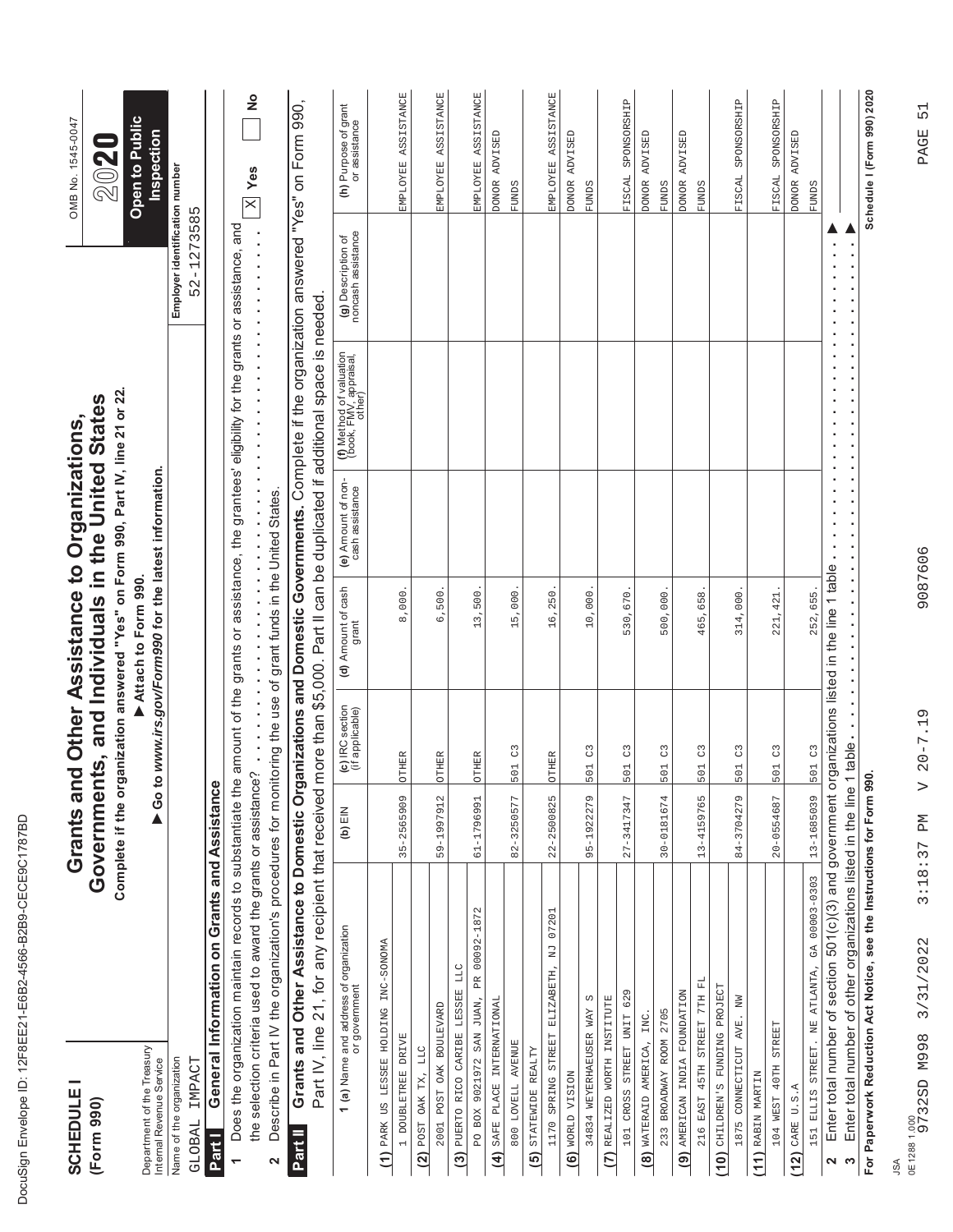DocuSign Envelope ID: 12F8EE21-E6B2-4566-B2B9-CECE9C1787BD

**SCHEDULE I**
**(Form 990)**

Department of the Treasury
Internal Revenue Service

# Grants and Other Assistance to Organizations, Governments, and Individuals in the United States

**Complete if the organization answered "Yes" on Form 990, Part IV, line 21 or 22.**

▶ **Attach to Form 990.**

▶ **Go to www.irs.gov/Form990 for the latest information.**

OMB No. 1545-0047

**2020**

**Open to Public Inspection**

Name of the organization: GLOBAL IMPACT

Employer identification number: 52-1273585

**Part I** **General Information on Grants and Assistance**

1 Does the organization maintain records to substantiate the amount of the grants or assistance, the grantees' eligibility for the grants or assistance, and the selection criteria used to award the grants or assistance? . . . . . [X] Yes [ ] No

2 Describe in Part IV the organization's procedures for monitoring the use of grant funds in the United States.

**Part II** **Grants and Other Assistance to Domestic Organizations and Domestic Governments.** Complete if the organization answered "Yes" on Form 990, Part IV, line 21, for any recipient that received more than $5,000. Part II can be duplicated if additional space is needed.

| 1 (a) Name and address of organization or government | (b) EIN | (c) IRC section (if applicable) | (d) Amount of cash grant | (e) Amount of non-cash assistance | (f) Method of valuation (book, FMV, appraisal, other) | (g) Description of noncash assistance | (h) Purpose of grant or assistance |
|---|---|---|---|---|---|---|---|
| (1) PARK US LESSEE HOLDING INC-SONOMA<br>1 DOUBLETREE DRIVE | 35-2565909 | OTHER | 8,000. | | | | EMPLOYEE ASSISTANCE |
| (2) POST OAK TX, LLC<br>2001 POST OAK BOULEVARD | 59-1997912 | OTHER | 6,500. | | | | EMPLOYEE ASSISTANCE |
| (3) PUERTO RICO CARIBE LESSEE LLC<br>PO BOX 9021972 SAN JUAN, PR 00092-1872 | 61-1796991 | OTHER | 13,500. | | | | EMPLOYEE ASSISTANCE |
| (4) SAFE PLACE INTERNATIONAL<br>800 LOVELL AVENUE | 82-3250577 | 501 C3 | 15,000. | | | | DONOR ADVISED FUNDS |
| (5) STATEWIDE REALTY<br>1170 SPRING STREET ELIZABETH, NJ 07201 | 22-2500825 | OTHER | 16,250. | | | | EMPLOYEE ASSISTANCE |
| (6) WORLD VISION<br>34834 WEYERHAEUSER WAY S | 95-1922279 | 501 C3 | 10,000. | | | | DONOR ADVISED FUNDS |
| (7) REALIZED WORTH INSTITUTE<br>101 CROSS STREET UNIT 629 | 27-3417347 | 501 C3 | 530,670. | | | | FISCAL SPONSORSHIP |
| (8) WATERAID AMERICA, INC.<br>233 BROADWAY ROOM 2705 | 30-0181674 | 501 C3 | 500,000. | | | | DONOR ADVISED FUNDS |
| (9) AMERICAN INDIA FOUNDATION<br>216 EAST 45TH STREET 7TH FL | 13-4159765 | 501 C3 | 465,658. | | | | DONOR ADVISED FUNDS |
| (10) CHILDREN'S FUNDING PROJECT<br>1875 CONNECTICUT AVE. NW | 84-3704279 | 501 C3 | 314,000. | | | | FISCAL SPONSORSHIP |
| (11) RABIN MARTIN<br>104 WEST 40TH STREET | 20-0554687 | 501 C3 | 221,421. | | | | FISCAL SPONSORSHIP |
| (12) CARE U.S.A<br>151 ELLIS STREET. NE ATLANTA, GA 00003-0303 | 13-1685039 | 501 C3 | 252,655. | | | | DONOR ADVISED FUNDS |

2 Enter total number of section 501(c)(3) and government organizations listed in the line 1 table . . . . . ▶

3 Enter total number of other organizations listed in the line 1 table . . . . . ▶

**For Paperwork Reduction Act Notice, see the Instructions for Form 990.** **Schedule I (Form 990) 2020**

JSA
0E1288 1.000
9732SD M998 3/31/2022 3:18:37 PM V 20-7.19 9087606 PAGE 51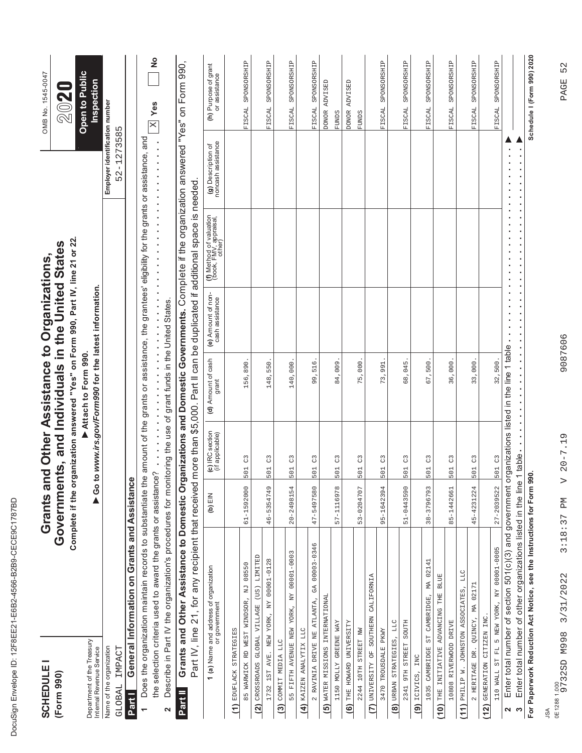DocuSign Envelope ID: 12F8EE21-E6B2-4566-B2B9-CECE9C1787BD

**SCHEDULE I**
**(Form 990)**

Department of the Treasury
Internal Revenue Service

# Grants and Other Assistance to Organizations, Governments, and Individuals in the United States

**Complete if the organization answered "Yes" on Form 990, Part IV, line 21 or 22.**

**▶ Attach to Form 990.**

**▶ Go to *www.irs.gov/Form990* for the latest information.**

OMB No. 1545-0047

**2020**

**Open to Public Inspection**

Name of the organization: GLOBAL IMPACT

Employer identification number: 52-1273585

## Part I General Information on Grants and Assistance

1 Does the organization maintain records to substantiate the amount of the grants or assistance, the grantees' eligibility for the grants or assistance, and the selection criteria used to award the grants or assistance? . . . . . . . . . . [X] Yes [ ] No

2 Describe in Part IV the organization's procedures for monitoring the use of grant funds in the United States.

## Part II Grants and Other Assistance to Domestic Organizations and Domestic Governments.

Complete if the organization answered "Yes" on Form 990, Part IV, line 21, for any recipient that received more than $5,000. Part II can be duplicated if additional space is needed.

| 1 (a) Name and address of organization or government | (b) EIN | (c) IRC section (if applicable) | (d) Amount of cash grant | (e) Amount of non-cash assistance | (f) Method of valuation (book, FMV, appraisal, other) | (g) Description of noncash assistance | (h) Purpose of grant or assistance |
|---|---|---|---|---|---|---|---|
| (1) EDUFLACK STRATEGIES<br>85 WARWICK RD WEST WINDSOR, NJ 08550 | 61-1592000 | 501 C3 | 156,890. | | | | FISCAL SPONSORSHIP |
| (2) CROSSROADS GLOBAL VILLAGE (US) LIMITED<br>1732 1ST AVE. NEW YORK, NY 00001-0128 | 46-5354749 | 501 C3 | 148,550. | | | | FISCAL SPONSORSHIP |
| (3) COMMIT MEDIA LLC<br>55 FIFTH AVENUE NEW YORK, NY 00001-0003 | 20-2498154 | 501 C3 | 140,000. | | | | FISCAL SPONSORSHIP |
| (4) KAIZEN ANALYTIX LLC<br>2 RAVINIA DRIVE NE ATLANTA, GA 00003-0346 | 47-5497580 | 501 C3 | 99,516. | | | | FISCAL SPONSORSHIP |
| (5) WATER MISSIONS INTERNATIONAL<br>1150 MOLLY GREENE WAY | 57-1116978 | 501 C3 | 84,009. | | | | DONOR ADVISED FUNDS |
| (6) THE HOWARD UNIVERSITY<br>2244 10TH STREET NW | 53-0204707 | 501 C3 | 75,000. | | | | DONOR ADVISED FUNDS |
| (7) UNIVERSITY OF SOUTHERN CALIFORNIA<br>3470 TROUSDALE PKWY | 95-1642394 | 501 C3 | 73,991. | | | | FISCAL SPONSORSHIP |
| (8) URBAN STRATEGIES, LLC<br>2341 9TH STREET SOUTH | 51-0443590 | 501 C3 | 68,045. | | | | FISCAL SPONSORSHIP |
| (9) ICIVICS, INC<br>1035 CAMBRIDGE ST CAMBRIDGE, MA 02141 | 38-3796793 | 501 C3 | 67,500. | | | | FISCAL SPONSORSHIP |
| (10) THE INITIATIVE ADVANCING THE BLUE<br>10808 RIVERWOOD DRIVE | 85-1442661 | 501 C3 | 36,000. | | | | FISCAL SPONSORSHIP |
| (11) PHILIP W. JOHNSTON ASSOCIATES, LLC<br>2 HERITAGE DR. QUINCY, MA 02171 | 45-4231224 | 501 C3 | 33,000. | | | | FISCAL SPONSORSHIP |
| (12) GENERATION CITIZEN INC.<br>110 WALL ST FL 5 NEW YORK, NY 00001-0005 | 27-2039522 | 501 C3 | 32,500. | | | | FISCAL SPONSORSHIP |

2 Enter total number of section 501(c)(3) and government organizations listed in the line 1 table . . . . . . . . . . ▶

3 Enter total number of other organizations listed in the line 1 table . . . . . . . . . . ▶

**For Paperwork Reduction Act Notice, see the Instructions for Form 990.** **Schedule I (Form 990) 2020**

JSA
0E1288 1.000
9732SD M998 3/31/2022 3:18:37 PM V 20-7.19 9087606 PAGE 52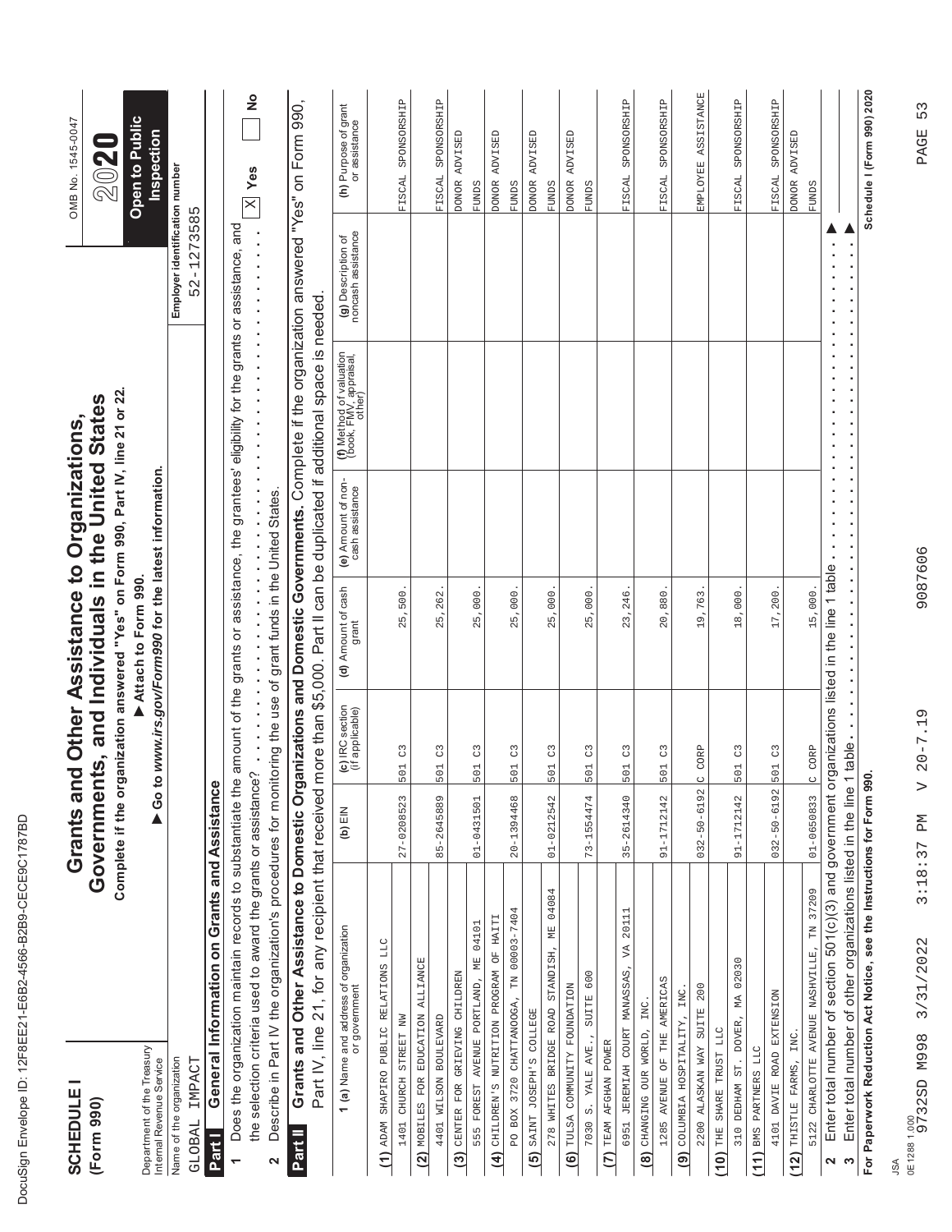DocuSign Envelope ID: 12F8EE21-E6B2-4566-B2B9-CECE9C1787BD

**SCHEDULE I**
**(Form 990)**

Department of the Treasury
Internal Revenue Service

# Grants and Other Assistance to Organizations, Governments, and Individuals in the United States

**Complete if the organization answered "Yes" on Form 990, Part IV, line 21 or 22.**
**▶ Attach to Form 990.**
**▶ Go to www.irs.gov/Form990 for the latest information.**

OMB No. 1545-0047
**2020**
**Open to Public Inspection**

Name of the organization: GLOBAL IMPACT
Employer identification number: 52-1273585

## Part I General Information on Grants and Assistance

1 Does the organization maintain records to substantiate the amount of the grants or assistance, the grantees' eligibility for the grants or assistance, and the selection criteria used to award the grants or assistance? . . . . . . . . . . [X] **Yes** [ ] **No**

2 Describe in Part IV the organization's procedures for monitoring the use of grant funds in the United States.

## Part II Grants and Other Assistance to Domestic Organizations and Domestic Governments.

Complete if the organization answered "Yes" on Form 990, Part IV, line 21, for any recipient that received more than $5,000. Part II can be duplicated if additional space is needed.

| 1 (a) Name and address of organization or government | (b) EIN | (c) IRC section (if applicable) | (d) Amount of cash grant | (e) Amount of non-cash assistance | (f) Method of valuation (book, FMV, appraisal, other) | (g) Description of noncash assistance | (h) Purpose of grant or assistance |
|---|---|---|---|---|---|---|---|
| (1) ADAM SHAPIRO PUBLIC RELATIONS LLC<br>1401 CHURCH STREET NW | 27-0208523 | 501 C3 | 25,500. | | | | FISCAL SPONSORSHIP |
| (2) MOBILES FOR EDUCATION ALLIANCE<br>4401 WILSON BOULEVARD | 85-2645889 | 501 C3 | 25,262. | | | | FISCAL SPONSORSHIP |
| (3) CENTER FOR GRIEVING CHILDREN<br>555 FOREST AVENUE PORTLAND, ME 04101 | 01-0431501 | 501 C3 | 25,000. | | | | DONOR ADVISED FUNDS |
| (4) CHILDREN'S NUTRITION PROGRAM OF HAITI<br>PO BOX 3720 CHATTANOOGA, TN 00003-7404 | 20-1394468 | 501 C3 | 25,000. | | | | DONOR ADVISED FUNDS |
| (5) SAINT JOSEPH'S COLLEGE<br>278 WHITES BRIDGE ROAD STANDISH, ME 04084 | 01-0212542 | 501 C3 | 25,000. | | | | DONOR ADVISED FUNDS |
| (6) TULSA COMMUNITY FOUNDATION<br>7030 S. YALE AVE., SUITE 600 | 73-1554474 | 501 C3 | 25,000. | | | | DONOR ADVISED FUNDS |
| (7) TEAM AFGHAN POWER<br>6951 JEREMIAH COURT MANASSAS, VA 20111 | 35-2614340 | 501 C3 | 23,246. | | | | FISCAL SPONSORSHIP |
| (8) CHANGING OUR WORLD, INC.<br>1285 AVENUE OF THE AMERICAS | 91-1712142 | 501 C3 | 20,880. | | | | FISCAL SPONSORSHIP |
| (9) COLUMBIA HOSPITALITY, INC.<br>2200 ALASKAN WAY SUITE 200 | 032-50-6192 | C CORP | 19,763. | | | | EMPLOYEE ASSISTANCE |
| (10) THE SHARE TRUST LLC<br>310 DEDHAM ST. DOVER, MA 02030 | 91-1712142 | 501 C3 | 18,000. | | | | FISCAL SPONSORSHIP |
| (11) BMS PARTNERS LLC<br>4101 DAVIE ROAD EXTENSION | 032-50-6192 | 501 C3 | 17,200. | | | | FISCAL SPONSORSHIP |
| (12) THISTLE FARMS, INC.<br>5122 CHARLOTTE AVENUE NASHVILLE, TN 37209 | 01-0650833 | C CORP | 15,000. | | | | DONOR ADVISED FUNDS |

2 Enter total number of section 501(c)(3) and government organizations listed in the line 1 table . . . . . . . . ▶

3 Enter total number of other organizations listed in the line 1 table . . . . . . . . ▶

**For Paperwork Reduction Act Notice, see the Instructions for Form 990.** **Schedule I (Form 990) 2020**

JSA
0E1288 1.000
9732SD M998 3/31/2022 3:18:37 PM V 20-7.19 9087606 PAGE 53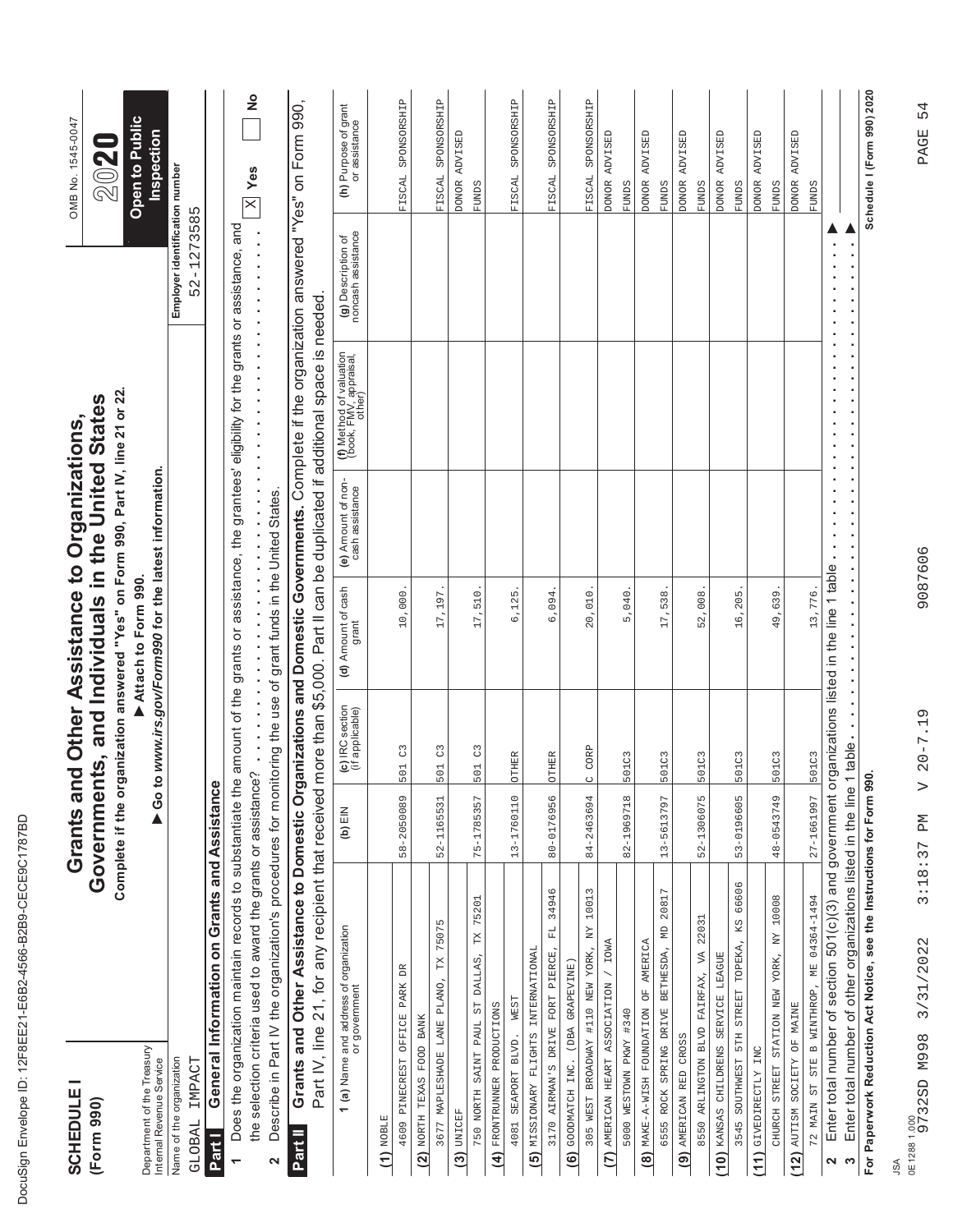DocuSign Envelope ID: 12F8EE21-E6B2-4566-B2B9-CECE9C1787BD

**SCHEDULE I**
**(Form 990)**

Department of the Treasury
Internal Revenue Service

# Grants and Other Assistance to Organizations, Governments, and Individuals in the United States

**Complete if the organization answered "Yes" on Form 990, Part IV, line 21 or 22.**

▶ Attach to Form 990.

▶ Go to *www.irs.gov/Form990* for the latest information.

OMB No. 1545-0047

**2020**

**Open to Public Inspection**

Name of the organization: GLOBAL IMPACT

Employer identification number: 52-1273585

## Part I General Information on Grants and Assistance

1 Does the organization maintain records to substantiate the amount of the grants or assistance, the grantees' eligibility for the grants or assistance, and the selection criteria used to award the grants or assistance? . . . . . . . . . . . . . . . . X Yes ☐ No

2 Describe in Part IV the organization's procedures for monitoring the use of grant funds in the United States.

## Part II Grants and Other Assistance to Domestic Organizations and Domestic Governments.

Complete if the organization answered "Yes" on Form 990, Part IV, line 21, for any recipient that received more than $5,000. Part II can be duplicated if additional space is needed.

| 1 (a) Name and address of organization or government | (b) EIN | (c) IRC section (if applicable) | (d) Amount of cash grant | (e) Amount of non-cash assistance | (f) Method of valuation (book, FMV, appraisal, other) | (g) Description of noncash assistance | (h) Purpose of grant or assistance |
|---|---|---|---|---|---|---|---|
| (1) NOBLE<br>4609 PINECREST OFFICE PARK DR | 58-2050089 | 501 C3 | 10,000. | | | | FISCAL SPONSORSHIP |
| (2) NORTH TEXAS FOOD BANK<br>3677 MAPLESHADE LANE PLANO, TX 75075 | 52-1165531 | 501 C3 | 17,197. | | | | FISCAL SPONSORSHIP |
| (3) UNICEF<br>750 NORTH SAINT PAUL ST DALLAS, TX 75201 | 75-1785357 | 501 C3 | 17,510. | | | | DONOR ADVISED FUNDS |
| (4) FRONTRUNNER PRODUCTIONS<br>4081 SEAPORT BLVD. WEST | 13-1760110 | OTHER | 6,125. | | | | FISCAL SPONSORSHIP |
| (5) MISSIONARY FLIGHTS INTERNATIONAL<br>3170 AIRMAN'S DRIVE FORT PIERCE, FL 34946 | 80-0176956 | OTHER | 6,094. | | | | FISCAL SPONSORSHIP |
| (6) GOODMATCH INC. (DBA GRAPEVINE)<br>305 WEST BROADWAY #110 NEW YORK, NY 10013 | 84-2463694 | C CORP | 20,010. | | | | FISCAL SPONSORSHIP |
| (7) AMERICAN HEART ASSOCIATION / IOWA<br>5000 WESTOWN PKWY #340 | 82-1969718 | 501C3 | 5,040. | | | | DONOR ADVISED FUNDS |
| (8) MAKE-A-WISH FOUNDATION OF AMERICA<br>6555 ROCK SPRING DRIVE BETHESDA, MD 20817 | 13-5613797 | 501C3 | 17,538. | | | | DONOR ADVISED FUNDS |
| (9) AMERICAN RED CROSS<br>8550 ARLINGTON BLVD FAIRFAX, VA 22031 | 52-1306075 | 501C3 | 52,008. | | | | DONOR ADVISED FUNDS |
| (10) KANSAS CHILDRENS SERVICE LEAGUE<br>3545 SOUTHWEST 5TH STREET TOPEKA, KS 66606 | 53-0196605 | 501C3 | 16,205. | | | | DONOR ADVISED FUNDS |
| (11) GIVEDIRECTLY INC<br>CHURCH STREET STATION NEW YORK, NY 10008 | 48-0543749 | 501C3 | 49,639. | | | | DONOR ADVISED FUNDS |
| (12) AUTISM SOCIETY OF MAINE<br>72 MAIN ST STE B WINTHROP, ME 04364-1494 | 27-1661997 | 501C3 | 13,776. | | | | DONOR ADVISED FUNDS |

2 Enter total number of section 501(c)(3) and government organizations listed in the line 1 table . . . . . . . . . ▶

3 Enter total number of other organizations listed in the line 1 table . . . . . . . . . . . . . . . . . ▶

**For Paperwork Reduction Act Notice, see the Instructions for Form 990.**

**Schedule I (Form 990) 2020**

JSA
0E1288 1.000
9732SD M998 3/31/2022 3:18:37 PM V 20-7.19 9087606 PAGE 54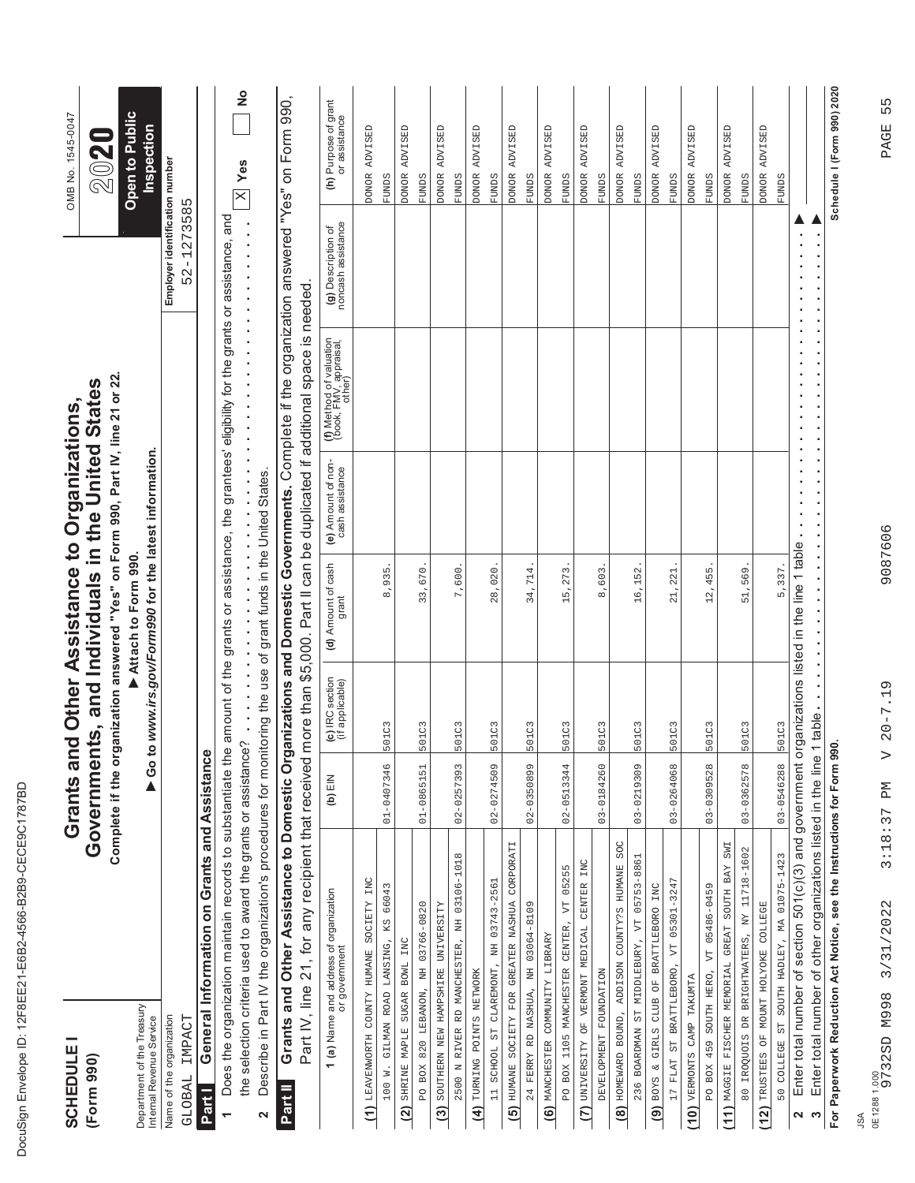# SCHEDULE I (Form 990)

## Grants and Other Assistance to Organizations, Governments, and Individuals in the United States

**Complete if the organization answered "Yes" on Form 990, Part IV, line 21 or 22.**

▶ Attach to Form 990.

▶ Go to *www.irs.gov/Form990* for the latest information.

OMB No. 1545-0047

2020

**Open to Public Inspection**

Department of the Treasury
Internal Revenue Service

Name of the organization: GLOBAL IMPACT

Employer identification number: 52-1273585

## Part I General Information on Grants and Assistance

1 Does the organization maintain records to substantiate the amount of the grants or assistance, the grantees' eligibility for the grants or assistance, and the selection criteria used to award the grants or assistance? . . . . . . . . . . . . . . . . . . . . . . [X] Yes [ ] No

2 Describe in Part IV the organization's procedures for monitoring the use of grant funds in the United States.

## Part II Grants and Other Assistance to Domestic Organizations and Domestic Governments.

Complete if the organization answered "Yes" on Form 990, Part IV, line 21, for any recipient that received more than $5,000. Part II can be duplicated if additional space is needed.

| 1 (a) Name and address of organization or government | (b) EIN | (c) IRC section (if applicable) | (d) Amount of cash grant | (e) Amount of non-cash assistance | (f) Method of valuation (book, FMV, appraisal, other) | (g) Description of noncash assistance | (h) Purpose of grant or assistance |
|---|---|---|---|---|---|---|---|
| (1) LEAVENWORTH COUNTY HUMANE SOCIETY INC<br>100 W. GILMAN ROAD LANSING, KS 66043 | 01-0407346 | 501C3 | 8,935. | | | | DONOR ADVISED FUNDS |
| (2) SHRINE MAPLE SUGAR BOWL INC<br>PO BOX 820 LEBANON, NH 03766-0820 | 01-0865151 | 501C3 | 33,670. | | | | DONOR ADVISED FUNDS |
| (3) SOUTHERN NEW HAMPSHIRE UNIVERSITY<br>2500 N RIVER RD MANCHESTER, NH 03106-1018 | 02-0257393 | 501C3 | 7,600. | | | | DONOR ADVISED FUNDS |
| (4) TURNING POINTS NETWORK<br>11 SCHOOL ST CLAREMONT, NH 03743-2561 | 02-0274509 | 501C3 | 28,020. | | | | DONOR ADVISED FUNDS |
| (5) HUMANE SOCIETY FOR GREATER NASHUA CORPORATI<br>24 FERRY RD NASHUA, NH 03064-8109 | 02-0350899 | 501C3 | 34,714. | | | | DONOR ADVISED FUNDS |
| (6) MANCHESTER COMMUNITY LIBRARY<br>PO BOX 1105 MANCHESTER CENTER, VT 05255 | 02-0513344 | 501C3 | 15,273. | | | | DONOR ADVISED FUNDS |
| (7) UNIVERSITY OF VERMONT MEDICAL CENTER INC<br>DEVELOPMENT FOUNDATION | 03-0184260 | 501C3 | 8,603. | | | | DONOR ADVISED FUNDS |
| (8) HOMEWARD BOUND, ADDISON COUNTY?S HUMANE SOC<br>236 BOARDMAN ST MIDDLEBURY, VT 05753-8861 | 03-0219309 | 501C3 | 16,152. | | | | DONOR ADVISED FUNDS |
| (9) BOYS & GIRLS CLUB OF BRATTLEBORO INC<br>17 FLAT ST BRATTLEBORO, VT 05301-3247 | 03-0264068 | 501C3 | 21,221. | | | | DONOR ADVISED FUNDS |
| (10) VERMONTS CAMP TAKUMTA<br>PO BOX 459 SOUTH HERO, VT 05486-0459 | 03-0309528 | 501C3 | 12,455. | | | | DONOR ADVISED FUNDS |
| (11) MAGGIE FISCHER MEMORIAL GREAT SOUTH BAY SWI<br>80 IROQUOIS DR BRIGHTWATERS, NY 11718-1602 | 03-0362578 | 501C3 | 51,569. | | | | DONOR ADVISED FUNDS |
| (12) TRUSTEES OF MOUNT HOLYOKE COLLEGE<br>50 COLLEGE ST SOUTH HADLEY, MA 01075-1423 | 03-0546288 | 501C3 | 5,337. | | | | DONOR ADVISED FUNDS |

2 Enter total number of section 501(c)(3) and government organizations listed in the line 1 table . . . . . . . . . . . . . . . . . . . . ▶

3 Enter total number of other organizations listed in the line 1 table . . . . . . . . . . . . . . . . . . . . ▶

**For Paperwork Reduction Act Notice, see the Instructions for Form 990.** **Schedule I (Form 990) 2020**

JSA
0E1288 1.000
9732SD M998 3/31/2022 3:18:37 PM V 20-7.19 9087606 PAGE 55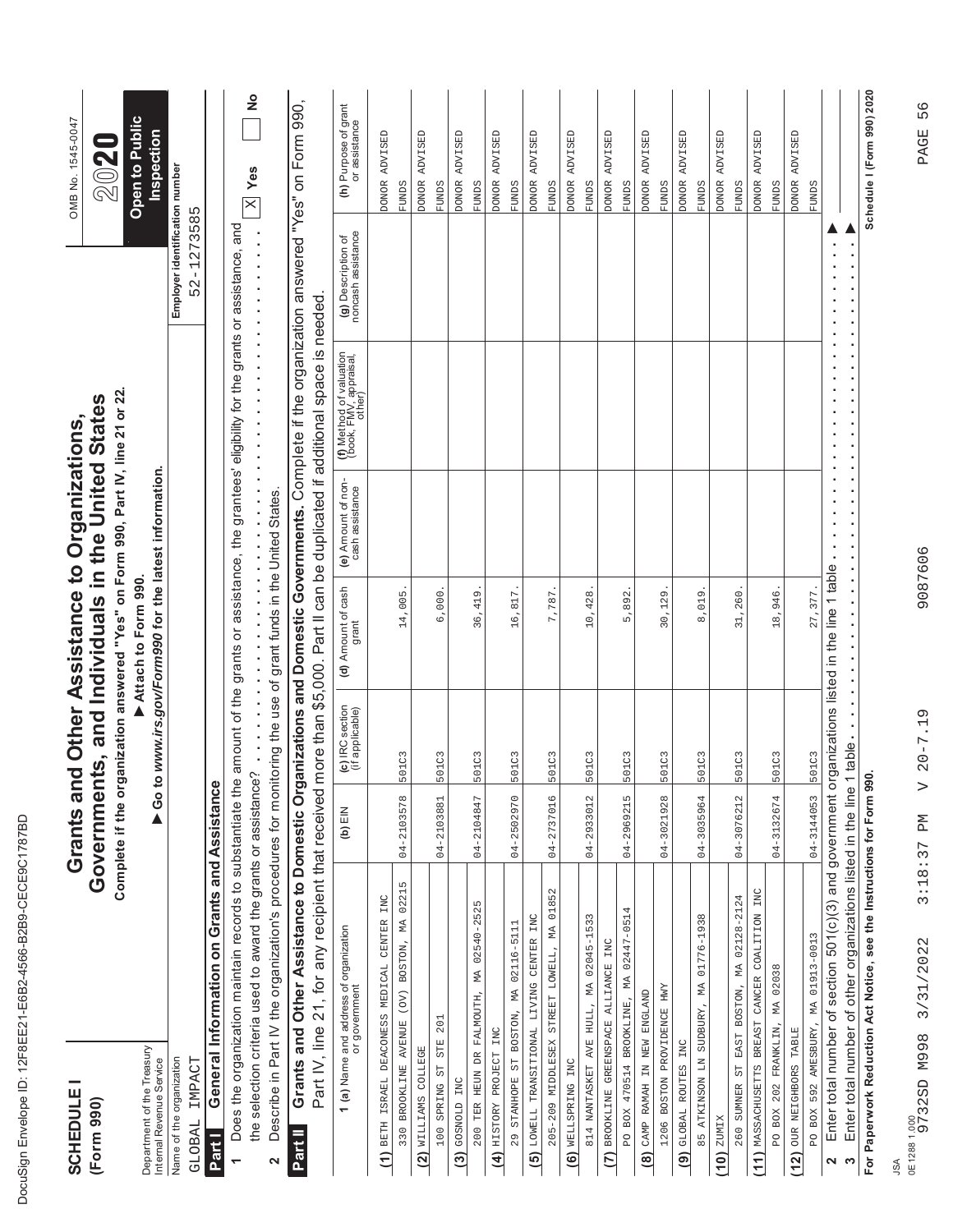DocuSign Envelope ID: 12F8EE21-E6B2-4566-B2B9-CECE9C1787BD

**SCHEDULE I**
**(Form 990)**

Department of the Treasury
Internal Revenue Service

# Grants and Other Assistance to Organizations, Governments, and Individuals in the United States

**Complete if the organization answered "Yes" on Form 990, Part IV, line 21 or 22.**

**▶ Attach to Form 990.**

**▶ Go to *www.irs.gov/Form990* for the latest information.**

OMB No. 1545-0047

**2020**

**Open to Public Inspection**

Name of the organization: GLOBAL IMPACT

Employer identification number: 52-1273585

## Part I General Information on Grants and Assistance

1 Does the organization maintain records to substantiate the amount of the grants or assistance, the grantees' eligibility for the grants or assistance, and the selection criteria used to award the grants or assistance? . . . . . . . . . . . . . . . . . . . . . . . . . . . . . . . . . . . . . . . . . . [X] Yes [ ] No

2 Describe in Part IV the organization's procedures for monitoring the use of grant funds in the United States.

## Part II Grants and Other Assistance to Domestic Organizations and Domestic Governments.

Complete if the organization answered "Yes" on Form 990, Part IV, line 21, for any recipient that received more than $5,000. Part II can be duplicated if additional space is needed.

| 1 (a) Name and address of organization or government | (b) EIN | (c) IRC section (if applicable) | (d) Amount of cash grant | (e) Amount of non-cash assistance | (f) Method of valuation (book, FMV, appraisal, other) | (g) Description of noncash assistance | (h) Purpose of grant or assistance |
|---|---|---|---|---|---|---|---|
| (1) BETH ISRAEL DEACONESS MEDICAL CENTER INC 330 BROOKLINE AVENUE (OV) BOSTON, MA 02215 | 04-2103578 | 501C3 | 14,005. | | | | DONOR ADVISED FUNDS |
| (2) WILLIAMS COLLEGE 100 SPRING ST STE 201 | 04-2103881 | 501C3 | 6,000. | | | | DONOR ADVISED FUNDS |
| (3) GOSNOLD INC 200 TER HEUN DR FALMOUTH, MA 02540-2525 | 04-2104847 | 501C3 | 36,419. | | | | DONOR ADVISED FUNDS |
| (4) HISTORY PROJECT INC 29 STANHOPE ST BOSTON, MA 02116-5111 | 04-2502970 | 501C3 | 16,817. | | | | DONOR ADVISED FUNDS |
| (5) LOWELL TRANSITIONAL LIVING CENTER INC 205-209 MIDDLESEX STREET LOWELL, MA 01852 | 04-2737016 | 501C3 | 7,787. | | | | DONOR ADVISED FUNDS |
| (6) WELLSPRING INC 814 NANTASKET AVE HULL, MA 02045-1533 | 04-2933012 | 501C3 | 10,428. | | | | DONOR ADVISED FUNDS |
| (7) BROOKLINE GREENSPACE ALLIANCE INC PO BOX 470514 BROOKLINE, MA 02447-0514 | 04-2969215 | 501C3 | 5,892. | | | | DONOR ADVISED FUNDS |
| (8) CAMP RAMAH IN NEW ENGLAND 1206 BOSTON PROVIDENCE HWY | 04-3021928 | 501C3 | 30,129. | | | | DONOR ADVISED FUNDS |
| (9) GLOBAL ROUTES INC 85 ATKINSON LN SUDBURY, MA 01776-1938 | 04-3035964 | 501C3 | 8,019. | | | | DONOR ADVISED FUNDS |
| (10) ZUMIX 260 SUMNER ST EAST BOSTON, MA 02128-2124 | 04-3076212 | 501C3 | 31,260. | | | | DONOR ADVISED FUNDS |
| (11) MASSACHUSETTS BREAST CANCER COALITION INC PO BOX 202 FRANKLIN, MA 02038 | 04-3132674 | 501C3 | 18,946. | | | | DONOR ADVISED FUNDS |
| (12) OUR NEIGHBORS TABLE PO BOX 592 AMESBURY, MA 01913-0013 | 04-3144053 | 501C3 | 27,377. | | | | DONOR ADVISED FUNDS |

2 Enter total number of section 501(c)(3) and government organizations listed in the line 1 table . . . . . . . . . . . . . . . . . . . . ▶

3 Enter total number of other organizations listed in the line 1 table. . . . . . . . . . . . . . . . . . . . . . . . . . . . . . . . . . . ▶

**For Paperwork Reduction Act Notice, see the Instructions for Form 990.** **Schedule I (Form 990) 2020**

JSA
0E1288 1.000
9732SD M998 3/31/2022 3:18:37 PM V 20-7.19 9087606 PAGE 56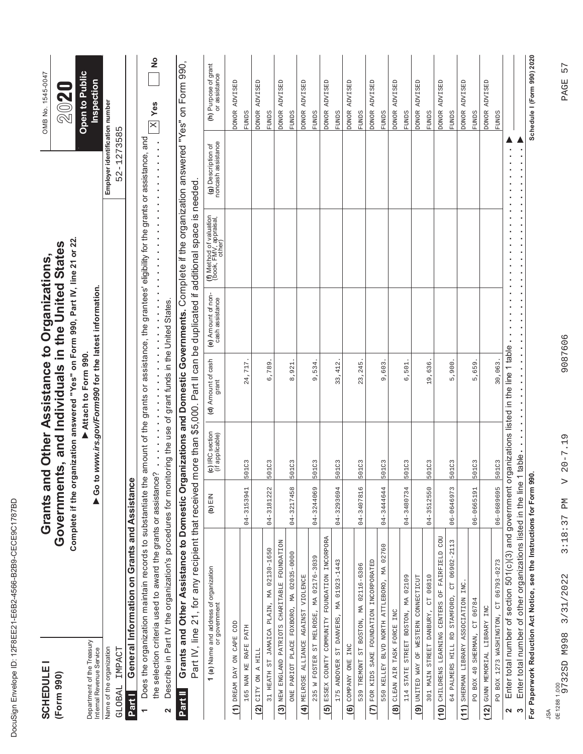DocuSign Envelope ID: 12F8EE21-E6B2-4566-B2B9-CECE9C1787BD

**SCHEDULE I**
**(Form 990)**

Department of the Treasury
Internal Revenue Service

# Grants and Other Assistance to Organizations, Governments, and Individuals in the United States

**Complete if the organization answered "Yes" on Form 990, Part IV, line 21 or 22.**

▶ **Attach to Form 990.**

▶ **Go to *www.irs.gov/Form990* for the latest information.**

OMB No. 1545-0047

**2020**

**Open to Public Inspection**

Name of the organization: GLOBAL IMPACT

Employer identification number: 52-1273585

## Part I General Information on Grants and Assistance

1 Does the organization maintain records to substantiate the amount of the grants or assistance, the grantees' eligibility for the grants or assistance, and the selection criteria used to award the grants or assistance? . . . . . . . . . . . . . . . . . . . . . . . . . . . . . . . . . . . . . . . . [X] Yes [ ] No

2 Describe in Part IV the organization's procedures for monitoring the use of grant funds in the United States.

## Part II Grants and Other Assistance to Domestic Organizations and Domestic Governments.

Complete if the organization answered "Yes" on Form 990, Part IV, line 21, for any recipient that received more than $5,000. Part II can be duplicated if additional space is needed.

| 1 (a) Name and address of organization or government | (b) EIN | (c) IRC section (if applicable) | (d) Amount of cash grant | (e) Amount of non-cash assistance | (f) Method of valuation (book, FMV, appraisal, other) | (g) Description of noncash assistance | (h) Purpose of grant or assistance |
|---|---|---|---|---|---|---|---|
| (1) DREAM DAY ON CAPE COD<br>165 NAN KE RAFE PATH | 04-3153941 | 501C3 | 24,717. | | | | DONOR ADVISED FUNDS |
| (2) CITY ON A HILL<br>31 HEATH ST JAMAICA PLAIN, MA 02130-1650 | 04-3181222 | 501C3 | 6,789. | | | | DONOR ADVISED FUNDS |
| (3) NEW ENGLAND PATRIOTS CHARITABLE FOUNDATION<br>ONE PARIOT PLACE FOXBORO, MA 02035-0000 | 04-3217458 | 501C3 | 8,921. | | | | DONOR ADVISED FUNDS |
| (4) MELROSE ALLIANCE AGAINST VIOLENCE<br>235 W FOSTER ST MELROSE, MA 02176-3039 | 04-3244069 | 501C3 | 9,534. | | | | DONOR ADVISED FUNDS |
| (5) ESSEX COUNTY COMMUNITY FOUNDATION INCORPORA<br>175 ANDOVER ST DANVERS, MA 01923-1443 | 04-3293694 | 501C3 | 33,412. | | | | DONOR ADVISED FUNDS |
| (6) COMPANY ONE INC<br>539 TREMONT ST BOSTON, MA 02116-6306 | 04-3407816 | 501C3 | 23,245. | | | | DONOR ADVISED FUNDS |
| (7) FOR KIDS SAKE FOUNDATION INCORPORATED<br>550 KELLEY BLVD NORTH ATTLEBORO, MA 02760 | 04-3444644 | 501C3 | 9,603. | | | | DONOR ADVISED FUNDS |
| (8) CLEAN AIR TASK FORCE INC<br>114 STATE STREET BOSTON, MA 02109 | 04-3480734 | 501C3 | 6,501. | | | | DONOR ADVISED FUNDS |
| (9) UNITED WAY OF WESTERN CONNECTICUT<br>301 MAIN STREET DANBURY, CT 06810 | 04-3512550 | 501C3 | 19,636. | | | | DONOR ADVISED FUNDS |
| (10) CHILDRENS LEARNING CENTERS OF FAIRFIELD COU<br>64 PALMERS HILL RD STAMFORD, CT 06902-2113 | 06-0646973 | 501C3 | 5,900. | | | | DONOR ADVISED FUNDS |
| (11) SHERMAN LIBRARY ASSOCIATION INC.<br>PO BOX 40 SHERMAN, CT 06784 | 06-0665191 | 501C3 | 5,659. | | | | DONOR ADVISED FUNDS |
| (12) GUNN MEMORIAL LIBRARY INC<br>PO BOX 1273 WASHINGTON, CT 06793-0273 | 06-0689695 | 501C3 | 30,063. | | | | DONOR ADVISED FUNDS |

2 Enter total number of section 501(c)(3) and government organizations listed in the line 1 table . . . . . . . . . . . . . . . . . . . . . . ▶

3 Enter total number of other organizations listed in the line 1 table. . . . . . . . . . . . . . . . . . . . . . . . . . . . . . . ▶

**For Paperwork Reduction Act Notice, see the Instructions for Form 990.**

**Schedule I (Form 990) 2020**

JSA
0E1288 1.000
9732SD M998 3/31/2022 3:18:37 PM V 20-7.19 9087606 PAGE 57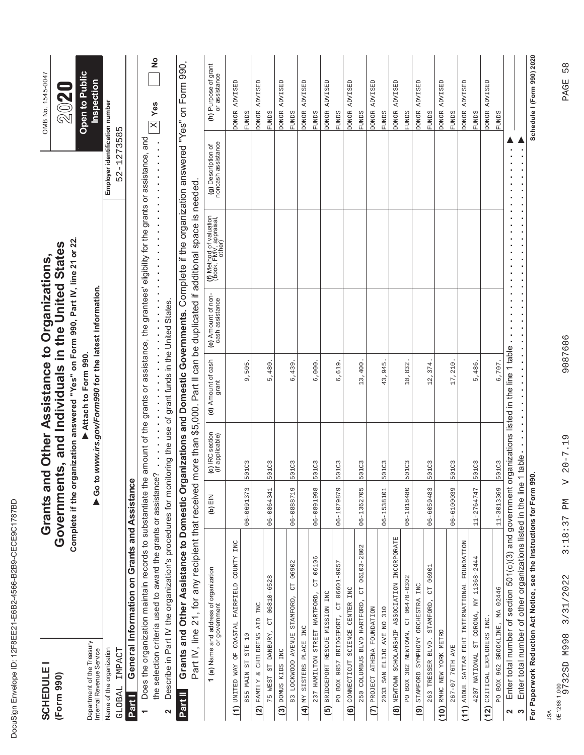DocuSign Envelope ID: 12F8EE21-E6B2-4566-B2B9-CECE9C1787BD

**SCHEDULE I**
**(Form 990)**

Department of the Treasury
Internal Revenue Service

# Grants and Other Assistance to Organizations, Governments, and Individuals in the United States

**Complete if the organization answered "Yes" on Form 990, Part IV, line 21 or 22.**
**▶ Attach to Form 990.**
**▶ Go to *www.irs.gov/Form990* for the latest information.**

OMB No. 1545-0047
**2020**
**Open to Public Inspection**

Name of the organization: GLOBAL IMPACT
Employer identification number: 52-1273585

## Part I General Information on Grants and Assistance

1 Does the organization maintain records to substantiate the amount of the grants or assistance, the grantees' eligibility for the grants or assistance, and the selection criteria used to award the grants or assistance? . . . . . . . . . . . . . . . . . . . . . . . . . . . . . . . . . . . . [X] Yes [ ] No

2 Describe in Part IV the organization's procedures for monitoring the use of grant funds in the United States.

## Part II Grants and Other Assistance to Domestic Organizations and Domestic Governments.

Complete if the organization answered "Yes" on Form 990, Part IV, line 21, for any recipient that received more than $5,000. Part II can be duplicated if additional space is needed.

| 1 (a) Name and address of organization or government | (b) EIN | (c) IRC section (if applicable) | (d) Amount of cash grant | (e) Amount of non-cash assistance | (f) Method of valuation (book, FMV, appraisal, other) | (g) Description of noncash assistance | (h) Purpose of grant or assistance |
|---|---|---|---|---|---|---|---|
| (1) UNITED WAY OF COASTAL FAIRFIELD COUNTY INC 855 MAIN ST STE 10 | 06-0691373 | 501C3 | 9,505. | | | | DONOR ADVISED FUNDS |
| (2) FAMILY & CHILDRENS AID INC 75 WEST ST DANBURY, CT 06810-6528 | 06-0864341 | 501C3 | 5,480. | | | | DONOR ADVISED FUNDS |
| (3) DOMUS KIDS INC 83 LOCKWOOD AVENUE STAMFORD, CT 06902 | 06-0888719 | 501C3 | 6,439. | | | | DONOR ADVISED FUNDS |
| (4) MY SISTERS PLACE INC 237 HAMILTON STREET HARTFORD, CT 06106 | 06-0891998 | 501C3 | 6,000. | | | | DONOR ADVISED FUNDS |
| (5) BRIDGEPORT RESCUE MISSION INC PO BOX 9057 BRIDGEPORT, CT 06601-9057 | 06-1079879 | 501C3 | 6,619. | | | | DONOR ADVISED FUNDS |
| (6) CONNECTICUT SCIENCE CENTER INC 250 COLUMBUS BLVD HARTFORD, CT 06103-2802 | 06-1362705 | 501C3 | 13,400. | | | | DONOR ADVISED FUNDS |
| (7) PROJECT ATHENA FOUNDATION 2033 SAN ELIJO AVE NO 310 | 06-1538101 | 501C3 | 43,945. | | | | DONOR ADVISED FUNDS |
| (8) NEWTOWN SCHOLARSHIP ASSOCIATION INCORPORATE PO BOX 302 NEWTOWN, CT 06470-0302 | 06-1818480 | 501C3 | 10,832. | | | | DONOR ADVISED FUNDS |
| (9) STAMFORD SYMPHONY ORCHESTRA INC 263 TRESSER BLVD. STAMFORD, CT 06901 | 06-6059483 | 501C3 | 12,374. | | | | DONOR ADVISED FUNDS |
| (10) RMHC NEW YORK METRO 267-07 76TH AVE | 06-6100039 | 501C3 | 17,210. | | | | DONOR ADVISED FUNDS |
| (11) ABDUL SATTAR EDHI INTERNATIONAL FOUNDATION 4207 NATIONAL ST CORONA, NY 11368-2444 | 11-2764747 | 501C3 | 5,486. | | | | DONOR ADVISED FUNDS |
| (12) CRITICAL EXPLORERS INC. PO BOX 962 BROOKLINE, MA 02446 | 11-3013369 | 501C3 | 6,707. | | | | DONOR ADVISED FUNDS |

2 Enter total number of section 501(c)(3) and government organizations listed in the line 1 table . . . . . . . . . . . . . . . . . . . . ▶

3 Enter total number of other organizations listed in the line 1 table . . . . . . . . . . . . . . . . . . . . . . . . . . . . . . . . . . . . . ▶

**For Paperwork Reduction Act Notice, see the Instructions for Form 990.** **Schedule I (Form 990) 2020**

JSA
0E1288 1.000
9732SD M998 3/31/2022 3:18:37 PM V 20-7.19 9087606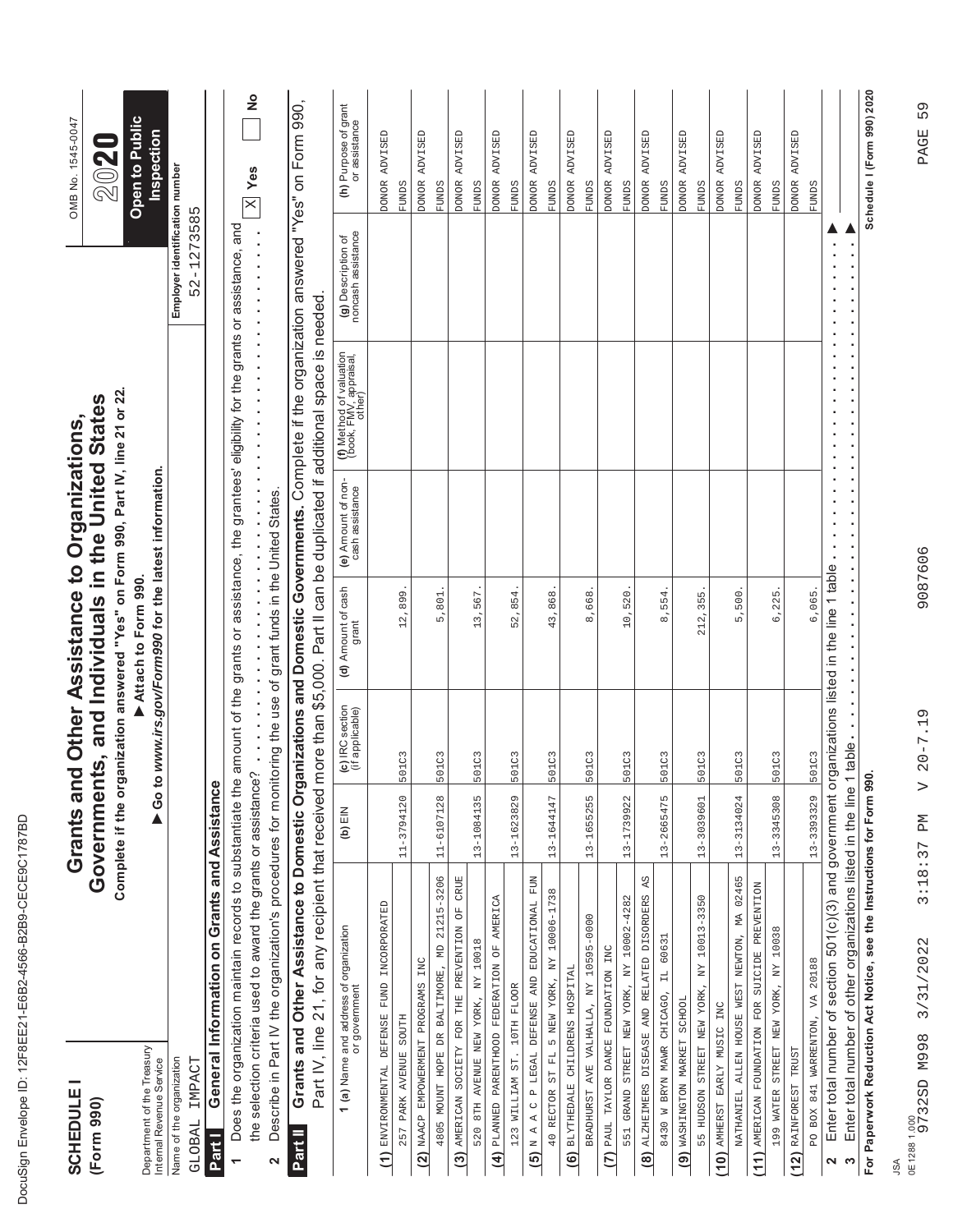DocuSign Envelope ID: 12F8EE21-E6B2-4566-B2B9-CECE9C1787BD

**SCHEDULE I**
**(Form 990)**

Department of the Treasury
Internal Revenue Service

# Grants and Other Assistance to Organizations, Governments, and Individuals in the United States

**Complete if the organization answered "Yes" on Form 990, Part IV, line 21 or 22.**
▶ **Attach to Form 990.**
▶ **Go to *www.irs.gov/Form990* for the latest information.**

OMB No. 1545-0047
**2020**
**Open to Public Inspection**

Name of the organization: GLOBAL IMPACT
Employer identification number: 52-1273585

## Part I General Information on Grants and Assistance

1 Does the organization maintain records to substantiate the amount of the grants or assistance, the grantees' eligibility for the grants or assistance, and the selection criteria used to award the grants or assistance? . . . . . . . . . . [X] **Yes** [ ] **No**

2 Describe in Part IV the organization's procedures for monitoring the use of grant funds in the United States.

## Part II Grants and Other Assistance to Domestic Organizations and Domestic Governments.

Complete if the organization answered "Yes" on Form 990, Part IV, line 21, for any recipient that received more than $5,000. Part II can be duplicated if additional space is needed.

| 1 (a) Name and address of organization or government | (b) EIN | (c) IRC section (if applicable) | (d) Amount of cash grant | (e) Amount of non-cash assistance | (f) Method of valuation (book, FMV, appraisal, other) | (g) Description of noncash assistance | (h) Purpose of grant or assistance |
|---|---|---|---|---|---|---|---|
| (1) ENVIRONMENTAL DEFENSE FUND INCORPORATED 257 PARK AVENUE SOUTH | 11-3794120 | 501C3 | 12,899. | | | | DONOR ADVISED FUNDS |
| (2) NAACP EMPOWERMENT PROGRAMS INC 4805 MOUNT HOPE DR BALTIMORE, MD 21215-3206 | 11-6107128 | 501C3 | 5,801. | | | | DONOR ADVISED FUNDS |
| (3) AMERICAN SOCIETY FOR THE PREVENTION OF CRUE 520 8TH AVENUE NEW YORK, NY 10018 | 13-1084135 | 501C3 | 13,567. | | | | DONOR ADVISED FUNDS |
| (4) PLANNED PARENTHOOD FEDERATION OF AMERICA 123 WILLIAM ST. 10TH FLOOR | 13-1623829 | 501C3 | 52,854. | | | | DONOR ADVISED FUNDS |
| (5) N A A C P LEGAL DEFENSE AND EDUCATIONAL FUN 40 RECTOR ST FL 5 NEW YORK, NY 10006-1738 | 13-1644147 | 501C3 | 43,868. | | | | DONOR ADVISED FUNDS |
| (6) BLYTHEDALE CHILDRENS HOSPITAL BRADHURST AVE VALHALLA, NY 10595-0000 | 13-1655255 | 501C3 | 8,668. | | | | DONOR ADVISED FUNDS |
| (7) PAUL TAYLOR DANCE FOUNDATION INC 551 GRAND STREET NEW YORK, NY 10002-4282 | 13-1739922 | 501C3 | 10,520. | | | | DONOR ADVISED FUNDS |
| (8) ALZHEIMERS DISEASE AND RELATED DISORDERS AS 8430 W BRYN MAWR CHICAGO, IL 60631 | 13-2665475 | 501C3 | 8,554. | | | | DONOR ADVISED FUNDS |
| (9) WASHINGTON MARKET SCHOOL 55 HUDSON STREET NEW YORK, NY 10013-3350 | 13-3039601 | 501C3 | 212,355. | | | | DONOR ADVISED FUNDS |
| (10) AMHERST EARLY MUSIC INC NATHANIEL ALLEN HOUSE WEST NEWTON, MA 02465 | 13-3134024 | 501C3 | 5,500. | | | | DONOR ADVISED FUNDS |
| (11) AMERICAN FOUNDATION FOR SUICIDE PREVENTION 199 WATER STREET NEW YORK, NY 10038 | 13-3345308 | 501C3 | 6,225. | | | | DONOR ADVISED FUNDS |
| (12) RAINFOREST TRUST PO BOX 841 WARRENTON, VA 20188 | 13-3393329 | 501C3 | 6,065. | | | | DONOR ADVISED FUNDS |

2 Enter total number of section 501(c)(3) and government organizations listed in the line 1 table . . . . . . . . . . ▶

3 Enter total number of other organizations listed in the line 1 table . . . . . . . . . . ▶

**For Paperwork Reduction Act Notice, see the Instructions for Form 990.** **Schedule I (Form 990) 2020**

JSA
0E1288 1.000
9732SD M998 3/31/2022 3:18:37 PM V 20-7.19 9087606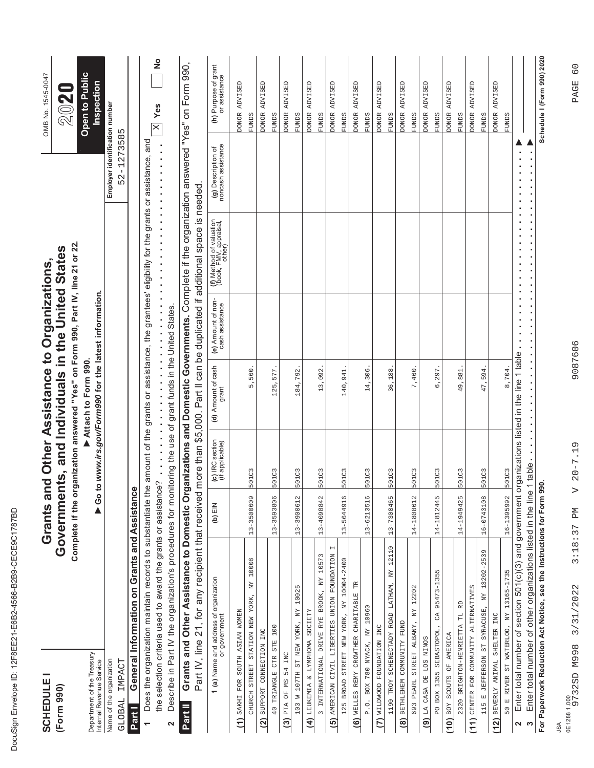DocuSign Envelope ID: 12F8EE21-E6B2-4566-B2B9-CECE9C1787BD

**SCHEDULE I**
**(Form 990)**

Department of the Treasury
Internal Revenue Service

# Grants and Other Assistance to Organizations, Governments, and Individuals in the United States

**Complete if the organization answered "Yes" on Form 990, Part IV, line 21 or 22.**

▶ **Attach to Form 990.**

▶ **Go to** ***www.irs.gov/Form990*** **for the latest information.**

OMB No. 1545-0047

**2020**

**Open to Public Inspection**

Name of the organization: GLOBAL IMPACT

Employer identification number: 52-1273585

## Part I General Information on Grants and Assistance

1 Does the organization maintain records to substantiate the amount of the grants or assistance, the grantees' eligibility for the grants or assistance, and the selection criteria used to award the grants or assistance? . . . . . . . . . . . . . . . . . . . . . . . . . . . . . [X] Yes [ ] No

2 Describe in Part IV the organization's procedures for monitoring the use of grant funds in the United States.

## Part II Grants and Other Assistance to Domestic Organizations and Domestic Governments.

Complete if the organization answered "Yes" on Form 990, Part IV, line 21, for any recipient that received more than $5,000. Part II can be duplicated if additional space is needed.

| 1 (a) Name and address of organization or government | (b) EIN | (c) IRC section (if applicable) | (d) Amount of cash grant | (e) Amount of non-cash assistance | (f) Method of valuation (book, FMV, appraisal, other) | (g) Description of noncash assistance | (h) Purpose of grant or assistance |
|---|---|---|---|---|---|---|---|
| (1) SAKHI FOR SOUTH ASIAN WOMEN<br>CHURCH STREET STATION NEW YORK, NY 10008 | 13-3500609 | 501C3 | 5,560. | | | | DONOR ADVISED FUNDS |
| (2) SUPPORT CONNECTION INC<br>40 TRIANGLE CTR STE 100 | 13-3593806 | 501C3 | 125,577. | | | | DONOR ADVISED FUNDS |
| (3) PTA OF MS 54 INC<br>103 W 107TH ST NEW YORK, NY 10025 | 13-3900612 | 501C3 | 184,792. | | | | DONOR ADVISED FUNDS |
| (4) LEUKEMIA & LYMPHOMA SOCIETY<br>3 INTERNATIONAL DRIVE RYE BROOK, NY 10573 | 13-4098842 | 501C3 | 13,092. | | | | DONOR ADVISED FUNDS |
| (5) AMERICAN CIVIL LIBERTIES UNION FOUNDATION I<br>125 BROAD STREET NEW YORK, NY 10004-2400 | 13-5644916 | 501C3 | 140,941. | | | | DONOR ADVISED FUNDS |
| (6) WELLES REMY CROWTHER CHARITABLE TR<br>P.O. BOX 780 NYACK, NY 10960 | 13-6213516 | 501C3 | 14,306. | | | | DONOR ADVISED FUNDS |
| (7) WILDWOOD FOUNDATION INC<br>1190 TROY-SCHENECTADY ROAD LATHAM, NY 12110 | 13-7308465 | 501C3 | 36,188. | | | | DONOR ADVISED FUNDS |
| (8) BETHLEHEM COMMUNITY FUND<br>693 PEARL STREET ALBANY, NY 12202 | 14-1808612 | 501C3 | 7,460. | | | | DONOR ADVISED FUNDS |
| (9) LA CASA DE LOS NINOS<br>PO BOX 1355 SEBASTOPOL, CA 95473-1355 | 14-1812445 | 501C3 | 6,297. | | | | DONOR ADVISED FUNDS |
| (10) BOY SCOUTS OF AMERICA<br>2320 BRIGHTON-HENRIETTA TL RD | 14-1949425 | 501C3 | 49,881. | | | | DONOR ADVISED FUNDS |
| (11) CENTER FOR COMMUNITY ALTERNATIVES<br>115 E JEFFERSON ST SYRACUSE, NY 13202-2539 | 16-0743108 | 501C3 | 47,594. | | | | DONOR ADVISED FUNDS |
| (12) BEVERLY ANIMAL SHELTER INC<br>50 E RIVER ST WATERLOO, NY 13165-1735 | 16-1395992 | 501C3 | 8,704. | | | | DONOR ADVISED FUNDS |

2 Enter total number of section 501(c)(3) and government organizations listed in the line 1 table . . . . . . . . . . ▶

3 Enter total number of other organizations listed in the line 1 table . . . . . . . . . . ▶

**For Paperwork Reduction Act Notice, see the Instructions for Form 990.** **Schedule I (Form 990) 2020**

JSA
0E1288 1.000
9732SD M998 3/31/2022 3:18:37 PM V 20-7.19 9087606 PAGE 60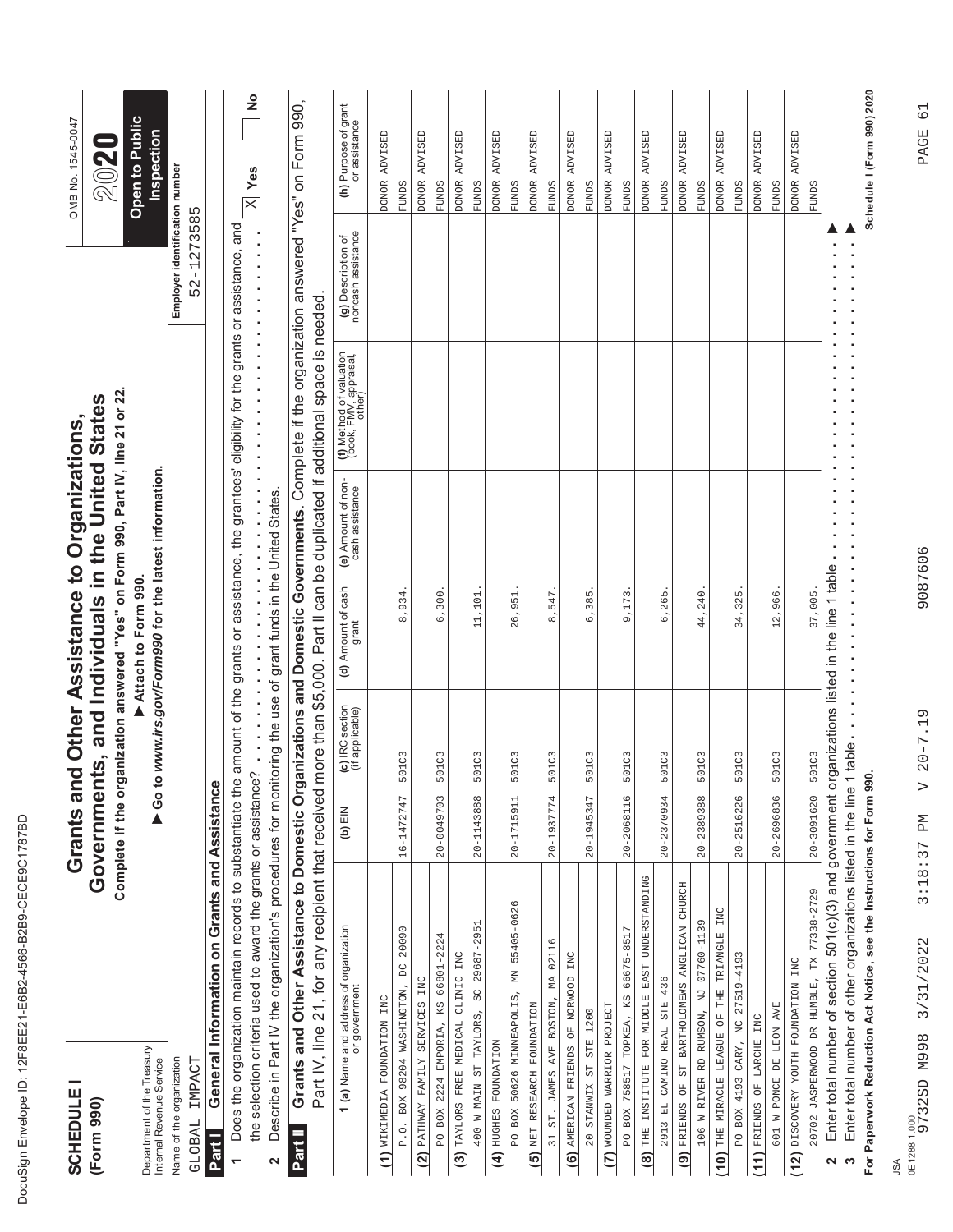DocuSign Envelope ID: 12F8EE21-E6B2-4566-B2B9-CECE9C1787BD

**SCHEDULE I** (Form 990)

Department of the Treasury
Internal Revenue Service

# Grants and Other Assistance to Organizations, Governments, and Individuals in the United States

**Complete if the organization answered "Yes" on Form 990, Part IV, line 21 or 22.**

**▶ Attach to Form 990.**

**▶ Go to *www.irs.gov/Form990* for the latest information.**

OMB No. 1545-0047

**2020**

**Open to Public Inspection**

Name of the organization: GLOBAL IMPACT

Employer identification number: 52-1273585

## Part I General Information on Grants and Assistance

1 Does the organization maintain records to substantiate the amount of the grants or assistance, the grantees' eligibility for the grants or assistance, and the selection criteria used to award the grants or assistance? . . . . . . . . . . [X] Yes [ ] No

2 Describe in Part IV the organization's procedures for monitoring the use of grant funds in the United States.

## Part II Grants and Other Assistance to Domestic Organizations and Domestic Governments.

Complete if the organization answered "Yes" on Form 990, Part IV, line 21, for any recipient that received more than $5,000. Part II can be duplicated if additional space is needed.

| 1 (a) Name and address of organization or government | (b) EIN | (c) IRC section (if applicable) | (d) Amount of cash grant | (e) Amount of non-cash assistance | (f) Method of valuation (book, FMV, appraisal, other) | (g) Description of noncash assistance | (h) Purpose of grant or assistance |
|---|---|---|---|---|---|---|---|
| (1) WIKIMEDIA FOUNDATION INC P.O. BOX 98204 WASHINGTON, DC 20090 | 16-1472747 | 501C3 | 8,934. | | | | DONOR ADVISED FUNDS |
| (2) PATHWAY FAMILY SERVICES INC PO BOX 2224 EMPORIA, KS 66801-2224 | 20-0049703 | 501C3 | 6,300. | | | | DONOR ADVISED FUNDS |
| (3) TAYLORS FREE MEDICAL CLINIC INC 400 W MAIN ST TAYLORS, SC 29687-2951 | 20-1143888 | 501C3 | 11,101. | | | | DONOR ADVISED FUNDS |
| (4) HUGHES FOUNDATION PO BOX 50626 MINNEAPOLIS, MN 55405-0626 | 20-1715911 | 501C3 | 26,951. | | | | DONOR ADVISED FUNDS |
| (5) NET RESEARCH FOUNDATION 31 ST. JAMES AVE BOSTON, MA 02116 | 20-1937774 | 501C3 | 8,547. | | | | DONOR ADVISED FUNDS |
| (6) AMERICAN FRIENDS OF NORWOOD INC 20 STANWIX ST STE 1200 | 20-1945347 | 501C3 | 6,385. | | | | DONOR ADVISED FUNDS |
| (7) WOUNDED WARRIOR PROJECT PO BOX 758517 TOPKEA, KS 66675-8517 | 20-2068116 | 501C3 | 9,173. | | | | DONOR ADVISED FUNDS |
| (8) THE INSTITUTE FOR MIDDLE EAST UNDERSTANDING 2913 EL CAMINO REAL STE 436 | 20-2370934 | 501C3 | 6,265. | | | | DONOR ADVISED FUNDS |
| (9) FRIENDS OF ST BARTHOLOMEWS ANGLICAN CHURCH 106 W RIVER RD RUMSON, NJ 07760-1139 | 20-2389388 | 501C3 | 44,240. | | | | DONOR ADVISED FUNDS |
| (10) THE MIRACLE LEAGUE OF THE TRIANGLE INC PO BOX 4193 CARY, NC 27519-4193 | 20-2516226 | 501C3 | 34,325. | | | | DONOR ADVISED FUNDS |
| (11) FRIENDS OF LARCHE INC 601 W PONCE DE LEON AVE | 20-2696836 | 501C3 | 12,966. | | | | DONOR ADVISED FUNDS |
| (12) DISCOVERY YOUTH FOUNDATION INC 20702 JASPERWOOD DR HUMBLE, TX 77338-2729 | 20-3091620 | 501C3 | 37,005. | | | | DONOR ADVISED FUNDS |

2 Enter total number of section 501(c)(3) and government organizations listed in the line 1 table . . . . . . . . ▶

3 Enter total number of other organizations listed in the line 1 table . . . . . . . . ▶

**For Paperwork Reduction Act Notice, see the Instructions for Form 990.** **Schedule I (Form 990) 2020**

JSA
0E1288 1.000
9732SD M998 3/31/2022 3:18:37 PM V 20-7.19 9087606 PAGE 61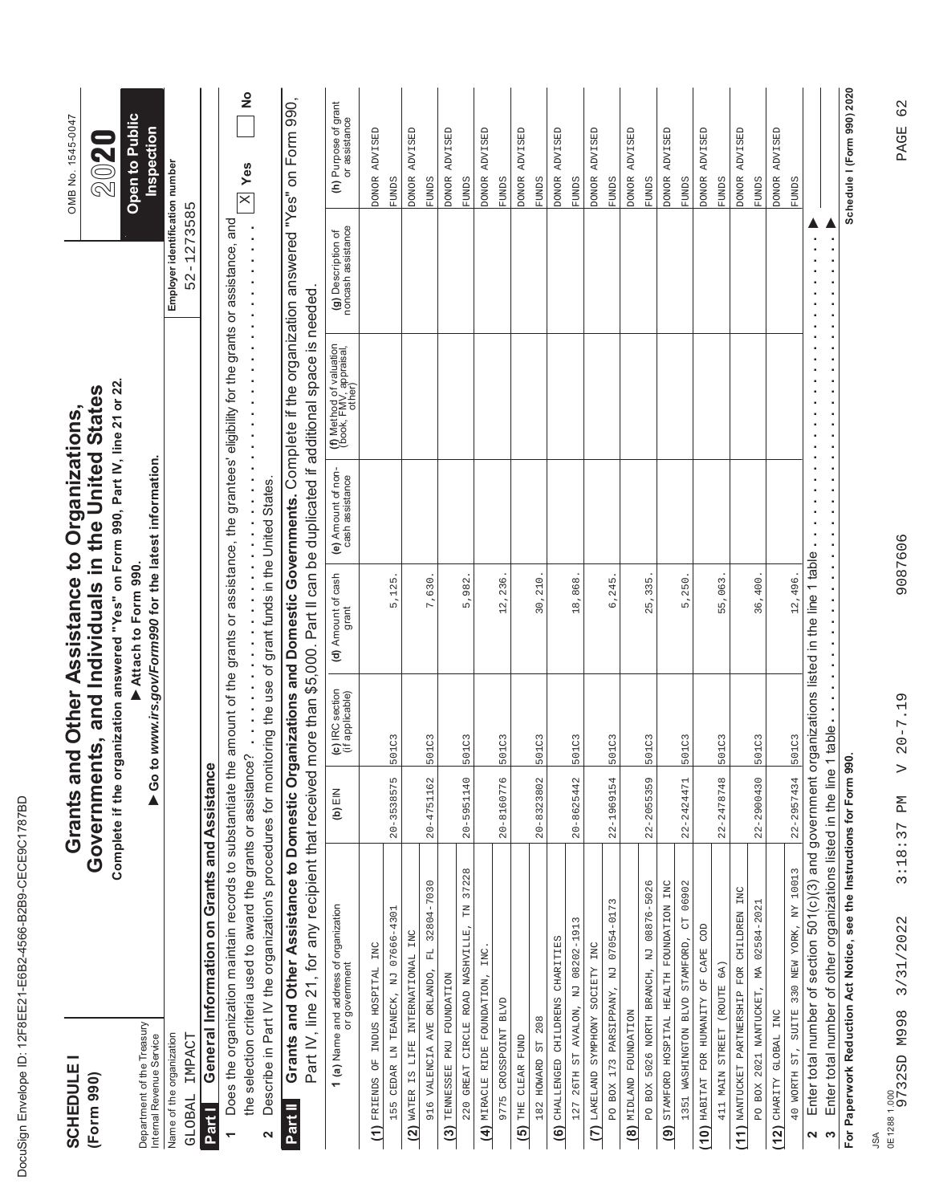DocuSign Envelope ID: 12F8EE21-E6B2-4566-B2B9-CECE9C1787BD

**SCHEDULE I**
**(Form 990)**

Department of the Treasury
Internal Revenue Service

# Grants and Other Assistance to Organizations, Governments, and Individuals in the United States

**Complete if the organization answered "Yes" on Form 990, Part IV, line 21 or 22.**
**▶ Attach to Form 990.**
**▶ Go to *www.irs.gov/Form990* for the latest information.**

OMB No. 1545-0047

**2020**

**Open to Public Inspection**

Name of the organization: GLOBAL IMPACT

Employer identification number: 52-1273585

## Part I General Information on Grants and Assistance

1 Does the organization maintain records to substantiate the amount of the grants or assistance, the grantees' eligibility for the grants or assistance, and the selection criteria used to award the grants or assistance? . . . . . [X] Yes [ ] No

2 Describe in Part IV the organization's procedures for monitoring the use of grant funds in the United States.

## Part II Grants and Other Assistance to Domestic Organizations and Domestic Governments.

Complete if the organization answered "Yes" on Form 990, Part IV, line 21, for any recipient that received more than $5,000. Part II can be duplicated if additional space is needed.

| 1 (a) Name and address of organization or government | (b) EIN | (c) IRC section (if applicable) | (d) Amount of cash grant | (e) Amount of non-cash assistance | (f) Method of valuation (book, FMV, appraisal, other) | (g) Description of noncash assistance | (h) Purpose of grant or assistance |
|---|---|---|---|---|---|---|---|
| (1) FRIENDS OF INDUS HOSPITAL INC 155 CEDAR LN TEANECK, NJ 07666-4301 | 20-3538575 | 501C3 | 5,125. | | | | DONOR ADVISED FUNDS |
| (2) WATER IS LIFE INTERNATIONAL INC 916 VALENCIA AVE ORLANDO, FL 32804-7030 | 20-4751162 | 501C3 | 7,630. | | | | DONOR ADVISED FUNDS |
| (3) TENNESSEE PKU FOUNDATION 220 GREAT CIRCLE ROAD NASHVILLE, TN 37228 | 20-5951140 | 501C3 | 5,982. | | | | DONOR ADVISED FUNDS |
| (4) MIRACLE RIDE FOUNDATION, INC. 9775 CROSSPOINT BLVD | 20-8160776 | 501C3 | 12,236. | | | | DONOR ADVISED FUNDS |
| (5) THE CLEAR FUND 182 HOWARD ST 208 | 20-8323802 | 501C3 | 30,210. | | | | DONOR ADVISED FUNDS |
| (6) CHALLENGED CHILDRENS CHARITIES 127 26TH ST AVALON, NJ 08202-1913 | 20-8625442 | 501C3 | 18,868. | | | | DONOR ADVISED FUNDS |
| (7) LAKELAND SYMPHONY SOCIETY INC PO BOX 173 PARSIPPANY, NJ 07054-0173 | 22-1969154 | 501C3 | 6,245. | | | | DONOR ADVISED FUNDS |
| (8) MIDLAND FOUNDATION PO BOX 5026 NORTH BRANCH, NJ 08876-5026 | 22-2055359 | 501C3 | 25,335. | | | | DONOR ADVISED FUNDS |
| (9) STAMFORD HOSPITAL HEALTH FOUNDATION INC 1351 WASHINGTON BLVD STAMFORD, CT 06902 | 22-2424471 | 501C3 | 5,250. | | | | DONOR ADVISED FUNDS |
| (10) HABITAT FOR HUMANITY OF CAPE COD 411 MAIN STREET (ROUTE 6A) | 22-2478748 | 501C3 | 55,063. | | | | DONOR ADVISED FUNDS |
| (11) NANTUCKET PARTNERSHIP FOR CHILDREN INC PO BOX 2021 NANTUCKET, MA 02584-2021 | 22-2900430 | 501C3 | 36,400. | | | | DONOR ADVISED FUNDS |
| (12) CHARITY GLOBAL INC 40 WORTH ST, SUITE 330 NEW YORK, NY 10013 | 22-2957434 | 501C3 | 12,496. | | | | DONOR ADVISED FUNDS |

2 Enter total number of section 501(c)(3) and government organizations listed in the line 1 table . . . . . ▶

3 Enter total number of other organizations listed in the line 1 table . . . . . ▶

**For Paperwork Reduction Act Notice, see the Instructions for Form 990.**

**Schedule I (Form 990) 2020**

JSA
0E1288 1.000
9732SD M998 3/31/2022 3:18:37 PM V 20-7.19 9087606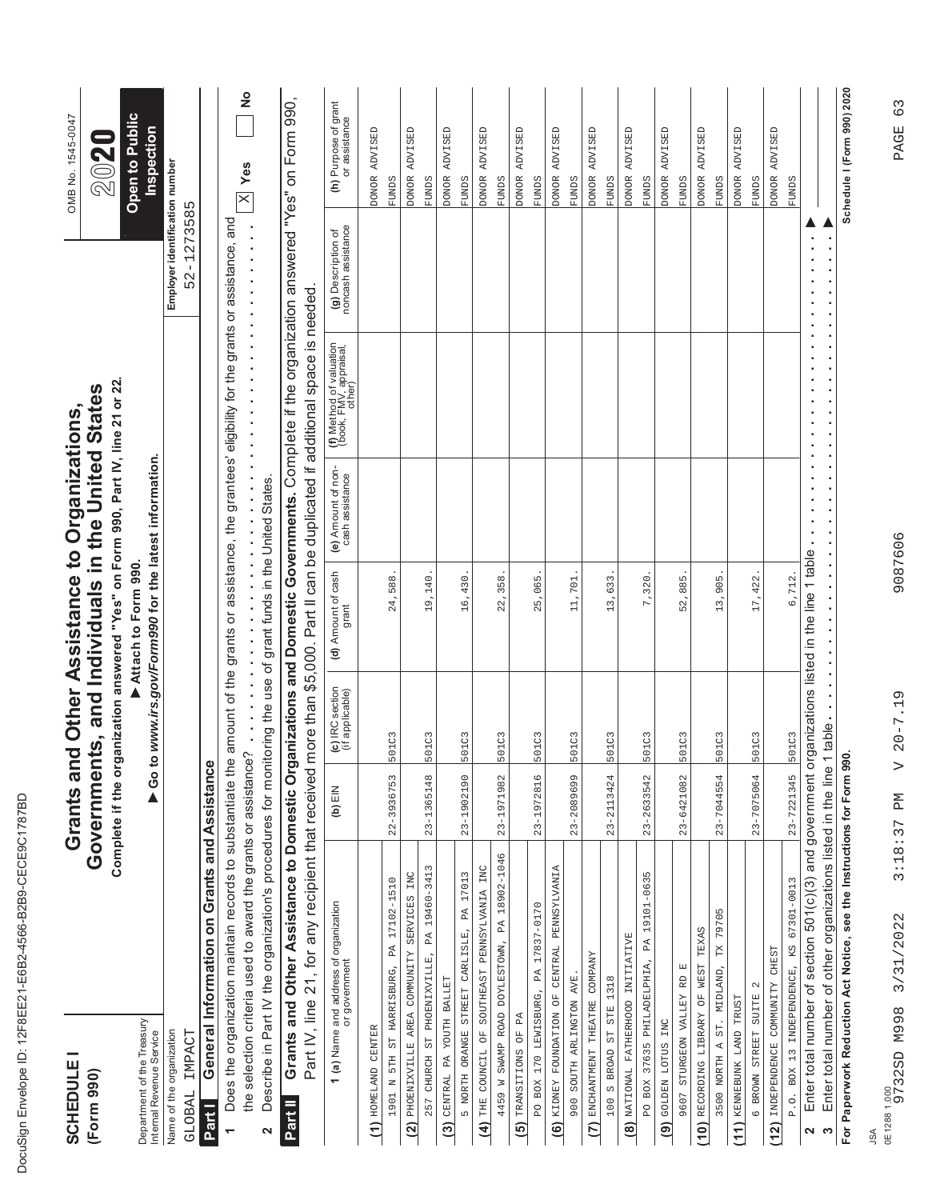**SCHEDULE I (Form 990)**

# Grants and Other Assistance to Organizations, Governments, and Individuals in the United States

**Complete if the organization answered "Yes" on Form 990, Part IV, line 21 or 22.**

**▶ Attach to Form 990.**

**▶ Go to www.irs.gov/Form990 for the latest information.**

OMB No. 1545-0047

2020

**Open to Public Inspection**

Department of the Treasury
Internal Revenue Service

Name of the organization: GLOBAL IMPACT

Employer identification number: 52-1273585

## Part I General Information on Grants and Assistance

1 Does the organization maintain records to substantiate the amount of the grants or assistance, the grantees' eligibility for the grants or assistance, and the selection criteria used to award the grants or assistance? [X] Yes [ ] No

2 Describe in Part IV the organization's procedures for monitoring the use of grant funds in the United States.

## Part II Grants and Other Assistance to Domestic Organizations and Domestic Governments.

Complete if the organization answered "Yes" on Form 990, Part IV, line 21, for any recipient that received more than $5,000. Part II can be duplicated if additional space is needed.

| 1 (a) Name and address of organization or government | (b) EIN | (c) IRC section (if applicable) | (d) Amount of cash grant | (e) Amount of non-cash assistance | (f) Method of valuation (book, FMV, appraisal, other) | (g) Description of noncash assistance | (h) Purpose of grant or assistance |
|---|---|---|---|---|---|---|---|
| (1) HOMELAND CENTER 1901 N 5TH ST HARRISBURG, PA 17102-1510 | 22-3936753 | 501C3 | 24,588. | | | | DONOR ADVISED FUNDS |
| (2) PHOENIXVILLE AREA COMMUNITY SERVICES INC 257 CHURCH ST PHOENIXVILLE, PA 19460-3413 | 23-1365148 | 501C3 | 19,140. | | | | DONOR ADVISED FUNDS |
| (3) CENTRAL PA YOUTH BALLET 5 NORTH ORANGE STREET CARLISLE, PA 17013 | 23-1902190 | 501C3 | 16,430. | | | | DONOR ADVISED FUNDS |
| (4) THE COUNCIL OF SOUTHEAST PENNSYLVANIA INC 4459 W SWAMP ROAD DOYLESTOWN, PA 18902-1046 | 23-1971982 | 501C3 | 22,358. | | | | DONOR ADVISED FUNDS |
| (5) TRANSITIONS OF PA PO BOX 170 LEWISBURG, PA 17837-0170 | 23-1972816 | 501C3 | 25,065. | | | | DONOR ADVISED FUNDS |
| (6) KIDNEY FOUNDATION OF CENTRAL PENNSYLVANIA 900 SOUTH ARLINGTON AVE. | 23-2089699 | 501C3 | 11,701. | | | | DONOR ADVISED FUNDS |
| (7) ENCHANTMENT THEATRE COMPANY 100 S BROAD ST STE 1318 | 23-2113424 | 501C3 | 13,633. | | | | DONOR ADVISED FUNDS |
| (8) NATIONAL FATHERHOOD INITIATIVE PO BOX 37635 PHILADELPHIA, PA 19101-0635 | 23-2633542 | 501C3 | 7,320. | | | | DONOR ADVISED FUNDS |
| (9) GOLDEN LOTUS INC 9607 STURGEON VALLEY RD E | 23-6421082 | 501C3 | 52,885. | | | | DONOR ADVISED FUNDS |
| (10) RECORDING LIBRARY OF WEST TEXAS 3500 NORTH A ST. MIDLAND, TX 79705 | 23-7044554 | 501C3 | 13,905. | | | | DONOR ADVISED FUNDS |
| (11) KENNEBUNK LAND TRUST 6 BROWN STREET SUITE 2 | 23-7075064 | 501C3 | 17,422. | | | | DONOR ADVISED FUNDS |
| (12) INDEPENDENCE COMMUNITY CHEST P.O. BOX 13 INDEPENDENCE, KS 67301-0013 | 23-7221345 | 501C3 | 6,712. | | | | DONOR ADVISED FUNDS |

2 Enter total number of section 501(c)(3) and government organizations listed in the line 1 table . . . ▶

3 Enter total number of other organizations listed in the line 1 table . . . ▶

**For Paperwork Reduction Act Notice, see the Instructions for Form 990.** **Schedule I (Form 990) 2020**

JSA
0E1288 1.000
9732SD M998 3/31/2022 3:18:37 PM V 20-7.19 9087606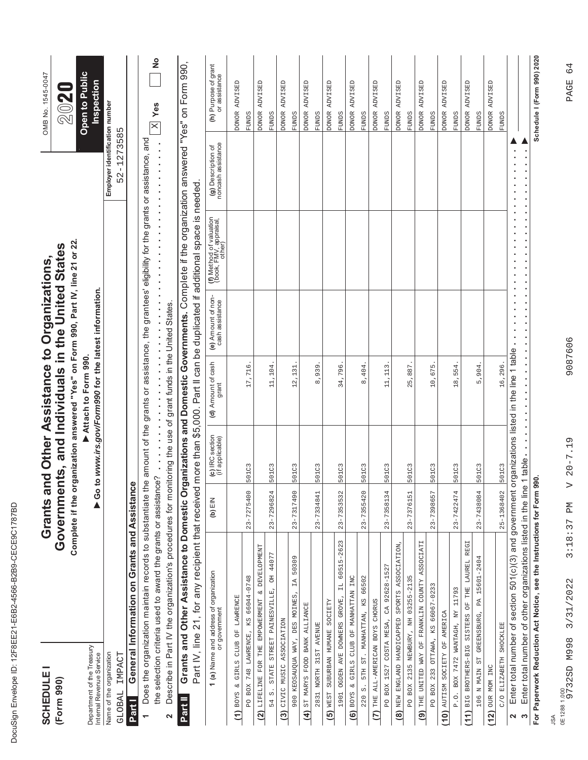DocuSign Envelope ID: 12F8EE21-E6B2-4566-B2B9-CECE9C1787BD

**SCHEDULE I (Form 990)**

# Grants and Other Assistance to Organizations, Governments, and Individuals in the United States

**Complete if the organization answered "Yes" on Form 990, Part IV, line 21 or 22.**

**▶ Attach to Form 990.**

**▶ Go to *www.irs.gov/Form990* for the latest information.**

OMB No. 1545-0047

**2020**

**Open to Public Inspection**

Department of the Treasury
Internal Revenue Service

Name of the organization: GLOBAL IMPACT

Employer identification number: 52-1273585

## Part I General Information on Grants and Assistance

1 Does the organization maintain records to substantiate the amount of the grants or assistance, the grantees' eligibility for the grants or assistance, and the selection criteria used to award the grants or assistance? . . . . . . . . . . . . . . . . . . . . . . . . . . . . . . . . . . . . . . [X] Yes [ ] No

2 Describe in Part IV the organization's procedures for monitoring the use of grant funds in the United States.

## Part II Grants and Other Assistance to Domestic Organizations and Domestic Governments.

Complete if the organization answered "Yes" on Form 990, Part IV, line 21, for any recipient that received more than $5,000. Part II can be duplicated if additional space is needed.

| 1 (a) Name and address of organization or government | (b) EIN | (c) IRC section (if applicable) | (d) Amount of cash grant | (e) Amount of non-cash assistance | (f) Method of valuation (book, FMV, appraisal, other) | (g) Description of noncash assistance | (h) Purpose of grant or assistance |
|---|---|---|---|---|---|---|---|
| (1) BOYS & GIRLS CLUB OF LAWRENCE<br>PO BOX 748 LAWRENCE, KS 66044-0748 | 23-7275400 | 501C3 | 17,716. | | | | DONOR ADVISED FUNDS |
| (2) LIFELINE FOR THE EMPOWERMENT & DEVELOPMENT<br>54 S. STATE STREET PAINESVILLE, OH 44077 | 23-7296824 | 501C3 | 11,104. | | | | DONOR ADVISED FUNDS |
| (3) CIVIC MUSIC ASSOCIATION<br>900 KEOSAUQUA WAY, DES MOINES, IA 50309 | 23-7317490 | 501C3 | 12,131. | | | | DONOR ADVISED FUNDS |
| (4) ST MARYS FOOD BANK ALLIANCE<br>2831 NORTH 31ST AVENUE | 23-7334841 | 501C3 | 8,939. | | | | DONOR ADVISED FUNDS |
| (5) WEST SUBURBAN HUMANE SOCIETY<br>1901 OGDEN AVE DOWNERS GROVE, IL 60515-2623 | 23-7353532 | 501C3 | 34,796. | | | | DONOR ADVISED FUNDS |
| (6) BOYS & GIRLS CLUB OF MANHATTAN INC<br>220 S. 5TH ST. MANHATTAN, KS 66502 | 23-7355420 | 501C3 | 8,404. | | | | DONOR ADVISED FUNDS |
| (7) THE ALL-AMERICAN BOYS CHORUS<br>PO BOX 1527 COSTA MESA, CA 92628-1527 | 23-7358134 | 501C3 | 11,113. | | | | DONOR ADVISED FUNDS |
| (8) NEW ENGLAND HANDICAPPED SPORTS ASSOCIATION,<br>PO BOX 2135 NEWBURY, NH 03255-2135 | 23-7376151 | 501C3 | 25,887. | | | | DONOR ADVISED FUNDS |
| (9) THE UNITED WAY OF FRANKLIN COUNTY ASSOCIATI<br>PO BOX 233 OTTAWA, KS 66067-0233 | 23-7398657 | 501C3 | 10,675. | | | | DONOR ADVISED FUNDS |
| (10) AUTISM SOCIETY OF AMERICA<br>P.O. BOX 7472 WANTAGH, NY 11793 | 23-7422474 | 501C3 | 18,554. | | | | DONOR ADVISED FUNDS |
| (11) BIG BROTHERS-BIG SISTERS OF THE LAUREL REGI<br>106 N MAIN ST GREENSBURG, PA 15601-2404 | 23-7438084 | 501C3 | 5,904. | | | | DONOR ADVISED FUNDS |
| (12) OUR MOM INC<br>C/O ELIZABETH SHOCKLEE | 25-1368402 | 501C3 | 16,296. | | | | DONOR ADVISED FUNDS |

2 Enter total number of section 501(c)(3) and government organizations listed in the line 1 table . . . . . . . . . . . . . . . . . . ▶

3 Enter total number of other organizations listed in the line 1 table . . . . . . . . . . . . . . . . . . . . . . . . . . . . . . . ▶

**For Paperwork Reduction Act Notice, see the Instructions for Form 990.** **Schedule I (Form 990) 2020**

JSA
0E1288 1.000
9732SD M998 3/31/2022 3:18:37 PM V 20-7.19 9087606 PAGE 64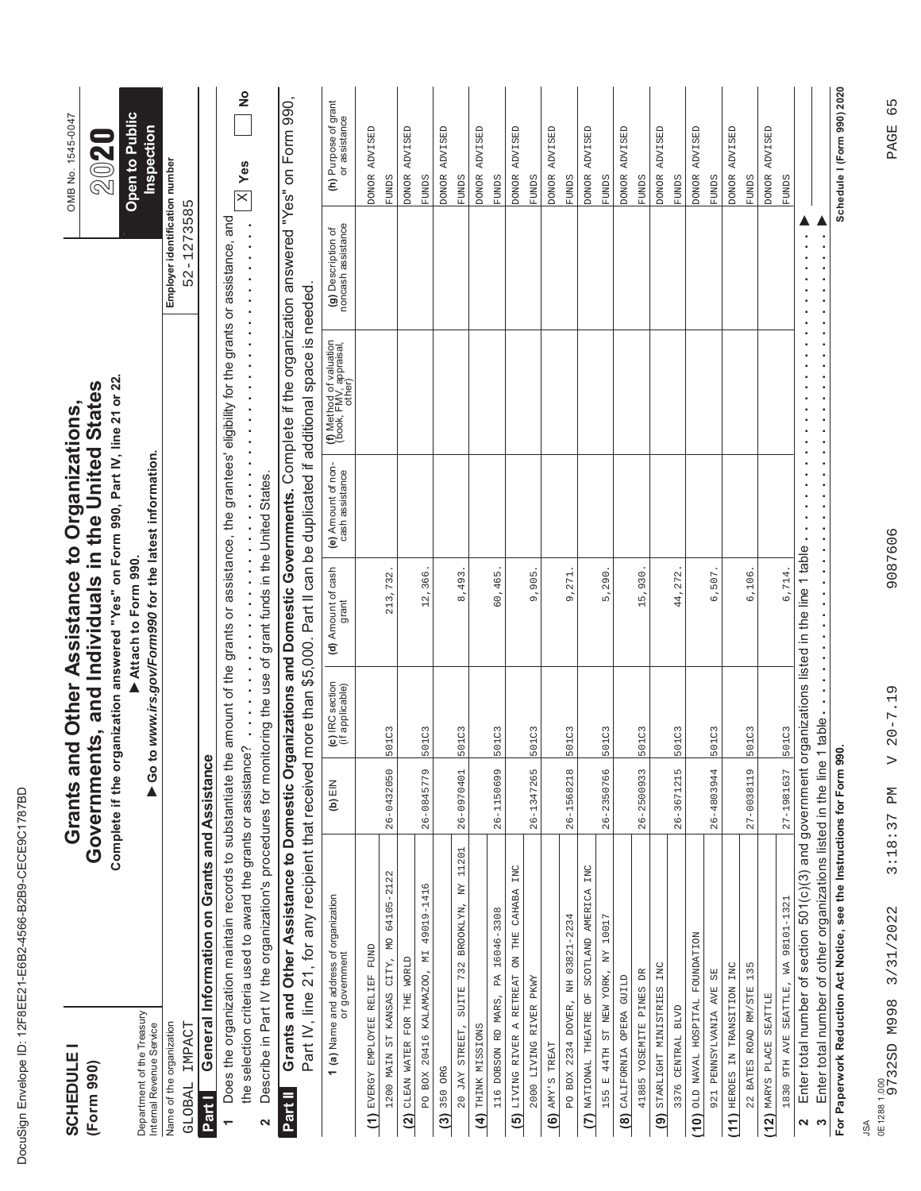DocuSign Envelope ID: 12F8EE21-E6B2-4566-B2B9-CECE9C1787BD

**SCHEDULE I**
**(Form 990)**

Department of the Treasury
Internal Revenue Service

# Grants and Other Assistance to Organizations, Governments, and Individuals in the United States

**Complete if the organization answered "Yes" on Form 990, Part IV, line 21 or 22.**
**▶ Attach to Form 990.**
**▶ Go to www.irs.gov/Form990 for the latest information.**

OMB No. 1545-0047
**2020**
**Open to Public Inspection**

Name of the organization: GLOBAL IMPACT
Employer identification number: 52-1273585

## Part I General Information on Grants and Assistance

1 Does the organization maintain records to substantiate the amount of the grants or assistance, the grantees' eligibility for the grants or assistance, and the selection criteria used to award the grants or assistance? . . . . . . . . . . . . . . . . . . . . [X] Yes [ ] No

2 Describe in Part IV the organization's procedures for monitoring the use of grant funds in the United States.

## Part II Grants and Other Assistance to Domestic Organizations and Domestic Governments.

Complete if the organization answered "Yes" on Form 990, Part IV, line 21, for any recipient that received more than $5,000. Part II can be duplicated if additional space is needed.

| 1 (a) Name and address of organization or government | (b) EIN | (c) IRC section (if applicable) | (d) Amount of cash grant | (e) Amount of non-cash assistance | (f) Method of valuation (book, FMV, appraisal, other) | (g) Description of noncash assistance | (h) Purpose of grant or assistance |
|---|---|---|---|---|---|---|---|
| (1) EVERGY EMPLOYEE RELIEF FUND 1200 MAIN ST KANSAS CITY, MO 64105-2122 | 26-0432050 | 501C3 | 213,732. | | | | DONOR ADVISED FUNDS |
| (2) CLEAN WATER FOR THE WORLD PO BOX 20416 KALAMAZOO, MI 49019-1416 | 26-0845779 | 501C3 | 12,366. | | | | DONOR ADVISED FUNDS |
| (3) 350 ORG 20 JAY STREET, SUITE 732 BROOKLYN, NY 11201 | 26-0970401 | 501C3 | 8,493. | | | | DONOR ADVISED FUNDS |
| (4) THINK MISSIONS 116 DOBSON RD MARS, PA 16046-3308 | 26-1150699 | 501C3 | 60,465. | | | | DONOR ADVISED FUNDS |
| (5) LIVING RIVER A RETREAT ON THE CAHABA INC 2000 LIVING RIVER PKWY | 26-1347265 | 501C3 | 9,905. | | | | DONOR ADVISED FUNDS |
| (6) AMY'S TREAT PO BOX 2234 DOVER, NH 03821-2234 | 26-1568218 | 501C3 | 9,271. | | | | DONOR ADVISED FUNDS |
| (7) NATIONAL THEATRE OF SCOTLAND AMERICA INC 155 E 44TH ST NEW YORK, NY 10017 | 26-2350766 | 501C3 | 5,290. | | | | DONOR ADVISED FUNDS |
| (8) CALIFORNIA OPERA GUILD 41885 YOSEMITE PINES DR | 26-2500933 | 501C3 | 15,930. | | | | DONOR ADVISED FUNDS |
| (9) STARLIGHT MINISTRIES INC 3376 CENTRAL BLVD | 26-3671215 | 501C3 | 44,272. | | | | DONOR ADVISED FUNDS |
| (10) OLD NAVAL HOSPITAL FOUNDATION 921 PENNSYLVANIA AVE SE | 26-4803944 | 501C3 | 6,507. | | | | DONOR ADVISED FUNDS |
| (11) HEROES IN TRANSITION INC 22 BATES ROAD RM/STE 135 | 27-0038119 | 501C3 | 6,106. | | | | DONOR ADVISED FUNDS |
| (12) MARYS PLACE SEATTLE 1830 9TH AVE SEATTLE, WA 98101-1321 | 27-1981637 | 501C3 | 6,714. | | | | DONOR ADVISED FUNDS |

2 Enter total number of section 501(c)(3) and government organizations listed in the line 1 table . . . . . . . . . . . . . . . ▶

3 Enter total number of other organizations listed in the line 1 table . . . . . . . . . . . . . . . ▶

**For Paperwork Reduction Act Notice, see the Instructions for Form 990.** **Schedule I (Form 990) 2020**

JSA
0E1288 1.000
9732SD M998 3/31/2022 3:18:37 PM V 20-7.19 9087606 PAGE 65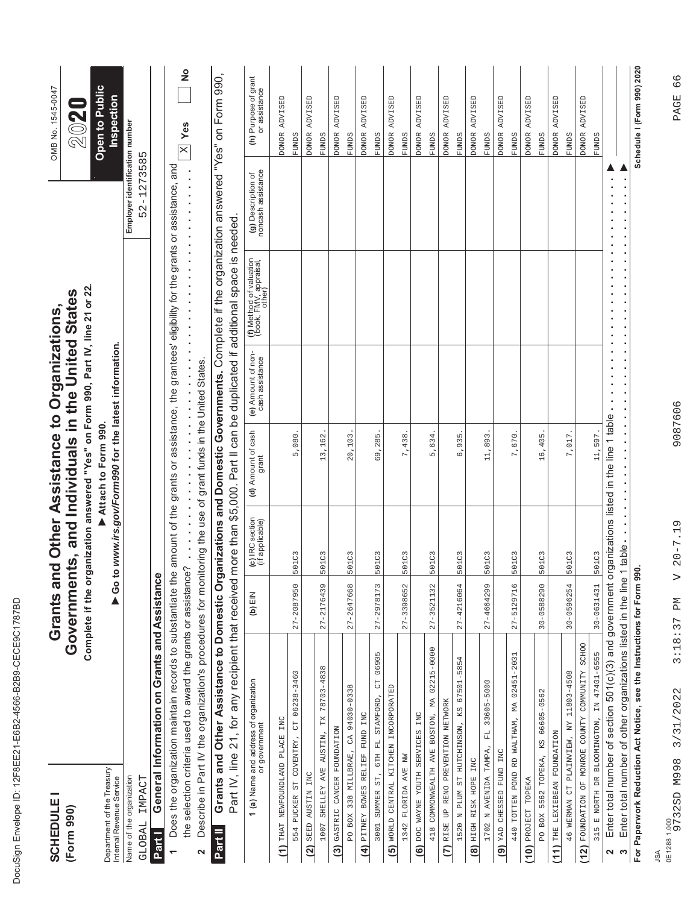DocuSign Envelope ID: 12F8EE21-E6B2-4566-B2B9-CECE9C1787BD

**SCHEDULE I**
**(Form 990)**

Department of the Treasury
Internal Revenue Service

# Grants and Other Assistance to Organizations, Governments, and Individuals in the United States

**Complete if the organization answered "Yes" on Form 990, Part IV, line 21 or 22.**
**▶ Attach to Form 990.**
**▶ Go to *www.irs.gov/Form990* for the latest information.**

OMB No. 1545-0047

**2020**

**Open to Public Inspection**

Name of the organization: GLOBAL IMPACT

Employer identification number: 52-1273585

## Part I General Information on Grants and Assistance

1 Does the organization maintain records to substantiate the amount of the grants or assistance, the grantees' eligibility for the grants or assistance, and the selection criteria used to award the grants or assistance? . . . . . . . . . . . . . . . . . . . . . . . . . . . . . . . . . . . . . . . . . . . . . [X] Yes [ ] No

2 Describe in Part IV the organization's procedures for monitoring the use of grant funds in the United States.

## Part II Grants and Other Assistance to Domestic Organizations and Domestic Governments.

Complete if the organization answered "Yes" on Form 990, Part IV, line 21, for any recipient that received more than $5,000. Part II can be duplicated if additional space is needed.

| 1 (a) Name and address of organization or government | (b) EIN | (c) IRC section (if applicable) | (d) Amount of cash grant | (e) Amount of non-cash assistance | (f) Method of valuation (book, FMV, appraisal, other) | (g) Description of noncash assistance | (h) Purpose of grant or assistance |
|---|---|---|---|---|---|---|---|
| (1) THAT NEWFOUNDLAND PLACE INC<br>554 PUCKER ST COVENTRY, CT 06238-3460 | 27-2087950 | 501C3 | 5,080. | | | | DONOR ADVISED FUNDS |
| (2) SEED AUSTIN INC<br>1007 SHELLEY AVE AUSTIN, TX 78703-4838 | 27-2176439 | 501C3 | 13,162. | | | | DONOR ADVISED FUNDS |
| (3) GASTRIC CANCER FOUNDATION<br>PO BOX 338 MILLBRAE, CA 94030-0338 | 27-2647668 | 501C3 | 20,103. | | | | DONOR ADVISED FUNDS |
| (4) PITNEY BOWES RELIEF FUND INC<br>3001 SUMMER ST, 6TH FL STAMFORD, CT 06905 | 27-2978173 | 501C3 | 69,285. | | | | DONOR ADVISED FUNDS |
| (5) WORLD CENTRAL KITCHEN INCORPORATED<br>1342 FLORIDA AVE NW | 27-3398652 | 501C3 | 7,438. | | | | DONOR ADVISED FUNDS |
| (6) DOC WAYNE YOUTH SERVICES INC<br>418 COMMONWEALTH AVE BOSTON, MA 02215-0000 | 27-3521132 | 501C3 | 5,634. | | | | DONOR ADVISED FUNDS |
| (7) RISE UP RENO PREVENTION NETWORK<br>1520 N PLUM ST HUTCHINSON, KS 67501-5854 | 27-4216064 | 501C3 | 6,935. | | | | DONOR ADVISED FUNDS |
| (8) HIGH RISK HOPE INC<br>1702 N AVENIDA TAMPA, FL 33605-5000 | 27-4664299 | 501C3 | 11,893. | | | | DONOR ADVISED FUNDS |
| (9) YAD CHESSED FUND INC<br>440 TOTTEN POND RD WALTHAM, MA 02451-2031 | 27-5129716 | 501C3 | 7,670. | | | | DONOR ADVISED FUNDS |
| (10) PROJECT TOPEKA<br>PO BOX 5562 TOPEKA, KS 66605-0562 | 30-0588290 | 501C3 | 16,405. | | | | DONOR ADVISED FUNDS |
| (11) THE LEXIEBEAN FOUNDATION<br>46 WERMAN CT PLAINVIEW, NY 11803-4508 | 30-0596254 | 501C3 | 7,017. | | | | DONOR ADVISED FUNDS |
| (12) FOUNDATION OF MONROE COUNTY COMMUNITY SCHOO<br>315 E NORTH DR BLOOMINGTON, IN 47401-6555 | 30-0631431 | 501C3 | 11,597. | | | | DONOR ADVISED FUNDS |

2 Enter total number of section 501(c)(3) and government organizations listed in the line 1 table . . . . . . . . . . . . . . . . . . . . . ▶

3 Enter total number of other organizations listed in the line 1 table. . . . . . . . . . . . . . . . . . . . . . . . . . . . . . . . . . . . . ▶

**For Paperwork Reduction Act Notice, see the Instructions for Form 990.** **Schedule I (Form 990) 2020**

JSA
0E1288 1.000
9732SD M998 3/31/2022 3:18:37 PM V 20-7.19 9087606 PAGE 66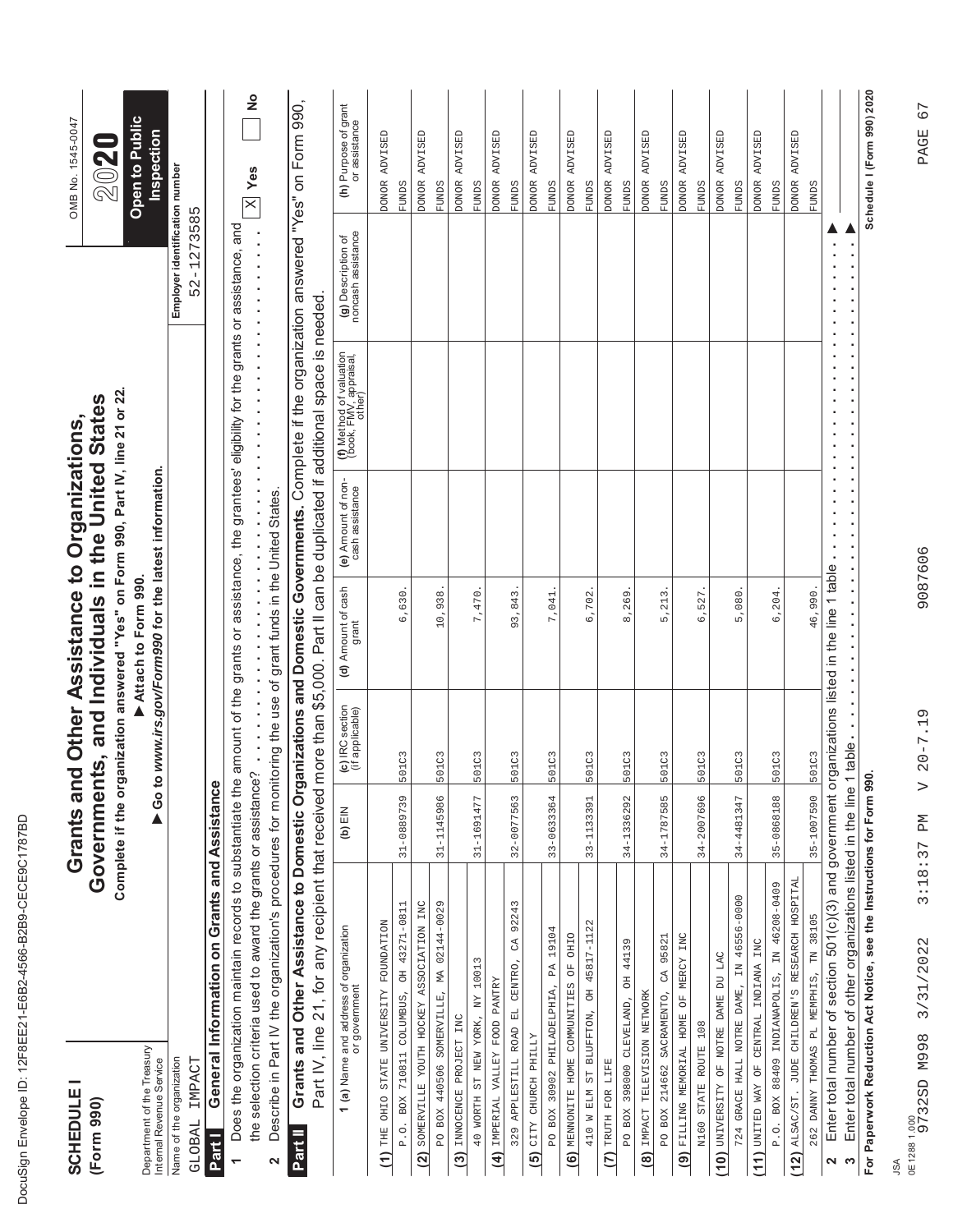# SCHEDULE I (Form 990)

## Grants and Other Assistance to Organizations, Governments, and Individuals in the United States

**Complete if the organization answered "Yes" on Form 990, Part IV, line 21 or 22.**

▶ Attach to Form 990.

▶ Go to *www.irs.gov/Form990* for the latest information.

OMB No. 1545-0047

2020

**Open to Public Inspection**

Department of the Treasury
Internal Revenue Service

Name of the organization: GLOBAL IMPACT

Employer identification number: 52-1273585

## Part I General Information on Grants and Assistance

1 Does the organization maintain records to substantiate the amount of the grants or assistance, the grantees' eligibility for the grants or assistance, and the selection criteria used to award the grants or assistance? . . . . . . . . . . [X] Yes [ ] No

2 Describe in Part IV the organization's procedures for monitoring the use of grant funds in the United States.

## Part II Grants and Other Assistance to Domestic Organizations and Domestic Governments.

Complete if the organization answered "Yes" on Form 990, Part IV, line 21, for any recipient that received more than $5,000. Part II can be duplicated if additional space is needed.

| 1 (a) Name and address of organization or government | (b) EIN | (c) IRC section (if applicable) | (d) Amount of cash grant | (e) Amount of non-cash assistance | (f) Method of valuation (book, FMV, appraisal, other) | (g) Description of noncash assistance | (h) Purpose of grant or assistance |
|---|---|---|---|---|---|---|---|
| (1) THE OHIO STATE UNIVERSITY FOUNDATION P.O. BOX 710811 COLUMBUS, OH 43271-0811 | 31-0889739 | 501C3 | 6,630. | | | | DONOR ADVISED FUNDS |
| (2) SOMERVILLE YOUTH HOCKEY ASSOCIATION INC PO BOX 440506 SOMERVILLE, MA 02144-0029 | 31-1145986 | 501C3 | 10,938. | | | | DONOR ADVISED FUNDS |
| (3) INNOCENCE PROJECT INC 40 WORTH ST NEW YORK, NY 10013 | 31-1691477 | 501C3 | 7,470. | | | | DONOR ADVISED FUNDS |
| (4) IMPERIAL VALLEY FOOD PANTRY 329 APPLESTILL ROAD EL CENTRO, CA 92243 | 32-0077563 | 501C3 | 93,843. | | | | DONOR ADVISED FUNDS |
| (5) CITY CHURCH PHILLY PO BOX 30902 PHILADELPHIA, PA 19104 | 33-0633364 | 501C3 | 7,041. | | | | DONOR ADVISED FUNDS |
| (6) MENNONITE HOME COMMUNITIES OF OHIO 410 W ELM ST BLUFFTON, OH 45817-1122 | 33-1133391 | 501C3 | 6,702. | | | | DONOR ADVISED FUNDS |
| (7) TRUTH FOR LIFE PO BOX 398000 CLEVELAND, OH 44139 | 34-1336292 | 501C3 | 8,269. | | | | DONOR ADVISED FUNDS |
| (8) IMPACT TELEVISION NETWORK PO BOX 214662 SACRAMENTO, CA 95821 | 34-1787585 | 501C3 | 5,213. | | | | DONOR ADVISED FUNDS |
| (9) FILLING MEMORIAL HOME OF MERCY INC N160 STATE ROUTE 108 | 34-2007696 | 501C3 | 6,527. | | | | DONOR ADVISED FUNDS |
| (10) UNIVERSITY OF NOTRE DAME DU LAC 724 GRACE HALL NOTRE DAME, IN 46556-0000 | 34-4481347 | 501C3 | 5,080. | | | | DONOR ADVISED FUNDS |
| (11) UNITED WAY OF CENTRAL INDIANA INC P.O. BOX 88409 INDIANAPOLIS, IN 46208-0409 | 35-0868188 | 501C3 | 6,204. | | | | DONOR ADVISED FUNDS |
| (12) ALSAC/ST. JUDE CHILDREN'S RESEARCH HOSPITAL 262 DANNY THOMAS PL MEMPHIS, TN 38105 | 35-1007590 | 501C3 | 46,990. | | | | DONOR ADVISED FUNDS |

2 Enter total number of section 501(c)(3) and government organizations listed in the line 1 table . . . . . . . . ▶

3 Enter total number of other organizations listed in the line 1 table . . . . . . . . ▶

**For Paperwork Reduction Act Notice, see the Instructions for Form 990.** **Schedule I (Form 990) 2020**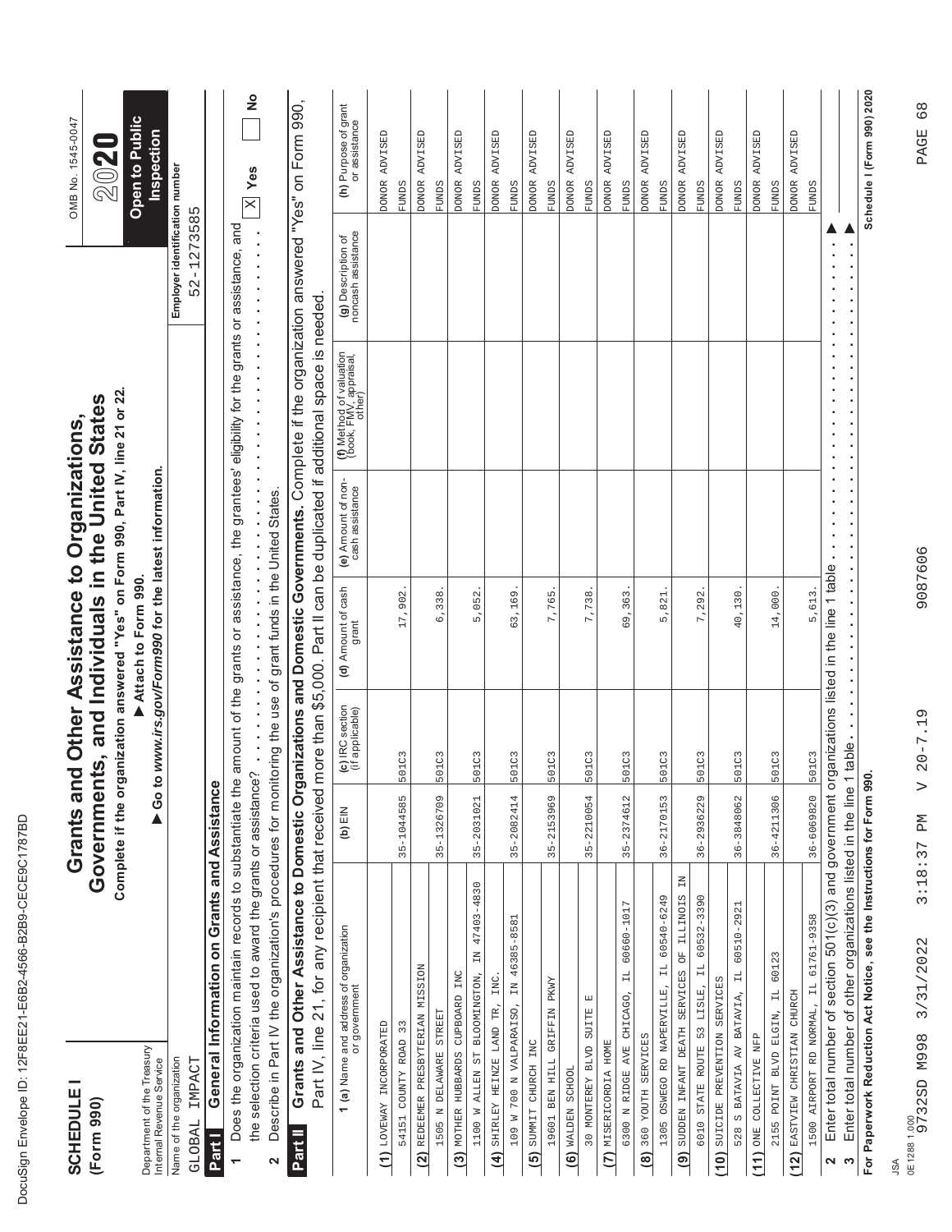DocuSign Envelope ID: 12F8EE21-E6B2-4566-B2B9-CECE9C1787BD

**SCHEDULE I**
**(Form 990)**

Department of the Treasury
Internal Revenue Service

# Grants and Other Assistance to Organizations, Governments, and Individuals in the United States

**Complete if the organization answered "Yes" on Form 990, Part IV, line 21 or 22.**
▶ **Attach to Form 990.**
▶ **Go to *www.irs.gov/Form990* for the latest information.**

OMB No. 1545-0047
**2020**
**Open to Public Inspection**

Name of the organization: GLOBAL IMPACT
Employer identification number: 52-1273585

## Part I General Information on Grants and Assistance

1 Does the organization maintain records to substantiate the amount of the grants or assistance, the grantees' eligibility for the grants or assistance, and the selection criteria used to award the grants or assistance? . . . . . . . . . . . . . . . . . . . . . . . . . . . . . . . . . . . . [X] Yes [ ] No

2 Describe in Part IV the organization's procedures for monitoring the use of grant funds in the United States.

## Part II Grants and Other Assistance to Domestic Organizations and Domestic Governments.

Complete if the organization answered "Yes" on Form 990, Part IV, line 21, for any recipient that received more than $5,000. Part II can be duplicated if additional space is needed.

| 1 (a) Name and address of organization or government | (b) EIN | (c) IRC section (if applicable) | (d) Amount of cash grant | (e) Amount of non-cash assistance | (f) Method of valuation (book, FMV, appraisal, other) | (g) Description of noncash assistance | (h) Purpose of grant or assistance |
|---|---|---|---|---|---|---|---|
| (1) LOVEWAY INCORPORATED 54151 COUNTY ROAD 33 | 35-1044585 | 501C3 | 17,902. | | | | DONOR ADVISED FUNDS |
| (2) REDEEMER PRESBYTERIAN MISSION 1505 N DELAWARE STREET | 35-1326709 | 501C3 | 6,338. | | | | DONOR ADVISED FUNDS |
| (3) MOTHER HUBBARDS CUPBOARD INC 1100 W ALLEN ST BLOOMINGTON, IN 47403-4830 | 35-2031021 | 501C3 | 5,052. | | | | DONOR ADVISED FUNDS |
| (4) SHIRLEY HEINZE LAND TR, INC. 109 W 700 N VALPARAISO, IN 46385-8581 | 35-2082414 | 501C3 | 63,169. | | | | DONOR ADVISED FUNDS |
| (5) SUMMIT CHURCH INC 19601 BEN HILL GRIFFIN PKWY | 35-2153969 | 501C3 | 7,765. | | | | DONOR ADVISED FUNDS |
| (6) WALDEN SCHOOL 30 MONTEREY BLVD SUITE E | 35-2210054 | 501C3 | 7,738. | | | | DONOR ADVISED FUNDS |
| (7) MISERICORDIA HOME 6300 N RIDGE AVE CHICAGO, IL 60660-1017 | 35-2374612 | 501C3 | 69,363. | | | | DONOR ADVISED FUNDS |
| (8) 360 YOUTH SERVICES 1305 OSWEGO RD NAPERVILLE, IL 60540-6249 | 36-2170153 | 501C3 | 5,821. | | | | DONOR ADVISED FUNDS |
| (9) SUDDEN INFANT DEATH SERVICES OF ILLINOIS IN 6010 STATE ROUTE 53 LISLE, IL 60532-3390 | 36-2936229 | 501C3 | 7,292. | | | | DONOR ADVISED FUNDS |
| (10) SUICIDE PREVENTION SERVICES 528 S BATAVIA AV BATAVIA, IL 60510-2921 | 36-3848062 | 501C3 | 40,130. | | | | DONOR ADVISED FUNDS |
| (11) ONE COLLECTIVE NFP 2155 POINT BLVD ELGIN, IL 60123 | 36-4211306 | 501C3 | 14,000. | | | | DONOR ADVISED FUNDS |
| (12) EASTVIEW CHRISTIAN CHURCH 1500 AIRPORT RD NORMAL, IL 61761-9358 | 36-6069820 | 501C3 | 5,613. | | | | DONOR ADVISED FUNDS |

2 Enter total number of section 501(c)(3) and government organizations listed in the line 1 table . . . . . . . . . . . . . . ▶

3 Enter total number of other organizations listed in the line 1 table . . . . . . . . . . . . . . . . . . . . . . . . . ▶

**For Paperwork Reduction Act Notice, see the Instructions for Form 990.** **Schedule I (Form 990) 2020**

JSA
0E1288 1.000
9732SD M998 3/31/2022 3:18:37 PM V 20-7.19 9087606 PAGE 68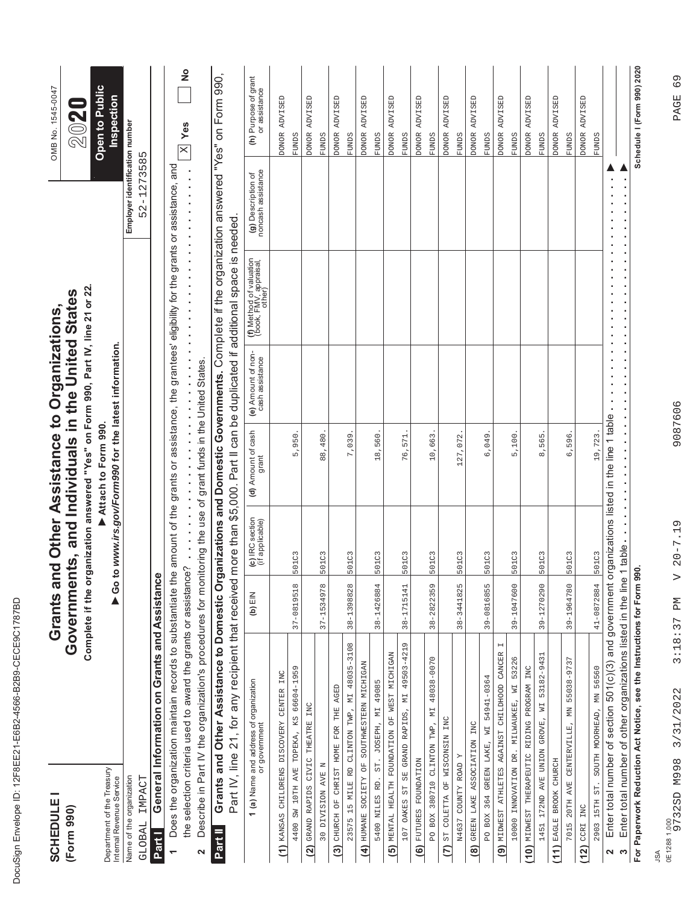DocuSign Envelope ID: 12F8EE21-E6B2-4566-B2B9-CECE9C1787BD

**SCHEDULE I**
**(Form 990)**

Department of the Treasury
Internal Revenue Service

# Grants and Other Assistance to Organizations, Governments, and Individuals in the United States

**Complete if the organization answered "Yes" on Form 990, Part IV, line 21 or 22.**

**▶ Attach to Form 990.**

**▶ Go to *www.irs.gov/Form990* for the latest information.**

OMB No. 1545-0047

**2020**

**Open to Public Inspection**

Name of the organization: GLOBAL IMPACT

Employer identification number: 52-1273585

## Part I General Information on Grants and Assistance

1 Does the organization maintain records to substantiate the amount of the grants or assistance, the grantees' eligibility for the grants or assistance, and the selection criteria used to award the grants or assistance? . . . . . . . . [X] Yes [ ] No

2 Describe in Part IV the organization's procedures for monitoring the use of grant funds in the United States.

## Part II Grants and Other Assistance to Domestic Organizations and Domestic Governments.

Complete if the organization answered "Yes" on Form 990, Part IV, line 21, for any recipient that received more than $5,000. Part II can be duplicated if additional space is needed.

| 1 (a) Name and address of organization or government | (b) EIN | (c) IRC section (if applicable) | (d) Amount of cash grant | (e) Amount of non-cash assistance | (f) Method of valuation (book, FMV, appraisal, other) | (g) Description of noncash assistance | (h) Purpose of grant or assistance |
|---|---|---|---|---|---|---|---|
| (1) KANSAS CHILDRENS DISCOVERY CENTER INC 4400 SW 10TH AVE TOPEKA, KS 66604-1959 | 37-0819518 | 501C3 | 5,950. | | | | DONOR ADVISED FUNDS |
| (2) GRAND RAPIDS CIVIC THEATRE INC 30 DIVISION AVE N | 37-1534978 | 501C3 | 88,480. | | | | DONOR ADVISED FUNDS |
| (3) CHURCH OF CHRIST HOME FOR THE AGED 23575 15 MILE RD CLINTON TWP, MI 48035-3108 | 38-1398828 | 501C3 | 7,039. | | | | DONOR ADVISED FUNDS |
| (4) HUMANE SOCIETY OF SOUTHWESTERN MICHIGAN 5400 NILES RD. ST. JOSEPH, MI 49085 | 38-1426884 | 501C3 | 18,560. | | | | DONOR ADVISED FUNDS |
| (5) MENTAL HEALTH FOUNDATION OF WEST MICHIGAN 107 OAKES ST SE GRAND RAPIDS, MI 49503-4219 | 38-1715141 | 501C3 | 76,571. | | | | DONOR ADVISED FUNDS |
| (6) FUTURES FOUNDATION PO BOX 380710 CLINTON TWP, MI 48038-0070 | 38-2822359 | 501C3 | 10,663. | | | | DONOR ADVISED FUNDS |
| (7) ST COLETTA OF WISCONSIN INC N4637 COUNTY ROAD Y | 38-3441825 | 501C3 | 127,072. | | | | DONOR ADVISED FUNDS |
| (8) GREEN LAKE ASSOCIATION INC PO BOX 364 GREEN LAKE, WI 54941-0364 | 39-0816855 | 501C3 | 6,049. | | | | DONOR ADVISED FUNDS |
| (9) MIDWEST ATHLETES AGAINST CHILDHOOD CANCER I 10000 INNOVATION DR. MILWAUKEE, WI 53226 | 39-1047600 | 501C3 | 5,100. | | | | DONOR ADVISED FUNDS |
| (10) MIDWEST THERAPEUTIC RIDING PROGRAM INC 1451 172ND AVE UNION GROVE, WI 53182-9431 | 39-1270290 | 501C3 | 8,565. | | | | DONOR ADVISED FUNDS |
| (11) EAGLE BROOK CHURCH 7015 20TH AVE CENTERVILLE, MN 55038-9737 | 39-1964780 | 501C3 | 6,596. | | | | DONOR ADVISED FUNDS |
| (12) CCRI INC 2903 15TH ST. SOUTH MOORHEAD, MN 56560 | 41-0872884 | 501C3 | 19,723. | | | | DONOR ADVISED FUNDS |

2 Enter total number of section 501(c)(3) and government organizations listed in the line 1 table . . . . . . ▶

3 Enter total number of other organizations listed in the line 1 table . . . . . . ▶

**For Paperwork Reduction Act Notice, see the Instructions for Form 990.** **Schedule I (Form 990) 2020**

JSA
0E1288 1.000
9732SD M998 3/31/2022 3:18:37 PM V 20-7.19 9087606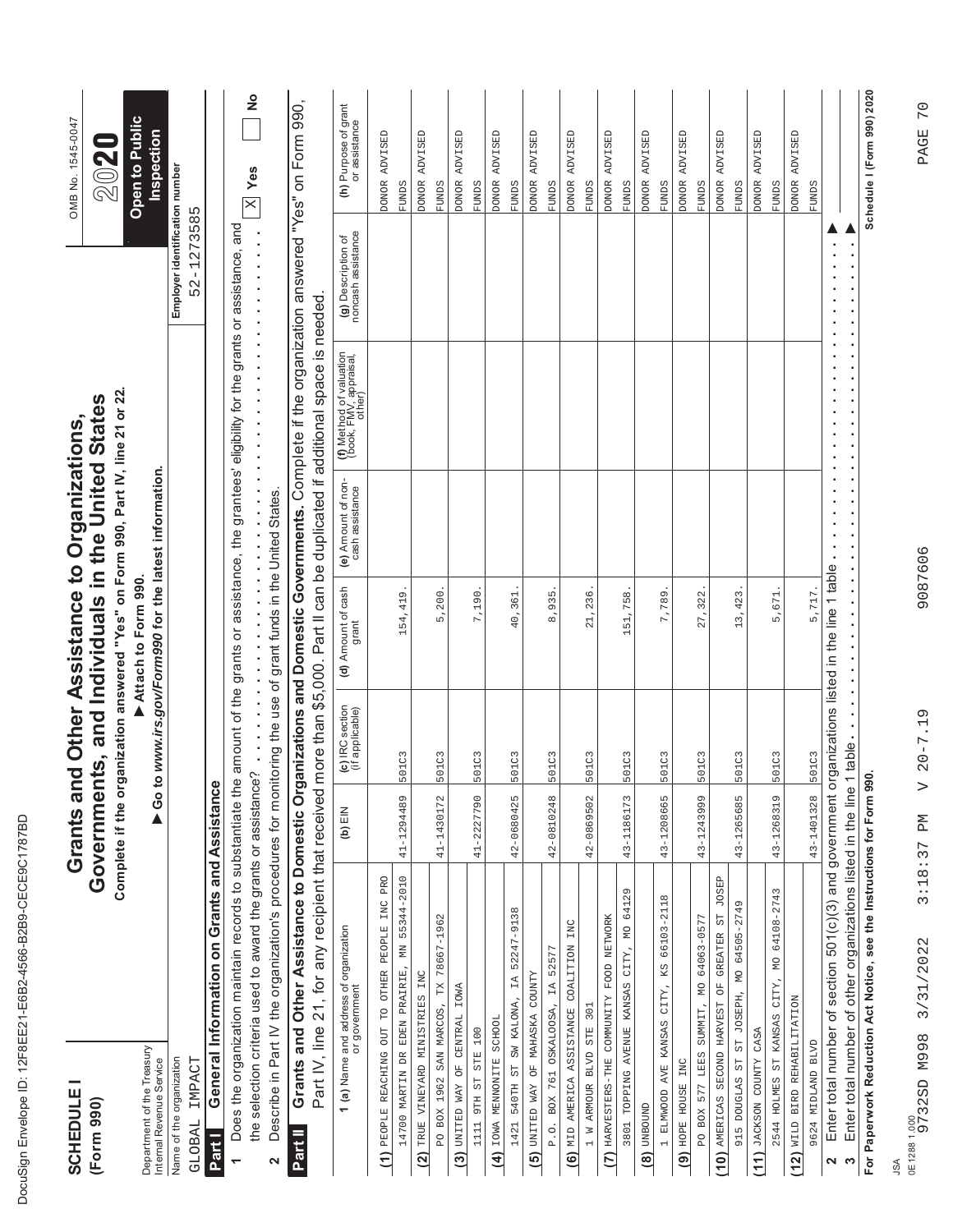DocuSign Envelope ID: 12F8EE21-E6B2-4566-B2B9-CECE9C1787BD

**SCHEDULE I**
**(Form 990)**

Department of the Treasury
Internal Revenue Service

# Grants and Other Assistance to Organizations, Governments, and Individuals in the United States

**Complete if the organization answered "Yes" on Form 990, Part IV, line 21 or 22.**

▶ Attach to Form 990.

▶ Go to *www.irs.gov/Form990* for the latest information.

OMB No. 1545-0047

**2020**

**Open to Public Inspection**

Name of the organization: GLOBAL IMPACT

Employer identification number: 52-1273585

**Part I — General Information on Grants and Assistance**

1 Does the organization maintain records to substantiate the amount of the grants or assistance, the grantees' eligibility for the grants or assistance, and the selection criteria used to award the grants or assistance? . . . . . . [X] Yes [ ] No

2 Describe in Part IV the organization's procedures for monitoring the use of grant funds in the United States.

**Part II — Grants and Other Assistance to Domestic Organizations and Domestic Governments.** Complete if the organization answered "Yes" on Form 990, Part IV, line 21, for any recipient that received more than $5,000. Part II can be duplicated if additional space is needed.

| 1 (a) Name and address of organization or government | (b) EIN | (c) IRC section (if applicable) | (d) Amount of cash grant | (e) Amount of non-cash assistance | (f) Method of valuation (book, FMV, appraisal, other) | (g) Description of noncash assistance | (h) Purpose of grant or assistance |
|---|---|---|---|---|---|---|---|
| (1) PEOPLE REACHING OUT TO OTHER PEOPLE INC PRO<br>14700 MARTIN DR EDEN PRAIRIE, MN 55344-2010 | 41-1294489 | 501C3 | 154,419. | | | | DONOR ADVISED FUNDS |
| (2) TRUE VINEYARD MINISTRIES INC<br>PO BOX 1962 SAN MARCOS, TX 78667-1962 | 41-1430172 | 501C3 | 5,200. | | | | DONOR ADVISED FUNDS |
| (3) UNITED WAY OF CENTRAL IOWA<br>1111 9TH ST STE 100 | 41-2227790 | 501C3 | 7,190. | | | | DONOR ADVISED FUNDS |
| (4) IOWA MENNONITE SCHOOL<br>1421 540TH ST SW KALONA, IA 52247-9138 | 42-0680425 | 501C3 | 40,361. | | | | DONOR ADVISED FUNDS |
| (5) UNITED WAY OF MAHASKA COUNTY<br>P.O. BOX 761 OSKALOOSA, IA 52577 | 42-0810248 | 501C3 | 8,935. | | | | DONOR ADVISED FUNDS |
| (6) MID AMERICA ASSISTANCE COALITION INC<br>1 W ARMOUR BLVD STE 301 | 42-0869502 | 501C3 | 21,236. | | | | DONOR ADVISED FUNDS |
| (7) HARVESTERS-THE COMMUNITY FOOD NETWORK<br>3801 TOPPING AVENUE KANSAS CITY, MO 64129 | 43-1186173 | 501C3 | 151,758. | | | | DONOR ADVISED FUNDS |
| (8) UNBOUND<br>1 ELMWOOD AVE KANSAS CITY, KS 66103-2118 | 43-1208665 | 501C3 | 7,789. | | | | DONOR ADVISED FUNDS |
| (9) HOPE HOUSE INC<br>PO BOX 577 LEES SUMMIT, MO 64063-0577 | 43-1243999 | 501C3 | 27,322. | | | | DONOR ADVISED FUNDS |
| (10) AMERICAS SECOND HARVEST OF GREATER ST JOSEP<br>915 DOUGLAS ST ST JOSEPH, MO 64505-2749 | 43-1265685 | 501C3 | 13,423. | | | | DONOR ADVISED FUNDS |
| (11) JACKSON COUNTY CASA<br>2544 HOLMES ST KANSAS CITY, MO 64108-2743 | 43-1268319 | 501C3 | 5,671. | | | | DONOR ADVISED FUNDS |
| (12) WILD BIRD REHABILITATION<br>9624 MIDLAND BLVD | 43-1401328 | 501C3 | 5,717. | | | | DONOR ADVISED FUNDS |

2 Enter total number of section 501(c)(3) and government organizations listed in the line 1 table . . . . . . ▶

3 Enter total number of other organizations listed in the line 1 table . . . . . . ▶

**For Paperwork Reduction Act Notice, see the Instructions for Form 990.** **Schedule I (Form 990) 2020**

JSA
0E1288 1.000
9732SD M998 3/31/2022 3:18:37 PM V 20-7.19 9087606 PAGE 70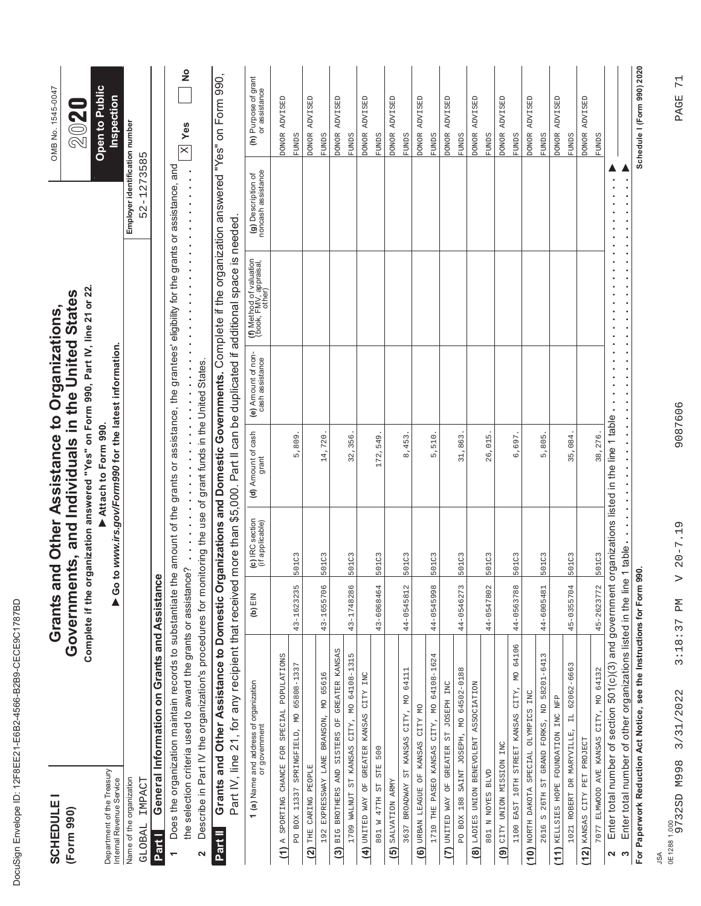DocuSign Envelope ID: 12F8EE21-E6B2-4566-B2B9-CECE9C1787BD

**SCHEDULE I**
**(Form 990)**

Department of the Treasury
Internal Revenue Service

# Grants and Other Assistance to Organizations, Governments, and Individuals in the United States

**Complete if the organization answered "Yes" on Form 990, Part IV, line 21 or 22.**
**▶ Attach to Form 990.**
**▶ Go to *www.irs.gov/Form990* for the latest information.**

OMB No. 1545-0047

**2020**

**Open to Public Inspection**

Name of the organization: GLOBAL IMPACT

Employer identification number: 52-1273585

## Part I General Information on Grants and Assistance

1 Does the organization maintain records to substantiate the amount of the grants or assistance, the grantees' eligibility for the grants or assistance, and the selection criteria used to award the grants or assistance? . . . . . . . . . . . . [X] Yes [ ] No

2 Describe in Part IV the organization's procedures for monitoring the use of grant funds in the United States.

## Part II Grants and Other Assistance to Domestic Organizations and Domestic Governments.

Complete if the organization answered "Yes" on Form 990, Part IV, line 21, for any recipient that received more than $5,000. Part II can be duplicated if additional space is needed.

| 1 (a) Name and address of organization or government | (b) EIN | (c) IRC section (if applicable) | (d) Amount of cash grant | (e) Amount of non-cash assistance | (f) Method of valuation (book, FMV, appraisal, other) | (g) Description of noncash assistance | (h) Purpose of grant or assistance |
|---|---|---|---|---|---|---|---|
| (1) A SPORTING CHANCE FOR SPECIAL POPULATIONS PO BOX 11337 SPRINGFIELD, MO 65808-1337 | 43-1623235 | 501C3 | 5,809. | | | | DONOR ADVISED FUNDS |
| (2) THE CARING PEOPLE 192 EXPRESSWAY LANE BRANSON, MO 65616 | 43-1655706 | 501C3 | 14,720. | | | | DONOR ADVISED FUNDS |
| (3) BIG BROTHERS AND SISTERS OF GREATER KANSAS 1709 WALNUT ST KANSAS CITY, MO 64108-1315 | 43-1748286 | 501C3 | 32,356. | | | | DONOR ADVISED FUNDS |
| (4) UNITED WAY OF GREATER KANSAS CITY INC 801 W 47TH ST STE 500 | 43-6068464 | 501C3 | 172,549. | | | | DONOR ADVISED FUNDS |
| (5) SALVATION ARMY 3637 BROADWAY ST KANSAS CITY, MO 64111 | 44-0545812 | 501C3 | 8,453. | | | | DONOR ADVISED FUNDS |
| (6) URBAN LEAGUE OF KANSAS CITY MO 1710 THE PASEO KANSAS CITY, MO 64108-1624 | 44-0545998 | 501C3 | 5,510. | | | | DONOR ADVISED FUNDS |
| (7) UNITED WAY OF GREATER ST JOSEPH INC PO BOX 188 SAINT JOSEPH, MO 64502-0188 | 44-0546273 | 501C3 | 31,863. | | | | DONOR ADVISED FUNDS |
| (8) LADIES UNION BENEVOLENT ASSOCIATION 801 N NOYES BLVD | 44-0547802 | 501C3 | 26,015. | | | | DONOR ADVISED FUNDS |
| (9) CITY UNION MISSION INC 1100 EAST 10TH STREET KANSAS CITY, MO 64106 | 44-0563788 | 501C3 | 6,697. | | | | DONOR ADVISED FUNDS |
| (10) NORTH DAKOTA SPECIAL OLYMPICS INC 2616 S 26TH ST GRAND FORKS, ND 58201-6413 | 44-6005481 | 501C3 | 5,805. | | | | DONOR ADVISED FUNDS |
| (11) KELLSIES HOPE FOUNDATION INC NFP 1021 ROBERT DR MARYVILLE, IL 62062-6663 | 45-0355704 | 501C3 | 35,084. | | | | DONOR ADVISED FUNDS |
| (12) KANSAS CITY PET PROJECT 7077 ELMWOOD AVE KANSAS CITY, MO 64132 | 45-2623772 | 501C3 | 38,276. | | | | DONOR ADVISED FUNDS |

2 Enter total number of section 501(c)(3) and government organizations listed in the line 1 table . . . . . . . . ▶

3 Enter total number of other organizations listed in the line 1 table . . . . . . . . ▶

**For Paperwork Reduction Act Notice, see the Instructions for Form 990.** **Schedule I (Form 990) 2020**

JSA
0E1288 1.000
9732SD M998 3/31/2022 3:18:37 PM V 20-7.19 9087606 PAGE 71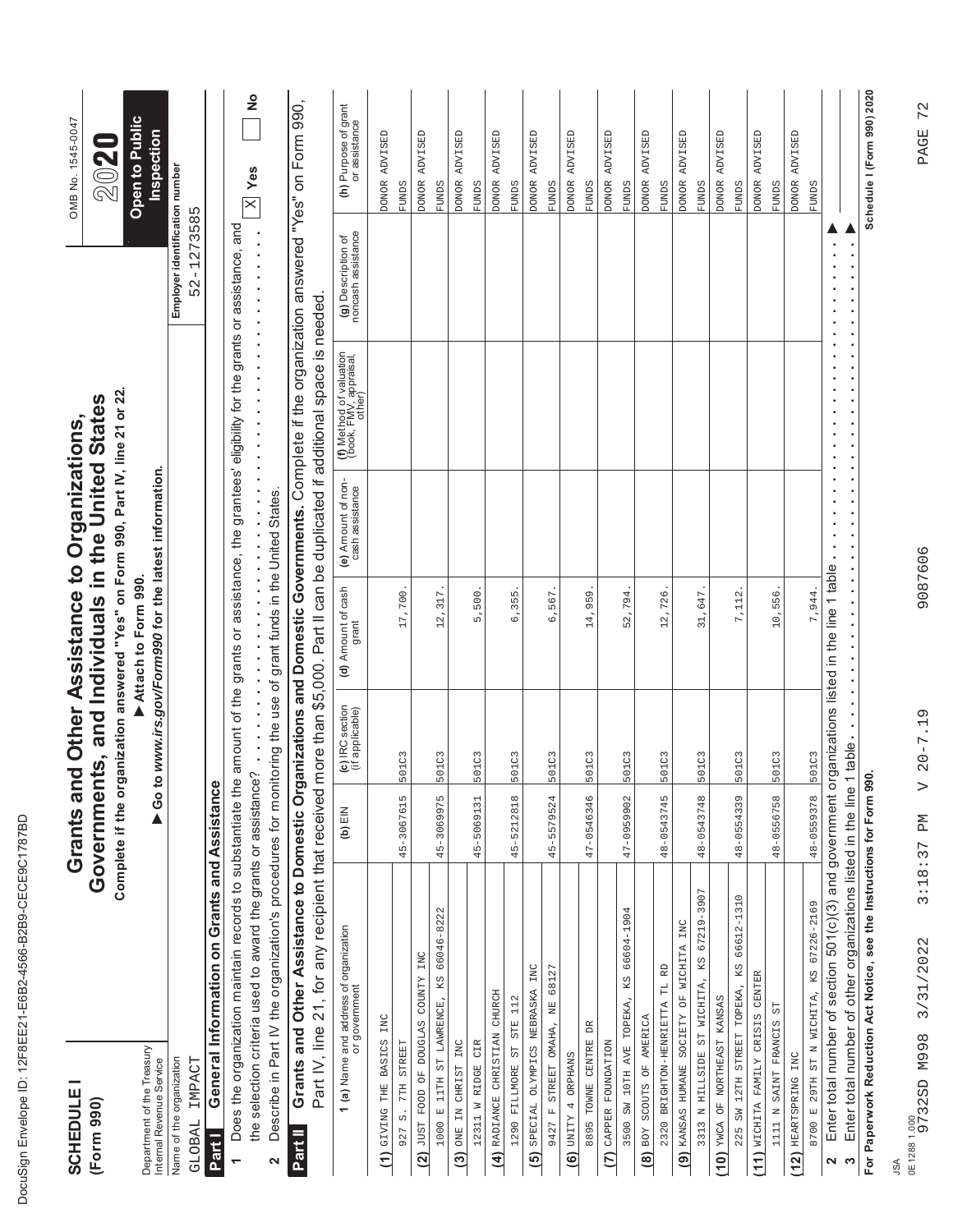DocuSign Envelope ID: 12F8EE21-E6B2-4566-B2B9-CECE9C1787BD

**SCHEDULE I**
**(Form 990)**

Department of the Treasury
Internal Revenue Service

# Grants and Other Assistance to Organizations, Governments, and Individuals in the United States

**Complete if the organization answered "Yes" on Form 990, Part IV, line 21 or 22.**

**▶ Attach to Form 990.**

**▶ Go to *www.irs.gov/Form990* for the latest information.**

OMB No. 1545-0047

**2020**

**Open to Public Inspection**

Name of the organization: GLOBAL IMPACT

Employer identification number: 52-1273585

## Part I General Information on Grants and Assistance

1 Does the organization maintain records to substantiate the amount of the grants or assistance, the grantees' eligibility for the grants or assistance, and the selection criteria used to award the grants or assistance? . . . . . . . . . . . . . . . . . . . . . [X] Yes [ ] No

2 Describe in Part IV the organization's procedures for monitoring the use of grant funds in the United States.

## Part II Grants and Other Assistance to Domestic Organizations and Domestic Governments.

Complete if the organization answered "Yes" on Form 990, Part IV, line 21, for any recipient that received more than $5,000. Part II can be duplicated if additional space is needed.

| 1 (a) Name and address of organization or government | (b) EIN | (c) IRC section (if applicable) | (d) Amount of cash grant | (e) Amount of non-cash assistance | (f) Method of valuation (book, FMV, appraisal, other) | (g) Description of noncash assistance | (h) Purpose of grant or assistance |
|---|---|---|---|---|---|---|---|
| (1) GIVING THE BASICS INC<br>927 S. 7TH STREET | 45-3067615 | 501C3 | 17,700. | | | | DONOR ADVISED FUNDS |
| (2) JUST FOOD OF DOUGLAS COUNTY INC<br>1000 E 11TH ST LAWRENCE, KS 66046-8222 | 45-3069975 | 501C3 | 12,317. | | | | DONOR ADVISED FUNDS |
| (3) ONE IN CHRIST INC<br>12311 W RIDGE CIR | 45-5069131 | 501C3 | 5,500. | | | | DONOR ADVISED FUNDS |
| (4) RADIANCE CHRISTIAN CHURCH<br>1290 FILLMORE ST STE 112 | 45-5212818 | 501C3 | 6,355. | | | | DONOR ADVISED FUNDS |
| (5) SPECIAL OLYMPICS NEBRASKA INC<br>9427 F STREET OMAHA, NE 68127 | 45-5579524 | 501C3 | 6,567. | | | | DONOR ADVISED FUNDS |
| (6) UNITY 4 ORPHANS<br>8895 TOWNE CENTRE DR | 47-0546346 | 501C3 | 14,959. | | | | DONOR ADVISED FUNDS |
| (7) CAPPER FOUNDATION<br>3500 SW 10TH AVE TOPEKA, KS 66604-1904 | 47-0959902 | 501C3 | 52,794. | | | | DONOR ADVISED FUNDS |
| (8) BOY SCOUTS OF AMERICA<br>2320 BRIGHTON-HENRIETTA TL RD | 48-0543745 | 501C3 | 12,726. | | | | DONOR ADVISED FUNDS |
| (9) KANSAS HUMANE SOCIETY OF WICHITA INC<br>3313 N HILLSIDE ST WICHITA, KS 67219-3907 | 48-0543748 | 501C3 | 31,647. | | | | DONOR ADVISED FUNDS |
| (10) YWCA OF NORTHEAST KANSAS<br>225 SW 12TH STREET TOPEKA, KS 66612-1310 | 48-0554339 | 501C3 | 7,112. | | | | DONOR ADVISED FUNDS |
| (11) WICHITA FAMILY CRISIS CENTER<br>1111 N SAINT FRANCIS ST | 48-0556758 | 501C3 | 10,556. | | | | DONOR ADVISED FUNDS |
| (12) HEARTSPRING INC<br>8700 E 29TH ST N WICHITA, KS 67226-2169 | 48-0559378 | 501C3 | 7,944. | | | | DONOR ADVISED FUNDS |

2 Enter total number of section 501(c)(3) and government organizations listed in the line 1 table . . . . . . . . . ▶

3 Enter total number of other organizations listed in the line 1 table . . . . . . . . . ▶

**For Paperwork Reduction Act Notice, see the Instructions for Form 990.**

**Schedule I (Form 990) 2020**

JSA
0E1288 1.000
9732SD M998 3/31/2022 3:18:37 PM V 20-7.19 9087606 PAGE 72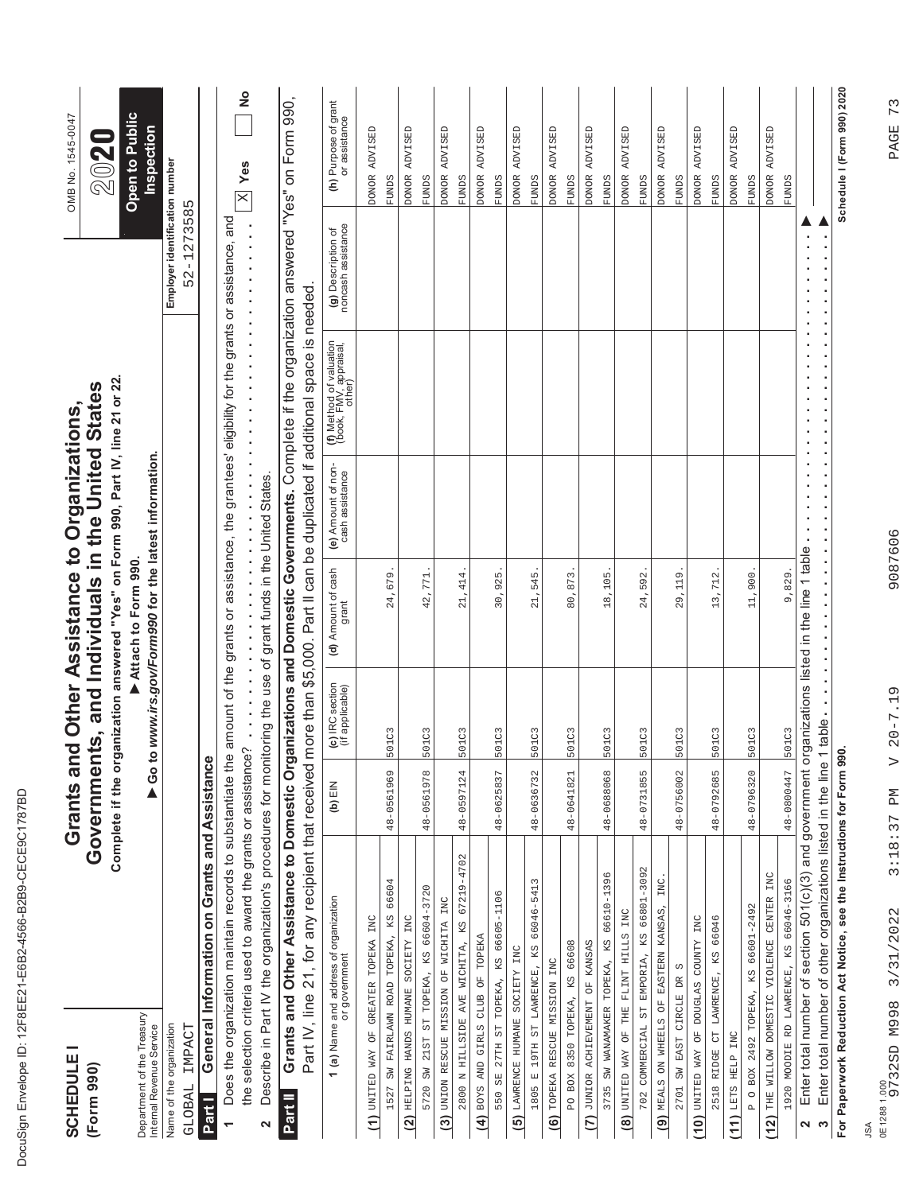DocuSign Envelope ID: 12F8EE21-E6B2-4566-B2B9-CECE9C1787BD

**SCHEDULE I**
**(Form 990)**

Department of the Treasury
Internal Revenue Service

# Grants and Other Assistance to Organizations, Governments, and Individuals in the United States

**Complete if the organization answered "Yes" on Form 990, Part IV, line 21 or 22.**

**▶ Attach to Form 990.**

**▶ Go to *www.irs.gov/Form990* for the latest information.**

OMB No. 1545-0047

**2020**

**Open to Public Inspection**

Name of the organization: GLOBAL IMPACT

Employer identification number: 52-1273585

## Part I General Information on Grants and Assistance

1 Does the organization maintain records to substantiate the amount of the grants or assistance, the grantees' eligibility for the grants or assistance, and the selection criteria used to award the grants or assistance? . . . . . . . . . . . . . . . . . . . . . . . . . . . . . . . . . . . [X] Yes [ ] No

2 Describe in Part IV the organization's procedures for monitoring the use of grant funds in the United States.

## Part II Grants and Other Assistance to Domestic Organizations and Domestic Governments.

Complete if the organization answered "Yes" on Form 990, Part IV, line 21, for any recipient that received more than $5,000. Part II can be duplicated if additional space is needed.

| 1 (a) Name and address of organization or government | (b) EIN | (c) IRC section (if applicable) | (d) Amount of cash grant | (e) Amount of non-cash assistance | (f) Method of valuation (book, FMV, appraisal, other) | (g) Description of noncash assistance | (h) Purpose of grant or assistance |
|---|---|---|---|---|---|---|---|
| (1) UNITED WAY OF GREATER TOPEKA INC<br>1527 SW FAIRLAWN ROAD TOPEKA, KS 66604 | 48-0561969 | 501C3 | 24,679. | | | | DONOR ADVISED FUNDS |
| (2) HELPING HANDS HUMANE SOCIETY INC<br>5720 SW 21ST ST TOPEKA, KS 66604-3720 | 48-0561978 | 501C3 | 42,771. | | | | DONOR ADVISED FUNDS |
| (3) UNION RESCUE MISSION OF WICHITA INC<br>2800 N HILLSIDE AVE WICHITA, KS 67219-4702 | 48-0597124 | 501C3 | 21,414. | | | | DONOR ADVISED FUNDS |
| (4) BOYS AND GIRLS CLUB OF TOPEKA<br>550 SE 27TH ST TOPEKA, KS 66605-1106 | 48-0625837 | 501C3 | 30,925. | | | | DONOR ADVISED FUNDS |
| (5) LAWRENCE HUMANE SOCIETY INC<br>1805 E 19TH ST LAWRENCE, KS 66046-5413 | 48-0636732 | 501C3 | 21,545. | | | | DONOR ADVISED FUNDS |
| (6) TOPEKA RESCUE MISSION INC<br>PO BOX 8350 TOPEKA, KS 66608 | 48-0641821 | 501C3 | 80,873. | | | | DONOR ADVISED FUNDS |
| (7) JUNIOR ACHIEVEMENT OF KANSAS<br>3735 SW WANAMAKER TOPEKA, KS 66610-1396 | 48-0688068 | 501C3 | 18,105. | | | | DONOR ADVISED FUNDS |
| (8) UNITED WAY OF THE FLINT HILLS INC<br>702 COMMERCIAL ST EMPORIA, KS 66801-3092 | 48-0731855 | 501C3 | 24,592. | | | | DONOR ADVISED FUNDS |
| (9) MEALS ON WHEELS OF EASTERN KANSAS, INC.<br>2701 SW EAST CIRCLE DR S | 48-0756002 | 501C3 | 29,119. | | | | DONOR ADVISED FUNDS |
| (10) UNITED WAY OF DOUGLAS COUNTY INC<br>2518 RIDGE CT LAWRENCE, KS 66046 | 48-0792685 | 501C3 | 13,712. | | | | DONOR ADVISED FUNDS |
| (11) LETS HELP INC<br>P O BOX 2492 TOPEKA, KS 66601-2492 | 48-0796320 | 501C3 | 11,900. | | | | DONOR ADVISED FUNDS |
| (12) THE WILLOW DOMESTIC VIOLENCE CENTER INC<br>1920 MOODIE RD LAWRENCE, KS 66046-3166 | 48-0800447 | 501C3 | 9,829. | | | | DONOR ADVISED FUNDS |

2 Enter total number of section 501(c)(3) and government organizations listed in the line 1 table . . . . . . . . . . . . . . . . . . . . . . . . . . . . . . . . ▶

3 Enter total number of other organizations listed in the line 1 table. . . . . . . . . . . . . . . . . . . . . . . . . . . . . . . . . . . . . . . . . . . ▶

**For Paperwork Reduction Act Notice, see the Instructions for Form 990.** **Schedule I (Form 990) 2020**

JSA
0E1288 1.000
9732SD M998 3/31/2022 3:18:37 PM V 20-7.19 9087606 PAGE 73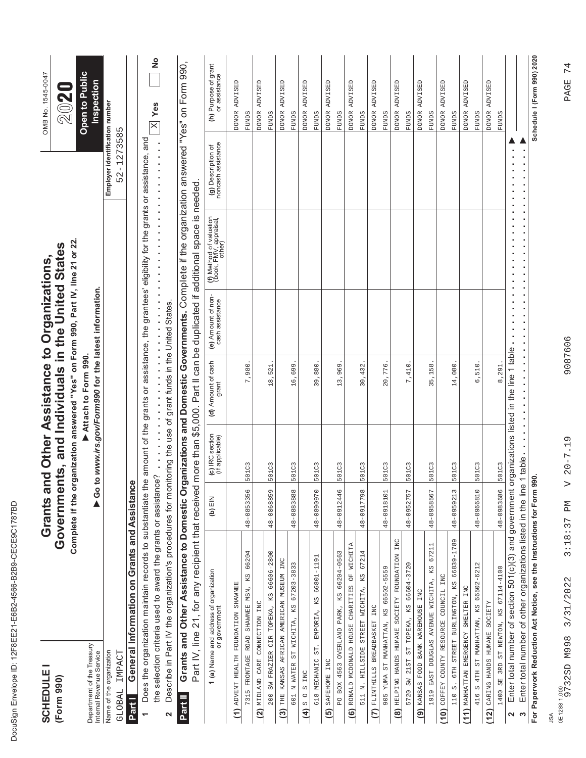DocuSign Envelope ID: 12F8EE21-E6B2-4566-B2B9-CECE9C1787BD

**SCHEDULE I**
**(Form 990)**

Department of the Treasury
Internal Revenue Service

# Grants and Other Assistance to Organizations, Governments, and Individuals in the United States

**Complete if the organization answered "Yes" on Form 990, Part IV, line 21 or 22.**

**▶ Attach to Form 990.**

**▶ Go to www.irs.gov/Form990 for the latest information.**

OMB No. 1545-0047

**2020**

**Open to Public Inspection**

Name of the organization: GLOBAL IMPACT

Employer identification number: 52-1273585

## Part I General Information on Grants and Assistance

1 Does the organization maintain records to substantiate the amount of the grants or assistance, the grantees' eligibility for the grants or assistance, and the selection criteria used to award the grants or assistance? . . . . . . . . . . [X] Yes [ ] No

2 Describe in Part IV the organization's procedures for monitoring the use of grant funds in the United States.

## Part II Grants and Other Assistance to Domestic Organizations and Domestic Governments.

Complete if the organization answered "Yes" on Form 990, Part IV, line 21, for any recipient that received more than $5,000. Part II can be duplicated if additional space is needed.

| 1 (a) Name and address of organization or government | (b) EIN | (c) IRC section (if applicable) | (d) Amount of cash grant | (e) Amount of non-cash assistance | (f) Method of valuation (book, FMV, appraisal, other) | (g) Description of noncash assistance | (h) Purpose of grant or assistance |
|---|---|---|---|---|---|---|---|
| (1) ADVENT HEALTH FOUNDATION SHAWNEE 7315 FRONTAGE ROAD SHAWNEE MSN, KS 66204 | 48-0853356 | 501C3 | 7,980. | | | | DONOR ADVISED FUNDS |
| (2) MIDLAND CARE CONNECTION INC 200 SW FRAZIER CIR TOPEKA, KS 66606-2800 | 48-0868859 | 501C3 | 18,521. | | | | DONOR ADVISED FUNDS |
| (3) THE KANSAS AFRICAN AMERICAN MUSEUM INC 601 N WATER ST WICHITA, KS 67203-3833 | 48-0883888 | 501C3 | 16,699. | | | | DONOR ADVISED FUNDS |
| (4) S O S INC 618 MECHANIC ST. EMPORIA, KS 66801-1191 | 48-0890970 | 501C3 | 39,880. | | | | DONOR ADVISED FUNDS |
| (5) SAFEHOME INC PO BOX 4563 OVERLAND PARK, KS 66204-0563 | 48-0912446 | 501C3 | 13,969. | | | | DONOR ADVISED FUNDS |
| (6) RONALD MCDONALD HOUSE CHARITIES OF WICHITA 511 N. HILLSIDE STREET WICHITA, KS 67214 | 48-0917798 | 501C3 | 30,432. | | | | DONOR ADVISED FUNDS |
| (7) FLINTHILLS BREADBASKET INC 905 YUMA ST MANHATTAN, KS 66502-5559 | 48-0918101 | 501C3 | 20,776. | | | | DONOR ADVISED FUNDS |
| (8) HELPING HANDS HUMANE SOCIETY FOUNDATION INC 5720 SW 21ST ST TOPEKA, KS 66604-3720 | 48-0952757 | 501C3 | 7,410. | | | | DONOR ADVISED FUNDS |
| (9) KANSAS FOOD BANK WAREHOUSE INC 1919 EAST DOUGLAS AVENUE WICHITA, KS 67211 | 48-0958567 | 501C3 | 35,158. | | | | DONOR ADVISED FUNDS |
| (10) COFFEY COUNTY RESOURCE COUNCIL INC 110 S. 6TH STREET BURLINGTON, KS 66839-1789 | 48-0959213 | 501C3 | 14,080. | | | | DONOR ADVISED FUNDS |
| (11) MANHATTAN EMERGENCY SHELTER INC 416 S 4TH ST MANHATTAN, KS 66502-6212 | 48-0966810 | 501C3 | 6,510. | | | | DONOR ADVISED FUNDS |
| (12) CARING HANDS HUMANE SOCIETY 1400 SE 3RD ST NEWTON, KS 67114-4100 | 48-0983686 | 501C3 | 8,291. | | | | DONOR ADVISED FUNDS |

2 Enter total number of section 501(c)(3) and government organizations listed in the line 1 table . . . . . . . . . ▶

3 Enter total number of other organizations listed in the line 1 table . . . . . . . . . ▶

**For Paperwork Reduction Act Notice, see the Instructions for Form 990.** **Schedule I (Form 990) 2020**

JSA
0E1288 1.000
9732SD M998 3/31/2022 3:18:37 PM V 20-7.19 9087606 PAGE 74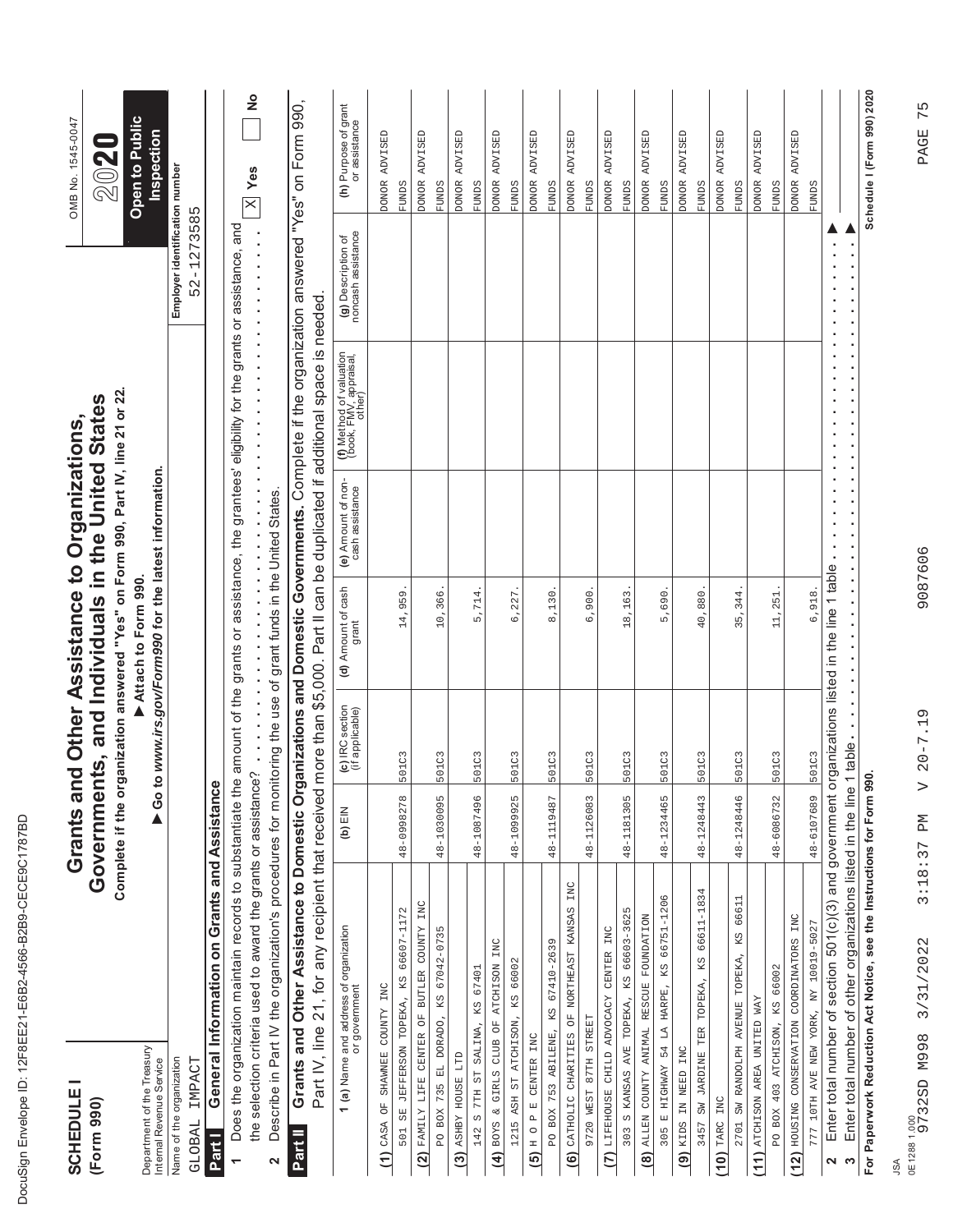# SCHEDULE I (Form 990)

## Grants and Other Assistance to Organizations, Governments, and Individuals in the United States

**Complete if the organization answered "Yes" on Form 990, Part IV, line 21 or 22.**

▶ Attach to Form 990.

▶ Go to *www.irs.gov/Form990* for the latest information.

OMB No. 1545-0047

2020

**Open to Public Inspection**

Department of the Treasury
Internal Revenue Service

Name of the organization: GLOBAL IMPACT

Employer identification number: 52-1273585

## Part I General Information on Grants and Assistance

1 Does the organization maintain records to substantiate the amount of the grants or assistance, the grantees' eligibility for the grants or assistance, and the selection criteria used to award the grants or assistance? . . . . . . . . . . . . . . . . . . . . . . . . . . . [X] Yes [ ] No

2 Describe in Part IV the organization's procedures for monitoring the use of grant funds in the United States.

## Part II Grants and Other Assistance to Domestic Organizations and Domestic Governments.

Complete if the organization answered "Yes" on Form 990, Part IV, line 21, for any recipient that received more than $5,000. Part II can be duplicated if additional space is needed.

| 1 (a) Name and address of organization or government | (b) EIN | (c) IRC section (if applicable) | (d) Amount of cash grant | (e) Amount of non-cash assistance | (f) Method of valuation (book, FMV, appraisal, other) | (g) Description of noncash assistance | (h) Purpose of grant or assistance |
|---|---|---|---|---|---|---|---|
| (1) CASA OF SHAWNEE COUNTY INC<br>501 SE JEFFERSON TOPEKA, KS 66607-1172 | 48-0998278 | 501C3 | 14,959. | | | | DONOR ADVISED FUNDS |
| (2) FAMILY LIFE CENTER OF BUTLER COUNTY INC<br>PO BOX 735 EL DORADO, KS 67042-0735 | 48-1030095 | 501C3 | 10,366. | | | | DONOR ADVISED FUNDS |
| (3) ASHBY HOUSE LTD<br>142 S 7TH ST SALINA, KS 67401 | 48-1087496 | 501C3 | 5,714. | | | | DONOR ADVISED FUNDS |
| (4) BOYS & GIRLS CLUB OF ATCHISON INC<br>1215 ASH ST ATCHISON, KS 66002 | 48-1099925 | 501C3 | 6,227. | | | | DONOR ADVISED FUNDS |
| (5) H O P E CENTER INC<br>PO BOX 753 ABILENE, KS 67410-2639 | 48-1119487 | 501C3 | 8,130. | | | | DONOR ADVISED FUNDS |
| (6) CATHOLIC CHARITIES OF NORTHEAST KANSAS INC<br>9720 WEST 87TH STREET | 48-1126083 | 501C3 | 6,900. | | | | DONOR ADVISED FUNDS |
| (7) LIFEHOUSE CHILD ADVOCACY CENTER INC<br>303 S KANSAS AVE TOPEKA, KS 66603-3625 | 48-1181305 | 501C3 | 18,163. | | | | DONOR ADVISED FUNDS |
| (8) ALLEN COUNTY ANIMAL RESCUE FOUNDATION<br>305 E HIGHWAY 54 LA HARPE, KS 66751-1206 | 48-1234465 | 501C3 | 5,690. | | | | DONOR ADVISED FUNDS |
| (9) KIDS IN NEED INC<br>3457 SW JARDINE TER TOPEKA, KS 66611-1834 | 48-1248443 | 501C3 | 40,880. | | | | DONOR ADVISED FUNDS |
| (10) TARC INC<br>2701 SW RANDOLPH AVENUE TOPEKA, KS 66611 | 48-1248446 | 501C3 | 35,344. | | | | DONOR ADVISED FUNDS |
| (11) ATCHISON AREA UNITED WAY<br>PO BOX 403 ATCHISON, KS 66002 | 48-6086732 | 501C3 | 11,251. | | | | DONOR ADVISED FUNDS |
| (12) HOUSING CONSERVATION COORDINATORS INC<br>777 10TH AVE NEW YORK, NY 10019-5027 | 48-6107689 | 501C3 | 6,918. | | | | DONOR ADVISED FUNDS |

2 Enter total number of section 501(c)(3) and government organizations listed in the line 1 table . . . . . . . . . . . . . . . . . . . . ▶

3 Enter total number of other organizations listed in the line 1 table . . . . . . . . . . . . . . . . . . . . ▶

**For Paperwork Reduction Act Notice, see the Instructions for Form 990.** **Schedule I (Form 990) 2020**

JSA
0E1288 1.000
9732SD M998 3/31/2022 3:18:37 PM V 20-7.19 9087606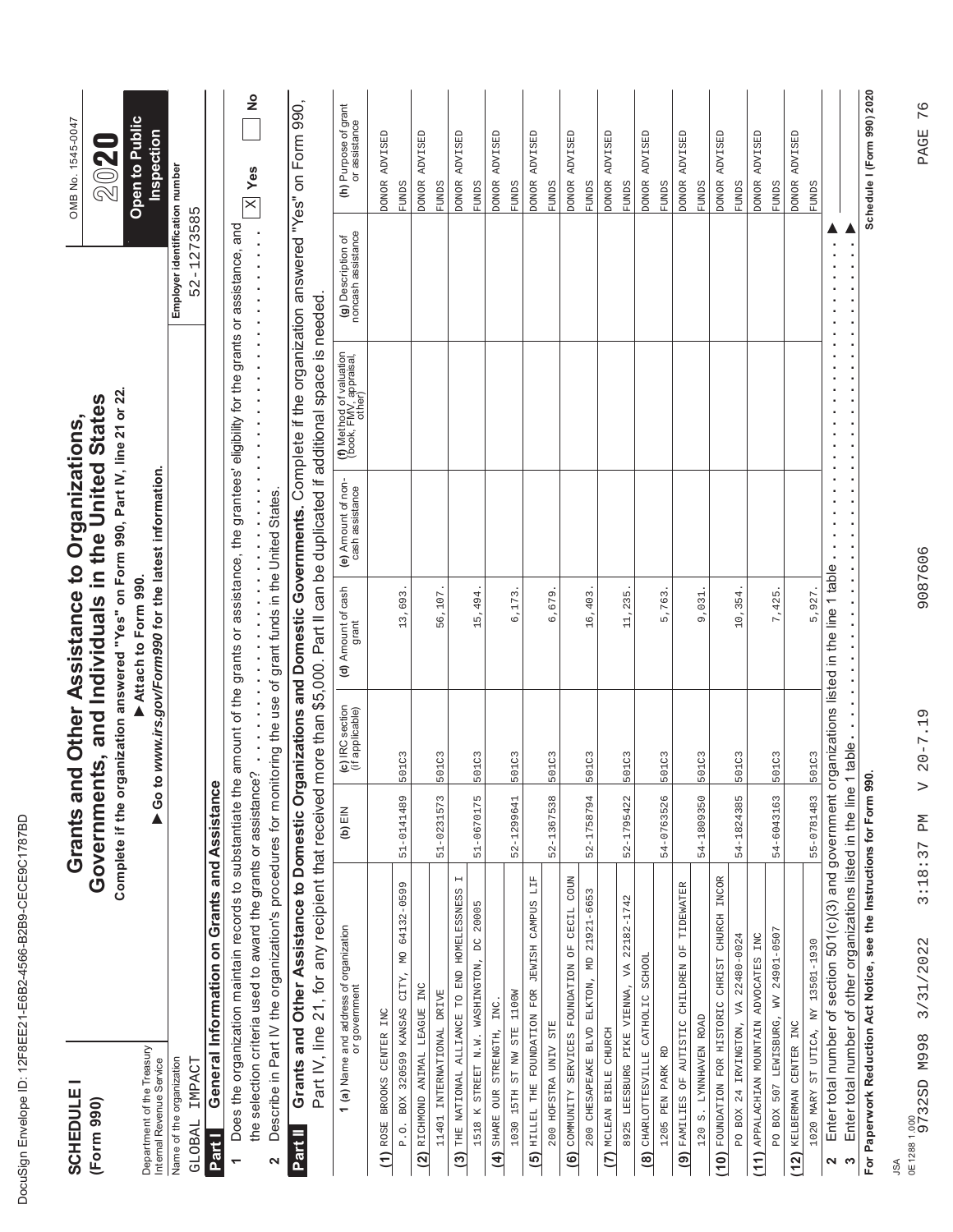DocuSign Envelope ID: 12F8EE21-E6B2-4566-B2B9-CECE9C1787BD

**SCHEDULE I**
**(Form 990)**

Department of the Treasury
Internal Revenue Service

# Grants and Other Assistance to Organizations, Governments, and Individuals in the United States

**Complete if the organization answered "Yes" on Form 990, Part IV, line 21 or 22.**

▶ **Attach to Form 990.**

▶ **Go to *www.irs.gov/Form990* for the latest information.**

OMB No. 1545-0047

**2020**

**Open to Public Inspection**

Name of the organization: GLOBAL IMPACT

Employer identification number: 52-1273585

## Part I General Information on Grants and Assistance

1 Does the organization maintain records to substantiate the amount of the grants or assistance, the grantees' eligibility for the grants or assistance, and the selection criteria used to award the grants or assistance? . . . . . . . . . . [X] **Yes** [ ] **No**

2 Describe in Part IV the organization's procedures for monitoring the use of grant funds in the United States.

## Part II Grants and Other Assistance to Domestic Organizations and Domestic Governments.

Complete if the organization answered "Yes" on Form 990, Part IV, line 21, for any recipient that received more than $5,000. Part II can be duplicated if additional space is needed.

| 1 (a) Name and address of organization or government | (b) EIN | (c) IRC section (if applicable) | (d) Amount of cash grant | (e) Amount of non-cash assistance | (f) Method of valuation (book, FMV, appraisal, other) | (g) Description of noncash assistance | (h) Purpose of grant or assistance |
|---|---|---|---|---|---|---|---|
| (1) ROSE BROOKS CENTER INC P.O. BOX 320599 KANSAS CITY, MO 64132-0599 | 51-0141489 | 501C3 | 13,693. | | | | DONOR ADVISED FUNDS |
| (2) RICHMOND ANIMAL LEAGUE INC 11401 INTERNATIONAL DRIVE | 51-0231573 | 501C3 | 56,107. | | | | DONOR ADVISED FUNDS |
| (3) THE NATIONAL ALLIANCE TO END HOMELESSNESS I 1518 K STREET N.W. WASHINGTON, DC 20005 | 51-0670175 | 501C3 | 15,494. | | | | DONOR ADVISED FUNDS |
| (4) SHARE OUR STRENGTH, INC. 1030 15TH ST NW STE 1100W | 52-1299641 | 501C3 | 6,173. | | | | DONOR ADVISED FUNDS |
| (5) HILLEL THE FOUNDATION FOR JEWISH CAMPUS LIF 200 HOFSTRA UNIV STE | 52-1367538 | 501C3 | 6,679. | | | | DONOR ADVISED FUNDS |
| (6) COMMUNITY SERVICES FOUNDATION OF CECIL COUN 200 CHESAPEAKE BLVD ELKTON, MD 21921-6653 | 52-1758794 | 501C3 | 16,403. | | | | DONOR ADVISED FUNDS |
| (7) MCLEAN BIBLE CHURCH 8925 LEESBURG PIKE VIENNA, VA 22182-1742 | 52-1795422 | 501C3 | 11,235. | | | | DONOR ADVISED FUNDS |
| (8) CHARLOTTESVILLE CATHOLIC SCHOOL 1205 PEN PARK RD | 54-0763526 | 501C3 | 5,763. | | | | DONOR ADVISED FUNDS |
| (9) FAMILIES OF AUTISTIC CHILDREN OF TIDEWATER 120 S. LYNNHAVEN ROAD | 54-1809350 | 501C3 | 9,031. | | | | DONOR ADVISED FUNDS |
| (10) FOUNDATION FOR HISTORIC CHRIST CHURCH INCOR PO BOX 24 IRVINGTON, VA 22480-0024 | 54-1824385 | 501C3 | 10,354. | | | | DONOR ADVISED FUNDS |
| (11) APPALACHIAN MOUNTAIN ADVOCATES INC PO BOX 507 LEWISBURG, WV 24901-0507 | 54-6043163 | 501C3 | 7,425. | | | | DONOR ADVISED FUNDS |
| (12) KELBERMAN CENTER INC 1020 MARY ST UTICA, NY 13501-1930 | 55-0781483 | 501C3 | 5,927. | | | | DONOR ADVISED FUNDS |

2 Enter total number of section 501(c)(3) and government organizations listed in the line 1 table . . . . . . . . . . ▶

3 Enter total number of other organizations listed in the line 1 table . . . . . . . . . . ▶

**For Paperwork Reduction Act Notice, see the Instructions for Form 990.** **Schedule I (Form 990) 2020**

JSA
0E1288 1.000
9732SD M998 3/31/2022 3:18:37 PM V 20-7.19 9087606 PAGE 76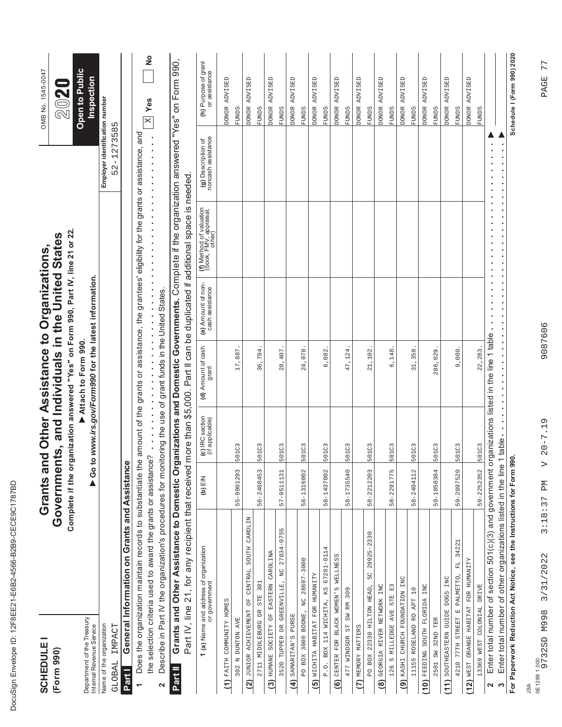# SCHEDULE I (Form 990)

## Grants and Other Assistance to Organizations, Governments, and Individuals in the United States

**Complete if the organization answered "Yes" on Form 990, Part IV, line 21 or 22.**

**▶ Attach to Form 990.**

**▶ Go to www.irs.gov/Form990 for the latest information.**

OMB No. 1545-0047

**2020**

**Open to Public Inspection**

Department of the Treasury
Internal Revenue Service

Name of the organization: GLOBAL IMPACT

Employer identification number: 52-1273585

**Part I General Information on Grants and Assistance**

1 Does the organization maintain records to substantiate the amount of the grants or assistance, the grantees' eligibility for the grants or assistance, and the selection criteria used to award the grants or assistance? . . . . . . . . . . . . [X] Yes [ ] No

2 Describe in Part IV the organization's procedures for monitoring the use of grant funds in the United States.

**Part II Grants and Other Assistance to Domestic Organizations and Domestic Governments.** Complete if the organization answered "Yes" on Form 990, Part IV, line 21, for any recipient that received more than $5,000. Part II can be duplicated if additional space is needed.

| 1 (a) Name and address of organization or government | (b) EIN | (c) IRC section (if applicable) | (d) Amount of cash grant | (e) Amount of non-cash assistance | (f) Method of valuation (book, FMV, appraisal, other) | (g) Description of noncash assistance | (h) Purpose of grant or assistance |
|---|---|---|---|---|---|---|---|
| (1) FAITH COMMUNITY HOMES<br>302 N DUNTON AVE | 55-0901293 | 501C3 | 17,887. | | | | DONOR ADVISED FUNDS |
| (2) JUNIOR ACHIEVEMENT OF CENTRAL SOUTH CAROLIN<br>2711 MIDDLEBURG DR STE 301 | 56-2408453 | 501C3 | 36,794. | | | | DONOR ADVISED FUNDS |
| (3) HUMANE SOCIETY OF EASTERN CAROLINA<br>3520 TUPPER DR GREENVILLE, NC 27834-0755 | 57-0511131 | 501C3 | 28,407. | | | | DONOR ADVISED FUNDS |
| (4) SAMARITAN'S PURSE<br>PO BOX 3000 BOONE, NC 28607-3000 | 58-1316002 | 501C3 | 24,070. | | | | DONOR ADVISED FUNDS |
| (5) WICHITA HABITAT FOR HUMANITY<br>P.O. BOX 114 WICHITA, KS 67201-0114 | 58-1437002 | 501C3 | 6,082. | | | | DONOR ADVISED FUNDS |
| (6) CENTER FOR BLACK WOMEN'S WELLNESS<br>477 WINDSOR ST SW RM 309 | 58-1735540 | 501C3 | 47,124. | | | | DONOR ADVISED FUNDS |
| (7) MEMORY MATTERS<br>PO BOX 22330 HILTON HEAD, SC 29925-2330 | 58-2212203 | 501C3 | 21,102. | | | | DONOR ADVISED FUNDS |
| (8) GEORGIA RIVER NETWORK INC<br>126 S MILLEDGE AVE STE E3 | 58-2291775 | 501C3 | 6,148. | | | | DONOR ADVISED FUNDS |
| (9) KASHI CHURCH FOUNDATION INC<br>11155 ROSELAND RD APT 10 | 58-2404112 | 501C3 | 31,358. | | | | DONOR ADVISED FUNDS |
| (10) FEEDING SOUTH FLORIDA INC<br>2501 SW 32ND TER | 59-1850384 | 501C3 | 286,029. | | | | DONOR ADVISED FUNDS |
| (11) SOUTHEASTERN GUIDE DOGS INC<br>4210 77TH STREET E PALMETTO, FL 34221 | 59-2097520 | 501C3 | 9,000. | | | | DONOR ADVISED FUNDS |
| (12) WEST ORANGE HABITAT FOR HUMANITY<br>13369 WEST COLONIAL DRIVE | 59-2252352 | 501C3 | 22,283. | | | | DONOR ADVISED FUNDS |

2 Enter total number of section 501(c)(3) and government organizations listed in the line 1 table . . . . . . . . ▶

3 Enter total number of other organizations listed in the line 1 table . . . . . . . . ▶

**For Paperwork Reduction Act Notice, see the Instructions for Form 990.** **Schedule I (Form 990) 2020**

JSA
0E1288 1.000
9732SD M998 3/31/2022 3:18:37 PM V 20-7.19 9087606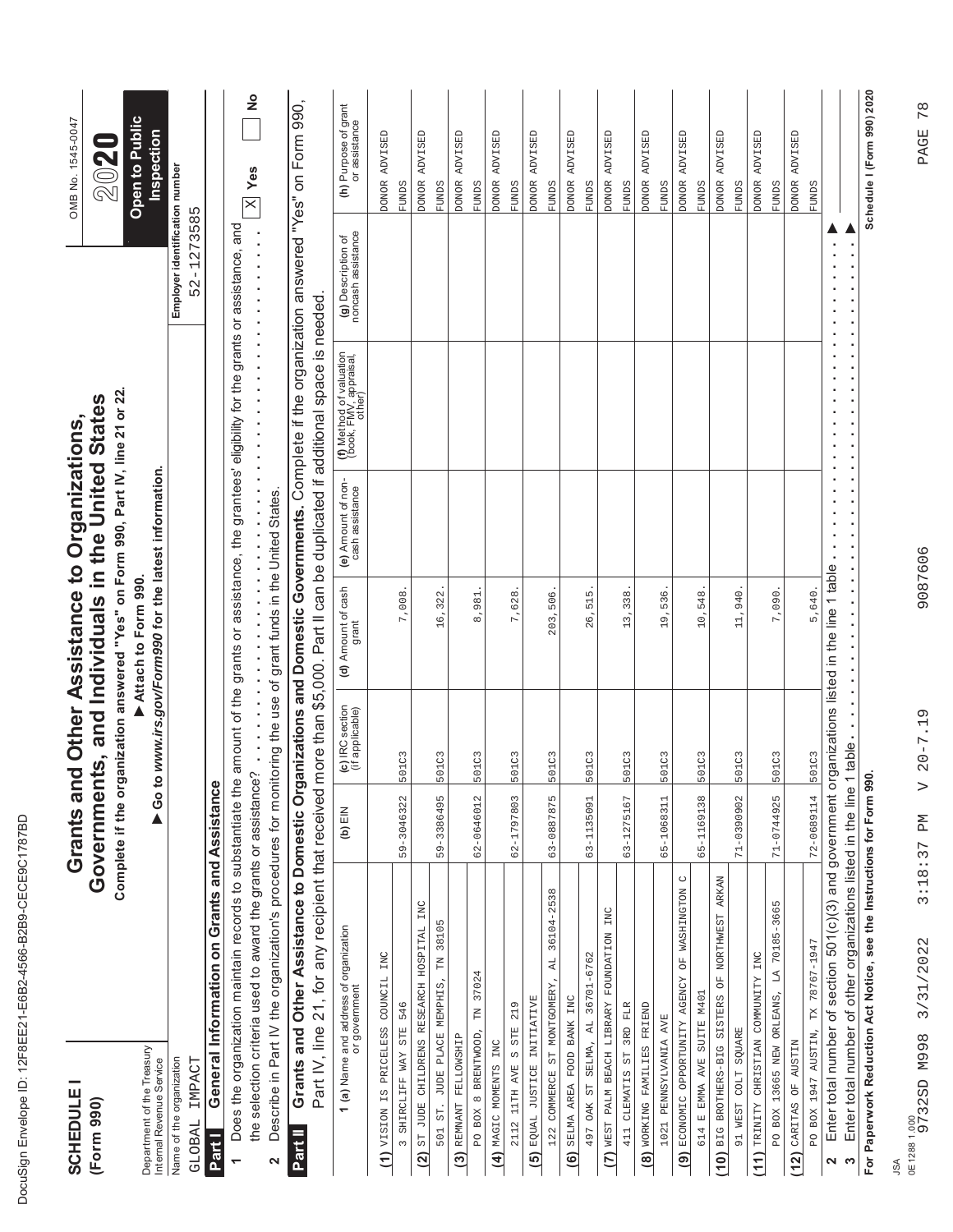DocuSign Envelope ID: 12F8EE21-E6B2-4566-B2B9-CECE9C1787BD

**SCHEDULE I**
**(Form 990)**

Department of the Treasury
Internal Revenue Service

# Grants and Other Assistance to Organizations, Governments, and Individuals in the United States

**Complete if the organization answered "Yes" on Form 990, Part IV, line 21 or 22.**

**▶ Attach to Form 990.**

**▶ Go to *www.irs.gov/Form990* for the latest information.**

OMB No. 1545-0047

**2020**

**Open to Public Inspection**

Name of the organization: GLOBAL IMPACT

Employer identification number: 52-1273585

## Part I General Information on Grants and Assistance

1 Does the organization maintain records to substantiate the amount of the grants or assistance, the grantees' eligibility for the grants or assistance, and the selection criteria used to award the grants or assistance? . . . . . . . . . . [X] Yes [ ] No

2 Describe in Part IV the organization's procedures for monitoring the use of grant funds in the United States.

## Part II Grants and Other Assistance to Domestic Organizations and Domestic Governments.

Complete if the organization answered "Yes" on Form 990, Part IV, line 21, for any recipient that received more than $5,000. Part II can be duplicated if additional space is needed.

| 1 (a) Name and address of organization or government | (b) EIN | (c) IRC section (if applicable) | (d) Amount of cash grant | (e) Amount of non-cash assistance | (f) Method of valuation (book, FMV, appraisal, other) | (g) Description of noncash assistance | (h) Purpose of grant or assistance |
|---|---|---|---|---|---|---|---|
| (1) VISION IS PRICELESS COUNCIL INC<br>3 SHIRCLIFF WAY STE 546 | 59-3046322 | 501C3 | 7,008. | | | | DONOR ADVISED FUNDS |
| (2) ST JUDE CHILDRENS RESEARCH HOSPITAL INC<br>501 ST. JUDE PLACE MEMPHIS, TN 38105 | 59-3386495 | 501C3 | 16,322. | | | | DONOR ADVISED FUNDS |
| (3) REMNANT FELLOWSHIP<br>PO BOX 8 BRENTWOOD, TN 37024 | 62-0646012 | 501C3 | 8,981. | | | | DONOR ADVISED FUNDS |
| (4) MAGIC MOMENTS INC<br>2112 11TH AVE S STE 219 | 62-1797803 | 501C3 | 7,628. | | | | DONOR ADVISED FUNDS |
| (5) EQUAL JUSTICE INITIATIVE<br>122 COMMERCE ST MONTGOMERY, AL 36104-2538 | 63-0887875 | 501C3 | 203,506. | | | | DONOR ADVISED FUNDS |
| (6) SELMA AREA FOOD BANK INC<br>497 OAK ST SELMA, AL 36701-6762 | 63-1135091 | 501C3 | 26,515. | | | | DONOR ADVISED FUNDS |
| (7) WEST PALM BEACH LIBRARY FOUNDATION INC<br>411 CLEMATIS ST 3RD FLR | 63-1275167 | 501C3 | 13,338. | | | | DONOR ADVISED FUNDS |
| (8) WORKING FAMILIES FRIEND<br>1021 PENNSYLVANIA AVE | 65-1068311 | 501C3 | 19,536. | | | | DONOR ADVISED FUNDS |
| (9) ECONOMIC OPPORTUNITY AGENCY OF WASHINGTON C<br>614 E EMMA AVE SUITE M401 | 65-1169138 | 501C3 | 10,548. | | | | DONOR ADVISED FUNDS |
| (10) BIG BROTHERS-BIG SISTERS OF NORTHWEST ARKAN<br>91 WEST COLT SQUARE | 71-0390902 | 501C3 | 11,940. | | | | DONOR ADVISED FUNDS |
| (11) TRINITY CHRISTIAN COMMUNITY INC<br>PO BOX 13665 NEW ORLEANS, LA 70185-3665 | 71-0744925 | 501C3 | 7,090. | | | | DONOR ADVISED FUNDS |
| (12) CARITAS OF AUSTIN<br>PO BOX 1947 AUSTIN, TX 78767-1947 | 72-0689114 | 501C3 | 5,640. | | | | DONOR ADVISED FUNDS |

2 Enter total number of section 501(c)(3) and government organizations listed in the line 1 table . . . . . . . . . . ▶

3 Enter total number of other organizations listed in the line 1 table . . . . . . . . . . ▶

**For Paperwork Reduction Act Notice, see the Instructions for Form 990.** **Schedule I (Form 990) 2020**

JSA
0E1288 1.000
9732SD M998 3/31/2022 3:18:37 PM V 20-7.19 9087606 PAGE 78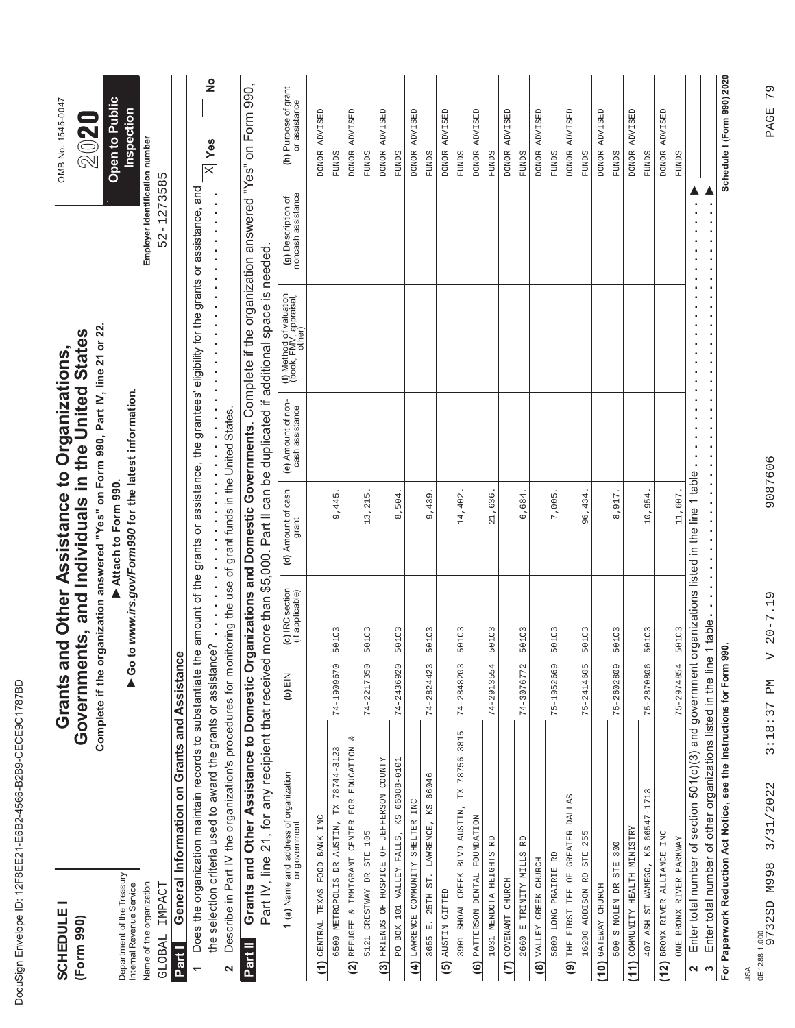DocuSign Envelope ID: 12F8EE21-E6B2-4566-B2B9-CECE9C1787BD

**SCHEDULE I**
**(Form 990)**

Department of the Treasury
Internal Revenue Service

# Grants and Other Assistance to Organizations, Governments, and Individuals in the United States

**Complete if the organization answered "Yes" on Form 990, Part IV, line 21 or 22.**

**▶ Attach to Form 990.**

**▶ Go to www.irs.gov/Form990 for the latest information.**

OMB No. 1545-0047

**2020**

**Open to Public Inspection**

Name of the organization: GLOBAL IMPACT

Employer identification number: 52-1273585

**Part I — General Information on Grants and Assistance**

1 Does the organization maintain records to substantiate the amount of the grants or assistance, the grantees' eligibility for the grants or assistance, and the selection criteria used to award the grants or assistance? . . . . . . X Yes ☐ No

2 Describe in Part IV the organization's procedures for monitoring the use of grant funds in the United States.

**Part II — Grants and Other Assistance to Domestic Organizations and Domestic Governments.** Complete if the organization answered "Yes" on Form 990, Part IV, line 21, for any recipient that received more than $5,000. Part II can be duplicated if additional space is needed.

| 1 (a) Name and address of organization or government | (b) EIN | (c) IRC section (if applicable) | (d) Amount of cash grant | (e) Amount of non-cash assistance | (f) Method of valuation (book, FMV, appraisal, other) | (g) Description of noncash assistance | (h) Purpose of grant or assistance |
|---|---|---|---|---|---|---|---|
| (1) CENTRAL TEXAS FOOD BANK INC<br>6500 METROPOLIS DR AUSTIN, TX 78744-3123 | 74-1909670 | 501C3 | 9,445. | | | | DONOR ADVISED FUNDS |
| (2) REFUGEE & IMMIGRANT CENTER FOR EDUCATION &<br>5121 CRESTWAY DR STE 105 | 74-2217350 | 501C3 | 13,215. | | | | DONOR ADVISED FUNDS |
| (3) FRIENDS OF HOSPICE OF JEFFERSON COUNTY<br>PO BOX 101 VALLEY FALLS, KS 66088-0101 | 74-2436920 | 501C3 | 8,504. | | | | DONOR ADVISED FUNDS |
| (4) LAWRENCE COMMUNITY SHELTER INC<br>3655 E. 25TH ST. LAWRENCE, KS 66046 | 74-2824423 | 501C3 | 9,439. | | | | DONOR ADVISED FUNDS |
| (5) AUSTIN GIFTED<br>3901 SHOAL CREEK BLVD AUSTIN, TX 78756-3815 | 74-2848203 | 501C3 | 14,402. | | | | DONOR ADVISED FUNDS |
| (6) PATTERSON DENTAL FOUNDATION<br>1031 MENDOTA HEIGHTS RD | 74-2913554 | 501C3 | 21,636. | | | | DONOR ADVISED FUNDS |
| (7) COVENANT CHURCH<br>2660 E TRINITY MILLS RD | 74-3076772 | 501C3 | 6,684. | | | | DONOR ADVISED FUNDS |
| (8) VALLEY CREEK CHURCH<br>5800 LONG PRAIRIE RD | 75-1952669 | 501C3 | 7,005. | | | | DONOR ADVISED FUNDS |
| (9) THE FIRST TEE OF GREATER DALLAS<br>16200 ADDISON RD STE 255 | 75-2414605 | 501C3 | 96,434. | | | | DONOR ADVISED FUNDS |
| (10) GATEWAY CHURCH<br>500 S NOLEN DR STE 300 | 75-2602809 | 501C3 | 8,917. | | | | DONOR ADVISED FUNDS |
| (11) COMMUNITY HEALTH MINISTRY<br>407 ASH ST WAMEGO, KS 66547-1713 | 75-2870806 | 501C3 | 10,954. | | | | DONOR ADVISED FUNDS |
| (12) BRONX RIVER ALLIANCE INC<br>ONE BRONX RIVER PARKWAY | 75-2974854 | 501C3 | 11,607. | | | | DONOR ADVISED FUNDS |

2 Enter total number of section 501(c)(3) and government organizations listed in the line 1 table . . . . . . ▶

3 Enter total number of other organizations listed in the line 1 table . . . . . . ▶

**For Paperwork Reduction Act Notice, see the Instructions for Form 990.**

**Schedule I (Form 990) 2020**

JSA
0E1288 1.000
9732SD M998 3/31/2022 3:18:37 PM V 20-7.19 9087606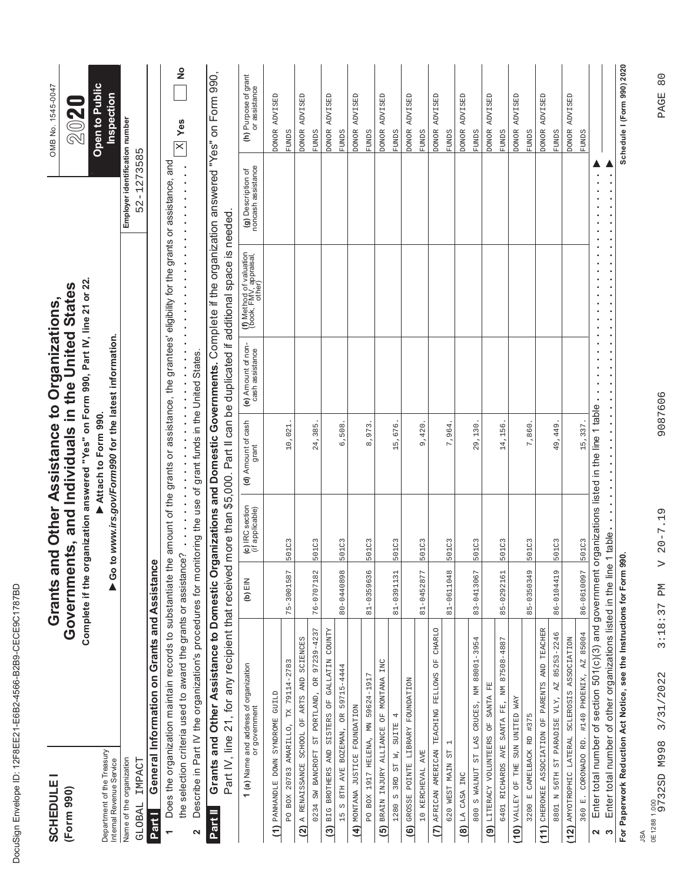DocuSign Envelope ID: 12F8EE21-E6B2-4566-B2B9-CECE9C1787BD

**SCHEDULE I**
**(Form 990)**

Department of the Treasury
Internal Revenue Service

# Grants and Other Assistance to Organizations, Governments, and Individuals in the United States

**Complete if the organization answered "Yes" on Form 990, Part IV, line 21 or 22.**
▶ Attach to Form 990.
▶ Go to *www.irs.gov/Form990* for the latest information.

OMB No. 1545-0047
**2020**
**Open to Public Inspection**

Name of the organization: GLOBAL IMPACT
Employer identification number: 52-1273585

## Part I General Information on Grants and Assistance

1 Does the organization maintain records to substantiate the amount of the grants or assistance, the grantees' eligibility for the grants or assistance, and the selection criteria used to award the grants or assistance? . . . . . . . . . . [X] Yes [ ] No

2 Describe in Part IV the organization's procedures for monitoring the use of grant funds in the United States.

## Part II Grants and Other Assistance to Domestic Organizations and Domestic Governments.

Complete if the organization answered "Yes" on Form 990, Part IV, line 21, for any recipient that received more than $5,000. Part II can be duplicated if additional space is needed.

| 1 (a) Name and address of organization or government | (b) EIN | (c) IRC section (if applicable) | (d) Amount of cash grant | (e) Amount of non-cash assistance | (f) Method of valuation (book, FMV, appraisal, other) | (g) Description of noncash assistance | (h) Purpose of grant or assistance |
|---|---|---|---|---|---|---|---|
| (1) PANHANDLE DOWN SYNDROME GUILD PO BOX 20783 AMARILLO, TX 79114-2783 | 75-3001587 | 501C3 | 10,021. | | | | DONOR ADVISED FUNDS |
| (2) A RENAISSANCE SCHOOL OF ARTS AND SCIENCES 0234 SW BANCROFT ST PORTLAND, OR 97239-4237 | 76-0707182 | 501C3 | 24,385. | | | | DONOR ADVISED FUNDS |
| (3) BIG BROTHERS AND SISTERS OF GALLATIN COUNTY 15 S 8TH AVE BOZEMAN, OR 59715-4444 | 80-0440898 | 501C3 | 6,508. | | | | DONOR ADVISED FUNDS |
| (4) MONTANA JUSTICE FOUNDATION PO BOX 1917 HELENA, MN 59624-1917 | 81-0359636 | 501C3 | 8,973. | | | | DONOR ADVISED FUNDS |
| (5) BRAIN INJURY ALLIANCE OF MONTANA INC 1280 S 3RD ST W, SUITE 4 | 81-0391131 | 501C3 | 15,676. | | | | DONOR ADVISED FUNDS |
| (6) GROSSE POINTE LIBRARY FOUNDATION 10 KERCHEVAL AVE | 81-0452877 | 501C3 | 9,420. | | | | DONOR ADVISED FUNDS |
| (7) AFRICAN AMERICAN TEACHING FELLOWS OF CHARLO 620 WEST MAIN ST 1 | 81-0611048 | 501C3 | 7,964. | | | | DONOR ADVISED FUNDS |
| (8) LA CASA INC 800 S WALNUT ST LAS CRUCES, NM 88001-3954 | 83-0413067 | 501C3 | 29,130. | | | | DONOR ADVISED FUNDS |
| (9) LITERACY VOLUNTEERS OF SANTA FE 6401 RICHARDS AVE SANTA FE, NM 87508-4887 | 85-0292161 | 501C3 | 14,156. | | | | DONOR ADVISED FUNDS |
| (10) VALLEY OF THE SUN UNITED WAY 3200 E CAMELBACK RD #375 | 85-0350349 | 501C3 | 7,860. | | | | DONOR ADVISED FUNDS |
| (11) CHEROKEE ASSOCIATION OF PARENTS AND TEACHER 8801 N 56TH ST PARADISE VLY, AZ 85253-2246 | 86-0104419 | 501C3 | 49,449. | | | | DONOR ADVISED FUNDS |
| (12) AMYOTROPHIC LATERAL SCLEROSIS ASSOCIATION 360 E. CORONADO RD. #140 PHOENIX, AZ 85004 | 86-0610097 | 501C3 | 15,337. | | | | DONOR ADVISED FUNDS |

2 Enter total number of section 501(c)(3) and government organizations listed in the line 1 table . . . . . ▶

3 Enter total number of other organizations listed in the line 1 table . . . . . ▶

**For Paperwork Reduction Act Notice, see the Instructions for Form 990.** **Schedule I (Form 990) 2020**

JSA
0E1288 1.000
9732SD M998 3/31/2022 3:18:37 PM V 20-7.19 9087606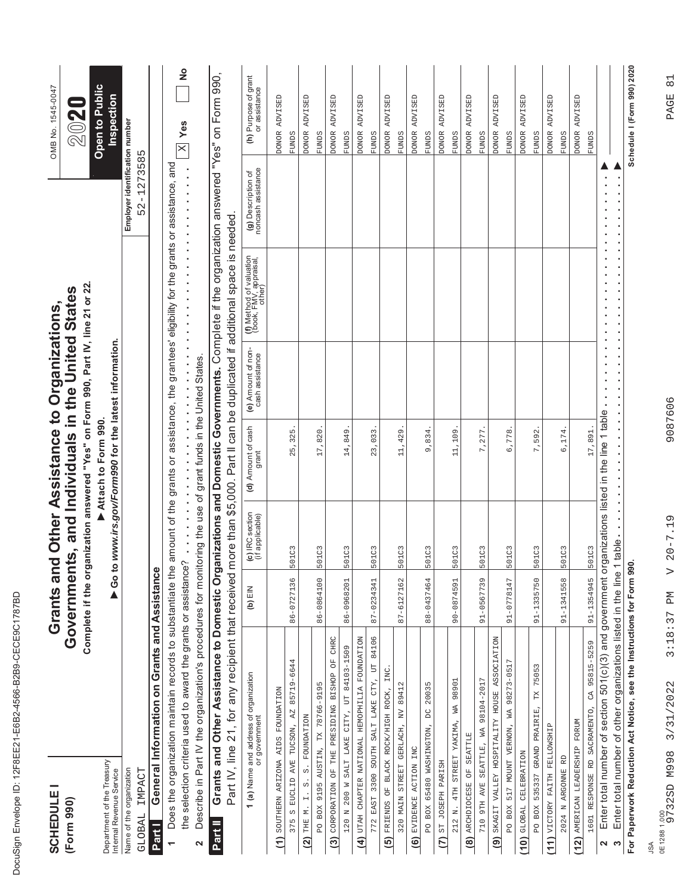**SCHEDULE I**
**(Form 990)**

Department of the Treasury
Internal Revenue Service

# Grants and Other Assistance to Organizations, Governments, and Individuals in the United States

**Complete if the organization answered "Yes" on Form 990, Part IV, line 21 or 22.**

▶ **Attach to Form 990.**

▶ **Go to *www.irs.gov/Form990* for the latest information.**

OMB No. 1545-0047

**2020**

**Open to Public Inspection**

Name of the organization: GLOBAL IMPACT

Employer identification number: 52-1273585

## Part I General Information on Grants and Assistance

1 Does the organization maintain records to substantiate the amount of the grants or assistance, the grantees' eligibility for the grants or assistance, and the selection criteria used to award the grants or assistance? . . . . . . . . . . . . . . . . . . . . . . . . [X] **Yes** [ ] **No**

2 Describe in Part IV the organization's procedures for monitoring the use of grant funds in the United States.

## Part II Grants and Other Assistance to Domestic Organizations and Domestic Governments.

Complete if the organization answered "Yes" on Form 990, Part IV, line 21, for any recipient that received more than $5,000. Part II can be duplicated if additional space is needed.

| 1 (a) Name and address of organization or government | (b) EIN | (c) IRC section (if applicable) | (d) Amount of cash grant | (e) Amount of non-cash assistance | (f) Method of valuation (book, FMV, appraisal, other) | (g) Description of noncash assistance | (h) Purpose of grant or assistance |
|---|---|---|---|---|---|---|---|
| (1) SOUTHERN ARIZONA AIDS FOUNDATION<br>375 S EUCLID AVE TUCSON, AZ 85719-6644 | 86-0727136 | 501C3 | 25,325. | | | | DONOR ADVISED FUNDS |
| (2) THE M. I. S. S. FOUNDATION<br>PO BOX 9195 AUSTIN, TX 78766-9195 | 86-0864100 | 501C3 | 17,820. | | | | DONOR ADVISED FUNDS |
| (3) CORPORATION OF THE PRESIDING BISHOP OF CHRC<br>120 N 200 W SALT LAKE CITY, UT 84103-1509 | 86-0968201 | 501C3 | 14,849. | | | | DONOR ADVISED FUNDS |
| (4) UTAH CHAPTER NATIONAL HEMOPHILIA FOUNDATION<br>772 EAST 3300 SOUTH SALT LAKE CTY, UT 84106 | 87-0234341 | 501C3 | 23,033. | | | | DONOR ADVISED FUNDS |
| (5) FRIENDS OF BLACK ROCK/HIGH ROCK, INC.<br>320 MAIN STREET GERLACH, NV 89412 | 87-6127162 | 501C3 | 11,429. | | | | DONOR ADVISED FUNDS |
| (6) EVIDENCE ACTION INC<br>PO BOX 65480 WASHINGTON, DC 20035 | 88-0437464 | 501C3 | 9,834. | | | | DONOR ADVISED FUNDS |
| (7) ST JOSEPH PARISH<br>212 N. 4TH STREET YAKIMA, WA 98901 | 90-0874591 | 501C3 | 11,109. | | | | DONOR ADVISED FUNDS |
| (8) ARCHDIOCESE OF SEATTLE<br>710 9TH AVE SEATTLE, WA 98104-2017 | 91-0567739 | 501C3 | 7,277. | | | | DONOR ADVISED FUNDS |
| (9) SKAGIT VALLEY HOSPITALITY HOUSE ASSOCIATION<br>PO BOX 517 MOUNT VERNON, WA 98273-0517 | 91-0778147 | 501C3 | 6,778. | | | | DONOR ADVISED FUNDS |
| (10) GLOBAL CELEBRATION<br>PO BOX 535337 GRAND PRAIRIE, TX 75053 | 91-1335750 | 501C3 | 7,592. | | | | DONOR ADVISED FUNDS |
| (11) VICTORY FAITH FELLOWSHIP<br>2024 N ARGONNE RD | 91-1341558 | 501C3 | 6,174. | | | | DONOR ADVISED FUNDS |
| (12) AMERICAN LEADERSHIP FORUM<br>1601 RESPONSE RD SACRAMENTO, CA 95815-5259 | 91-1354945 | 501C3 | 17,891. | | | | DONOR ADVISED FUNDS |

2 Enter total number of section 501(c)(3) and government organizations listed in the line 1 table . . . . . . . . . . . . ▶

3 Enter total number of other organizations listed in the line 1 table . . . . . . . . . . . . ▶

**For Paperwork Reduction Act Notice, see the Instructions for Form 990.** **Schedule I (Form 990) 2020**

JSA
0E1288 1.000
9732SD M998 3/31/2022 3:18:37 PM V 20-7.19 9087606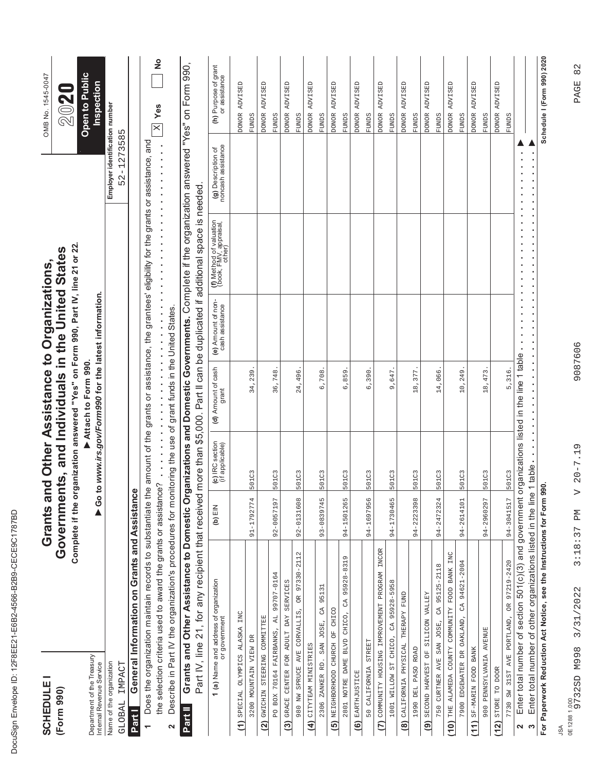DocuSign Envelope ID: 12F8EE21-E6B2-4566-B2B9-CECE9C1787BD

# SCHEDULE I (Form 990)

## Grants and Other Assistance to Organizations, Governments, and Individuals in the United States

**Complete if the organization answered "Yes" on Form 990, Part IV, line 21 or 22.**

▶ **Attach to Form 990.**

▶ **Go to *www.irs.gov/Form990* for the latest information.**

OMB No. 1545-0047

**2020**

**Open to Public Inspection**

Department of the Treasury
Internal Revenue Service

Name of the organization: GLOBAL IMPACT

Employer identification number: 52-1273585

## Part I General Information on Grants and Assistance

1 Does the organization maintain records to substantiate the amount of the grants or assistance, the grantees' eligibility for the grants or assistance, and the selection criteria used to award the grants or assistance? . . . . . . . . . . . . [X] Yes [ ] No

2 Describe in Part IV the organization's procedures for monitoring the use of grant funds in the United States.

## Part II Grants and Other Assistance to Domestic Organizations and Domestic Governments.

Complete if the organization answered "Yes" on Form 990, Part IV, line 21, for any recipient that received more than $5,000. Part II can be duplicated if additional space is needed.

| 1 (a) Name and address of organization or government | (b) EIN | (c) IRC section (if applicable) | (d) Amount of cash grant | (e) Amount of non-cash assistance | (f) Method of valuation (book, FMV, appraisal, other) | (g) Description of noncash assistance | (h) Purpose of grant or assistance |
|---|---|---|---|---|---|---|---|
| (1) SPECIAL OLYMPICS ALASKA INC 3200 MOUNTAIN VIEW DR | 91-1792774 | 501C3 | 34,239. | | | | DONOR ADVISED FUNDS |
| (2) GWICHIN STEERING COMMITTEE PO BOX 70164 FAIRBANKS, AL 99707-0164 | 92-0057197 | 501C3 | 36,748. | | | | DONOR ADVISED FUNDS |
| (3) GRACE CENTER FOR ADULT DAY SERVICES 980 NW SPRUCE AVE CORVALLIS, OR 97330-2112 | 92-0131608 | 501C3 | 24,496. | | | | DONOR ADVISED FUNDS |
| (4) CITYTEAM MINISTRIES 2306 ZANKER RD. SAN JOSE, CA 95131 | 93-0839745 | 501C3 | 6,708. | | | | DONOR ADVISED FUNDS |
| (5) NEIGHBORHOOD CHURCH OF CHICO 2801 NOTRE DAME BLVD CHICO, CA 95928-8319 | 94-1501265 | 501C3 | 6,859. | | | | DONOR ADVISED FUNDS |
| (6) EARTHJUSTICE 50 CALIFORNIA STREET | 94-1697956 | 501C3 | 6,390. | | | | DONOR ADVISED FUNDS |
| (7) COMMUNITY HOUSING IMPROVEMENT PROGRAM INCOR 1001 WILLOW ST CHICO, CA 95928-5958 | 94-1730465 | 501C3 | 9,647. | | | | DONOR ADVISED FUNDS |
| (8) CALIFORNIA PHYSICAL THERAPY FUND 1990 DEL PASO ROAD | 94-2223398 | 501C3 | 18,377. | | | | DONOR ADVISED FUNDS |
| (9) SECOND HARVEST OF SILICON VALLEY 750 CURTNER AVE SAN JOSE, CA 95125-2118 | 94-2472324 | 501C3 | 14,066. | | | | DONOR ADVISED FUNDS |
| (10) THE ALAMEDA COUNTY COMMUNITY FOOD BANK INC 7900 EDGEWATER DR OAKLAND, CA 94621-2004 | 94-2614101 | 501C3 | 10,249. | | | | DONOR ADVISED FUNDS |
| (11) SF-MARIN FOOD BANK 900 PENNSYLVANIA AVENUE | 94-2960297 | 501C3 | 18,473. | | | | DONOR ADVISED FUNDS |
| (12) STORE TO DOOR 7730 SW 31ST AVE PORTLAND, OR 97219-2420 | 94-3041517 | 501C3 | 5,316. | | | | DONOR ADVISED FUNDS |

2 Enter total number of section 501(c)(3) and government organizations listed in the line 1 table . . . . . . . . ▶

3 Enter total number of other organizations listed in the line 1 table . . . . . . . . ▶

**For Paperwork Reduction Act Notice, see the Instructions for Form 990.** **Schedule I (Form 990) 2020**

JSA
0E1288 1.000
9732SD M998 3/31/2022 3:18:37 PM V 20-7.19 9087606 PAGE 82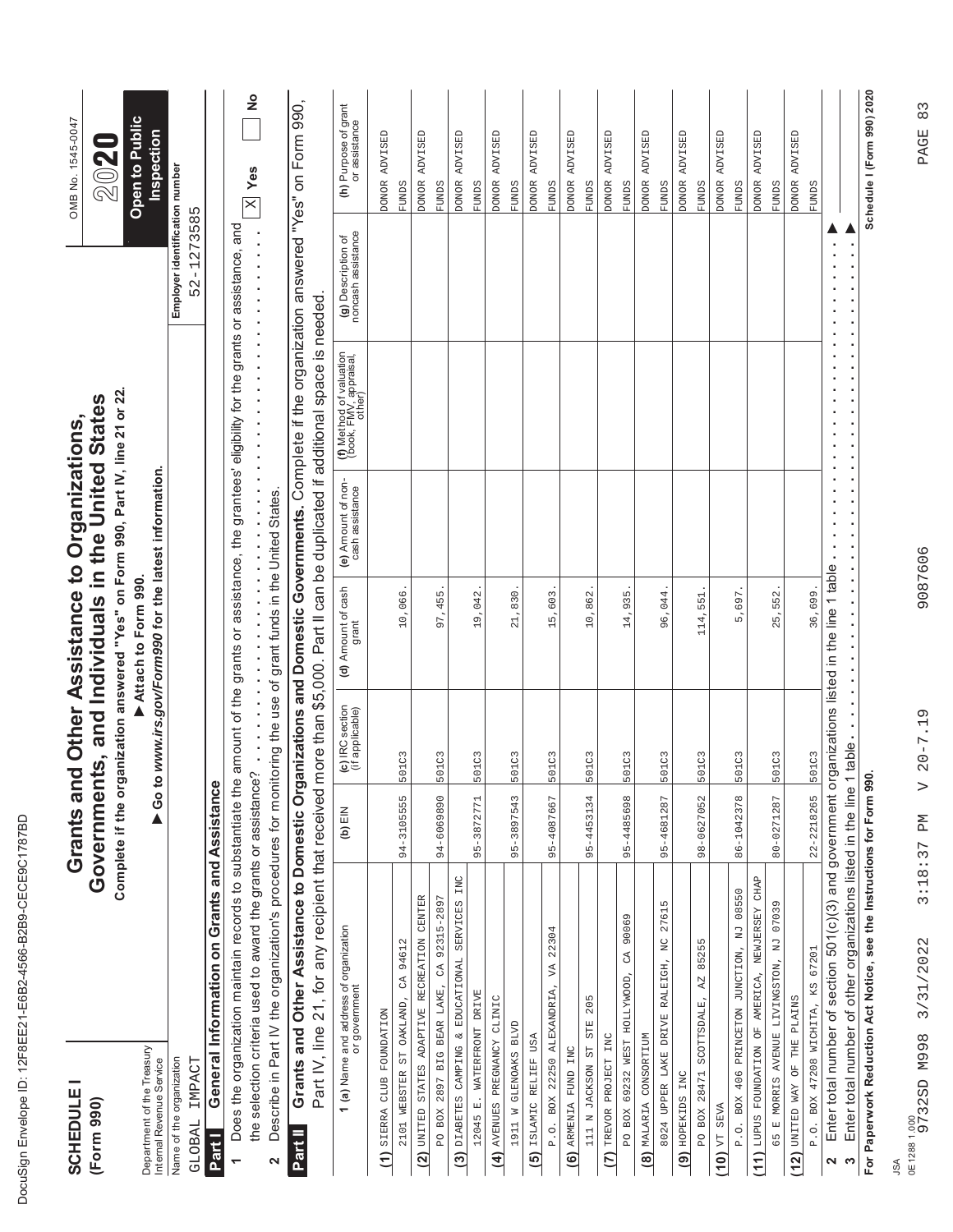DocuSign Envelope ID: 12F8EE21-E6B2-4566-B2B9-CECE9C1787BD

**SCHEDULE I**
**(Form 990)**

Department of the Treasury
Internal Revenue Service

# Grants and Other Assistance to Organizations, Governments, and Individuals in the United States

**Complete if the organization answered "Yes" on Form 990, Part IV, line 21 or 22.**
**▶ Attach to Form 990.**
**▶ Go to www.irs.gov/Form990 for the latest information.**

OMB No. 1545-0047

**2020**

**Open to Public Inspection**

Name of the organization: GLOBAL IMPACT
Employer identification number: 52-1273585

## Part I General Information on Grants and Assistance

1 Does the organization maintain records to substantiate the amount of the grants or assistance, the grantees' eligibility for the grants or assistance, and the selection criteria used to award the grants or assistance? . . . . . . . . . . [X] Yes [ ] No

2 Describe in Part IV the organization's procedures for monitoring the use of grant funds in the United States.

## Part II Grants and Other Assistance to Domestic Organizations and Domestic Governments.

Complete if the organization answered "Yes" on Form 990, Part IV, line 21, for any recipient that received more than $5,000. Part II can be duplicated if additional space is needed.

| 1 (a) Name and address of organization or government | (b) EIN | (c) IRC section (if applicable) | (d) Amount of cash grant | (e) Amount of non-cash assistance | (f) Method of valuation (book, FMV, appraisal, other) | (g) Description of noncash assistance | (h) Purpose of grant or assistance |
|---|---|---|---|---|---|---|---|
| (1) SIERRA CLUB FOUNDATION 2101 WEBSTER ST OAKLAND, CA 94612 | 94-3105555 | 501C3 | 10,066. | | | | DONOR ADVISED FUNDS |
| (2) UNITED STATES ADAPTIVE RECREATION CENTER PO BOX 2897 BIG BEAR LAKE, CA 92315-2897 | 94-6069890 | 501C3 | 97,455. | | | | DONOR ADVISED FUNDS |
| (3) DIABETES CAMPING & EDUCATIONAL SERVICES INC 12045 E. WATERFRONT DRIVE | 95-3872771 | 501C3 | 19,042. | | | | DONOR ADVISED FUNDS |
| (4) AVENUES PREGNANCY CLINIC 1911 W GLENOAKS BLVD | 95-3897543 | 501C3 | 21,830. | | | | DONOR ADVISED FUNDS |
| (5) ISLAMIC RELIEF USA P.O. BOX 22250 ALEXANDRIA, VA 22304 | 95-4087667 | 501C3 | 15,603. | | | | DONOR ADVISED FUNDS |
| (6) ARMENIA FUND INC 111 N JACKSON ST STE 205 | 95-4453134 | 501C3 | 10,862. | | | | DONOR ADVISED FUNDS |
| (7) TREVOR PROJECT INC PO BOX 69232 WEST HOLLYWOOD, CA 90069 | 95-4485698 | 501C3 | 14,935. | | | | DONOR ADVISED FUNDS |
| (8) MALARIA CONSORTIUM 8024 UPPER LAKE DRIVE RALEIGH, NC 27615 | 95-4681287 | 501C3 | 96,044. | | | | DONOR ADVISED FUNDS |
| (9) HOPEKIDS INC PO BOX 28471 SCOTTSDALE, AZ 85255 | 98-0627052 | 501C3 | 114,551. | | | | DONOR ADVISED FUNDS |
| (10) VT SEVA P.O. BOX 406 PRINCETON JUNCTION, NJ 08550 | 86-1042378 | 501C3 | 5,697. | | | | DONOR ADVISED FUNDS |
| (11) LUPUS FOUNDATION OF AMERICA, NEWJERSEY CHAP 65 E MORRIS AVENUE LIVINGSTON, NJ 07039 | 80-0271287 | 501C3 | 25,552. | | | | DONOR ADVISED FUNDS |
| (12) UNITED WAY OF THE PLAINS P.O. BOX 47208 WICHITA, KS 67201 | 22-2218265 | 501C3 | 36,699. | | | | DONOR ADVISED FUNDS |

2 Enter total number of section 501(c)(3) and government organizations listed in the line 1 table . . . . . . ▶

3 Enter total number of other organizations listed in the line 1 table. . . . . . ▶

**For Paperwork Reduction Act Notice, see the Instructions for Form 990.** **Schedule I (Form 990) 2020**

JSA
0E1288 1.000
9732SD M998 3/31/2022 3:18:37 PM V 20-7.19 9087606 PAGE 83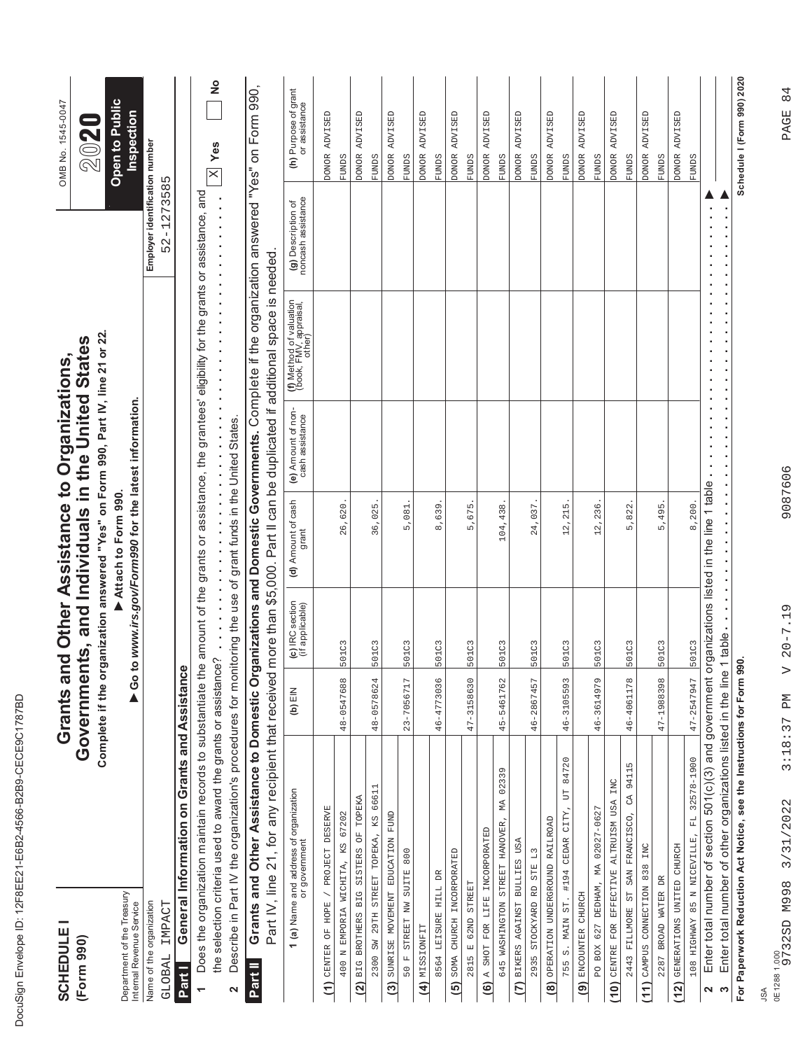DocuSign Envelope ID: 12F8EE21-E6B2-4566-B2B9-CECE9C1787BD

**SCHEDULE I**
**(Form 990)**

Department of the Treasury
Internal Revenue Service

# Grants and Other Assistance to Organizations, Governments, and Individuals in the United States

**Complete if the organization answered "Yes" on Form 990, Part IV, line 21 or 22.**
**▶ Attach to Form 990.**
**▶ Go to www.irs.gov/Form990 for the latest information.**

OMB No. 1545-0047
**2020**
**Open to Public Inspection**

Name of the organization: GLOBAL IMPACT
Employer identification number: 52-1273585

## Part I General Information on Grants and Assistance

1 Does the organization maintain records to substantiate the amount of the grants or assistance, the grantees' eligibility for the grants or assistance, and the selection criteria used to award the grants or assistance? . . . . . . . . . . . . [X] Yes [ ] No

2 Describe in Part IV the organization's procedures for monitoring the use of grant funds in the United States.

## Part II Grants and Other Assistance to Domestic Organizations and Domestic Governments.

Complete if the organization answered "Yes" on Form 990, Part IV, line 21, for any recipient that received more than $5,000. Part II can be duplicated if additional space is needed.

| 1 (a) Name and address of organization or government | (b) EIN | (c) IRC section (if applicable) | (d) Amount of cash grant | (e) Amount of non-cash assistance | (f) Method of valuation (book, FMV, appraisal, other) | (g) Description of noncash assistance | (h) Purpose of grant or assistance |
|---|---|---|---|---|---|---|---|
| (1) CENTER OF HOPE / PROJECT DESERVE 400 N EMPORIA WICHITA, KS 67202 | 48-0547688 | 501C3 | 26,620. | | | | DONOR ADVISED FUNDS |
| (2) BIG BROTHERS BIG SISTERS OF TOPEKA 2300 SW 29TH STREET TOPEKA, KS 66611 | 48-0578624 | 501C3 | 36,025. | | | | DONOR ADVISED FUNDS |
| (3) SUNRISE MOVEMENT EDUCATION FUND 50 F STREET NW SUITE 800 | 23-7056717 | 501C3 | 5,081. | | | | DONOR ADVISED FUNDS |
| (4) MISSIONFIT 8564 LEISURE HILL DR | 46-4773036 | 501C3 | 8,639. | | | | DONOR ADVISED FUNDS |
| (5) SOMA CHURCH INCORPORATED 2815 E 62ND STREET | 47-3158630 | 501C3 | 5,675. | | | | DONOR ADVISED FUNDS |
| (6) A SHOT FOR LIFE INCORPORATED 645 WASHINGTON STREET HANOVER, MA 02339 | 45-5461762 | 501C3 | 104,438. | | | | DONOR ADVISED FUNDS |
| (7) BIKERS AGAINST BULLIES USA 2935 STOCKYARD RD STE L3 | 46-2867457 | 501C3 | 24,037. | | | | DONOR ADVISED FUNDS |
| (8) OPERATION UNDERGROUND RAILROAD 755 S. MAIN ST. #194 CEDAR CITY, UT 84720 | 46-3105593 | 501C3 | 12,215. | | | | DONOR ADVISED FUNDS |
| (9) ENCOUNTER CHURCH PO BOX 627 DEDHAM, MA 02027-0627 | 46-3614979 | 501C3 | 12,236. | | | | DONOR ADVISED FUNDS |
| (10) CENTRE FOR EFFECTIVE ALTRUISM USA INC 2443 FILLMORE ST SAN FRANCISCO, CA 94115 | 46-4061178 | 501C3 | 5,822. | | | | DONOR ADVISED FUNDS |
| (11) CAMPUS CONNECTION 838 INC 2287 BROAD WATER DR | 47-1988398 | 501C3 | 5,495. | | | | DONOR ADVISED FUNDS |
| (12) GENERATIONS UNITED CHURCH 108 HIGHWAY 85 N NICEVILLE, FL 32578-1900 | 47-2547947 | 501C3 | 8,200. | | | | DONOR ADVISED FUNDS |

2 Enter total number of section 501(c)(3) and government organizations listed in the line 1 table . . . . . . . . . . ▶

3 Enter total number of other organizations listed in the line 1 table . . . . . . . . . . ▶

**For Paperwork Reduction Act Notice, see the Instructions for Form 990.** **Schedule I (Form 990) 2020**

JSA
0E1288 1.000
9732SD M998 3/31/2022 3:18:37 PM V 20-7.19 9087606 PAGE 84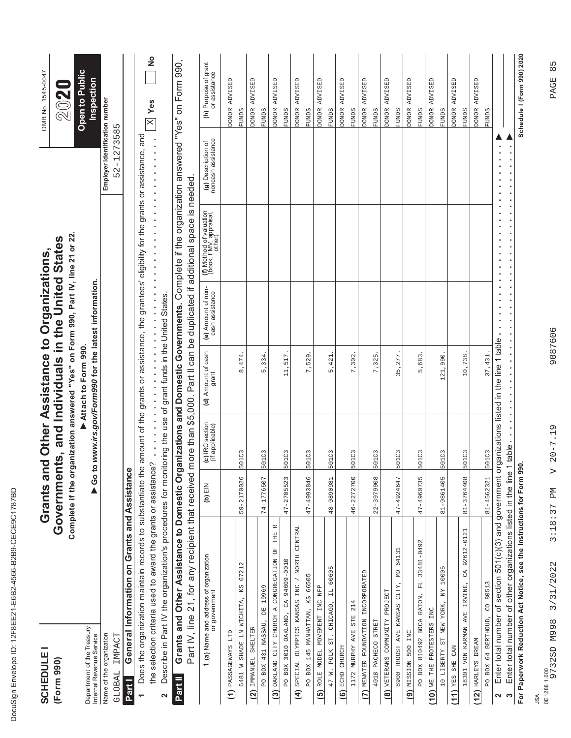DocuSign Envelope ID: 12F8EE21-E6B2-4566-B2B9-CECE9C1787BD

**SCHEDULE I**
**(Form 990)**

Department of the Treasury
Internal Revenue Service

# Grants and Other Assistance to Organizations, Governments, and Individuals in the United States

**Complete if the organization answered "Yes" on Form 990, Part IV, line 21 or 22.**
**▶ Attach to Form 990.**
**▶ Go to www.irs.gov/Form990 for the latest information.**

OMB No. 1545-0047
**2020**
**Open to Public Inspection**

Name of the organization: GLOBAL IMPACT
Employer identification number: 52-1273585

## Part I General Information on Grants and Assistance

1 Does the organization maintain records to substantiate the amount of the grants or assistance, the grantees' eligibility for the grants or assistance, and the selection criteria used to award the grants or assistance? . . . . . . . [X] Yes [ ] No

2 Describe in Part IV the organization's procedures for monitoring the use of grant funds in the United States.

## Part II Grants and Other Assistance to Domestic Organizations and Domestic Governments.

Complete if the organization answered "Yes" on Form 990, Part IV, line 21, for any recipient that received more than $5,000. Part II can be duplicated if additional space is needed.

| 1 (a) Name and address of organization or government | (b) EIN | (c) IRC section (if applicable) | (d) Amount of cash grant | (e) Amount of non-cash assistance | (f) Method of valuation (book, FMV, appraisal, other) | (g) Description of noncash assistance | (h) Purpose of grant or assistance |
|---|---|---|---|---|---|---|---|
| (1) PASSAGEWAYS LTD 6481 W SHADE LN WICHITA, KS 67212 | 59-2170026 | 501C3 | 8,474. | | | | DONOR ADVISED FUNDS |
| (2) IMMANUEL SHELTER PO BOX 431 NASSAU, DE 19969 | 74-1776507 | 501C3 | 5,334. | | | | DONOR ADVISED FUNDS |
| (3) OAKLAND CITY CHURCH A CONGREGATION OF THE R PO BOX 3010 OAKLAND, CA 94609-0010 | 47-2705523 | 501C3 | 11,517. | | | | DONOR ADVISED FUNDS |
| (4) SPECIAL OLYMPICS KANSAS INC / NORTH CENTRAL PO BOX 145 MANHATTAN, KS 66505 | 47-4993846 | 501C3 | 7,529. | | | | DONOR ADVISED FUNDS |
| (5) ROLE MODEL MOVEMENT INC NFP 47 W. POLK ST. CHICAGO, IL 60605 | 48-0890981 | 501C3 | 5,421. | | | | DONOR ADVISED FUNDS |
| (6) ECHO CHURCH 1172 MURPHY AVE STE 214 | 46-2272700 | 501C3 | 7,302. | | | | DONOR ADVISED FUNDS |
| (7) MEWATER FOUNDATION INCORPORATED 4018 PACHECO STRET | 22-3979908 | 501C3 | 7,325. | | | | DONOR ADVISED FUNDS |
| (8) VETERANS COMMUNITY PROJECT 8900 TROOST AVE KANSAS CITY, MO 64131 | 47-4924647 | 501C3 | 35,277. | | | | DONOR ADVISED FUNDS |
| (9) MISSION 500 INC PO BOX 810492 BOCA RATON, FL 33481-0492 | 47-4960735 | 501C3 | 5,683. | | | | DONOR ADVISED FUNDS |
| (10) WE THE PROTESTERS INC 10 LIBERTY ST NEW YORK, NY 10005 | 81-0861405 | 501C3 | 121,990. | | | | DONOR ADVISED FUNDS |
| (11) YES SHE CAN 18301 VON KARMAN AVE IRVINE, CA 92612-0121 | 81-3764408 | 501C3 | 10,738. | | | | DONOR ADVISED FUNDS |
| (12) HARLEYS DREAM PO BOX 64 BERTHOUD, CO 80513 | 81-4562321 | 501C3 | 37,431. | | | | DONOR ADVISED FUNDS |

2 Enter total number of section 501(c)(3) and government organizations listed in the line 1 table . . . . . . . . . . ▶

3 Enter total number of other organizations listed in the line 1 table . . . . . . . . . . ▶

**For Paperwork Reduction Act Notice, see the Instructions for Form 990.** **Schedule I (Form 990) 2020**

JSA
0E1288 1.000
9732SD M998 3/31/2022 3:18:37 PM V 20-7.19 9087606 PAGE 85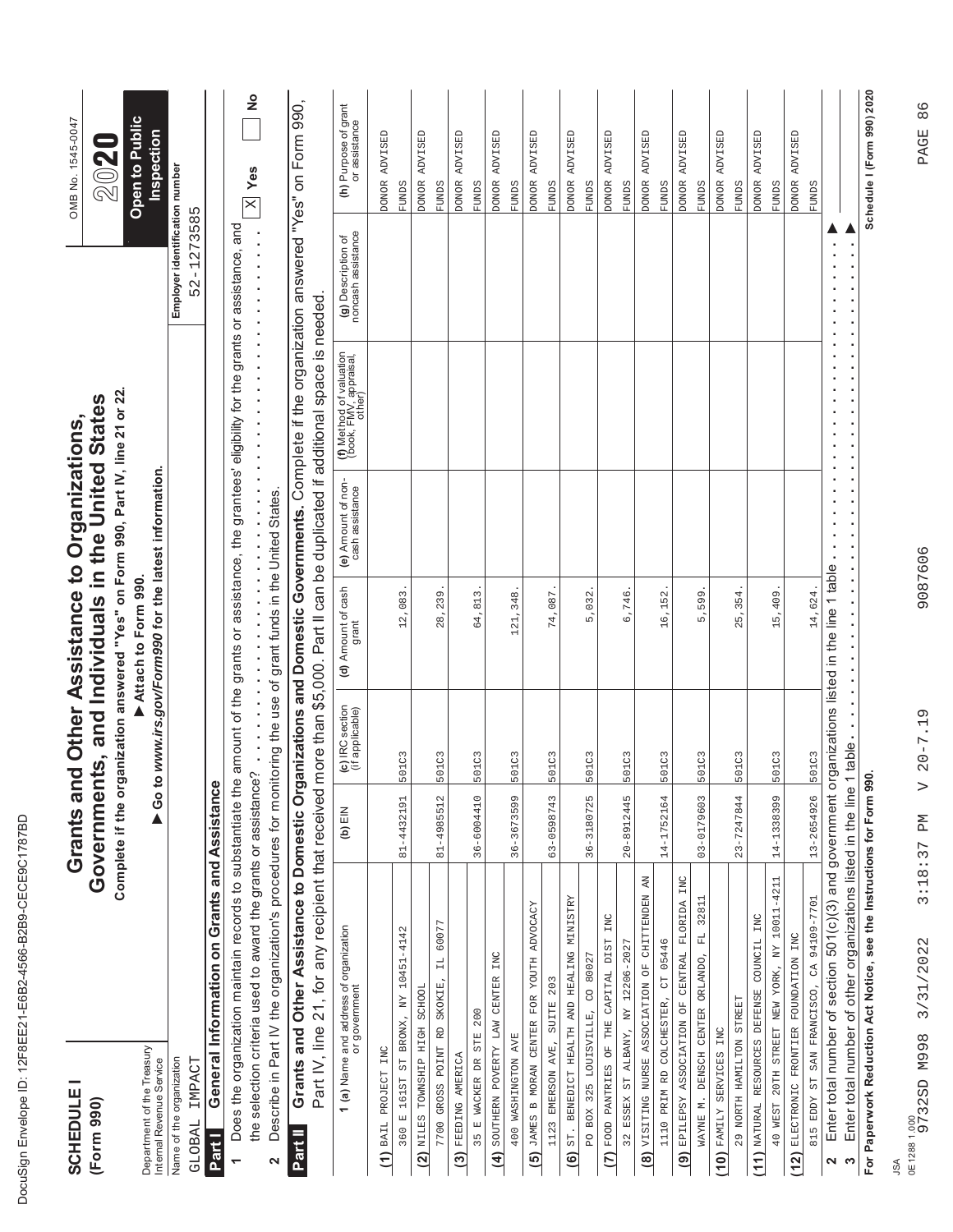DocuSign Envelope ID: 12F8EE21-E6B2-4566-B2B9-CECE9C1787BD

**SCHEDULE I**
**(Form 990)**

Department of the Treasury
Internal Revenue Service

# Grants and Other Assistance to Organizations, Governments, and Individuals in the United States

**Complete if the organization answered "Yes" on Form 990, Part IV, line 21 or 22.**
**▶ Attach to Form 990.**
**▶ Go to www.irs.gov/Form990 for the latest information.**

OMB No. 1545-0047

**2020**

**Open to Public Inspection**

Name of the organization: GLOBAL IMPACT

Employer identification number: 52-1273585

## Part I General Information on Grants and Assistance

1 Does the organization maintain records to substantiate the amount of the grants or assistance, the grantees' eligibility for the grants or assistance, and the selection criteria used to award the grants or assistance? . . . . . . . . . . [X] Yes [ ] No

2 Describe in Part IV the organization's procedures for monitoring the use of grant funds in the United States.

## Part II Grants and Other Assistance to Domestic Organizations and Domestic Governments.

Complete if the organization answered "Yes" on Form 990, Part IV, line 21, for any recipient that received more than $5,000. Part II can be duplicated if additional space is needed.

| 1 (a) Name and address of organization or government | (b) EIN | (c) IRC section (if applicable) | (d) Amount of cash grant | (e) Amount of non-cash assistance | (f) Method of valuation (book, FMV, appraisal, other) | (g) Description of noncash assistance | (h) Purpose of grant or assistance |
|---|---|---|---|---|---|---|---|
| (1) BAIL PROJECT INC<br>360 E 161ST ST BRONX, NY 10451-4142 | 81-4432191 | 501C3 | 12,083. | | | | DONOR ADVISED FUNDS |
| (2) NILES TOWNSHIP HIGH SCHOOL<br>7700 GROSS POINT RD SKOKIE, IL 60077 | 81-4985512 | 501C3 | 28,239. | | | | DONOR ADVISED FUNDS |
| (3) FEEDING AMERICA<br>35 E WACKER DR STE 200 | 36-6004410 | 501C3 | 64,813. | | | | DONOR ADVISED FUNDS |
| (4) SOUTHERN POVERTY LAW CENTER INC<br>400 WASHINGTON AVE | 36-3673599 | 501C3 | 121,348. | | | | DONOR ADVISED FUNDS |
| (5) JAMES B MORAN CENTER FOR YOUTH ADVOCACY<br>1123 EMERSON AVE, SUITE 203 | 63-0598743 | 501C3 | 74,087. | | | | DONOR ADVISED FUNDS |
| (6) ST. BENEDICT HEALTH AND HEALING MINISTRY<br>PO BOX 325 LOUISVILLE, CO 80027 | 36-3180725 | 501C3 | 5,032. | | | | DONOR ADVISED FUNDS |
| (7) FOOD PANTRIES OF THE CAPITAL DIST INC<br>32 ESSEX ST ALBANY, NY 12206-2027 | 20-8912445 | 501C3 | 6,746. | | | | DONOR ADVISED FUNDS |
| (8) VISITING NURSE ASSOCIATION OF CHITTENDEN AN<br>1110 PRIM RD COLCHESTER, CT 05446 | 14-1752164 | 501C3 | 16,152. | | | | DONOR ADVISED FUNDS |
| (9) EPILEPSY ASSOCIATION OF CENTRAL FLORIDA INC<br>WAYNE M. DENSCH CENTER ORLANDO, FL 32811 | 03-0179603 | 501C3 | 5,599. | | | | DONOR ADVISED FUNDS |
| (10) FAMILY SERVICES INC<br>29 NORTH HAMILTON STREET | 23-7247844 | 501C3 | 25,354. | | | | DONOR ADVISED FUNDS |
| (11) NATURAL RESOURCES DEFENSE COUNCIL INC<br>40 WEST 20TH STREET NEW YORK, NY 10011-4211 | 14-1338399 | 501C3 | 15,409. | | | | DONOR ADVISED FUNDS |
| (12) ELECTRONIC FRONTIER FOUNDATION INC<br>815 EDDY ST SAN FRANCISCO, CA 94109-7701 | 13-2654926 | 501C3 | 14,624. | | | | DONOR ADVISED FUNDS |

2 Enter total number of section 501(c)(3) and government organizations listed in the line 1 table . . . . . . . . . . ▶

3 Enter total number of other organizations listed in the line 1 table . . . . . . . . . . ▶

**For Paperwork Reduction Act Notice, see the Instructions for Form 990.** **Schedule I (Form 990) 2020**

JSA
0E1288 1.000
9732SD M998 3/31/2022 3:18:37 PM V 20-7.19 9087606 PAGE 86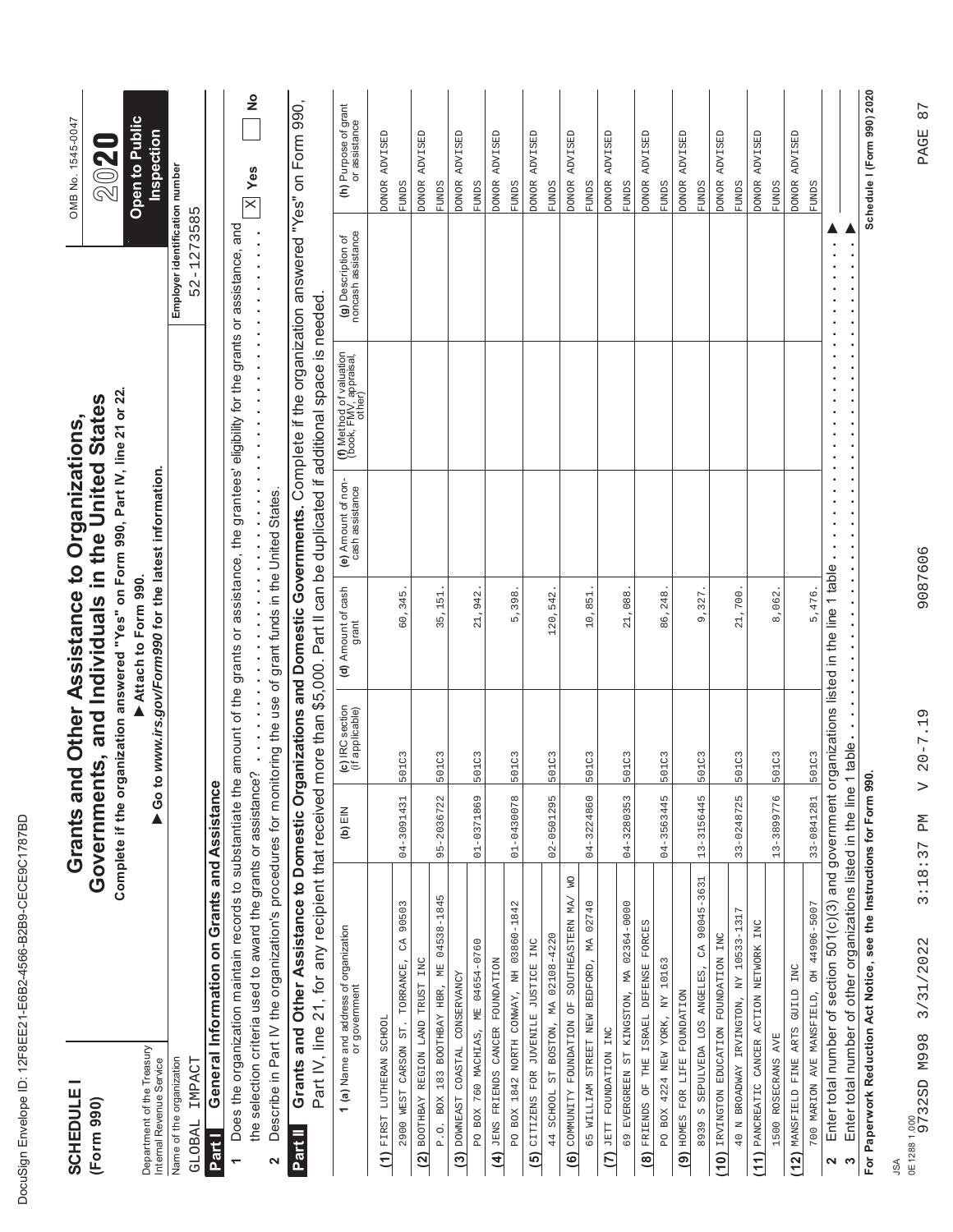DocuSign Envelope ID: 12F8EE21-E6B2-4566-B2B9-CECE9C1787BD

**SCHEDULE I**
**(Form 990)**

Department of the Treasury
Internal Revenue Service

# Grants and Other Assistance to Organizations, Governments, and Individuals in the United States

**Complete if the organization answered "Yes" on Form 990, Part IV, line 21 or 22.**
**▶ Attach to Form 990.**
**▶ Go to *www.irs.gov/Form990* for the latest information.**

OMB No. 1545-0047
**2020**
**Open to Public Inspection**

Name of the organization: GLOBAL IMPACT
Employer identification number: 52-1273585

## Part I General Information on Grants and Assistance

1 Does the organization maintain records to substantiate the amount of the grants or assistance, the grantees' eligibility for the grants or assistance, and the selection criteria used to award the grants or assistance? . . . . . . . . . . . . . . . . . . . . . . . . . . . . . . . . . X Yes ☐ No

2 Describe in Part IV the organization's procedures for monitoring the use of grant funds in the United States.

## Part II Grants and Other Assistance to Domestic Organizations and Domestic Governments.

Complete if the organization answered "Yes" on Form 990, Part IV, line 21, for any recipient that received more than $5,000. Part II can be duplicated if additional space is needed.

| 1 (a) Name and address of organization or government | (b) EIN | (c) IRC section (if applicable) | (d) Amount of cash grant | (e) Amount of non-cash assistance | (f) Method of valuation (book, FMV, appraisal, other) | (g) Description of noncash assistance | (h) Purpose of grant or assistance |
|---|---|---|---|---|---|---|---|
| (1) FIRST LUTHERAN SCHOOL<br>2900 WEST CARSON ST. TORRANCE, CA 90503 | 04-3091431 | 501C3 | 60,345. | | | | DONOR ADVISED FUNDS |
| (2) BOOTHBAY REGION LAND TRUST INC<br>P.O. BOX 183 BOOTHBAY HBR, ME 04538-1845 | 95-2036722 | 501C3 | 35,151. | | | | DONOR ADVISED FUNDS |
| (3) DOWNEAST COASTAL CONSERVANCY<br>PO BOX 760 MACHIAS, ME 04654-0760 | 01-0371869 | 501C3 | 21,942. | | | | DONOR ADVISED FUNDS |
| (4) JENS FRIENDS CANCER FOUNDATION<br>PO BOX 1842 NORTH CONWAY, NH 03860-1842 | 01-0430078 | 501C3 | 5,398. | | | | DONOR ADVISED FUNDS |
| (5) CITIZENS FOR JUVENILE JUSTICE INC<br>44 SCHOOL ST BOSTON, MA 02108-4220 | 02-0501295 | 501C3 | 120,542. | | | | DONOR ADVISED FUNDS |
| (6) COMMUNITY FOUNDATION OF SOUTHEASTERN MA/ WO<br>65 WILLIAM STREET NEW BEDFORD, MA 02740 | 04-3224860 | 501C3 | 10,851. | | | | DONOR ADVISED FUNDS |
| (7) JETT FOUNDATION INC<br>69 EVERGREEN ST KINGSTON, MA 02364-0000 | 04-3280353 | 501C3 | 21,088. | | | | DONOR ADVISED FUNDS |
| (8) FRIENDS OF THE ISRAEL DEFENSE FORCES<br>PO BOX 4224 NEW YORK, NY 10163 | 04-3563445 | 501C3 | 86,248. | | | | DONOR ADVISED FUNDS |
| (9) HOMES FOR LIFE FOUNDATION<br>8939 S SEPULVEDA LOS ANGELES, CA 90045-3631 | 13-3156445 | 501C3 | 9,327. | | | | DONOR ADVISED FUNDS |
| (10) IRVINGTON EDUCATION FOUNDATION INC<br>40 N BROADWAY IRVINGTON, NY 10533-1317 | 33-0248725 | 501C3 | 21,700. | | | | DONOR ADVISED FUNDS |
| (11) PANCREATIC CANCER ACTION NETWORK INC<br>1500 ROSECRANS AVE | 13-3899776 | 501C3 | 8,062. | | | | DONOR ADVISED FUNDS |
| (12) MANSFIELD FINE ARTS GUILD INC<br>700 MARION AVE MANSFIELD, OH 44906-5007 | 33-0841281 | 501C3 | 5,476. | | | | DONOR ADVISED FUNDS |

2 Enter total number of section 501(c)(3) and government organizations listed in the line 1 table . . . . . . . . . . . . . . . . . . . . . . ▶

3 Enter total number of other organizations listed in the line 1 table . . . . . . . . . . . . . . . . . . . . . . ▶

**For Paperwork Reduction Act Notice, see the Instructions for Form 990.**

**Schedule I (Form 990) 2020**

JSA
0E1288 1.000
9732SD M998 3/31/2022 3:18:37 PM V 20-7.19 9087606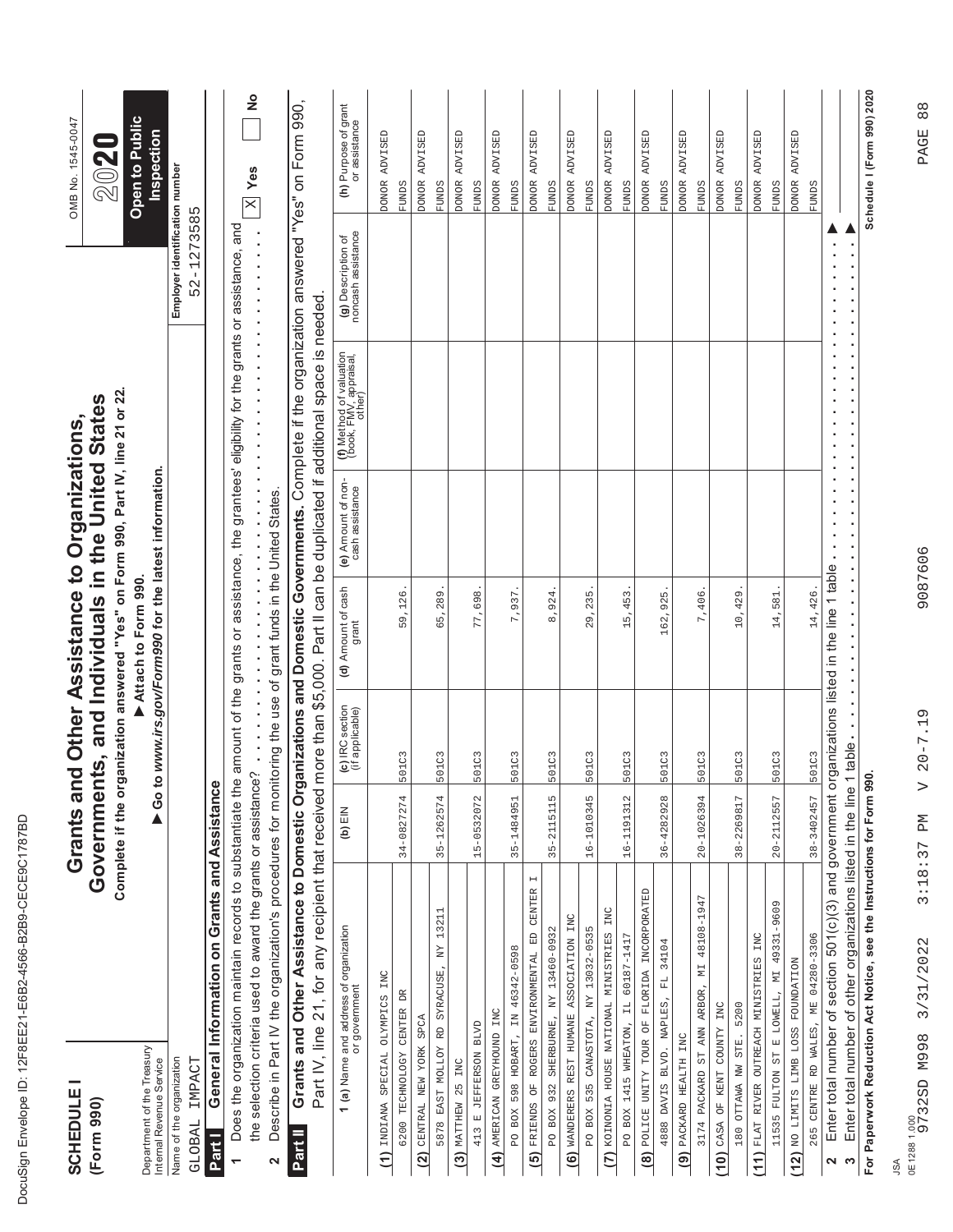DocuSign Envelope ID: 12F8EE21-E6B2-4566-B2B9-CECE9C1787BD

**SCHEDULE I**
**(Form 990)**

Department of the Treasury
Internal Revenue Service

# Grants and Other Assistance to Organizations, Governments, and Individuals in the United States

**Complete if the organization answered "Yes" on Form 990, Part IV, line 21 or 22.**
**▶ Attach to Form 990.**
**▶ Go to *www.irs.gov/Form990* for the latest information.**

OMB No. 1545-0047
**2020**
**Open to Public Inspection**

Name of the organization: GLOBAL IMPACT
Employer identification number: 52-1273585

**Part I General Information on Grants and Assistance**

1 Does the organization maintain records to substantiate the amount of the grants or assistance, the grantees' eligibility for the grants or assistance, and the selection criteria used to award the grants or assistance? . . . . . . . . . . . . . . . . . . . . . . . . . . . . . . . . . . . . [X] Yes [ ] No

2 Describe in Part IV the organization's procedures for monitoring the use of grant funds in the United States.

**Part II Grants and Other Assistance to Domestic Organizations and Domestic Governments.** Complete if the organization answered "Yes" on Form 990, Part IV, line 21, for any recipient that received more than $5,000. Part II can be duplicated if additional space is needed.

| 1 (a) Name and address of organization or government | (b) EIN | (c) IRC section (if applicable) | (d) Amount of cash grant | (e) Amount of non-cash assistance | (f) Method of valuation (book, FMV, appraisal, other) | (g) Description of noncash assistance | (h) Purpose of grant or assistance |
|---|---|---|---|---|---|---|---|
| (1) INDIANA SPECIAL OLYMPICS INC<br>6200 TECHNOLOGY CENTER DR | 34-0827274 | 501C3 | 59,126. | | | | DONOR ADVISED FUNDS |
| (2) CENTRAL NEW YORK SPCA<br>5878 EAST MOLLOY RD SYRACUSE, NY 13211 | 35-1262574 | 501C3 | 65,289. | | | | DONOR ADVISED FUNDS |
| (3) MATTHEW 25 INC<br>413 E JEFFERSON BLVD | 15-0532072 | 501C3 | 77,698. | | | | DONOR ADVISED FUNDS |
| (4) AMERICAN GREYHOUND INC<br>PO BOX 598 HOBART, IN 46342-0598 | 35-1484951 | 501C3 | 7,937. | | | | DONOR ADVISED FUNDS |
| (5) FRIENDS OF ROGERS ENVIRONMENTAL ED CENTER I<br>PO BOX 932 SHERBURNE, NY 13460-0932 | 35-2115115 | 501C3 | 8,924. | | | | DONOR ADVISED FUNDS |
| (6) WANDERERS REST HUMANE ASSOCIATION INC<br>PO BOX 535 CANASTOTA, NY 13032-0535 | 16-1010345 | 501C3 | 29,235. | | | | DONOR ADVISED FUNDS |
| (7) KOINONIA HOUSE NATIONAL MINISTRIES INC<br>PO BOX 1415 WHEATON, IL 60187-1417 | 16-1191312 | 501C3 | 15,453. | | | | DONOR ADVISED FUNDS |
| (8) POLICE UNITY TOUR OF FLORIDA INCORPORATED<br>4888 DAVIS BLVD. NAPLES, FL 34104 | 36-4282928 | 501C3 | 162,925. | | | | DONOR ADVISED FUNDS |
| (9) PACKARD HEALTH INC<br>3174 PACKARD ST ANN ARBOR, MI 48108-1947 | 20-1026394 | 501C3 | 7,406. | | | | DONOR ADVISED FUNDS |
| (10) CASA OF KENT COUNTY INC<br>180 OTTAWA NW STE. 5200 | 38-2269817 | 501C3 | 10,429. | | | | DONOR ADVISED FUNDS |
| (11) FLAT RIVER OUTREACH MINISTRIES INC<br>11535 FULTON ST E LOWELL, MI 49331-9609 | 20-2112557 | 501C3 | 14,581. | | | | DONOR ADVISED FUNDS |
| (12) NO LIMITS LIMB LOSS FOUNDATION<br>265 CENTRE RD WALES, ME 04280-3306 | 38-3402457 | 501C3 | 14,426. | | | | DONOR ADVISED FUNDS |

2 Enter total number of section 501(c)(3) and government organizations listed in the line 1 table . . . . . . . . . . . . . . . . . . . . . ▶

3 Enter total number of other organizations listed in the line 1 table. . . . . . . . . . . . . . . . . . . . . . . . . . . . . . . . . . . . . . ▶

**For Paperwork Reduction Act Notice, see the Instructions for Form 990.** **Schedule I (Form 990) 2020**

JSA
0E1288 1.000
9732SD M998 3/31/2022 3:18:37 PM V 20-7.19 9087606 PAGE 88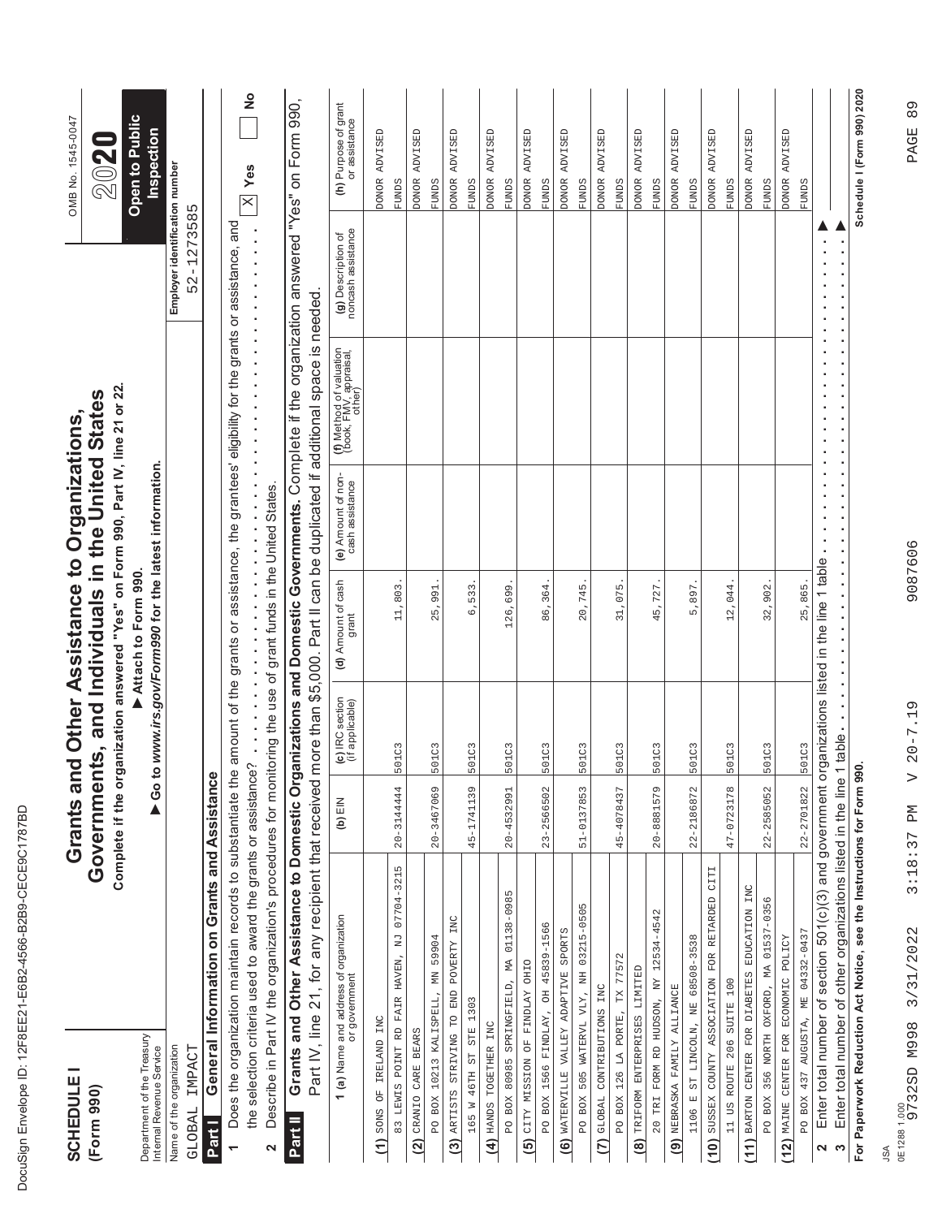DocuSign Envelope ID: 12F8EE21-E6B2-4566-B2B9-CECE9C1787BD

**SCHEDULE I**
**(Form 990)**

Department of the Treasury
Internal Revenue Service

# Grants and Other Assistance to Organizations, Governments, and Individuals in the United States

**Complete if the organization answered "Yes" on Form 990, Part IV, line 21 or 22.**
**▶ Attach to Form 990.**
**▶ Go to *www.irs.gov/Form990* for the latest information.**

OMB No. 1545-0047
**2020**
**Open to Public Inspection**

Name of the organization: GLOBAL IMPACT
Employer identification number: 52-1273585

**Part I General Information on Grants and Assistance**

1 Does the organization maintain records to substantiate the amount of the grants or assistance, the grantees' eligibility for the grants or assistance, and the selection criteria used to award the grants or assistance? . . . . . . . . . . . . . . . . . . . . . . . . . . . . . . . . [X] Yes [ ] No

2 Describe in Part IV the organization's procedures for monitoring the use of grant funds in the United States.

**Part II Grants and Other Assistance to Domestic Organizations and Domestic Governments.** Complete if the organization answered "Yes" on Form 990, Part IV, line 21, for any recipient that received more than $5,000. Part II can be duplicated if additional space is needed.

| 1 (a) Name and address of organization or government | (b) EIN | (c) IRC section (if applicable) | (d) Amount of cash grant | (e) Amount of non-cash assistance | (f) Method of valuation (book, FMV, appraisal, other) | (g) Description of noncash assistance | (h) Purpose of grant or assistance |
|---|---|---|---|---|---|---|---|
| (1) SONS OF IRELAND INC 83 LEWIS POINT RD FAIR HAVEN, NJ 07704-3215 | 20-3144444 | 501C3 | 11,803. | | | | DONOR ADVISED FUNDS |
| (2) CRANIO CARE BEARS PO BOX 10213 KALISPELL, MN 59904 | 20-3467069 | 501C3 | 25,991. | | | | DONOR ADVISED FUNDS |
| (3) ARTISTS STRIVING TO END POVERTY INC 165 W 46TH ST STE 1303 | 45-1741139 | 501C3 | 6,533. | | | | DONOR ADVISED FUNDS |
| (4) HANDS TOGETHER INC PO BOX 80985 SPRINGFIELD, MA 01138-0985 | 20-4532991 | 501C3 | 126,699. | | | | DONOR ADVISED FUNDS |
| (5) CITY MISSION OF FINDLAY OHIO PO BOX 1566 FINDLAY, OH 45839-1566 | 23-2566502 | 501C3 | 86,364. | | | | DONOR ADVISED FUNDS |
| (6) WATERVILLE VALLEY ADAPTIVE SPORTS PO BOX 505 WATERVL VLY, NH 03215-0505 | 51-0137853 | 501C3 | 20,745. | | | | DONOR ADVISED FUNDS |
| (7) GLOBAL CONTRIBUTIONS INC PO BOX 126 LA PORTE, TX 77572 | 45-4078437 | 501C3 | 31,075. | | | | DONOR ADVISED FUNDS |
| (8) TRIFORM ENTERPRISES LIMITED 20 TRI FORM RD HUDSON, NY 12534-4542 | 20-8881579 | 501C3 | 45,727. | | | | DONOR ADVISED FUNDS |
| (9) NEBRASKA FAMILY ALLIANCE 1106 E ST LINCOLN, NE 68508-3538 | 22-2186872 | 501C3 | 5,897. | | | | DONOR ADVISED FUNDS |
| (10) SUSSEX COUNTY ASSOCIATION FOR RETARDED CITI 11 US ROUTE 206 SUITE 100 | 47-0723178 | 501C3 | 12,044. | | | | DONOR ADVISED FUNDS |
| (11) BARTON CENTER FOR DIABETES EDUCATION INC PO BOX 356 NORTH OXFORD, MA 01537-0356 | 22-2585052 | 501C3 | 32,902. | | | | DONOR ADVISED FUNDS |
| (12) MAINE CENTER FOR ECONOMIC POLICY PO BOX 437 AUGUSTA, ME 04332-0437 | 22-2701822 | 501C3 | 25,865. | | | | DONOR ADVISED FUNDS |

2 Enter total number of section 501(c)(3) and government organizations listed in the line 1 table . . . . . . . . . . . . . . . . . . . . ▶

3 Enter total number of other organizations listed in the line 1 table . . . . . . . . . . . . . . . . . . . . ▶

**For Paperwork Reduction Act Notice, see the Instructions for Form 990.**

**Schedule I (Form 990) 2020**

JSA
0E1288 1.000
9732SD M998 3/31/2022 3:18:37 PM V 20-7.19 9087606 PAGE 89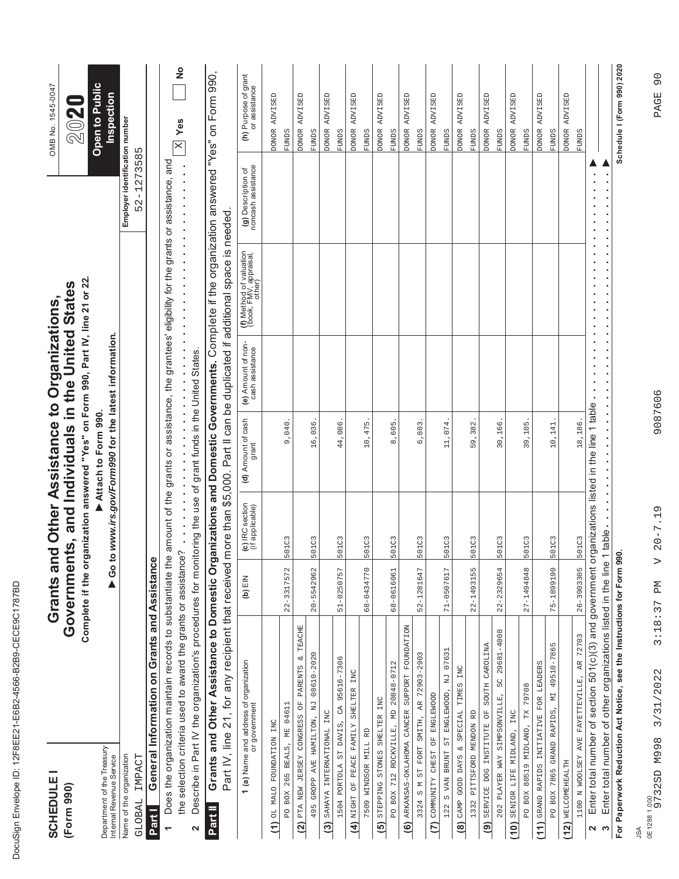DocuSign Envelope ID: 12F8EE21-E6B2-4566-B2B9-CECE9C1787BD

**SCHEDULE I**
**(Form 990)**

Department of the Treasury
Internal Revenue Service

# Grants and Other Assistance to Organizations, Governments, and Individuals in the United States

**Complete if the organization answered "Yes" on Form 990, Part IV, line 21 or 22.**
**▶ Attach to Form 990.**
**▶ Go to www.irs.gov/Form990 for the latest information.**

OMB No. 1545-0047
**2020**
**Open to Public Inspection**

Name of the organization: GLOBAL IMPACT
Employer identification number: 52-1273585

## Part I General Information on Grants and Assistance

1 Does the organization maintain records to substantiate the amount of the grants or assistance, the grantees' eligibility for the grants or assistance, and the selection criteria used to award the grants or assistance? . . . . . . . . . . . . . . . . . . . . . . . [X] Yes [ ] No

2 Describe in Part IV the organization's procedures for monitoring the use of grant funds in the United States.

## Part II Grants and Other Assistance to Domestic Organizations and Domestic Governments.
Complete if the organization answered "Yes" on Form 990, Part IV, line 21, for any recipient that received more than $5,000. Part II can be duplicated if additional space is needed.

| 1 (a) Name and address of organization or government | (b) EIN | (c) IRC section (if applicable) | (d) Amount of cash grant | (e) Amount of non-cash assistance | (f) Method of valuation (book, FMV, appraisal, other) | (g) Description of noncash assistance | (h) Purpose of grant or assistance |
|---|---|---|---|---|---|---|---|
| (1) OL MALO FOUNDATION INC<br>PO BOX 265 BEALS, ME 04611 | 22-3317572 | 501C3 | 9,040. | | | | DONOR ADVISED FUNDS |
| (2) PTA NEW JERSEY CONGRESS OF PARENTS & TEACHE<br>495 GROPP AVE HAMILTON, NJ 08610-2020 | 20-5542962 | 501C3 | 16,036. | | | | DONOR ADVISED FUNDS |
| (3) SAHAYA INTERNATIONAL INC<br>1504 PORTOLA ST DAVIS, CA 95616-7306 | 51-0250757 | 501C3 | 44,086. | | | | DONOR ADVISED FUNDS |
| (4) NIGHT OF PEACE FAMILY SHELTER INC<br>7509 WINDSOR MILL RD | 68-0434770 | 501C3 | 10,475. | | | | DONOR ADVISED FUNDS |
| (5) STEPPING STONES SHELTER INC<br>PO BOX 712 ROCKVILLE, MD 20848-0712 | 68-0616061 | 501C3 | 8,605. | | | | DONOR ADVISED FUNDS |
| (6) ARKANSAS-OKLAHOMA CANCER SUPPORT FOUNDATION<br>3324 S M ST FORT SMITH, AR 72903-2903 | 52-1281647 | 501C3 | 6,803. | | | | DONOR ADVISED FUNDS |
| (7) COMMUNITY CHEST OF ENGLEWOOD<br>122 S VAN BRUNT ST ENGLEWOOD, NJ 07631 | 71-0507617 | 501C3 | 11,074. | | | | DONOR ADVISED FUNDS |
| (8) CAMP GOOD DAYS & SPECIAL TIMES INC<br>1332 PITTSFORD MENDON RD | 22-1493155 | 501C3 | 59,382. | | | | DONOR ADVISED FUNDS |
| (9) SERVICE DOG INSTITUTE OF SOUTH CAROLINA<br>202 PLAYER WAY SIMPSONVILLE, SC 29681-4008 | 22-2329654 | 501C3 | 30,166. | | | | DONOR ADVISED FUNDS |
| (10) SENIOR LIFE MIDLAND, INC<br>PO BOX 80519 MIDLAND, TX 79708 | 27-1494848 | 501C3 | 39,105. | | | | DONOR ADVISED FUNDS |
| (11) GRAND RAPIDS INITIATIVE FOR LEADERS<br>PO BOX 7865 GRAND RAPIDS, MI 49510-7865 | 75-1899190 | 501C3 | 10,141. | | | | DONOR ADVISED FUNDS |
| (12) WELCOMEHEALTH<br>1100 N WOOLSEY AVE FAYETTEVILLE, AR 72703 | 26-3903305 | 501C3 | 18,186. | | | | DONOR ADVISED FUNDS |

2 Enter total number of section 501(c)(3) and government organizations listed in the line 1 table . . . . . . . . . . . . . . . . . . ▶

3 Enter total number of other organizations listed in the line 1 table . . . . . . . . . . . . . . . . . . ▶

**For Paperwork Reduction Act Notice, see the Instructions for Form 990.** **Schedule I (Form 990) 2020**

JSA
0E1288 1.000
9732SD M998 3/31/2022 3:18:37 PM V 20-7.19 9087606 PAGE 90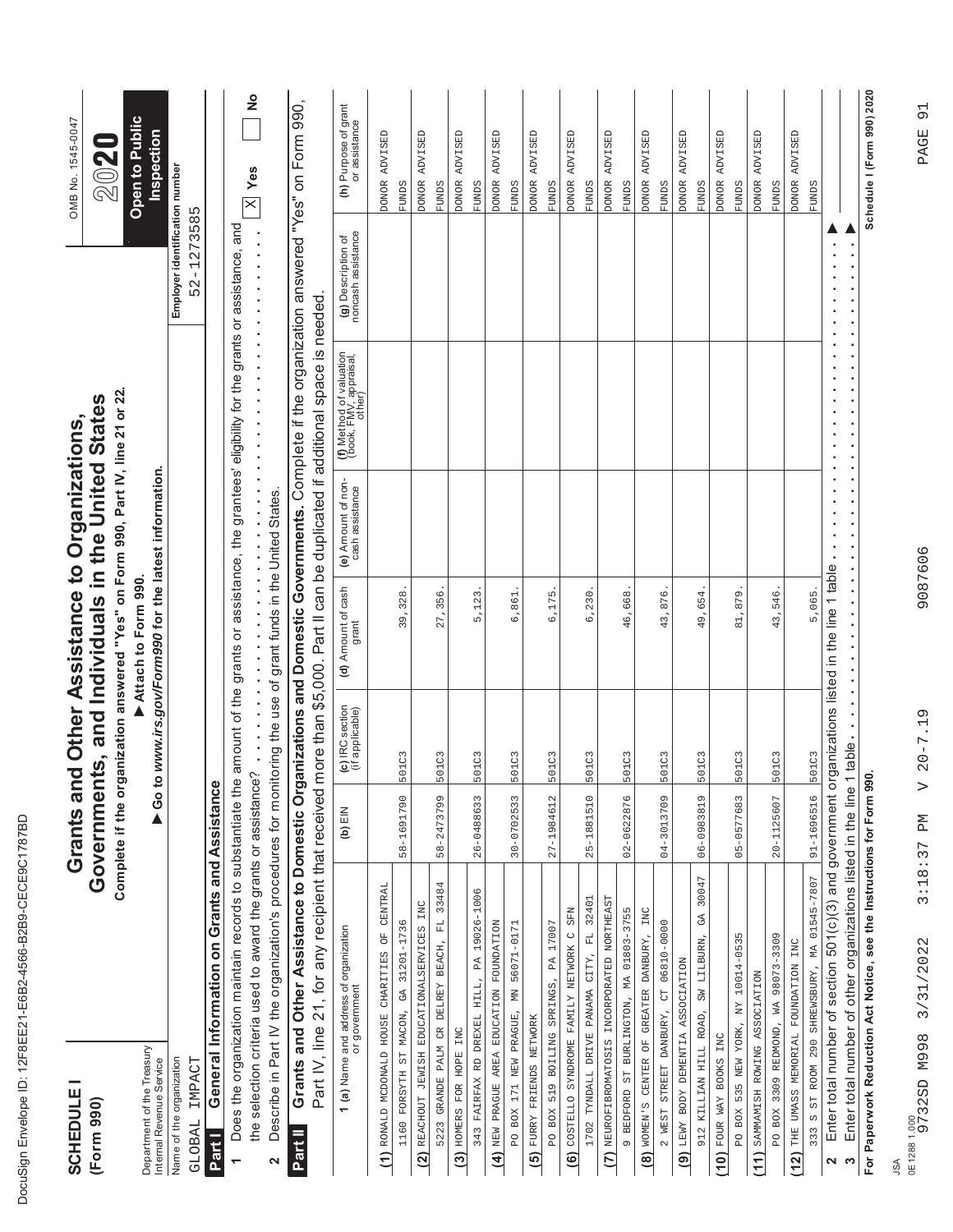DocuSign Envelope ID: 12F8EE21-E6B2-4566-B2B9-CECE9C1787BD

**SCHEDULE I**
**(Form 990)**

Department of the Treasury
Internal Revenue Service

# Grants and Other Assistance to Organizations, Governments, and Individuals in the United States

**Complete if the organization answered "Yes" on Form 990, Part IV, line 21 or 22.**

▶ **Attach to Form 990.**

▶ **Go to *www.irs.gov/Form990* for the latest information.**

OMB No. 1545-0047

**2020**

**Open to Public Inspection**

Name of the organization: GLOBAL IMPACT

Employer identification number: 52-1273585

## Part I General Information on Grants and Assistance

1 Does the organization maintain records to substantiate the amount of the grants or assistance, the grantees' eligibility for the grants or assistance, and the selection criteria used to award the grants or assistance? . . . . . . . . . . . . . . . . . . . . . . . . . . . . . . . . . . . . . [X] Yes [ ] No

2 Describe in Part IV the organization's procedures for monitoring the use of grant funds in the United States.

## Part II Grants and Other Assistance to Domestic Organizations and Domestic Governments.

Complete if the organization answered "Yes" on Form 990, Part IV, line 21, for any recipient that received more than $5,000. Part II can be duplicated if additional space is needed.

| 1 (a) Name and address of organization or government | (b) EIN | (c) IRC section (if applicable) | (d) Amount of cash grant | (e) Amount of non-cash assistance | (f) Method of valuation (book, FMV, appraisal, other) | (g) Description of noncash assistance | (h) Purpose of grant or assistance |
|---|---|---|---|---|---|---|---|
| (1) RONALD MCDONALD HOUSE CHARITIES OF CENTRAL 1160 FORSYTH ST MACON, GA 31201-1736 | 58-1691790 | 501C3 | 39,328. | | | | DONOR ADVISED FUNDS |
| (2) REACHOUT JEWISH EDUCATIONALSERVICES INC 5223 GRANDE PALM CR DELREY BEACH, FL 33484 | 58-2473799 | 501C3 | 27,356. | | | | DONOR ADVISED FUNDS |
| (3) HOMERS FOR HOPE INC 343 FAIRFAX RD DREXEL HILL, PA 19026-1006 | 26-0488633 | 501C3 | 5,123. | | | | DONOR ADVISED FUNDS |
| (4) NEW PRAGUE AREA EDUCATION FOUNDATION PO BOX 171 NEW PRAGUE, MN 56071-0171 | 30-0702533 | 501C3 | 6,861. | | | | DONOR ADVISED FUNDS |
| (5) FURRY FRIENDS NETWORK PO BOX 519 BOILING SPRINGS, PA 17007 | 27-1984612 | 501C3 | 6,175. | | | | DONOR ADVISED FUNDS |
| (6) COSTELLO SYNDROME FAMILY NETWORK C SFN 1702 TYNDALL DRIVE PANAMA CITY, FL 32401 | 25-1881510 | 501C3 | 6,230. | | | | DONOR ADVISED FUNDS |
| (7) NEUROFIBROMATOSIS INCORPORATED NORTHEAST 9 BEDFORD ST BURLINGTON, MA 01803-3755 | 02-0622876 | 501C3 | 46,668. | | | | DONOR ADVISED FUNDS |
| (8) WOMEN'S CENTER OF GREATER DANBURY, INC 2 WEST STREET DANBURY, CT 06810-0000 | 04-3013709 | 501C3 | 43,876. | | | | DONOR ADVISED FUNDS |
| (9) LEWY BODY DEMENTIA ASSOCIATION 912 KILLIAN HILL ROAD, SW LILBURN, GA 30047 | 06-0983819 | 501C3 | 49,654. | | | | DONOR ADVISED FUNDS |
| (10) FOUR WAY BOOKS INC PO BOX 535 NEW YORK, NY 10014-0535 | 05-0577683 | 501C3 | 81,879. | | | | DONOR ADVISED FUNDS |
| (11) SAMMAMISH ROWING ASSOCIATION PO BOX 3309 REDMOND, WA 98073-3309 | 20-1125607 | 501C3 | 43,546. | | | | DONOR ADVISED FUNDS |
| (12) THE UMASS MEMORIAL FOUNDATION INC 333 S ST ROOM 290 SHREWSBURY, MA 01545-7807 | 91-1696516 | 501C3 | 5,065. | | | | DONOR ADVISED FUNDS |

2 Enter total number of section 501(c)(3) and government organizations listed in the line 1 table . . . . . . . . . . . . ▶

3 Enter total number of other organizations listed in the line 1 table . . . . . . . . . . . . ▶

**For Paperwork Reduction Act Notice, see the Instructions for Form 990.** **Schedule I (Form 990) 2020**

JSA
0E1288 1.000
9732SD M998 3/31/2022 3:18:37 PM V 20-7.19 9087606 PAGE 91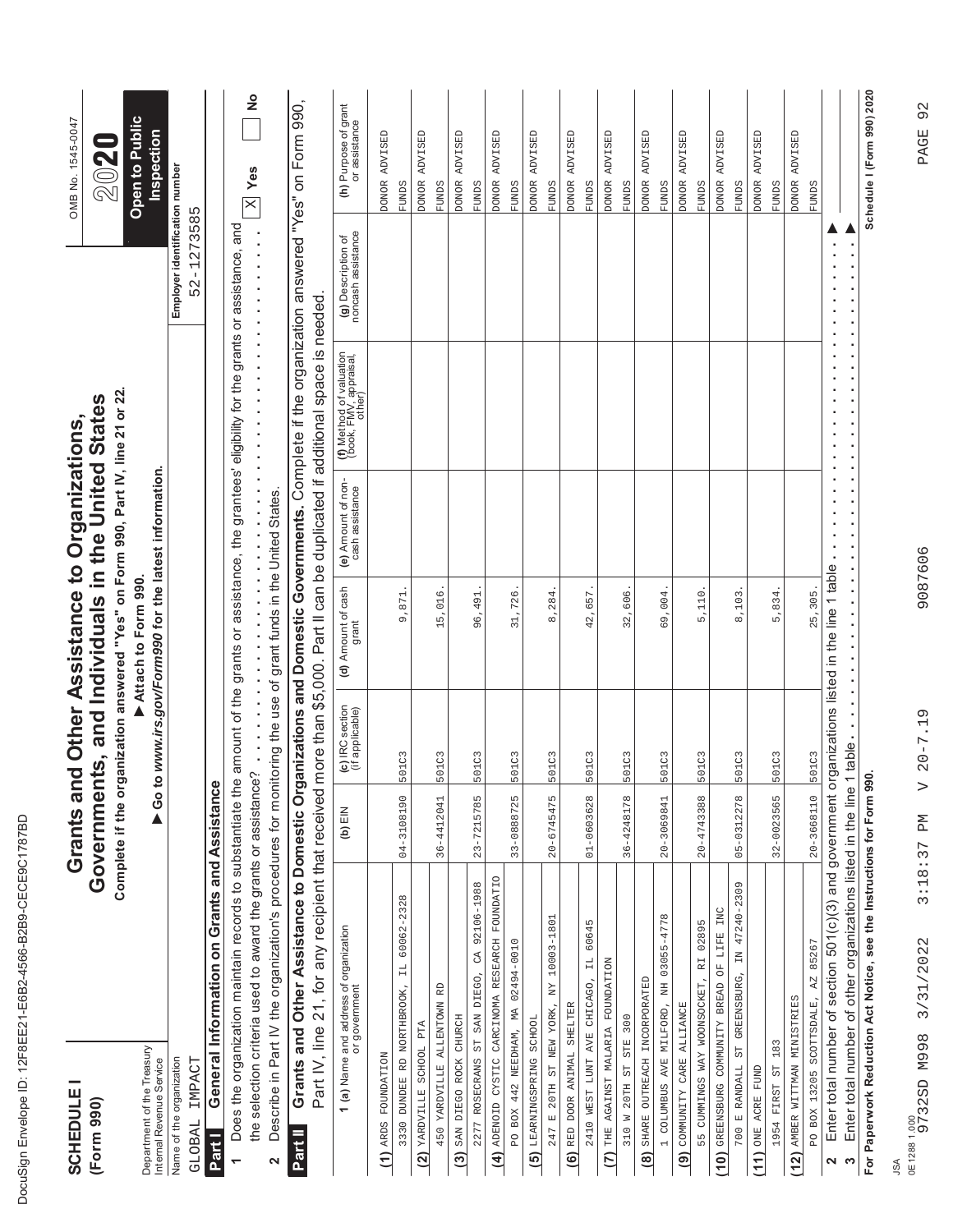DocuSign Envelope ID: 12F8EE21-E6B2-4566-B2B9-CECE9C1787BD

**SCHEDULE I (Form 990)**

# Grants and Other Assistance to Organizations, Governments, and Individuals in the United States

**Complete if the organization answered "Yes" on Form 990, Part IV, line 21 or 22.**

**▶ Attach to Form 990.**

**▶ Go to *www.irs.gov/Form990* for the latest information.**

OMB No. 1545-0047

2020

**Open to Public Inspection**

Department of the Treasury
Internal Revenue Service

Name of the organization: GLOBAL IMPACT

Employer identification number: 52-1273585

## Part I General Information on Grants and Assistance

1 Does the organization maintain records to substantiate the amount of the grants or assistance, the grantees' eligibility for the grants or assistance, and the selection criteria used to award the grants or assistance? . . . . . . [X] Yes [ ] No

2 Describe in Part IV the organization's procedures for monitoring the use of grant funds in the United States.

## Part II Grants and Other Assistance to Domestic Organizations and Domestic Governments.

Complete if the organization answered "Yes" on Form 990, Part IV, line 21, for any recipient that received more than $5,000. Part II can be duplicated if additional space is needed.

| 1 (a) Name and address of organization or government | (b) EIN | (c) IRC section (if applicable) | (d) Amount of cash grant | (e) Amount of non-cash assistance | (f) Method of valuation (book, FMV, appraisal, other) | (g) Description of noncash assistance | (h) Purpose of grant or assistance |
|---|---|---|---|---|---|---|---|
| (1) ARDS FOUNDATION<br>3330 DUNDEE RD NORTHBROOK, IL 60062-2328 | 04-3108190 | 501C3 | 9,871. | | | | DONOR ADVISED FUNDS |
| (2) YARDVILLE SCHOOL PTA<br>450 YARDVILLE ALLENTOWN RD | 36-4412041 | 501C3 | 15,016. | | | | DONOR ADVISED FUNDS |
| (3) SAN DIEGO ROCK CHURCH<br>2277 ROSECRANS ST SAN DIEGO, CA 92106-1988 | 23-7215785 | 501C3 | 96,491. | | | | DONOR ADVISED FUNDS |
| (4) ADENOID CYSTIC CARCINOMA RESEARCH FOUNDATIO<br>PO BOX 442 NEEDHAM, MA 02494-0010 | 33-0888725 | 501C3 | 31,726. | | | | DONOR ADVISED FUNDS |
| (5) LEARNINGSPRING SCHOOL<br>247 E 20TH ST NEW YORK, NY 10003-1801 | 20-6745475 | 501C3 | 8,284. | | | | DONOR ADVISED FUNDS |
| (6) RED DOOR ANIMAL SHELTER<br>2410 WEST LUNT AVE CHICAGO, IL 60645 | 01-0603628 | 501C3 | 42,657. | | | | DONOR ADVISED FUNDS |
| (7) THE AGAINST MALARIA FOUNDATION<br>310 W 20TH ST STE 300 | 36-4248178 | 501C3 | 32,606. | | | | DONOR ADVISED FUNDS |
| (8) SHARE OUTREACH INCORPORATED<br>1 COLUMBUS AVE MILFORD, NH 03055-4778 | 20-3069841 | 501C3 | 69,004. | | | | DONOR ADVISED FUNDS |
| (9) COMMUNITY CARE ALLIANCE<br>55 CUMMINGS WAY WOONSOCKET, RI 02895 | 20-4743388 | 501C3 | 5,110. | | | | DONOR ADVISED FUNDS |
| (10) GREENSBURG COMMUNITY BREAD OF LIFE INC<br>700 E RANDALL ST GREENSBURG, IN 47240-2309 | 05-0312278 | 501C3 | 8,103. | | | | DONOR ADVISED FUNDS |
| (11) ONE ACRE FUND<br>1954 FIRST ST 183 | 32-0023565 | 501C3 | 5,834. | | | | DONOR ADVISED FUNDS |
| (12) AMBER WITTMAN MINISTRIES<br>PO BOX 13205 SCOTTSDALE, AZ 85267 | 20-3668110 | 501C3 | 25,305. | | | | DONOR ADVISED FUNDS |

2 Enter total number of section 501(c)(3) and government organizations listed in the line 1 table . . . . . . ▶

3 Enter total number of other organizations listed in the line 1 table . . . . . . ▶

**For Paperwork Reduction Act Notice, see the Instructions for Form 990.**

**Schedule I (Form 990) 2020**

JSA
0E1288 1.000
9732SD M998 3/31/2022 3:18:37 PM V 20-7.19 9087606 PAGE 92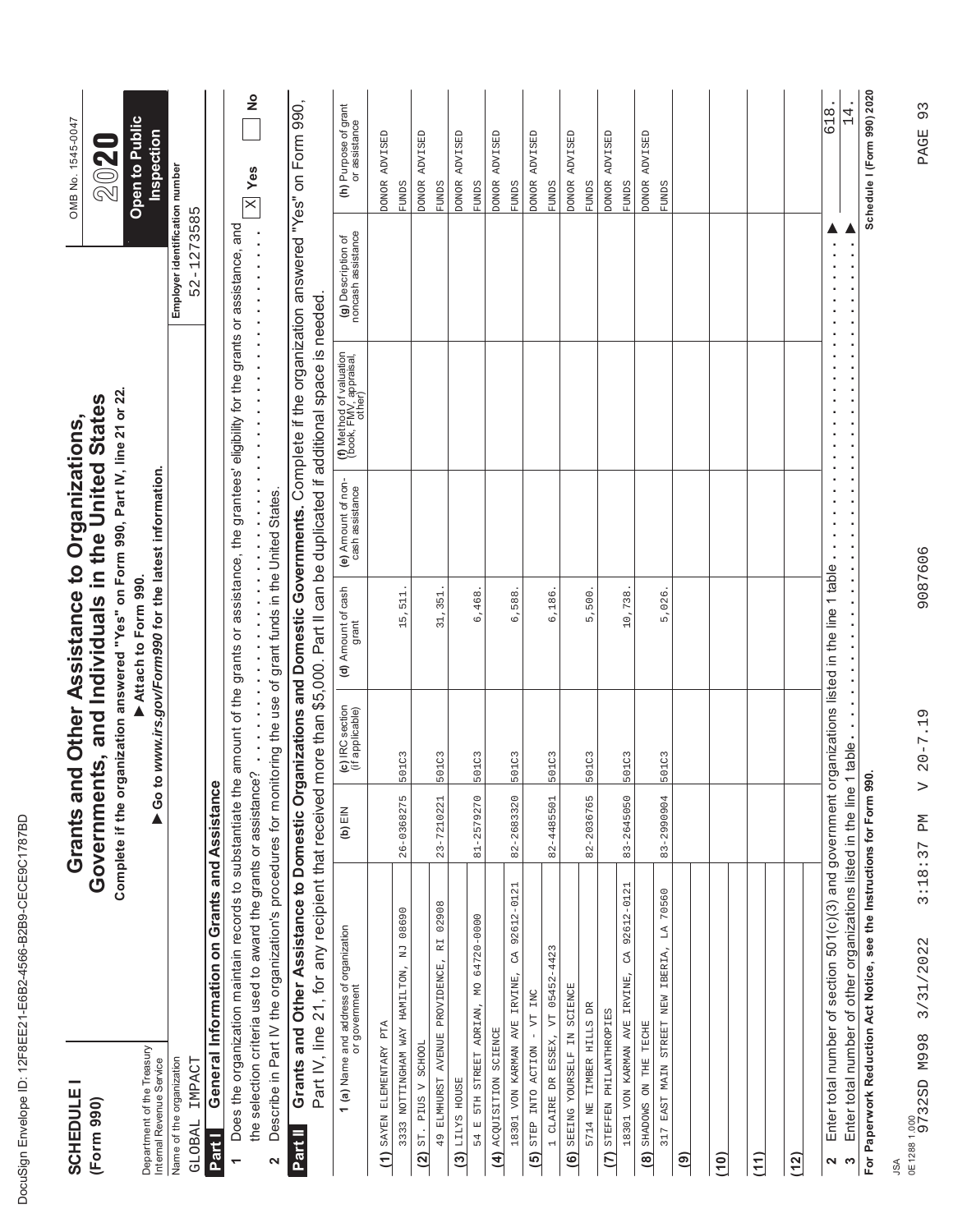DocuSign Envelope ID: 12F8EE21-E6B2-4566-B2B9-CECE9C1787BD

**SCHEDULE I**
**(Form 990)**

Department of the Treasury
Internal Revenue Service

# Grants and Other Assistance to Organizations, Governments, and Individuals in the United States

**Complete if the organization answered "Yes" on Form 990, Part IV, line 21 or 22.**

▶ **Attach to Form 990.**

▶ **Go to *www.irs.gov/Form990* for the latest information.**

OMB No. 1545-0047

**2020**

**Open to Public Inspection**

Name of the organization: GLOBAL IMPACT

Employer identification number: 52-1273585

## Part I General Information on Grants and Assistance

**1** Does the organization maintain records to substantiate the amount of the grants or assistance, the grantees' eligibility for the grants or assistance, and the selection criteria used to award the grants or assistance? . . . . . . . . . . . . . . . . . . . . . . . . [X] **Yes** [ ] **No**

**2** Describe in Part IV the organization's procedures for monitoring the use of grant funds in the United States.

## Part II Grants and Other Assistance to Domestic Organizations and Domestic Governments.

Complete if the organization answered "Yes" on Form 990, Part IV, line 21, for any recipient that received more than $5,000. Part II can be duplicated if additional space is needed.

| **1** (a) Name and address of organization or government | (b) EIN | (c) IRC section (if applicable) | (d) Amount of cash grant | (e) Amount of non-cash assistance | (f) Method of valuation (book, FMV, appraisal, other) | (g) Description of noncash assistance | (h) Purpose of grant or assistance |
|---|---|---|---|---|---|---|---|
| (1) SAYEN ELEMENTARY PTA<br>3333 NOTTINGHAM WAY HAMILTON, NJ 08690 | 26-0368275 | 501C3 | 15,511. | | | | DONOR ADVISED FUNDS |
| (2) ST. PIUS V SCHOOL<br>49 ELMHURST AVENUE PROVIDENCE, RI 02908 | 23-7210221 | 501C3 | 31,351. | | | | DONOR ADVISED FUNDS |
| (3) LILYS HOUSE<br>54 E 5TH STREET ADRIAN, MO 64720-0000 | 81-2579270 | 501C3 | 6,468. | | | | DONOR ADVISED FUNDS |
| (4) ACQUISITION SCIENCE<br>18301 VON KARMAN AVE IRVINE, CA 92612-0121 | 82-2683320 | 501C3 | 6,588. | | | | DONOR ADVISED FUNDS |
| (5) STEP INTO ACTION - VT INC<br>1 CLAIRE DR ESSEX, VT 05452-4423 | 82-4485501 | 501C3 | 6,186. | | | | DONOR ADVISED FUNDS |
| (6) SEEING YOURSELF IN SCIENCE<br>5714 NE TIMBER HILLS DR | 82-2036765 | 501C3 | 5,500. | | | | DONOR ADVISED FUNDS |
| (7) STEFFEN PHILANTHROPIES<br>18301 VON KARMAN AVE IRVINE, CA 92612-0121 | 83-2645050 | 501C3 | 10,738. | | | | DONOR ADVISED FUNDS |
| (8) SHADOWS ON THE TECHE<br>317 EAST MAIN STREET NEW IBERIA, LA 70560 | 83-2990904 | 501C3 | 5,026. | | | | DONOR ADVISED FUNDS |
| (9) | | | | | | | |
| (10) | | | | | | | |
| (11) | | | | | | | |
| (12) | | | | | | | |

**2** Enter total number of section 501(c)(3) and government organizations listed in the line 1 table . . . . . . ▶ 618.

**3** Enter total number of other organizations listed in the line 1 table . . . . . . ▶ 14.

**For Paperwork Reduction Act Notice, see the Instructions for Form 990.** **Schedule I (Form 990) 2020**

JSA
0E1288 1.000
9732SD M998 3/31/2022 3:18:37 PM V 20-7.19 9087606 PAGE 93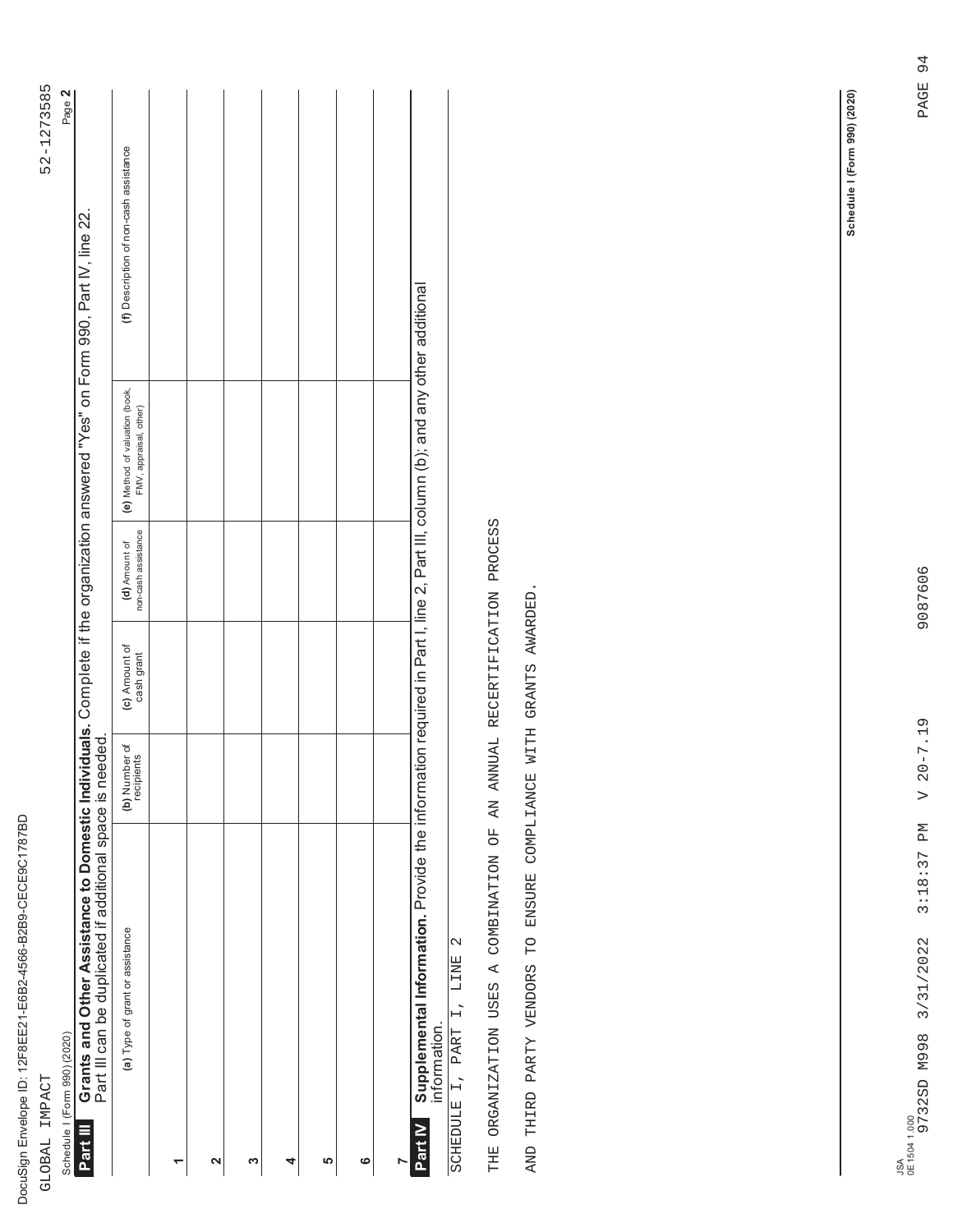GLOBAL IMPACT 52-1273585

Schedule I (Form 990) (2020)

## Part III Grants and Other Assistance to Domestic Individuals.

Complete if the organization answered "Yes" on Form 990, Part IV, line 22. Part III can be duplicated if additional space is needed.

| | (a) Type of grant or assistance | (b) Number of recipients | (c) Amount of cash grant | (d) Amount of non-cash assistance | (e) Method of valuation (book, FMV, appraisal, other) | (f) Description of non-cash assistance |
|---|---|---|---|---|---|---|
| 1 | | | | | | |
| 2 | | | | | | |
| 3 | | | | | | |
| 4 | | | | | | |
| 5 | | | | | | |
| 6 | | | | | | |
| 7 | | | | | | |

## Part IV Supplemental Information.

Provide the information required in Part I, line 2, Part III, column (b); and any other additional information.

SCHEDULE I, PART I, LINE 2

THE ORGANIZATION USES A COMBINATION OF AN ANNUAL RECERTIFICATION PROCESS

AND THIRD PARTY VENDORS TO ENSURE COMPLIANCE WITH GRANTS AWARDED.

Schedule I (Form 990) (2020)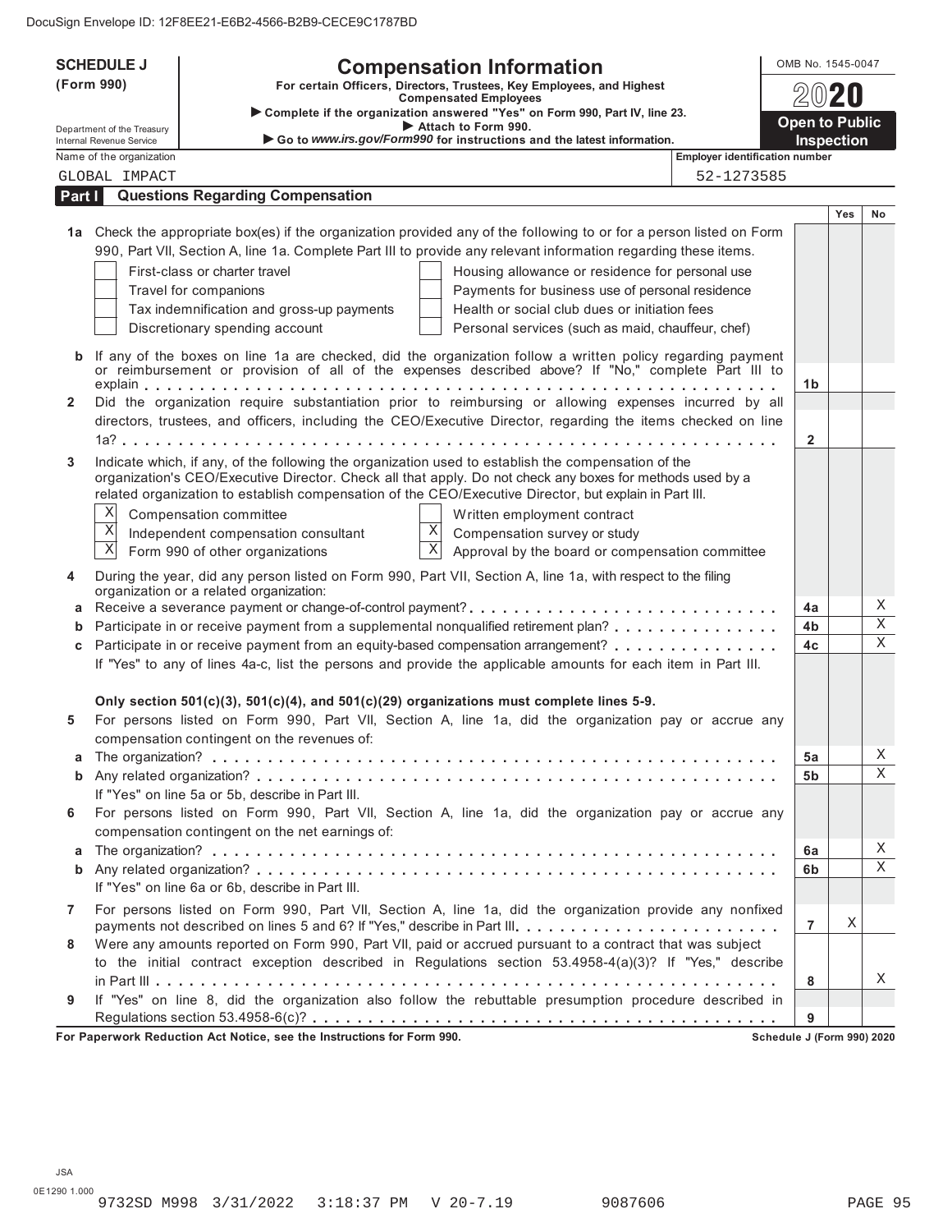DocuSign Envelope ID: 12F8EE21-E6B2-4566-B2B9-CECE9C1787BD

**SCHEDULE J (Form 990)**

Department of the Treasury
Internal Revenue Service

# Compensation Information

**For certain Officers, Directors, Trustees, Key Employees, and Highest Compensated Employees**

▶ **Complete if the organization answered "Yes" on Form 990, Part IV, line 23.**
▶ **Attach to Form 990.**
▶ **Go to *www.irs.gov/Form990* for instructions and the latest information.**

OMB No. 1545-0047

**2020**

**Open to Public Inspection**

Name of the organization: GLOBAL IMPACT

Employer identification number: 52-1273585

## Part I Questions Regarding Compensation

| | | | Yes | No |
|---|---|---|---|---|
| **1a** | Check the appropriate box(es) if the organization provided any of the following to or for a person listed on Form 990, Part VII, Section A, line 1a. Complete Part III to provide any relevant information regarding these items.<br>☐ First-class or charter travel ☐ Housing allowance or residence for personal use<br>☐ Travel for companions ☐ Payments for business use of personal residence<br>☐ Tax indemnification and gross-up payments ☐ Health or social club dues or initiation fees<br>☐ Discretionary spending account ☐ Personal services (such as maid, chauffeur, chef) | | | |
| **b** | If any of the boxes on line 1a are checked, did the organization follow a written policy regarding payment or reimbursement or provision of all of the expenses described above? If "No," complete Part III to explain | **1b** | | |
| **2** | Did the organization require substantiation prior to reimbursing or allowing expenses incurred by all directors, trustees, and officers, including the CEO/Executive Director, regarding the items checked on line 1a? | **2** | | |
| **3** | Indicate which, if any, of the following the organization used to establish the compensation of the organization's CEO/Executive Director. Check all that apply. Do not check any boxes for methods used by a related organization to establish compensation of the CEO/Executive Director, but explain in Part III.<br>☒ Compensation committee ☐ Written employment contract<br>☒ Independent compensation consultant ☒ Compensation survey or study<br>☒ Form 990 of other organizations ☒ Approval by the board or compensation committee | | | |
| **4** | During the year, did any person listed on Form 990, Part VII, Section A, line 1a, with respect to the filing organization or a related organization: | | | |
| **a** | Receive a severance payment or change-of-control payment? | **4a** | | X |
| **b** | Participate in or receive payment from a supplemental nonqualified retirement plan? | **4b** | | X |
| **c** | Participate in or receive payment from an equity-based compensation arrangement? | **4c** | | X |
| | If "Yes" to any of lines 4a-c, list the persons and provide the applicable amounts for each item in Part III. | | | |
| | **Only section 501(c)(3), 501(c)(4), and 501(c)(29) organizations must complete lines 5-9.** | | | |
| **5** | For persons listed on Form 990, Part VII, Section A, line 1a, did the organization pay or accrue any compensation contingent on the revenues of: | | | |
| **a** | The organization? | **5a** | | X |
| **b** | Any related organization? | **5b** | | X |
| | If "Yes" on line 5a or 5b, describe in Part III. | | | |
| **6** | For persons listed on Form 990, Part VII, Section A, line 1a, did the organization pay or accrue any compensation contingent on the net earnings of: | | | |
| **a** | The organization? | **6a** | | X |
| **b** | Any related organization? | **6b** | | X |
| | If "Yes" on line 6a or 6b, describe in Part III. | | | |
| **7** | For persons listed on Form 990, Part VII, Section A, line 1a, did the organization provide any nonfixed payments not described on lines 5 and 6? If "Yes," describe in Part III | **7** | X | |
| **8** | Were any amounts reported on Form 990, Part VII, paid or accrued pursuant to a contract that was subject to the initial contract exception described in Regulations section 53.4958-4(a)(3)? If "Yes," describe in Part III | **8** | | X |
| **9** | If "Yes" on line 8, did the organization also follow the rebuttable presumption procedure described in Regulations section 53.4958-6(c)? | **9** | | |

**For Paperwork Reduction Act Notice, see the Instructions for Form 990.**

**Schedule J (Form 990) 2020**

JSA
0E1290 1.000

9732SD M998 3/31/2022 3:18:37 PM V 20-7.19 9087606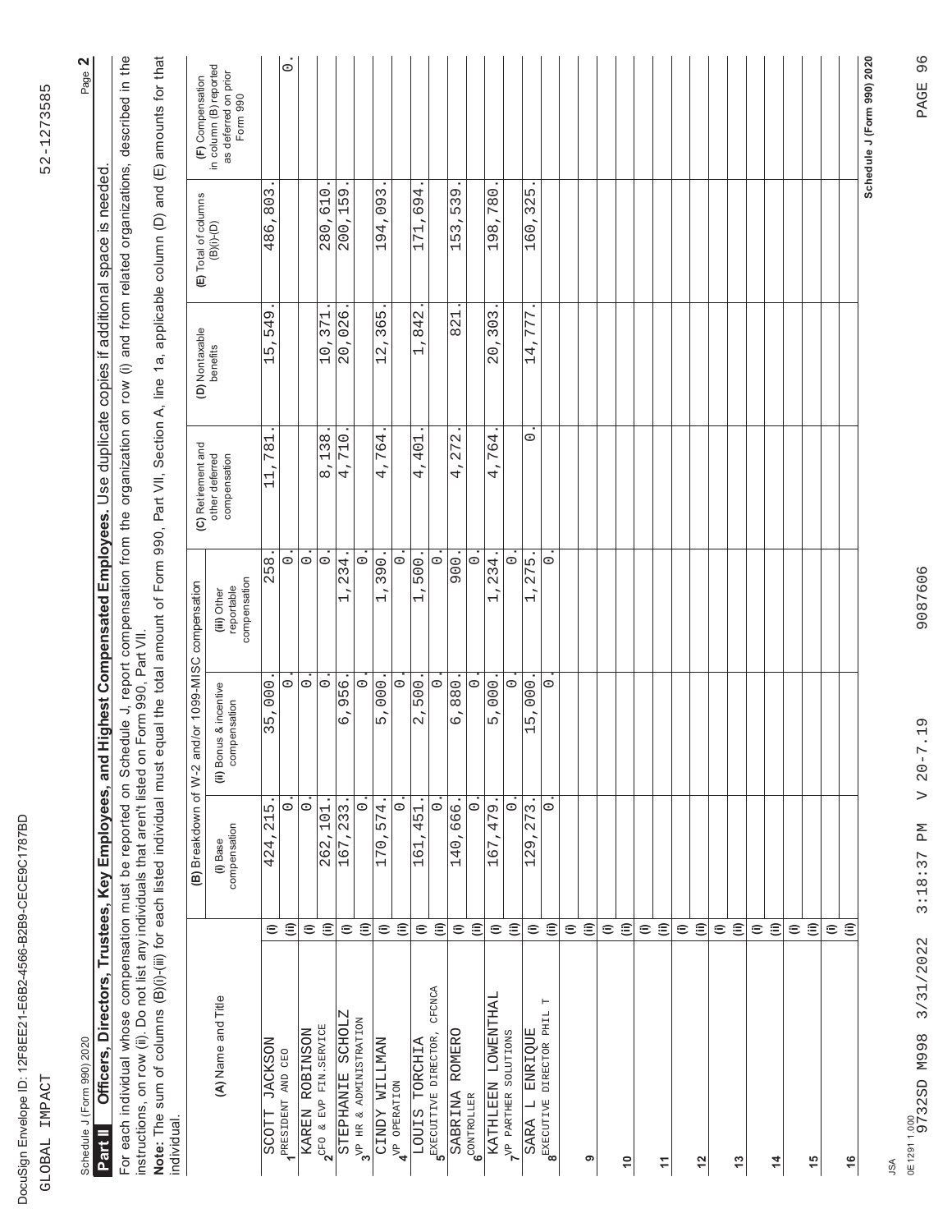DocuSign Envelope ID: 12F8EE21-E6B2-4566-B2B9-CECE9C1787BD

GLOBAL IMPACT 52-1273585

Schedule J (Form 990) 2020 Page **2**

## Part II Officers, Directors, Trustees, Key Employees, and Highest Compensated Employees. Use duplicate copies if additional space is needed.

For each individual whose compensation must be reported on Schedule J, report compensation from the organization on row (i) and from related organizations, described in the instructions, on row (ii). Do not list any individuals that aren't listed on Form 990, Part VII.

**Note:** The sum of columns (B)(i)-(iii) for each listed individual must equal the total amount of Form 990, Part VII, Section A, line 1a, applicable column (D) and (E) amounts for that individual.

| (A) Name and Title | | (B) Breakdown of W-2 and/or 1099-MISC compensation | | | (C) Retirement and other deferred compensation | (D) Nontaxable benefits | (E) Total of columns (B)(i)-(D) | (F) Compensation in column (B) reported as deferred on prior Form 990 |
|---|---|---|---|---|---|---|---|---|
| | | (i) Base compensation | (ii) Bonus & incentive compensation | (iii) Other reportable compensation | | | | |
| 1 SCOTT JACKSON PRESIDENT AND CEO | (i) | 424,215. | 35,000. | 258. | 11,781. | 15,549. | 486,803. | |
| | (ii) | 0. | 0. | 0. | | | | 0. |
| 2 KAREN ROBINSON CFO & EVP FIN.SERVICE | (i) | 0. | 0. | 0. | | | | |
| | (ii) | 262,101. | 0. | 0. | 8,138. | 10,371. | 280,610. | |
| 3 STEPHANIE SCHOLZ VP HR & ADMINISTRATION | (i) | 167,233. | 6,956. | 1,234. | 4,710. | 20,026. | 200,159. | |
| | (ii) | 0. | 0. | 0. | | | | |
| 4 CINDY WILLMAN VP OPERATION | (i) | 170,574. | 5,000. | 1,390. | 4,764. | 12,365. | 194,093. | |
| | (ii) | 0. | 0. | 0. | | | | |
| 5 LOUIS TORCHIA EXECUITIVE DIRECTOR, CFCNCA | (i) | 161,451. | 2,500. | 1,500. | 4,401. | 1,842. | 171,694. | |
| | (ii) | 0. | 0. | 0. | | | | |
| 6 SABRINA ROMERO CONTROLLER | (i) | 140,666. | 6,880. | 900. | 4,272. | 821. | 153,539. | |
| | (ii) | 0. | 0. | 0. | | | | |
| 7 KATHLEEN LOWENTHAL VP PARTHER SOLUTIONS | (i) | 167,479. | 5,000. | 1,234. | 4,764. | 20,303. | 198,780. | |
| | (ii) | 0. | 0. | 0. | | | | |
| 8 SARA L ENRIQUE EXECUTIVE DIRECTOR PHIL T | (i) | 129,273. | 15,000. | 1,275. | 0. | 14,777. | 160,325. | |
| | (ii) | 0. | 0. | 0. | | | | |
| 9 | (i) | | | | | | | |
| | (ii) | | | | | | | |
| 10 | (i) | | | | | | | |
| | (ii) | | | | | | | |
| 11 | (i) | | | | | | | |
| | (ii) | | | | | | | |
| 12 | (i) | | | | | | | |
| | (ii) | | | | | | | |
| 13 | (i) | | | | | | | |
| | (ii) | | | | | | | |
| 14 | (i) | | | | | | | |
| | (ii) | | | | | | | |
| 15 | (i) | | | | | | | |
| | (ii) | | | | | | | |
| 16 | (i) | | | | | | | |
| | (ii) | | | | | | | |

Schedule J (Form 990) 2020

JSA
0E1291 1.000
9732SD M998 3/31/2022 3:18:37 PM V 20-7.19 9087606 PAGE 96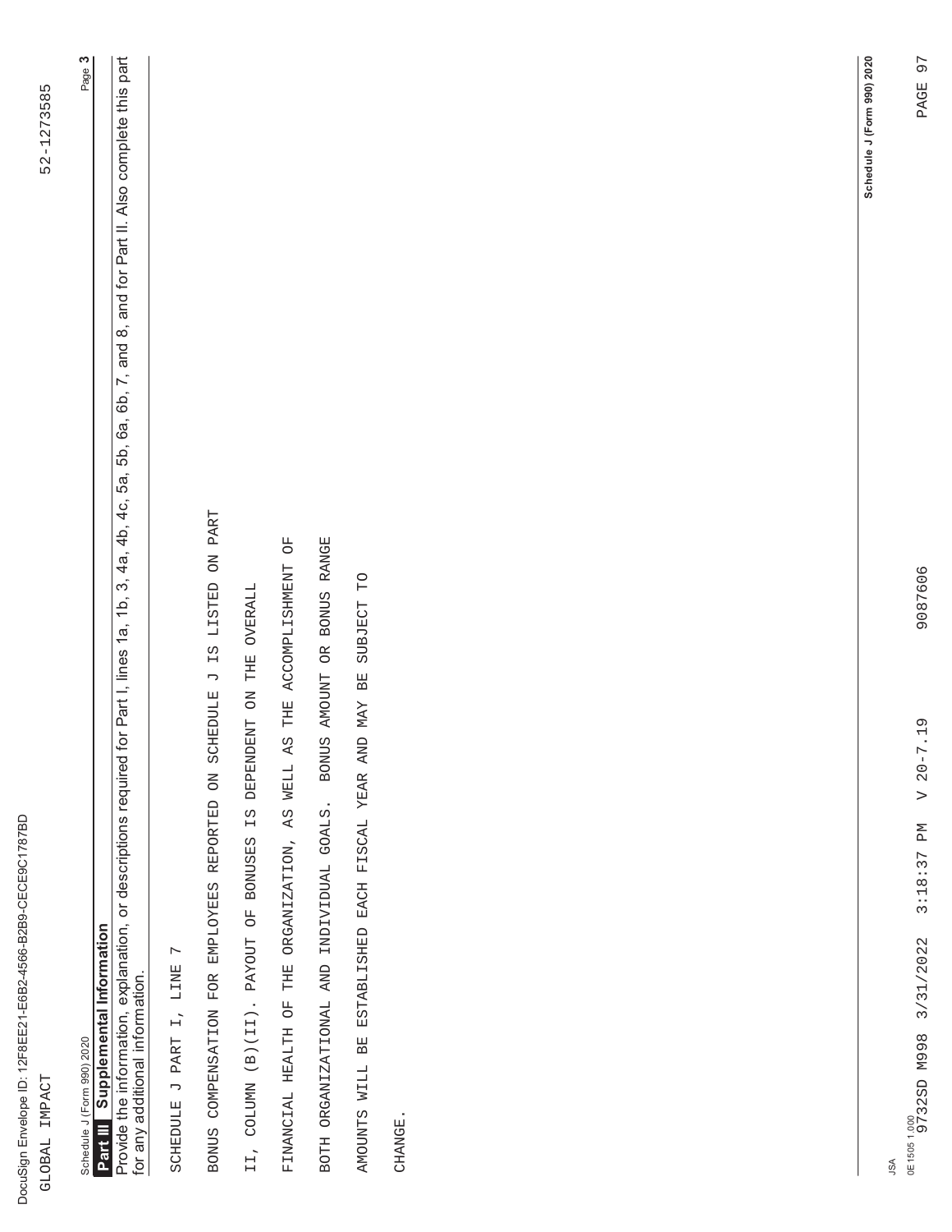GLOBAL IMPACT 52-1273585

Schedule J (Form 990) 2020

## Part III Supplemental Information

Provide the information, explanation, or descriptions required for Part I, lines 1a, 1b, 3, 4a, 4b, 4c, 5a, 5b, 6a, 6b, 7, and 8, and for Part II. Also complete this part for any additional information.

SCHEDULE J PART I, LINE 7

BONUS COMPENSATION FOR EMPLOYEES REPORTED ON SCHEDULE J IS LISTED ON PART II, COLUMN (B)(II). PAYOUT OF BONUSES IS DEPENDENT ON THE OVERALL FINANCIAL HEALTH OF THE ORGANIZATION, AS WELL AS THE ACCOMPLISHMENT OF BOTH ORGANIZATIONAL AND INDIVIDUAL GOALS. BONUS AMOUNT OR BONUS RANGE AMOUNTS WILL BE ESTABLISHED EACH FISCAL YEAR AND MAY BE SUBJECT TO CHANGE.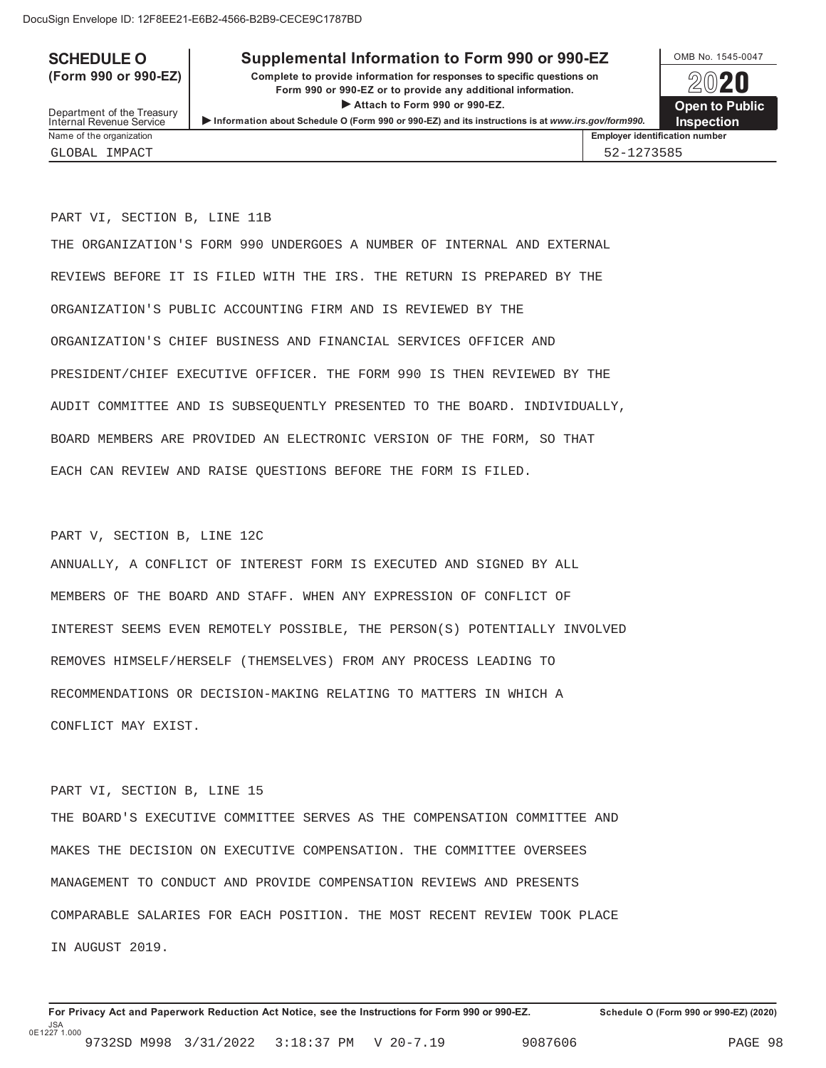**SCHEDULE O (Form 990 or 990-EZ)**

Department of the Treasury
Internal Revenue Service

**Supplemental Information to Form 990 or 990-EZ**

**Complete to provide information for responses to specific questions on Form 990 or 990-EZ or to provide any additional information.**

▶ **Attach to Form 990 or 990-EZ.**

▶ **Information about Schedule O (Form 990 or 990-EZ) and its instructions is at** ***www.irs.gov/form990.***

OMB No. 1545-0047

**2020**

**Open to Public Inspection**

| Name of the organization | Employer identification number |
| --- | --- |
| GLOBAL IMPACT | 52-1273585 |

PART VI, SECTION B, LINE 11B

THE ORGANIZATION'S FORM 990 UNDERGOES A NUMBER OF INTERNAL AND EXTERNAL REVIEWS BEFORE IT IS FILED WITH THE IRS. THE RETURN IS PREPARED BY THE ORGANIZATION'S PUBLIC ACCOUNTING FIRM AND IS REVIEWED BY THE ORGANIZATION'S CHIEF BUSINESS AND FINANCIAL SERVICES OFFICER AND PRESIDENT/CHIEF EXECUTIVE OFFICER. THE FORM 990 IS THEN REVIEWED BY THE AUDIT COMMITTEE AND IS SUBSEQUENTLY PRESENTED TO THE BOARD. INDIVIDUALLY, BOARD MEMBERS ARE PROVIDED AN ELECTRONIC VERSION OF THE FORM, SO THAT EACH CAN REVIEW AND RAISE QUESTIONS BEFORE THE FORM IS FILED.

PART V, SECTION B, LINE 12C

ANNUALLY, A CONFLICT OF INTEREST FORM IS EXECUTED AND SIGNED BY ALL MEMBERS OF THE BOARD AND STAFF. WHEN ANY EXPRESSION OF CONFLICT OF INTEREST SEEMS EVEN REMOTELY POSSIBLE, THE PERSON(S) POTENTIALLY INVOLVED REMOVES HIMSELF/HERSELF (THEMSELVES) FROM ANY PROCESS LEADING TO RECOMMENDATIONS OR DECISION-MAKING RELATING TO MATTERS IN WHICH A CONFLICT MAY EXIST.

PART VI, SECTION B, LINE 15

THE BOARD'S EXECUTIVE COMMITTEE SERVES AS THE COMPENSATION COMMITTEE AND MAKES THE DECISION ON EXECUTIVE COMPENSATION. THE COMMITTEE OVERSEES MANAGEMENT TO CONDUCT AND PROVIDE COMPENSATION REVIEWS AND PRESENTS COMPARABLE SALARIES FOR EACH POSITION. THE MOST RECENT REVIEW TOOK PLACE IN AUGUST 2019.

**For Privacy Act and Paperwork Reduction Act Notice, see the Instructions for Form 990 or 990-EZ.** **Schedule O (Form 990 or 990-EZ) (2020)**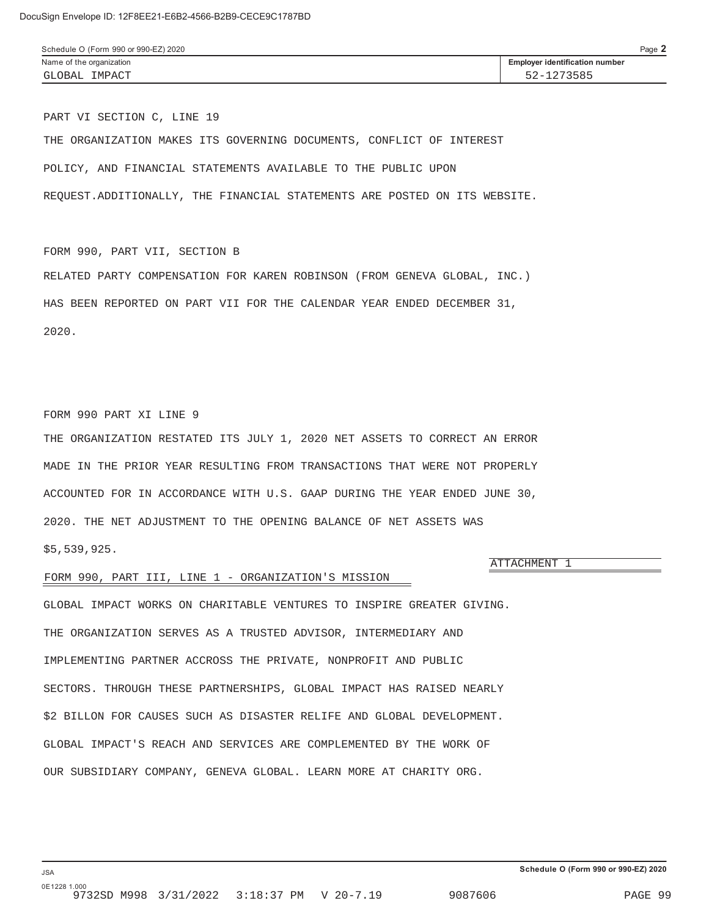Schedule O (Form 990 or 990-EZ) 2020

| Name of the organization | Employer identification number |
| --- | --- |
| GLOBAL IMPACT | 52-1273585 |

PART VI SECTION C, LINE 19

THE ORGANIZATION MAKES ITS GOVERNING DOCUMENTS, CONFLICT OF INTEREST POLICY, AND FINANCIAL STATEMENTS AVAILABLE TO THE PUBLIC UPON REQUEST.ADDITIONALLY, THE FINANCIAL STATEMENTS ARE POSTED ON ITS WEBSITE.

FORM 990, PART VII, SECTION B

RELATED PARTY COMPENSATION FOR KAREN ROBINSON (FROM GENEVA GLOBAL, INC.) HAS BEEN REPORTED ON PART VII FOR THE CALENDAR YEAR ENDED DECEMBER 31, 2020.

FORM 990 PART XI LINE 9

THE ORGANIZATION RESTATED ITS JULY 1, 2020 NET ASSETS TO CORRECT AN ERROR MADE IN THE PRIOR YEAR RESULTING FROM TRANSACTIONS THAT WERE NOT PROPERLY ACCOUNTED FOR IN ACCORDANCE WITH U.S. GAAP DURING THE YEAR ENDED JUNE 30, 2020. THE NET ADJUSTMENT TO THE OPENING BALANCE OF NET ASSETS WAS $5,539,925.

ATTACHMENT 1

FORM 990, PART III, LINE 1 - ORGANIZATION'S MISSION

GLOBAL IMPACT WORKS ON CHARITABLE VENTURES TO INSPIRE GREATER GIVING. THE ORGANIZATION SERVES AS A TRUSTED ADVISOR, INTERMEDIARY AND IMPLEMENTING PARTNER ACCROSS THE PRIVATE, NONPROFIT AND PUBLIC SECTORS. THROUGH THESE PARTNERSHIPS, GLOBAL IMPACT HAS RAISED NEARLY $2 BILLON FOR CAUSES SUCH AS DISASTER RELIFE AND GLOBAL DEVELOPMENT. GLOBAL IMPACT'S REACH AND SERVICES ARE COMPLEMENTED BY THE WORK OF OUR SUBSIDIARY COMPANY, GENEVA GLOBAL. LEARN MORE AT CHARITY ORG.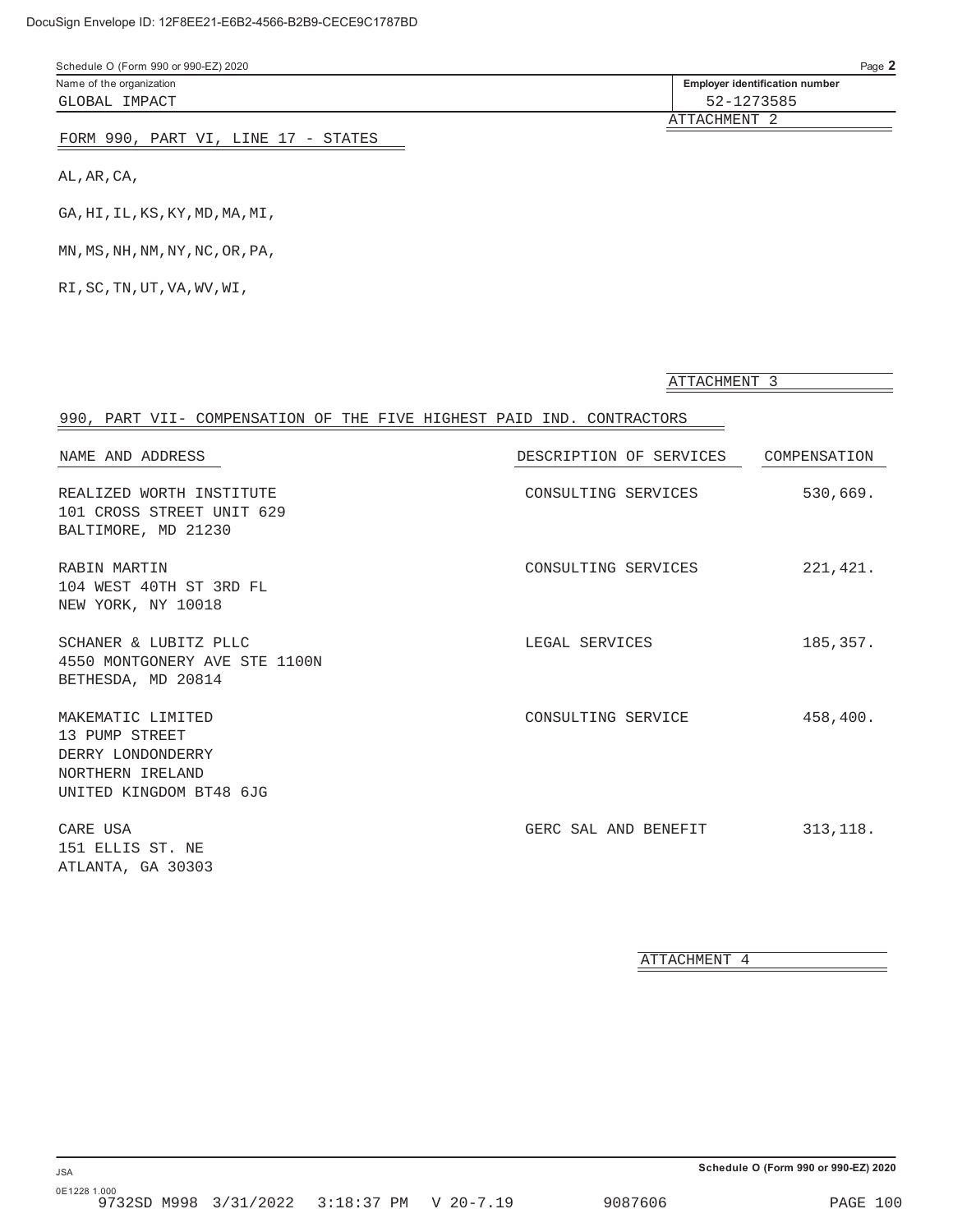DocuSign Envelope ID: 12F8EE21-E6B2-4566-B2B9-CECE9C1787BD

Schedule O (Form 990 or 990-EZ) 2020

| Name of the organization | Employer identification number |
| --- | --- |
| GLOBAL IMPACT | 52-1273585 |

ATTACHMENT 2

FORM 990, PART VI, LINE 17 - STATES

AL,AR,CA,

GA,HI,IL,KS,KY,MD,MA,MI,

MN,MS,NH,NM,NY,NC,OR,PA,

RI,SC,TN,UT,VA,WV,WI,

ATTACHMENT 3

990, PART VII- COMPENSATION OF THE FIVE HIGHEST PAID IND. CONTRACTORS

| NAME AND ADDRESS | DESCRIPTION OF SERVICES | COMPENSATION |
| --- | --- | --- |
| REALIZED WORTH INSTITUTE<br>101 CROSS STREET UNIT 629<br>BALTIMORE, MD 21230 | CONSULTING SERVICES | 530,669. |
| RABIN MARTIN<br>104 WEST 40TH ST 3RD FL<br>NEW YORK, NY 10018 | CONSULTING SERVICES | 221,421. |
| SCHANER & LUBITZ PLLC<br>4550 MONTGONERY AVE STE 1100N<br>BETHESDA, MD 20814 | LEGAL SERVICES | 185,357. |
| MAKEMATIC LIMITED<br>13 PUMP STREET<br>DERRY LONDONDERRY<br>NORTHERN IRELAND<br>UNITED KINGDOM BT48 6JG | CONSULTING SERVICE | 458,400. |
| CARE USA<br>151 ELLIS ST. NE<br>ATLANTA, GA 30303 | GERC SAL AND BENEFIT | 313,118. |

ATTACHMENT 4

JSA

0E1228 1.000

9732SD M998 3/31/2022 3:18:37 PM V 20-7.19 9087606

Schedule O (Form 990 or 990-EZ) 2020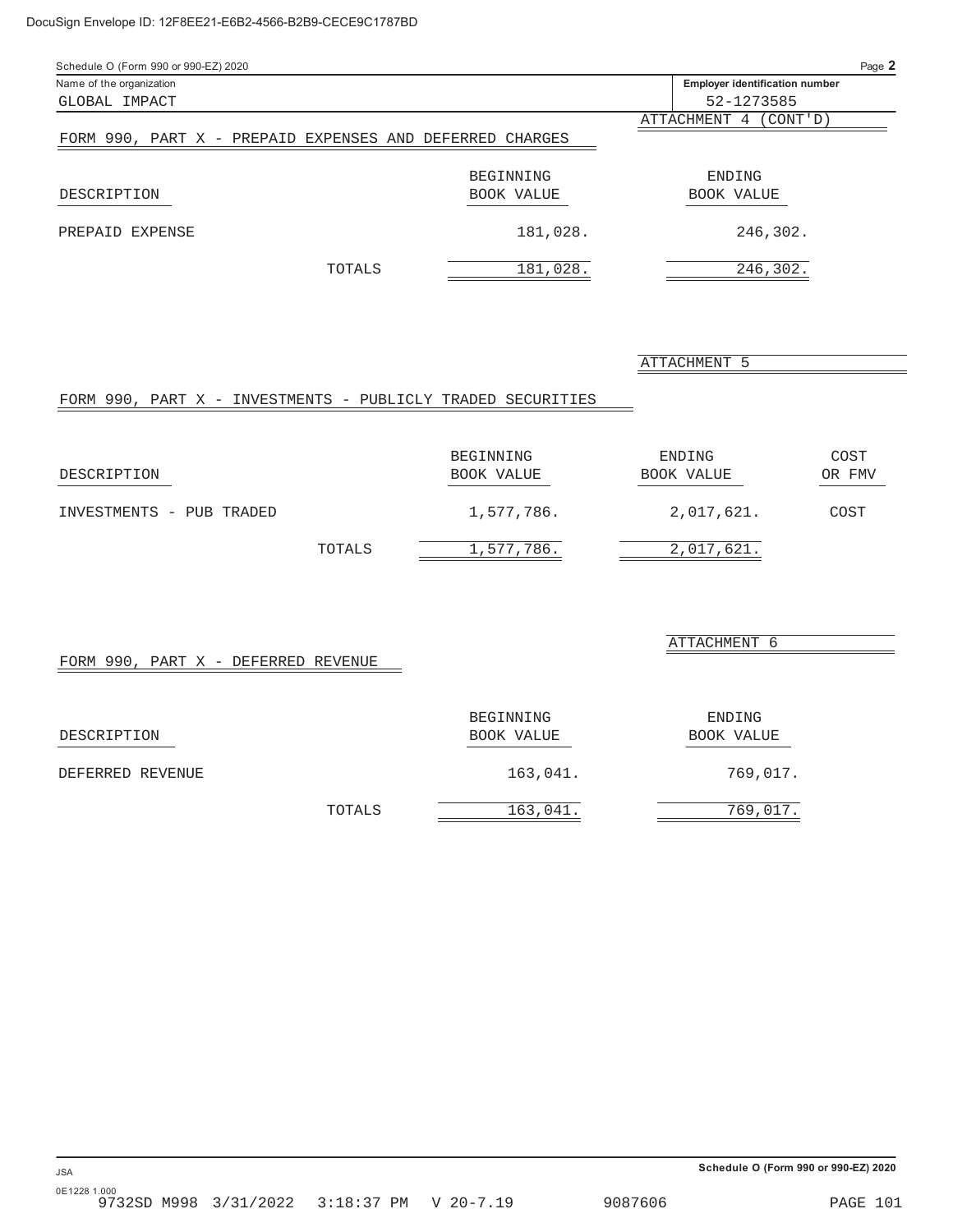Name of the organization: GLOBAL IMPACT

Employer identification number: 52-1273585

ATTACHMENT 4 (CONT'D)

## FORM 990, PART X - PREPAID EXPENSES AND DEFERRED CHARGES

| DESCRIPTION | BEGINNING BOOK VALUE | ENDING BOOK VALUE |
|---|---|---|
| PREPAID EXPENSE | 181,028. | 246,302. |
| TOTALS | 181,028. | 246,302. |

ATTACHMENT 5

## FORM 990, PART X - INVESTMENTS - PUBLICLY TRADED SECURITIES

| DESCRIPTION | BEGINNING BOOK VALUE | ENDING BOOK VALUE | COST OR FMV |
|---|---|---|---|
| INVESTMENTS - PUB TRADED | 1,577,786. | 2,017,621. | COST |
| TOTALS | 1,577,786. | 2,017,621. | |

ATTACHMENT 6

## FORM 990, PART X - DEFERRED REVENUE

| DESCRIPTION | BEGINNING BOOK VALUE | ENDING BOOK VALUE |
|---|---|---|
| DEFERRED REVENUE | 163,041. | 769,017. |
| TOTALS | 163,041. | 769,017. |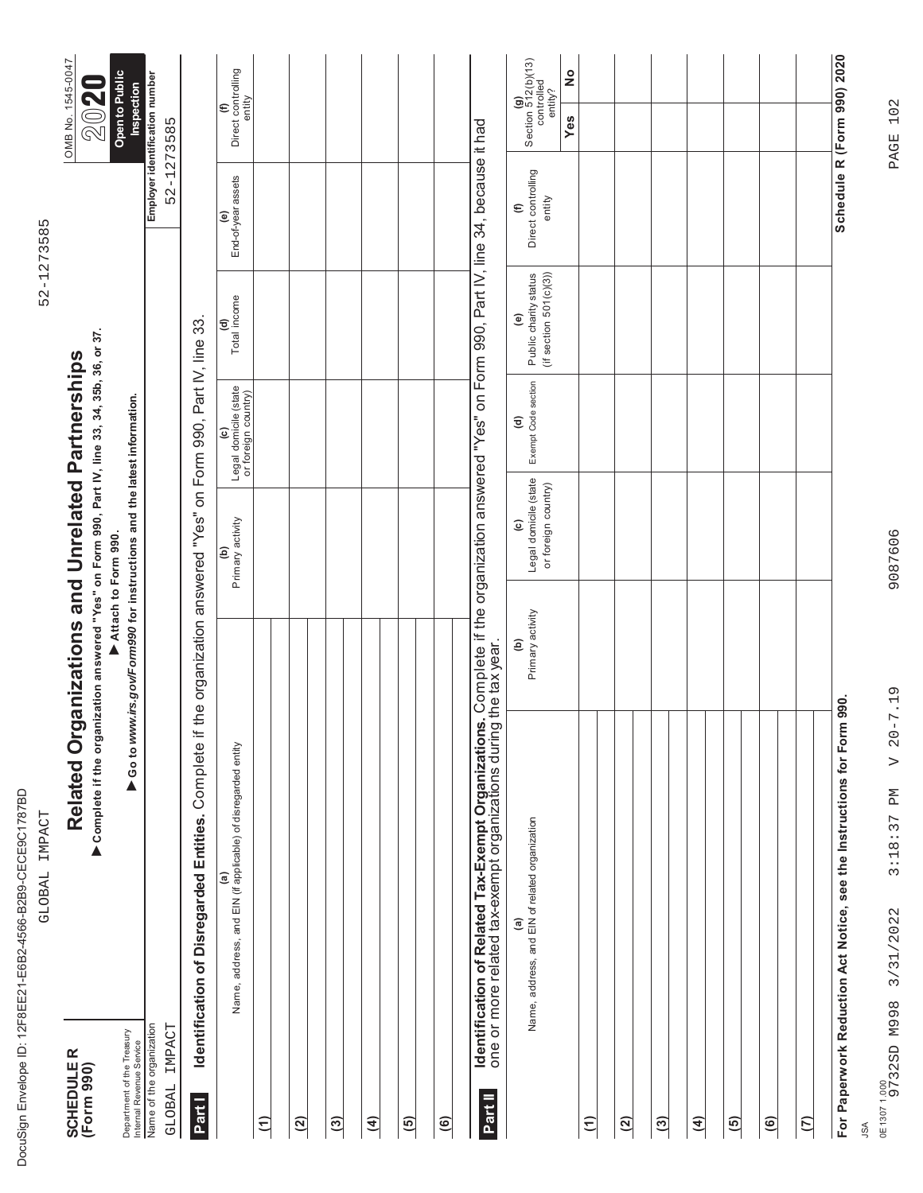DocuSign Envelope ID: 12F8EE21-E6B2-4566-B2B9-CECE9C1787BD

GLOBAL IMPACT 52-1273585

**SCHEDULE R (Form 990)**

Department of the Treasury
Internal Revenue Service

# Related Organizations and Unrelated Partnerships

▶ **Complete if the organization answered "Yes" on Form 990, Part IV, line 33, 34, 35b, 36, or 37.**

▶ **Attach to Form 990.**

▶ **Go to *www.irs.gov/Form990* for instructions and the latest information.**

OMB No. 1545-0047

**2020**

**Open to Public Inspection**

Name of the organization: GLOBAL IMPACT

Employer identification number: 52-1273585

## Part I Identification of Disregarded Entities. Complete if the organization answered "Yes" on Form 990, Part IV, line 33.

| | (a) Name, address, and EIN (if applicable) of disregarded entity | (b) Primary activity | (c) Legal domicile (state or foreign country) | (d) Total income | (e) End-of-year assets | (f) Direct controlling entity |
|---|---|---|---|---|---|---|
| (1) | | | | | | |
| (2) | | | | | | |
| (3) | | | | | | |
| (4) | | | | | | |
| (5) | | | | | | |
| (6) | | | | | | |

## Part II Identification of Related Tax-Exempt Organizations. Complete if the organization answered "Yes" on Form 990, Part IV, line 34, because it had one or more related tax-exempt organizations during the tax year.

| | (a) Name, address, and EIN of related organization | (b) Primary activity | (c) Legal domicile (state or foreign country) | (d) Exempt Code section | (e) Public charity status (if section 501(c)(3)) | (f) Direct controlling entity | (g) Section 512(b)(13) controlled entity? Yes | No |
|---|---|---|---|---|---|---|---|---|
| (1) | | | | | | | | |
| (2) | | | | | | | | |
| (3) | | | | | | | | |
| (4) | | | | | | | | |
| (5) | | | | | | | | |
| (6) | | | | | | | | |
| (7) | | | | | | | | |

**For Paperwork Reduction Act Notice, see the Instructions for Form 990.**

**Schedule R (Form 990) 2020**

JSA
0E1307 1.000
9732SD M998 3/31/2022 3:18:37 PM V 20-7.19 9087606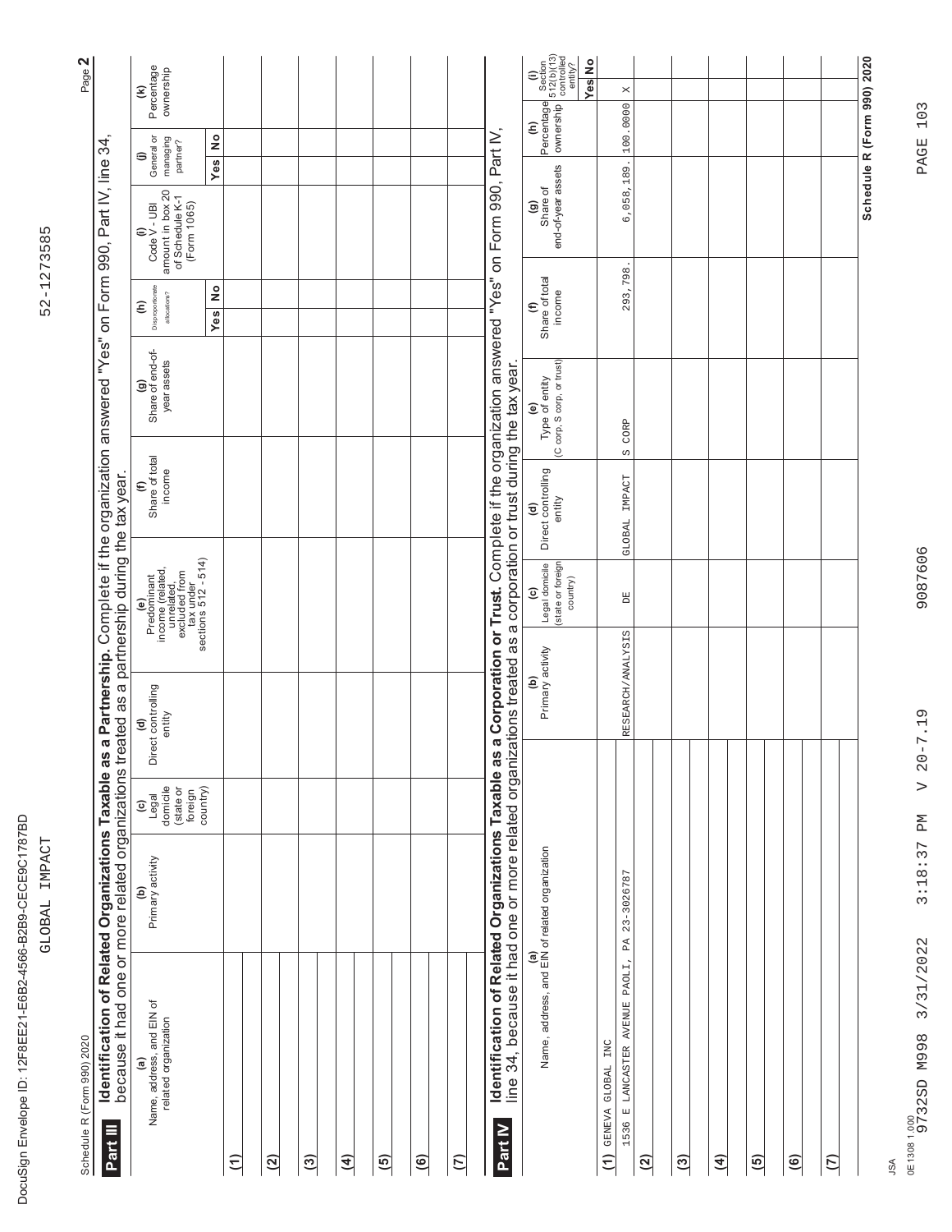DocuSign Envelope ID: 12F8EE21-E6B2-4566-B2B9-CECE9C1787BD

GLOBAL IMPACT 52-1273585

Schedule R (Form 990) 2020

## Part III Identification of Related Organizations Taxable as a Partnership. Complete if the organization answered "Yes" on Form 990, Part IV, line 34, because it had one or more related organizations treated as a partnership during the tax year.

| | (a) Name, address, and EIN of related organization | (b) Primary activity | (c) Legal domicile (state or foreign country) | (d) Direct controlling entity | (e) Predominant income (related, unrelated, excluded from tax under sections 512 - 514) | (f) Share of total income | (g) Share of end-of-year assets | (h) Disproportionate allocations? Yes | (h) No | (i) Code V - UBI amount in box 20 of Schedule K-1 (Form 1065) | (j) General or managing partner? Yes | (j) No | (k) Percentage ownership |
|---|---|---|---|---|---|---|---|---|---|---|---|---|---|
| (1) | | | | | | | | | | | | | |
| (2) | | | | | | | | | | | | | |
| (3) | | | | | | | | | | | | | |
| (4) | | | | | | | | | | | | | |
| (5) | | | | | | | | | | | | | |
| (6) | | | | | | | | | | | | | |
| (7) | | | | | | | | | | | | | |

## Part IV Identification of Related Organizations Taxable as a Corporation or Trust. Complete if the organization answered "Yes" on Form 990, Part IV, line 34, because it had one or more related organizations treated as a corporation or trust during the tax year.

| | (a) Name, address, and EIN of related organization | (b) Primary activity | (c) Legal domicile (state or foreign country) | (d) Direct controlling entity | (e) Type of entity (C corp, S corp, or trust) | (f) Share of total income | (g) Share of end-of-year assets | (h) Percentage ownership | (i) Section 512(b)(13) controlled entity? Yes | (i) No |
|---|---|---|---|---|---|---|---|---|---|---|
| (1) | GENEVA GLOBAL INC<br>1536 E LANCASTER AVENUE PAOLI, PA 23-3026787 | RESEARCH/ANALYSIS | DE | GLOBAL IMPACT | S CORP | 293,798. | 6,058,189. | 100.0000 | | X |
| (2) | | | | | | | | | | |
| (3) | | | | | | | | | | |
| (4) | | | | | | | | | | |
| (5) | | | | | | | | | | |
| (6) | | | | | | | | | | |
| (7) | | | | | | | | | | |

Schedule R (Form 990) 2020

JSA
0E1308 1.000
9732SD M998 3/31/2022 3:18:37 PM V 20-7.19 9087606 PAGE 103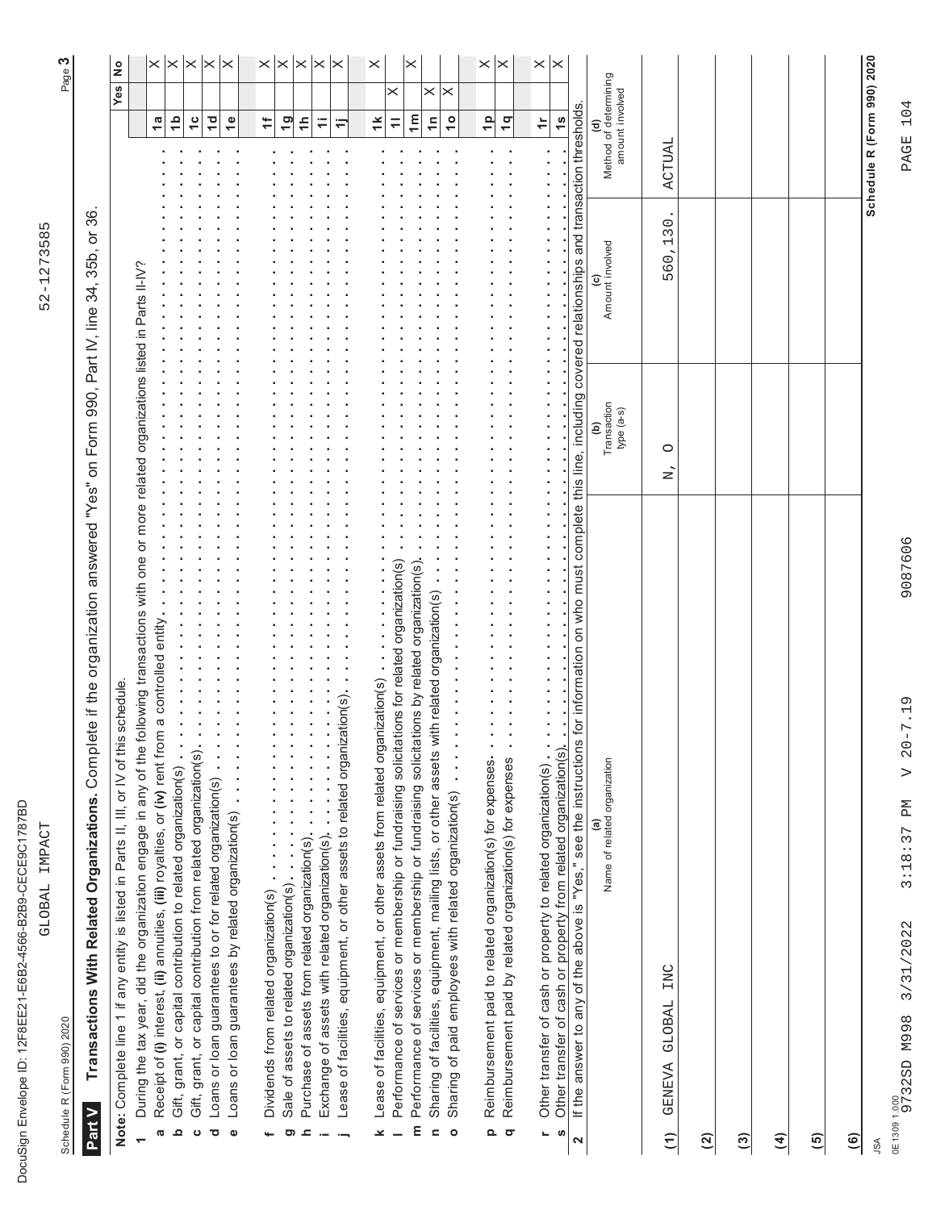DocuSign Envelope ID: 12F8EE21-E6B2-4566-B2B9-CECE9C1787BD

Schedule R (Form 990) 2020 GLOBAL IMPACT 52-1273585

## Part V Transactions With Related Organizations. Complete if the organization answered "Yes" on Form 990, Part IV, line 34, 35b, or 36.

**Note:** Complete line 1 if any entity is listed in Parts II, III, or IV of this schedule.

| | | | Yes | No |
|---|---|---|---|---|
| **1** | During the tax year, did the organization engage in any of the following transactions with one or more related organizations listed in Parts II-IV? | | | |
| **a** | Receipt of **(i)** interest, **(ii)** annuities, **(iii)** royalties, or **(iv)** rent from a controlled entity | 1a | | X |
| **b** | Gift, grant, or capital contribution to related organization(s) | 1b | | X |
| **c** | Gift, grant, or capital contribution from related organization(s) | 1c | | X |
| **d** | Loans or loan guarantees to or for related organization(s) | 1d | | X |
| **e** | Loans or loan guarantees by related organization(s) | 1e | | X |
| **f** | Dividends from related organization(s) | 1f | | X |
| **g** | Sale of assets to related organization(s) | 1g | | X |
| **h** | Purchase of assets from related organization(s) | 1h | | X |
| **i** | Exchange of assets with related organization(s) | 1i | | X |
| **j** | Lease of facilities, equipment, or other assets to related organization(s) | 1j | | X |
| **k** | Lease of facilities, equipment, or other assets from related organization(s) | 1k | | X |
| **l** | Performance of services or membership or fundraising solicitations for related organization(s) | 1l | X | |
| **m** | Performance of services or membership or fundraising solicitations by related organization(s) | 1m | | X |
| **n** | Sharing of facilities, equipment, mailing lists, or other assets with related organization(s) | 1n | X | |
| **o** | Sharing of paid employees with related organization(s) | 1o | X | |
| **p** | Reimbursement paid to related organization(s) for expenses | 1p | | X |
| **q** | Reimbursement paid by related organization(s) for expenses | 1q | | X |
| **r** | Other transfer of cash or property to related organization(s) | 1r | | X |
| **s** | Other transfer of cash or property from related organization(s) | 1s | | X |

**2** If the answer to any of the above is "Yes," see the instructions for information on who must complete this line, including covered relationships and transaction thresholds.

| | (a) Name of related organization | (b) Transaction type (a-s) | (c) Amount involved | (d) Method of determining amount involved |
|---|---|---|---|---|
| (1) | GENEVA GLOBAL INC | N, O | 560,130. | ACTUAL |
| (2) | | | | |
| (3) | | | | |
| (4) | | | | |
| (5) | | | | |
| (6) | | | | |

JSA 0E1309 1.000
9732SD M998 3/31/2022 3:18:37 PM V 20-7.19 9087606 PAGE 104

Schedule R (Form 990) 2020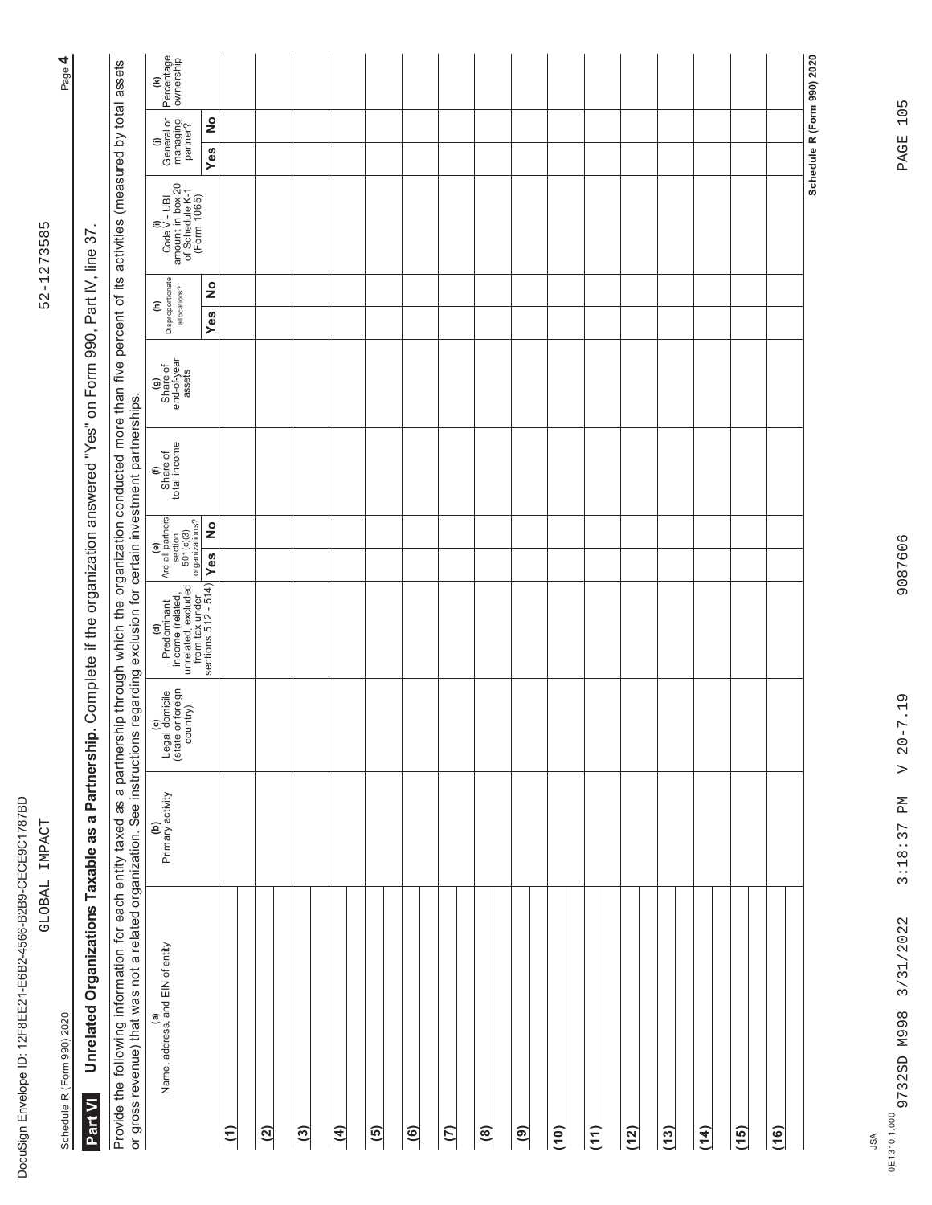DocuSign Envelope ID: 12F8EE21-E6B2-4566-B2B9-CECE9C1787BD

GLOBAL IMPACT 52-1273585

Schedule R (Form 990) 2020

## Part VI Unrelated Organizations Taxable as a Partnership. Complete if the organization answered "Yes" on Form 990, Part IV, line 37.

Provide the following information for each entity taxed as a partnership through which the organization conducted more than five percent of its activities (measured by total assets or gross revenue) that was not a related organization. See instructions regarding exclusion for certain investment partnerships.

| (a) Name, address, and EIN of entity | (b) Primary activity | (c) Legal domicile (state or foreign country) | (d) Predominant income (related, unrelated, excluded from tax under sections 512 - 514) | (e) Are all partners section 501(c)(3) organizations? | | (f) Share of total income | (g) Share of end-of-year assets | (h) Disproportionate allocations? | | (i) Code V - UBI amount in box 20 of Schedule K-1 (Form 1065) | (j) General or managing partner? | | (k) Percentage ownership |
|---|---|---|---|---|---|---|---|---|---|---|---|---|---|
| | | | | Yes | No | | | Yes | No | | Yes | No | |
| (1) | | | | | | | | | | | | | |
| (2) | | | | | | | | | | | | | |
| (3) | | | | | | | | | | | | | |
| (4) | | | | | | | | | | | | | |
| (5) | | | | | | | | | | | | | |
| (6) | | | | | | | | | | | | | |
| (7) | | | | | | | | | | | | | |
| (8) | | | | | | | | | | | | | |
| (9) | | | | | | | | | | | | | |
| (10) | | | | | | | | | | | | | |
| (11) | | | | | | | | | | | | | |
| (12) | | | | | | | | | | | | | |
| (13) | | | | | | | | | | | | | |
| (14) | | | | | | | | | | | | | |
| (15) | | | | | | | | | | | | | |
| (16) | | | | | | | | | | | | | |

Schedule R (Form 990) 2020

JSA 0E1310 1.000

9732SD M998 3/31/2022 3:18:37 PM V 20-7.19 9087606 PAGE 105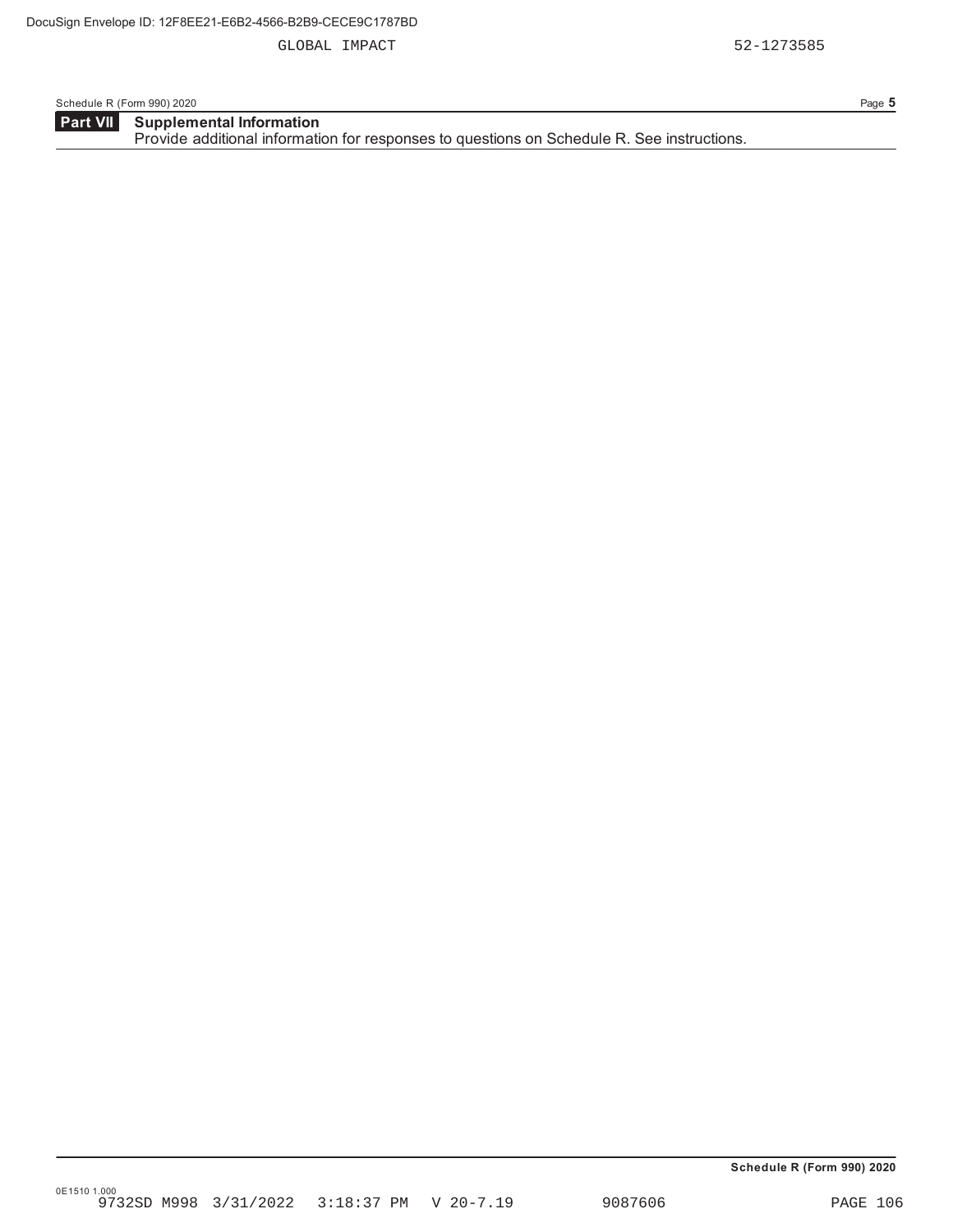GLOBAL IMPACT 52-1273585

## Part VII Supplemental Information

Provide additional information for responses to questions on Schedule R. See instructions.